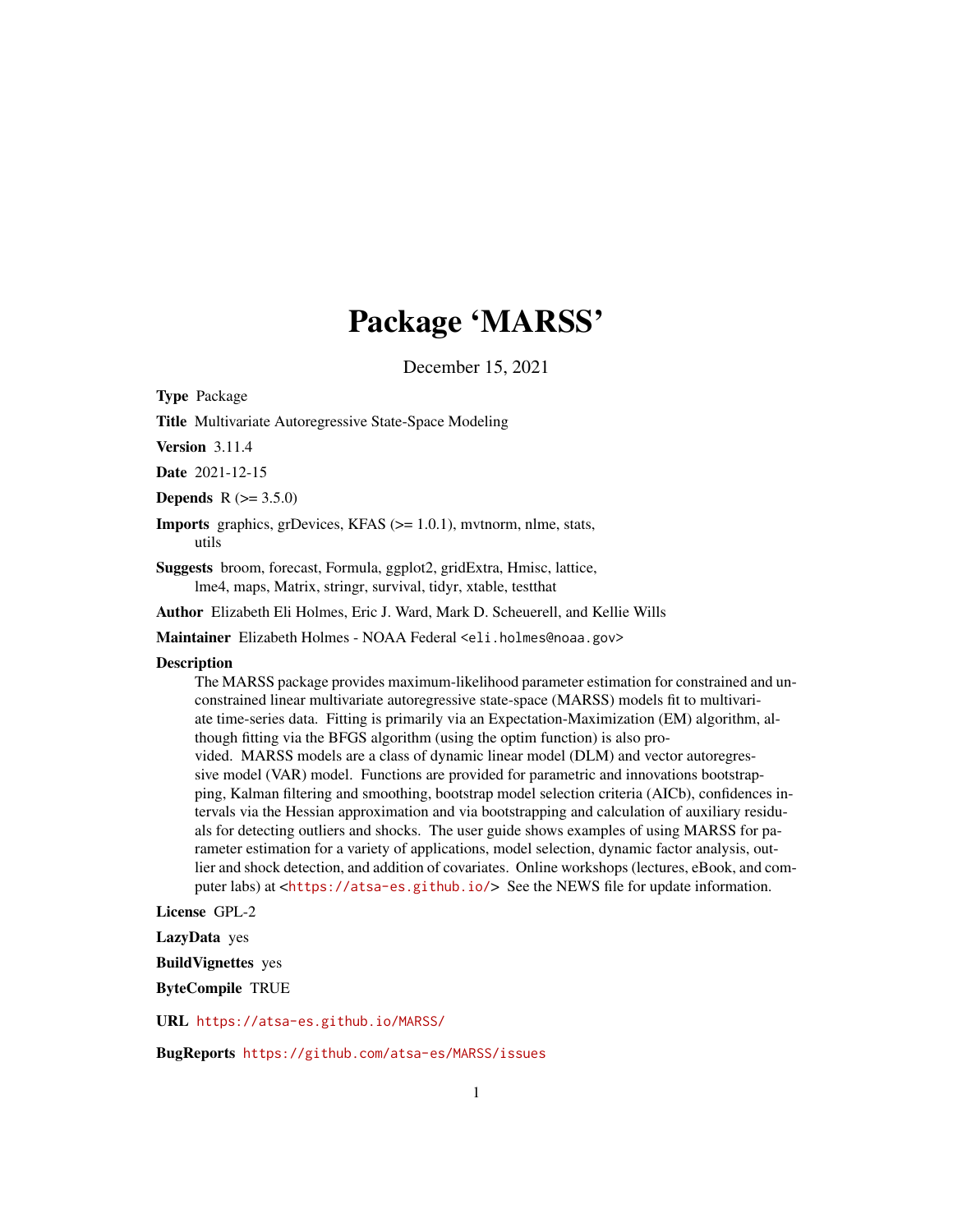# Package 'MARSS'

December 15, 2021

**Type** Package

**Title** Multivariate Autoregressive State-Space Modeling

**Version** 3.11.4

**Date** 2021-12-15

**Depends** R (>= 3.5.0)

**Imports** graphics, grDevices, KFAS (>= 1.0.1), mvtnorm, nlme, stats, utils

**Suggests** broom, forecast, Formula, ggplot2, gridExtra, Hmisc, lattice, lme4, maps, Matrix, stringr, survival, tidyr, xtable, testthat

**Author** Elizabeth Eli Holmes, Eric J. Ward, Mark D. Scheuerell, and Kellie Wills

**Maintainer** Elizabeth Holmes - NOAA Federal <eli.holmes@noaa.gov>

**Description**

The MARSS package provides maximum-likelihood parameter estimation for constrained and unconstrained linear multivariate autoregressive state-space (MARSS) models fit to multivariate time-series data. Fitting is primarily via an Expectation-Maximization (EM) algorithm, although fitting via the BFGS algorithm (using the optim function) is also provided. MARSS models are a class of dynamic linear model (DLM) and vector autoregressive model (VAR) model. Functions are provided for parametric and innovations bootstrapping, Kalman filtering and smoothing, bootstrap model selection criteria (AICb), confidences intervals via the Hessian approximation and via bootstrapping and calculation of auxiliary residuals for detecting outliers and shocks. The user guide shows examples of using MARSS for parameter estimation for a variety of applications, model selection, dynamic factor analysis, outlier and shock detection, and addition of covariates. Online workshops (lectures, eBook, and computer labs) at <https://atsa-es.github.io/> See the NEWS file for update information.

**License** GPL-2

**LazyData** yes

**BuildVignettes** yes

**ByteCompile** TRUE

**URL** https://atsa-es.github.io/MARSS/

**BugReports** https://github.com/atsa-es/MARSS/issues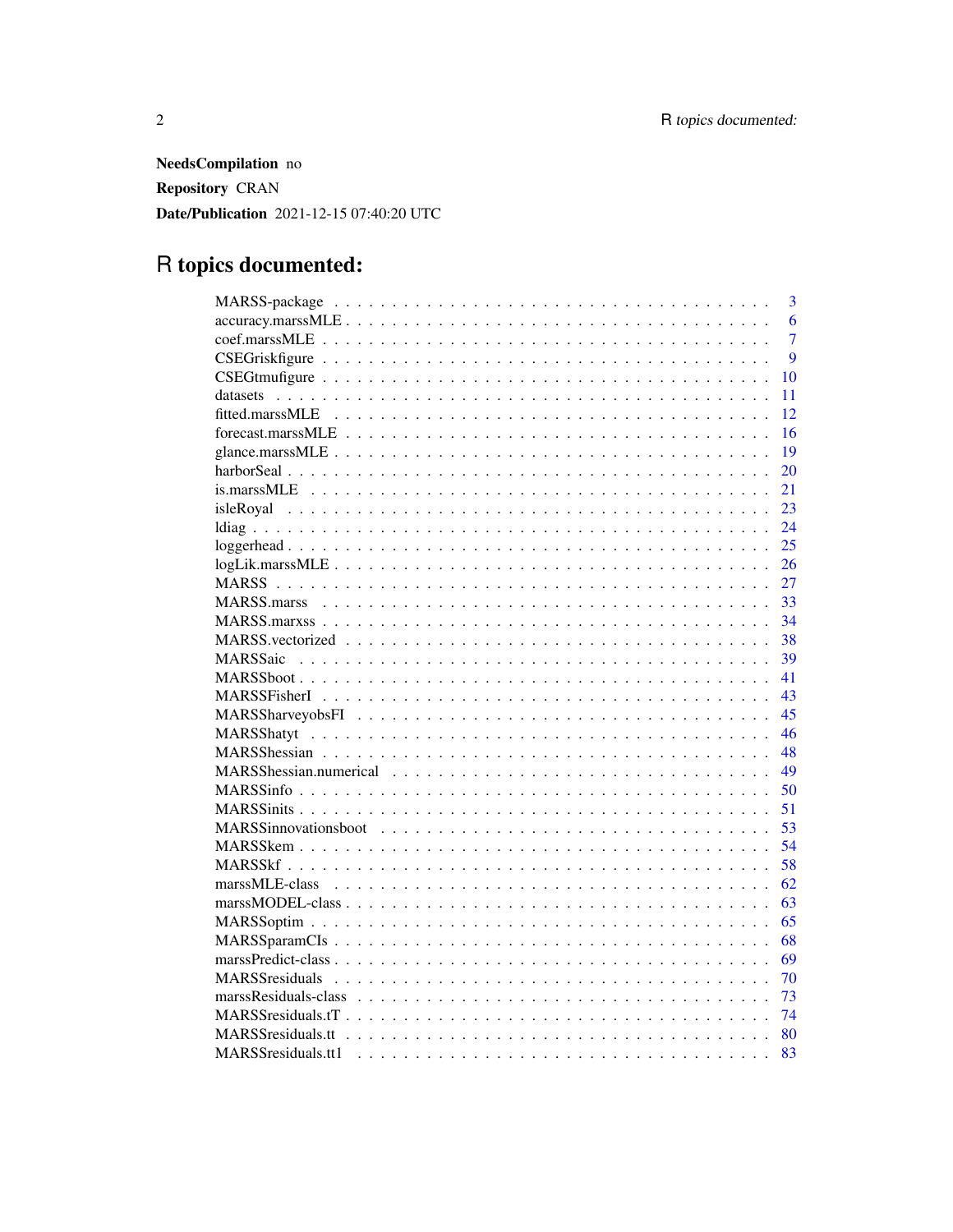**NeedsCompilation** no

**Repository** CRAN

**Date/Publication** 2021-12-15 07:40:20 UTC

# R topics documented:

| | |
|---|---|
| MARSS-package | 3 |
| accuracy.marssMLE | 6 |
| coef.marssMLE | 7 |
| CSEGriskfigure | 9 |
| CSEGtmufigure | 10 |
| datasets | 11 |
| fitted.marssMLE | 12 |
| forecast.marssMLE | 16 |
| glance.marssMLE | 19 |
| harborSeal | 20 |
| is.marssMLE | 21 |
| isleRoyal | 23 |
| ldiag | 24 |
| loggerhead | 25 |
| logLik.marssMLE | 26 |
| MARSS | 27 |
| MARSS.marss | 33 |
| MARSS.marxss | 34 |
| MARSS.vectorized | 38 |
| MARSSaic | 39 |
| MARSSboot | 41 |
| MARSSFisherI | 43 |
| MARSSharveyobsFI | 45 |
| MARSShatyt | 46 |
| MARSShessian | 48 |
| MARSShessian.numerical | 49 |
| MARSSinfo | 50 |
| MARSSinits | 51 |
| MARSSinnovationsboot | 53 |
| MARSSkem | 54 |
| MARSSkf | 58 |
| marssMLE-class | 62 |
| marssMODEL-class | 63 |
| MARSSoptim | 65 |
| MARSSparamCIs | 68 |
| marssPredict-class | 69 |
| MARSSresiduals | 70 |
| marssResiduals-class | 73 |
| MARSSresiduals.tT | 74 |
| MARSSresiduals.tt | 80 |
| MARSSresiduals.tt1 | 83 |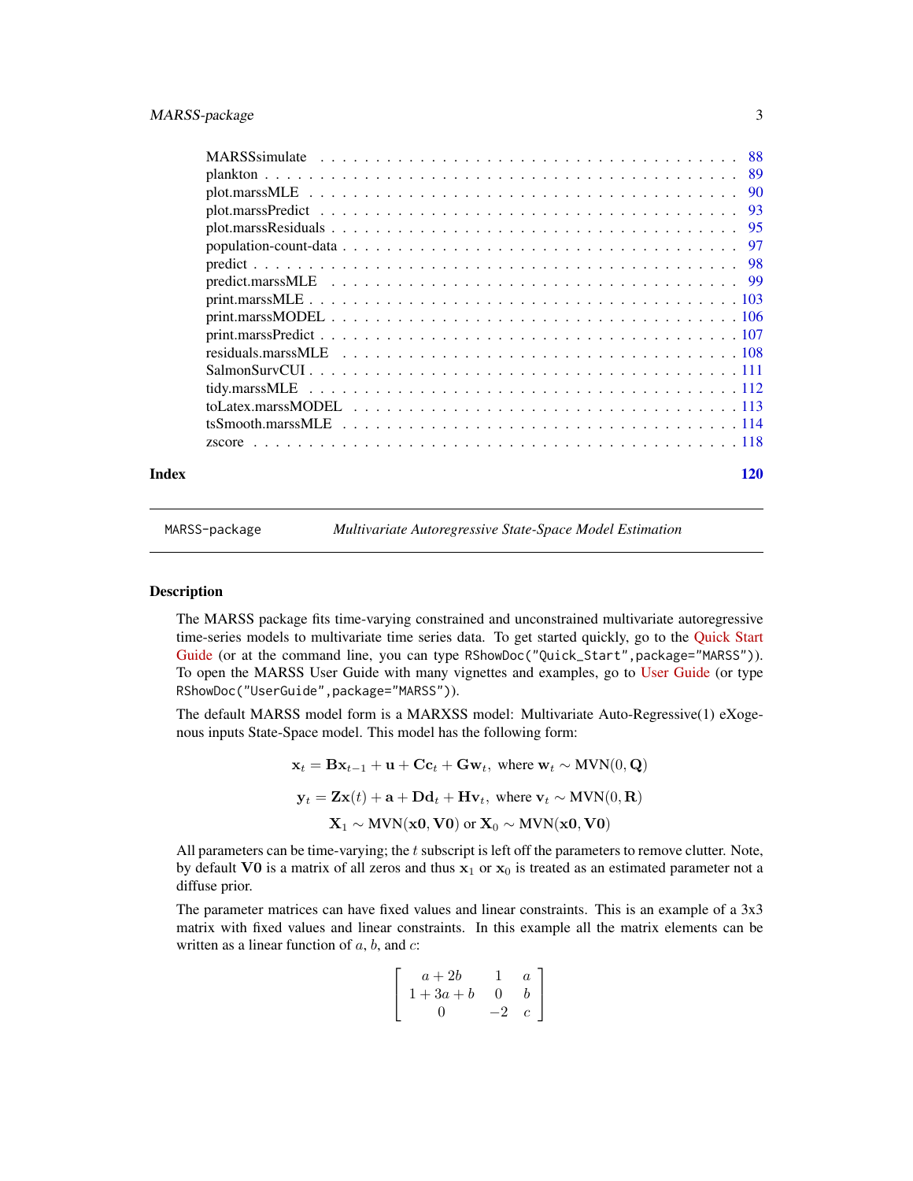MARSSsimulate . . . . . . . . . . . . . . . . . . . . . . . . . . . . . . . . . . . . . 88
plankton . . . . . . . . . . . . . . . . . . . . . . . . . . . . . . . . . . . . . . . . 89
plot.marssMLE . . . . . . . . . . . . . . . . . . . . . . . . . . . . . . . . . . . . . 90
plot.marssPredict . . . . . . . . . . . . . . . . . . . . . . . . . . . . . . . . . . . 93
plot.marssResiduals . . . . . . . . . . . . . . . . . . . . . . . . . . . . . . . . . . 95
population-count-data . . . . . . . . . . . . . . . . . . . . . . . . . . . . . . . . . 97
predict . . . . . . . . . . . . . . . . . . . . . . . . . . . . . . . . . . . . . . . . . 98
predict.marssMLE . . . . . . . . . . . . . . . . . . . . . . . . . . . . . . . . . . . 99
print.marssMLE . . . . . . . . . . . . . . . . . . . . . . . . . . . . . . . . . . . . 103
print.marssMODEL . . . . . . . . . . . . . . . . . . . . . . . . . . . . . . . . . . . 106
print.marssPredict . . . . . . . . . . . . . . . . . . . . . . . . . . . . . . . . . . 107
residuals.marssMLE . . . . . . . . . . . . . . . . . . . . . . . . . . . . . . . . . . 108
SalmonSurvCUI . . . . . . . . . . . . . . . . . . . . . . . . . . . . . . . . . . . . . 111
tidy.marssMLE . . . . . . . . . . . . . . . . . . . . . . . . . . . . . . . . . . . . . 112
toLatex.marssMODEL . . . . . . . . . . . . . . . . . . . . . . . . . . . . . . . . . . 113
tsSmooth.marssMLE . . . . . . . . . . . . . . . . . . . . . . . . . . . . . . . . . . . 114
zscore . . . . . . . . . . . . . . . . . . . . . . . . . . . . . . . . . . . . . . . . . . 118

**Index** 120

---

`MARSS-package` *Multivariate Autoregressive State-Space Model Estimation*

---

### Description

The MARSS package fits time-varying constrained and unconstrained multivariate autoregressive time-series models to multivariate time series data. To get started quickly, go to the Quick Start Guide (or at the command line, you can type `RShowDoc("Quick_Start",package="MARSS")`). To open the MARSS User Guide with many vignettes and examples, go to User Guide (or type `RShowDoc("UserGuide",package="MARSS")`).

The default MARSS model form is a MARXSS model: Multivariate Auto-Regressive(1) eXogenous inputs State-Space model. This model has the following form:

$$\mathbf{x}_t = \mathbf{B}\mathbf{x}_{t-1} + \mathbf{u} + \mathbf{C}\mathbf{c}_t + \mathbf{G}\mathbf{w}_t, \text{ where } \mathbf{w}_t \sim \text{MVN}(0, \mathbf{Q})$$

$$\mathbf{y}_t = \mathbf{Z}\mathbf{x}(t) + \mathbf{a} + \mathbf{D}\mathbf{d}_t + \mathbf{H}\mathbf{v}_t, \text{ where } \mathbf{v}_t \sim \text{MVN}(0, \mathbf{R})$$

$$\mathbf{X}_1 \sim \text{MVN}(\mathbf{x0}, \mathbf{V0}) \text{ or } \mathbf{X}_0 \sim \text{MVN}(\mathbf{x0}, \mathbf{V0})$$

All parameters can be time-varying; the $t$ subscript is left off the parameters to remove clutter. Note, by default $\mathbf{V0}$ is a matrix of all zeros and thus $\mathbf{x}_1$ or $\mathbf{x}_0$ is treated as an estimated parameter not a diffuse prior.

The parameter matrices can have fixed values and linear constraints. This is an example of a 3x3 matrix with fixed values and linear constraints. In this example all the matrix elements can be written as a linear function of $a$, $b$, and $c$:

$$\begin{bmatrix} a+2b & 1 & a \\ 1+3a+b & 0 & b \\ 0 & -2 & c \end{bmatrix}$$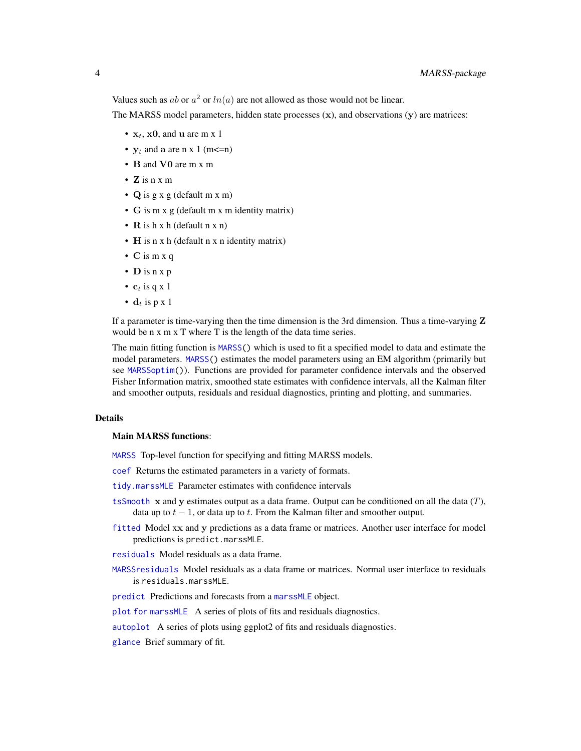Values such as $ab$ or $a^2$ or $ln(a)$ are not allowed as those would not be linear.

The MARSS model parameters, hidden state processes ($\mathbf{x}$), and observations ($\mathbf{y}$) are matrices:

- $\mathbf{x}_t$, $\mathbf{x0}$, and $\mathbf{u}$ are m x 1
- $\mathbf{y}_t$ and $\mathbf{a}$ are n x 1 (m<=n)
- $\mathbf{B}$ and $\mathbf{V0}$ are m x m
- $\mathbf{Z}$ is n x m
- $\mathbf{Q}$ is g x g (default m x m)
- $\mathbf{G}$ is m x g (default m x m identity matrix)
- $\mathbf{R}$ is h x h (default n x n)
- $\mathbf{H}$ is n x h (default n x n identity matrix)
- $\mathbf{C}$ is m x q
- $\mathbf{D}$ is n x p
- $\mathbf{c}_t$ is q x 1
- $\mathbf{d}_t$ is p x 1

If a parameter is time-varying then the time dimension is the 3rd dimension. Thus a time-varying $\mathbf{Z}$ would be n x m x T where T is the length of the data time series.

The main fitting function is `MARSS()` which is used to fit a specified model to data and estimate the model parameters. `MARSS()` estimates the model parameters using an EM algorithm (primarily but see `MARSSoptim()`). Functions are provided for parameter confidence intervals and the observed Fisher Information matrix, smoothed state estimates with confidence intervals, all the Kalman filter and smoother outputs, residuals and residual diagnostics, printing and plotting, and summaries.

## Details

**Main MARSS functions**:

`MARSS` Top-level function for specifying and fitting MARSS models.

`coef` Returns the estimated parameters in a variety of formats.

`tidy.marssMLE` Parameter estimates with confidence intervals

`tsSmooth` $\mathbf{x}$ and $\mathbf{y}$ estimates output as a data frame. Output can be conditioned on all the data ($T$), data up to $t-1$, or data up to $t$. From the Kalman filter and smoother output.

`fitted` Model $\mathbf{x}\mathbf{x}$ and $\mathbf{y}$ predictions as a data frame or matrices. Another user interface for model predictions is `predict.marssMLE`.

`residuals` Model residuals as a data frame.

`MARSSresiduals` Model residuals as a data frame or matrices. Normal user interface to residuals is `residuals.marssMLE`.

`predict` Predictions and forecasts from a `marssMLE` object.

`plot for marssMLE` A series of plots of fits and residuals diagnostics.

`autoplot` A series of plots using ggplot2 of fits and residuals diagnostics.

`glance` Brief summary of fit.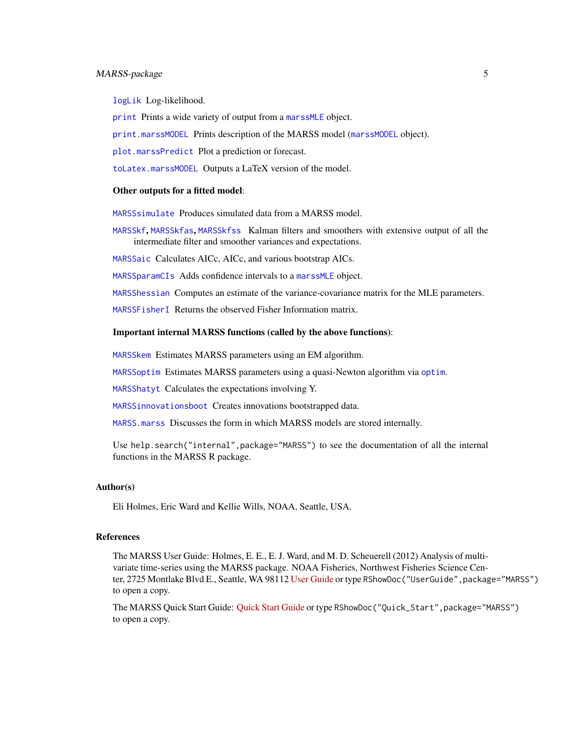`logLik` Log-likelihood.

`print` Prints a wide variety of output from a `marssMLE` object.

`print.marssMODEL` Prints description of the MARSS model (`marssMODEL` object).

`plot.marssPredict` Plot a prediction or forecast.

`toLatex.marssMODEL` Outputs a LaTeX version of the model.

**Other outputs for a fitted model**:

`MARSSsimulate` Produces simulated data from a MARSS model.

`MARSSkf`, `MARSSkfas`, `MARSSkfss` Kalman filters and smoothers with extensive output of all the intermediate filter and smoother variances and expectations.

`MARSSaic` Calculates AICc, AICc, and various bootstrap AICs.

`MARSSparamCIs` Adds confidence intervals to a `marssMLE` object.

`MARSShessian` Computes an estimate of the variance-covariance matrix for the MLE parameters.

`MARSSFisherI` Returns the observed Fisher Information matrix.

**Important internal MARSS functions (called by the above functions)**:

`MARSSkem` Estimates MARSS parameters using an EM algorithm.

`MARSSoptim` Estimates MARSS parameters using a quasi-Newton algorithm via `optim`.

`MARSShatyt` Calculates the expectations involving Y.

`MARSSinnovationsboot` Creates innovations bootstrapped data.

`MARSS.marss` Discusses the form in which MARSS models are stored internally.

Use `help.search("internal",package="MARSS")` to see the documentation of all the internal functions in the MARSS R package.

### Author(s)

Eli Holmes, Eric Ward and Kellie Wills, NOAA, Seattle, USA.

### References

The MARSS User Guide: Holmes, E. E., E. J. Ward, and M. D. Scheuerell (2012) Analysis of multivariate time-series using the MARSS package. NOAA Fisheries, Northwest Fisheries Science Center, 2725 Montlake Blvd E., Seattle, WA 98112 User Guide or type `RShowDoc("UserGuide",package="MARSS")` to open a copy.

The MARSS Quick Start Guide: Quick Start Guide or type `RShowDoc("Quick_Start",package="MARSS")` to open a copy.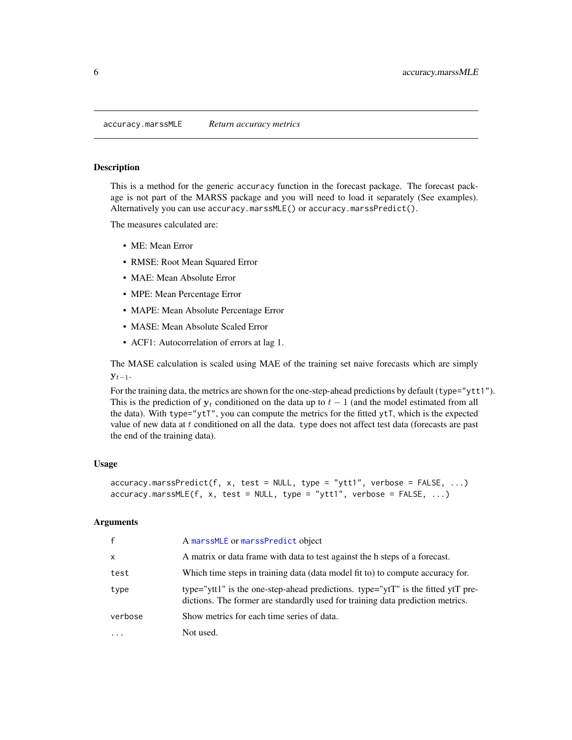accuracy.marssMLE *Return accuracy metrics*

## Description

This is a method for the generic `accuracy` function in the forecast package. The forecast package is not part of the MARSS package and you will need to load it separately (See examples). Alternatively you can use `accuracy.marssMLE()` or `accuracy.marssPredict()`.

The measures calculated are:

- ME: Mean Error
- RMSE: Root Mean Squared Error
- MAE: Mean Absolute Error
- MPE: Mean Percentage Error
- MAPE: Mean Absolute Percentage Error
- MASE: Mean Absolute Scaled Error
- ACF1: Autocorrelation of errors at lag 1.

The MASE calculation is scaled using MAE of the training set naive forecasts which are simply $\mathbf{y}_{t-1}$.

For the training data, the metrics are shown for the one-step-ahead predictions by default (`type="ytt1"`). This is the prediction of $\mathbf{y}_t$ conditioned on the data up to $t-1$ (and the model estimated from all the data). With `type="ytT"`, you can compute the metrics for the fitted `ytT`, which is the expected value of new data at $t$ conditioned on all the data. `type` does not affect test data (forecasts are past the end of the training data).

## Usage

```
accuracy.marssPredict(f, x, test = NULL, type = "ytt1", verbose = FALSE, ...)
accuracy.marssMLE(f, x, test = NULL, type = "ytt1", verbose = FALSE, ...)
```

## Arguments

| | |
|---|---|
| `f` | A `marssMLE` or `marssPredict` object |
| `x` | A matrix or data frame with data to test against the h steps of a forecast. |
| `test` | Which time steps in training data (data model fit to) to compute accuracy for. |
| `type` | type="ytt1" is the one-step-ahead predictions. type="ytT" is the fitted ytT predictions. The former are standardly used for training data prediction metrics. |
| `verbose` | Show metrics for each time series of data. |
| `...` | Not used. |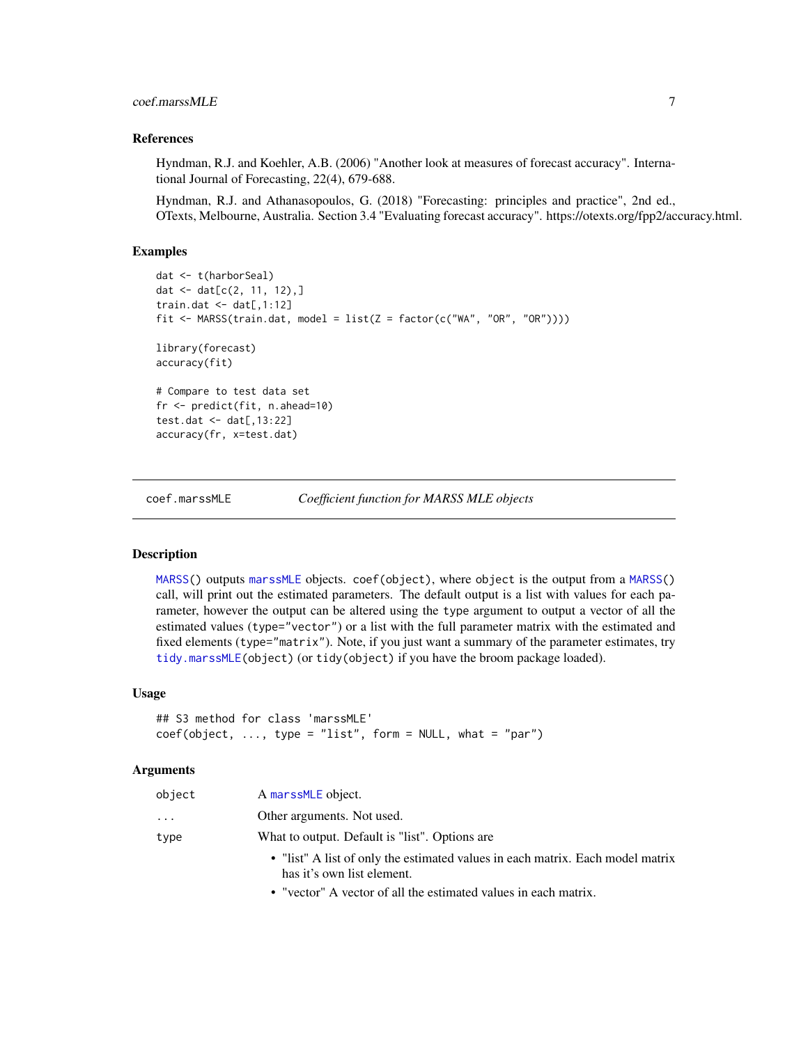### References

Hyndman, R.J. and Koehler, A.B. (2006) "Another look at measures of forecast accuracy". International Journal of Forecasting, 22(4), 679-688.

Hyndman, R.J. and Athanasopoulos, G. (2018) "Forecasting: principles and practice", 2nd ed., OTexts, Melbourne, Australia. Section 3.4 "Evaluating forecast accuracy". https://otexts.org/fpp2/accuracy.html.

### Examples

```
dat <- t(harborSeal)
dat <- dat[c(2, 11, 12),]
train.dat <- dat[,1:12]
fit <- MARSS(train.dat, model = list(Z = factor(c("WA", "OR", "OR"))))

library(forecast)
accuracy(fit)

# Compare to test data set
fr <- predict(fit, n.ahead=10)
test.dat <- dat[,13:22]
accuracy(fr, x=test.dat)
```

---

## coef.marssMLE    *Coefficient function for MARSS MLE objects*

### Description

MARSS() outputs marssMLE objects. `coef(object)`, where `object` is the output from a MARSS() call, will print out the estimated parameters. The default output is a list with values for each parameter, however the output can be altered using the `type` argument to output a vector of all the estimated values (`type="vector"`) or a list with the full parameter matrix with the estimated and fixed elements (`type="matrix"`). Note, if you just want a summary of the parameter estimates, try `tidy.marssMLE(object)` (or `tidy(object)` if you have the broom package loaded).

### Usage

```
## S3 method for class 'marssMLE'
coef(object, ..., type = "list", form = NULL, what = "par")
```

### Arguments

| | |
|---|---|
| `object` | A marssMLE object. |
| `...` | Other arguments. Not used. |
| `type` | What to output. Default is "list". Options are<br>• "list" A list of only the estimated values in each matrix. Each model matrix has it's own list element.<br>• "vector" A vector of all the estimated values in each matrix. |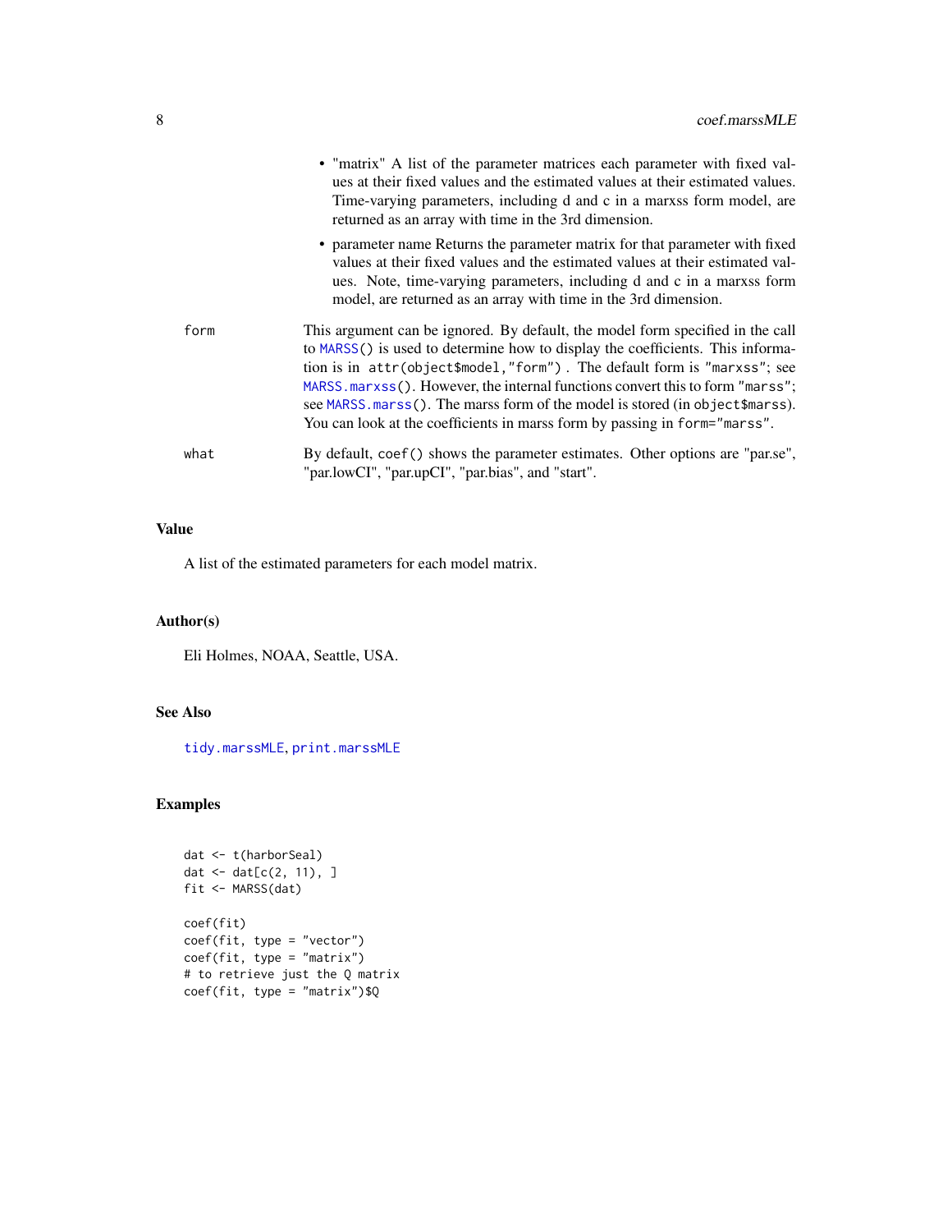- "matrix" A list of the parameter matrices each parameter with fixed values at their fixed values and the estimated values at their estimated values. Time-varying parameters, including d and c in a marxss form model, are returned as an array with time in the 3rd dimension.
- parameter name Returns the parameter matrix for that parameter with fixed values at their fixed values and the estimated values at their estimated values. Note, time-varying parameters, including d and c in a marxss form model, are returned as an array with time in the 3rd dimension.

`form` This argument can be ignored. By default, the model form specified in the call to `MARSS()` is used to determine how to display the coefficients. This information is in `attr(object$model,"form")`. The default form is `"marxss"`; see `MARSS.marxss()`. However, the internal functions convert this to form `"marss"`; see `MARSS.marss()`. The marss form of the model is stored (in `object$marss`). You can look at the coefficients in marss form by passing in `form="marss"`.

`what` By default, `coef()` shows the parameter estimates. Other options are "par.se", "par.lowCI", "par.upCI", "par.bias", and "start".

## Value

A list of the estimated parameters for each model matrix.

## Author(s)

Eli Holmes, NOAA, Seattle, USA.

## See Also

`tidy.marssMLE`, `print.marssMLE`

## Examples

```
dat <- t(harborSeal)
dat <- dat[c(2, 11), ]
fit <- MARSS(dat)

coef(fit)
coef(fit, type = "vector")
coef(fit, type = "matrix")
# to retrieve just the Q matrix
coef(fit, type = "matrix")$Q
```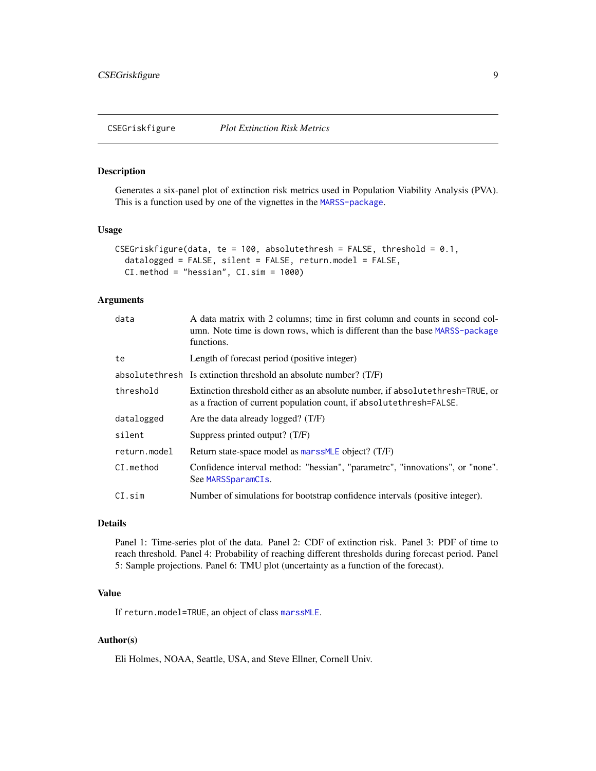## CSEGriskfigure *Plot Extinction Risk Metrics*

### Description

Generates a six-panel plot of extinction risk metrics used in Population Viability Analysis (PVA). This is a function used by one of the vignettes in the MARSS-package.

### Usage

```
CSEGriskfigure(data, te = 100, absolutethresh = FALSE, threshold = 0.1,
  datalogged = FALSE, silent = FALSE, return.model = FALSE,
  CI.method = "hessian", CI.sim = 1000)
```

### Arguments

| | |
|---|---|
| data | A data matrix with 2 columns; time in first column and counts in second column. Note time is down rows, which is different than the base MARSS-package functions. |
| te | Length of forecast period (positive integer) |
| absolutethresh | Is extinction threshold an absolute number? (T/F) |
| threshold | Extinction threshold either as an absolute number, if absolutethresh=TRUE, or as a fraction of current population count, if absolutethresh=FALSE. |
| datalogged | Are the data already logged? (T/F) |
| silent | Suppress printed output? (T/F) |
| return.model | Return state-space model as marssMLE object? (T/F) |
| CI.method | Confidence interval method: "hessian", "parametrc", "innovations", or "none". See MARSSparamCIs. |
| CI.sim | Number of simulations for bootstrap confidence intervals (positive integer). |

### Details

Panel 1: Time-series plot of the data. Panel 2: CDF of extinction risk. Panel 3: PDF of time to reach threshold. Panel 4: Probability of reaching different thresholds during forecast period. Panel 5: Sample projections. Panel 6: TMU plot (uncertainty as a function of the forecast).

### Value

If return.model=TRUE, an object of class marssMLE.

### Author(s)

Eli Holmes, NOAA, Seattle, USA, and Steve Ellner, Cornell Univ.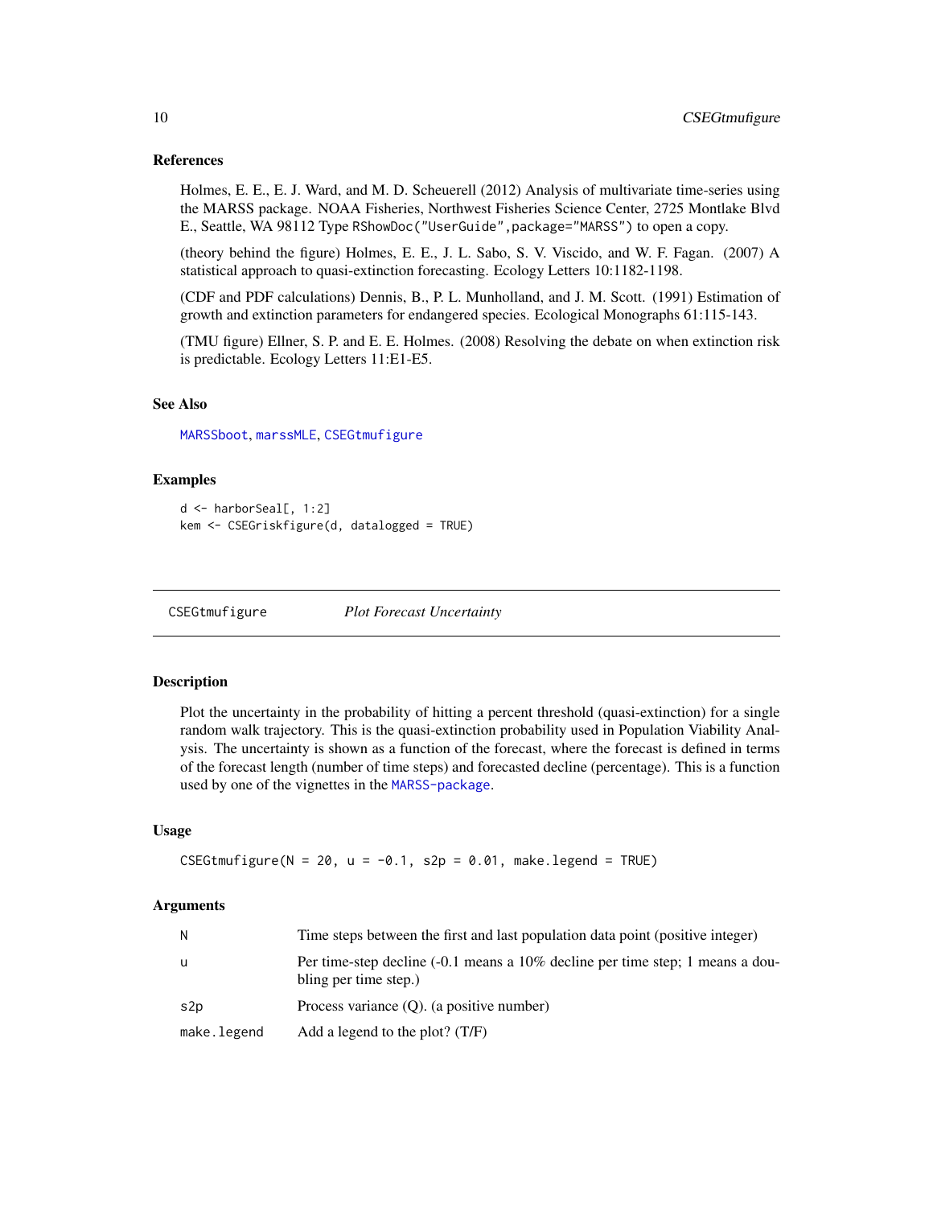### References

Holmes, E. E., E. J. Ward, and M. D. Scheuerell (2012) Analysis of multivariate time-series using the MARSS package. NOAA Fisheries, Northwest Fisheries Science Center, 2725 Montlake Blvd E., Seattle, WA 98112 Type `RShowDoc("UserGuide",package="MARSS")` to open a copy.

(theory behind the figure) Holmes, E. E., J. L. Sabo, S. V. Viscido, and W. F. Fagan. (2007) A statistical approach to quasi-extinction forecasting. Ecology Letters 10:1182-1198.

(CDF and PDF calculations) Dennis, B., P. L. Munholland, and J. M. Scott. (1991) Estimation of growth and extinction parameters for endangered species. Ecological Monographs 61:115-143.

(TMU figure) Ellner, S. P. and E. E. Holmes. (2008) Resolving the debate on when extinction risk is predictable. Ecology Letters 11:E1-E5.

### See Also

`MARSSboot`, `marssMLE`, `CSEGtmufigure`

### Examples

```
d <- harborSeal[, 1:2]
kem <- CSEGriskfigure(d, datalogged = TRUE)
```

---

## CSEGtmufigure *Plot Forecast Uncertainty*

### Description

Plot the uncertainty in the probability of hitting a percent threshold (quasi-extinction) for a single random walk trajectory. This is the quasi-extinction probability used in Population Viability Analysis. The uncertainty is shown as a function of the forecast, where the forecast is defined in terms of the forecast length (number of time steps) and forecasted decline (percentage). This is a function used by one of the vignettes in the `MARSS-package`.

### Usage

```
CSEGtmufigure(N = 20, u = -0.1, s2p = 0.01, make.legend = TRUE)
```

### Arguments

| | |
|---|---|
| N | Time steps between the first and last population data point (positive integer) |
| u | Per time-step decline (-0.1 means a 10% decline per time step; 1 means a doubling per time step.) |
| s2p | Process variance (Q). (a positive number) |
| make.legend | Add a legend to the plot? (T/F) |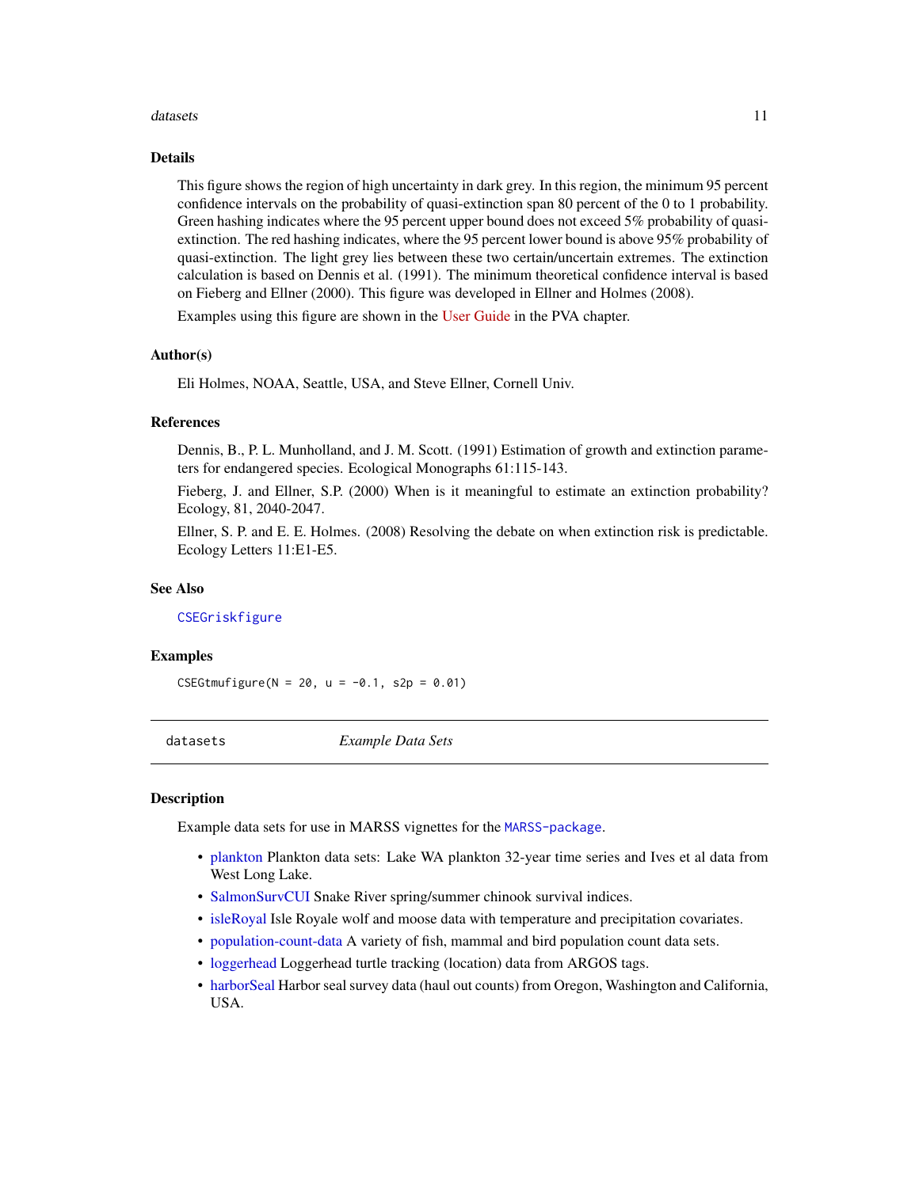## Details

This figure shows the region of high uncertainty in dark grey. In this region, the minimum 95 percent confidence intervals on the probability of quasi-extinction span 80 percent of the 0 to 1 probability. Green hashing indicates where the 95 percent upper bound does not exceed 5% probability of quasi-extinction. The red hashing indicates, where the 95 percent lower bound is above 95% probability of quasi-extinction. The light grey lies between these two certain/uncertain extremes. The extinction calculation is based on Dennis et al. (1991). The minimum theoretical confidence interval is based on Fieberg and Ellner (2000). This figure was developed in Ellner and Holmes (2008).

Examples using this figure are shown in the User Guide in the PVA chapter.

## Author(s)

Eli Holmes, NOAA, Seattle, USA, and Steve Ellner, Cornell Univ.

## References

Dennis, B., P. L. Munholland, and J. M. Scott. (1991) Estimation of growth and extinction parameters for endangered species. Ecological Monographs 61:115-143.

Fieberg, J. and Ellner, S.P. (2000) When is it meaningful to estimate an extinction probability? Ecology, 81, 2040-2047.

Ellner, S. P. and E. E. Holmes. (2008) Resolving the debate on when extinction risk is predictable. Ecology Letters 11:E1-E5.

## See Also

`CSEGriskfigure`

## Examples

```
CSEGtmufigure(N = 20, u = -0.1, s2p = 0.01)
```

---

# datasets — *Example Data Sets*

## Description

Example data sets for use in MARSS vignettes for the `MARSS-package`.

- plankton Plankton data sets: Lake WA plankton 32-year time series and Ives et al data from West Long Lake.
- SalmonSurvCUI Snake River spring/summer chinook survival indices.
- isleRoyal Isle Royale wolf and moose data with temperature and precipitation covariates.
- population-count-data A variety of fish, mammal and bird population count data sets.
- loggerhead Loggerhead turtle tracking (location) data from ARGOS tags.
- harborSeal Harbor seal survey data (haul out counts) from Oregon, Washington and California, USA.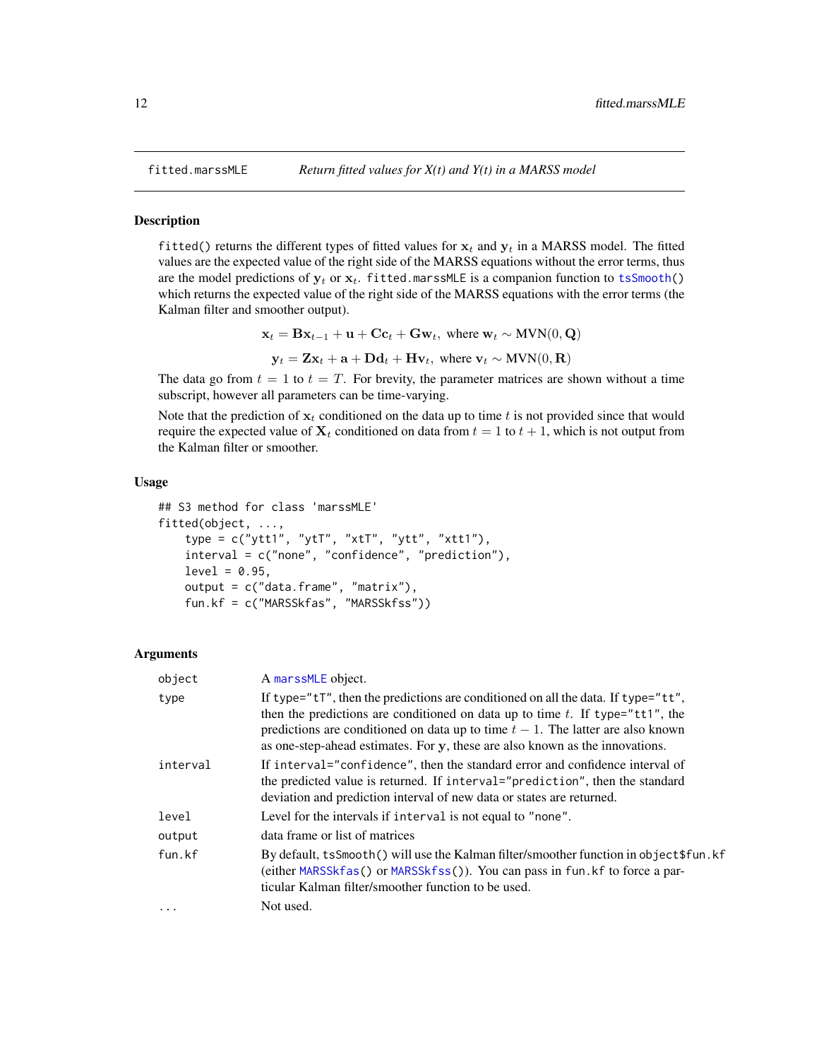## fitted.marssMLE — *Return fitted values for X(t) and Y(t) in a MARSS model*

### Description

`fitted()` returns the different types of fitted values for $\mathbf{x}_t$ and $\mathbf{y}_t$ in a MARSS model. The fitted values are the expected value of the right side of the MARSS equations without the error terms, thus are the model predictions of $\mathbf{y}_t$ or $\mathbf{x}_t$. `fitted.marssMLE` is a companion function to `tsSmooth()` which returns the expected value of the right side of the MARSS equations with the error terms (the Kalman filter and smoother output).

$$\mathbf{x}_t = \mathbf{B}\mathbf{x}_{t-1} + \mathbf{u} + \mathbf{C}\mathbf{c}_t + \mathbf{G}\mathbf{w}_t, \text{ where } \mathbf{w}_t \sim \text{MVN}(0, \mathbf{Q})$$

$$\mathbf{y}_t = \mathbf{Z}\mathbf{x}_t + \mathbf{a} + \mathbf{D}\mathbf{d}_t + \mathbf{H}\mathbf{v}_t, \text{ where } \mathbf{v}_t \sim \text{MVN}(0, \mathbf{R})$$

The data go from $t = 1$ to $t = T$. For brevity, the parameter matrices are shown without a time subscript, however all parameters can be time-varying.

Note that the prediction of $\mathbf{x}_t$ conditioned on the data up to time $t$ is not provided since that would require the expected value of $\mathbf{X}_t$ conditioned on data from $t = 1$ to $t + 1$, which is not output from the Kalman filter or smoother.

### Usage

```
## S3 method for class 'marssMLE'
fitted(object, ...,
    type = c("ytt1", "ytT", "xtT", "ytt", "xtt1"),
    interval = c("none", "confidence", "prediction"),
    level = 0.95,
    output = c("data.frame", "matrix"),
    fun.kf = c("MARSSkfas", "MARSSkfss"))
```

### Arguments

| | |
|---|---|
| `object` | A `marssMLE` object. |
| `type` | If `type="tT"`, then the predictions are conditioned on all the data. If `type="tt"`, then the predictions are conditioned on data up to time $t$. If `type="tt1"`, the predictions are conditioned on data up to time $t-1$. The latter are also known as one-step-ahead estimates. For $\mathbf{y}$, these are also known as the innovations. |
| `interval` | If `interval="confidence"`, then the standard error and confidence interval of the predicted value is returned. If `interval="prediction"`, then the standard deviation and prediction interval of new data or states are returned. |
| `level` | Level for the intervals if `interval` is not equal to `"none"`. |
| `output` | data frame or list of matrices |
| `fun.kf` | By default, `tsSmooth()` will use the Kalman filter/smoother function in `object$fun.kf` (either `MARSSkfas()` or `MARSSkfss()`). You can pass in `fun.kf` to force a particular Kalman filter/smoother function to be used. |
| `...` | Not used. |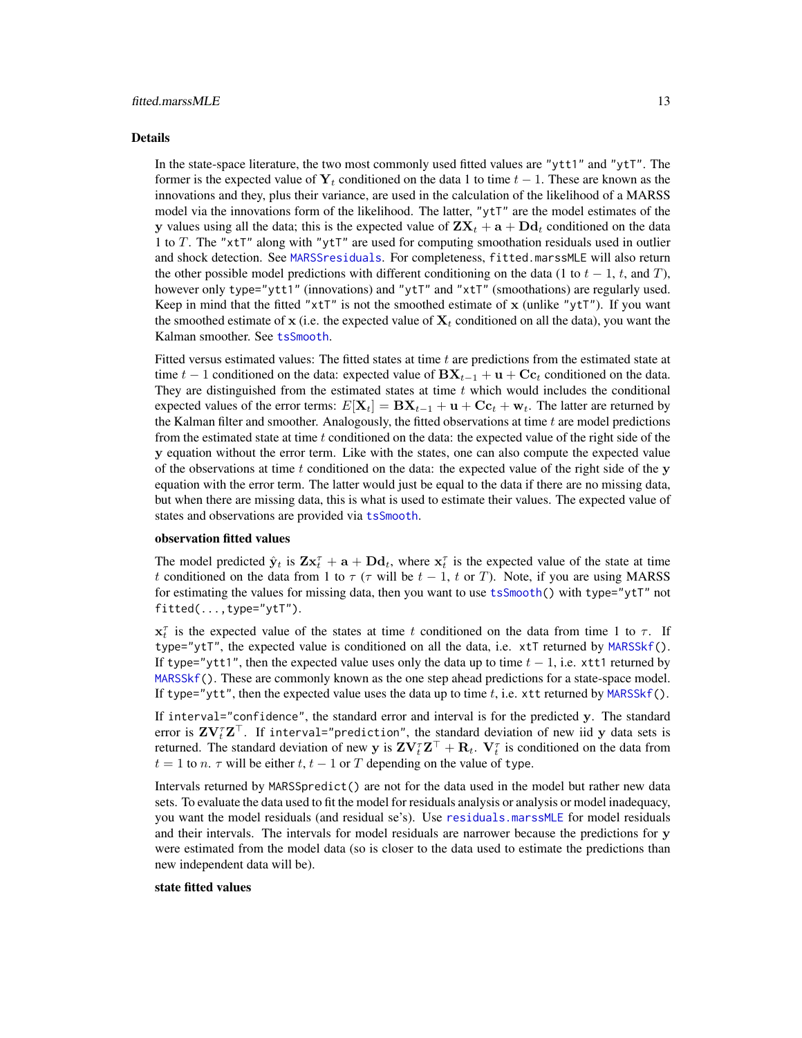## Details

In the state-space literature, the two most commonly used fitted values are "ytt1" and "ytT". The former is the expected value of $\mathbf{Y}_t$ conditioned on the data 1 to time $t-1$. These are known as the innovations and they, plus their variance, are used in the calculation of the likelihood of a MARSS model via the innovations form of the likelihood. The latter, "ytT" are the model estimates of the $\mathbf{y}$ values using all the data; this is the expected value of $\mathbf{Z}\mathbf{X}_t + \mathbf{a} + \mathbf{D}\mathbf{d}_t$ conditioned on the data 1 to $T$. The "xtT" along with "ytT" are used for computing smoothation residuals used in outlier and shock detection. See MARSSresiduals. For completeness, fitted.marssMLE will also return the other possible model predictions with different conditioning on the data (1 to $t-1$, $t$, and $T$), however only type="ytt1" (innovations) and "ytT" and "xtT" (smoothations) are regularly used. Keep in mind that the fitted "xtT" is not the smoothed estimate of $\mathbf{x}$ (unlike "ytT"). If you want the smoothed estimate of $\mathbf{x}$ (i.e. the expected value of $\mathbf{X}_t$ conditioned on all the data), you want the Kalman smoother. See tsSmooth.

Fitted versus estimated values: The fitted states at time $t$ are predictions from the estimated state at time $t-1$ conditioned on the data: expected value of $\mathbf{B}\mathbf{X}_{t-1} + \mathbf{u} + \mathbf{C}\mathbf{c}_t$ conditioned on the data. They are distinguished from the estimated states at time $t$ which would includes the conditional expected values of the error terms: $E[\mathbf{X}_t] = \mathbf{B}\mathbf{X}_{t-1} + \mathbf{u} + \mathbf{C}\mathbf{c}_t + \mathbf{w}_t$. The latter are returned by the Kalman filter and smoother. Analogously, the fitted observations at time $t$ are model predictions from the estimated state at time $t$ conditioned on the data: the expected value of the right side of the $\mathbf{y}$ equation without the error term. Like with the states, one can also compute the expected value of the observations at time $t$ conditioned on the data: the expected value of the right side of the $\mathbf{y}$ equation with the error term. The latter would just be equal to the data if there are no missing data, but when there are missing data, this is what is used to estimate their values. The expected value of states and observations are provided via tsSmooth.

### observation fitted values

The model predicted $\hat{\mathbf{y}}_t$ is $\mathbf{Z}\mathbf{x}_t^\tau + \mathbf{a} + \mathbf{D}\mathbf{d}_t$, where $\mathbf{x}_t^\tau$ is the expected value of the state at time $t$ conditioned on the data from 1 to $\tau$ ($\tau$ will be $t-1$, $t$ or $T$). Note, if you are using MARSS for estimating the values for missing data, then you want to use tsSmooth() with type="ytT" not fitted(...,type="ytT").

$\mathbf{x}_t^\tau$ is the expected value of the states at time $t$ conditioned on the data from time 1 to $\tau$. If type="ytT", the expected value is conditioned on all the data, i.e. xtT returned by MARSSkf(). If type="ytt1", then the expected value uses only the data up to time $t-1$, i.e. xtt1 returned by MARSSkf(). These are commonly known as the one step ahead predictions for a state-space model. If type="ytt", then the expected value uses the data up to time $t$, i.e. xtt returned by MARSSkf().

If interval="confidence", the standard error and interval is for the predicted $\mathbf{y}$. The standard error is $\mathbf{Z}\mathbf{V}_t^\tau\mathbf{Z}^\top$. If interval="prediction", the standard deviation of new iid $\mathbf{y}$ data sets is returned. The standard deviation of new $\mathbf{y}$ is $\mathbf{Z}\mathbf{V}_t^\tau\mathbf{Z}^\top + \mathbf{R}_t$. $\mathbf{V}_t^\tau$ is conditioned on the data from $t = 1$ to $n$. $\tau$ will be either $t$, $t-1$ or $T$ depending on the value of type.

Intervals returned by MARSSpredict() are not for the data used in the model but rather new data sets. To evaluate the data used to fit the model for residuals analysis or analysis or model inadequacy, you want the model residuals (and residual se's). Use residuals.marssMLE for model residuals and their intervals. The intervals for model residuals are narrower because the predictions for $\mathbf{y}$ were estimated from the model data (so is closer to the data used to estimate the predictions than new independent data will be).

### state fitted values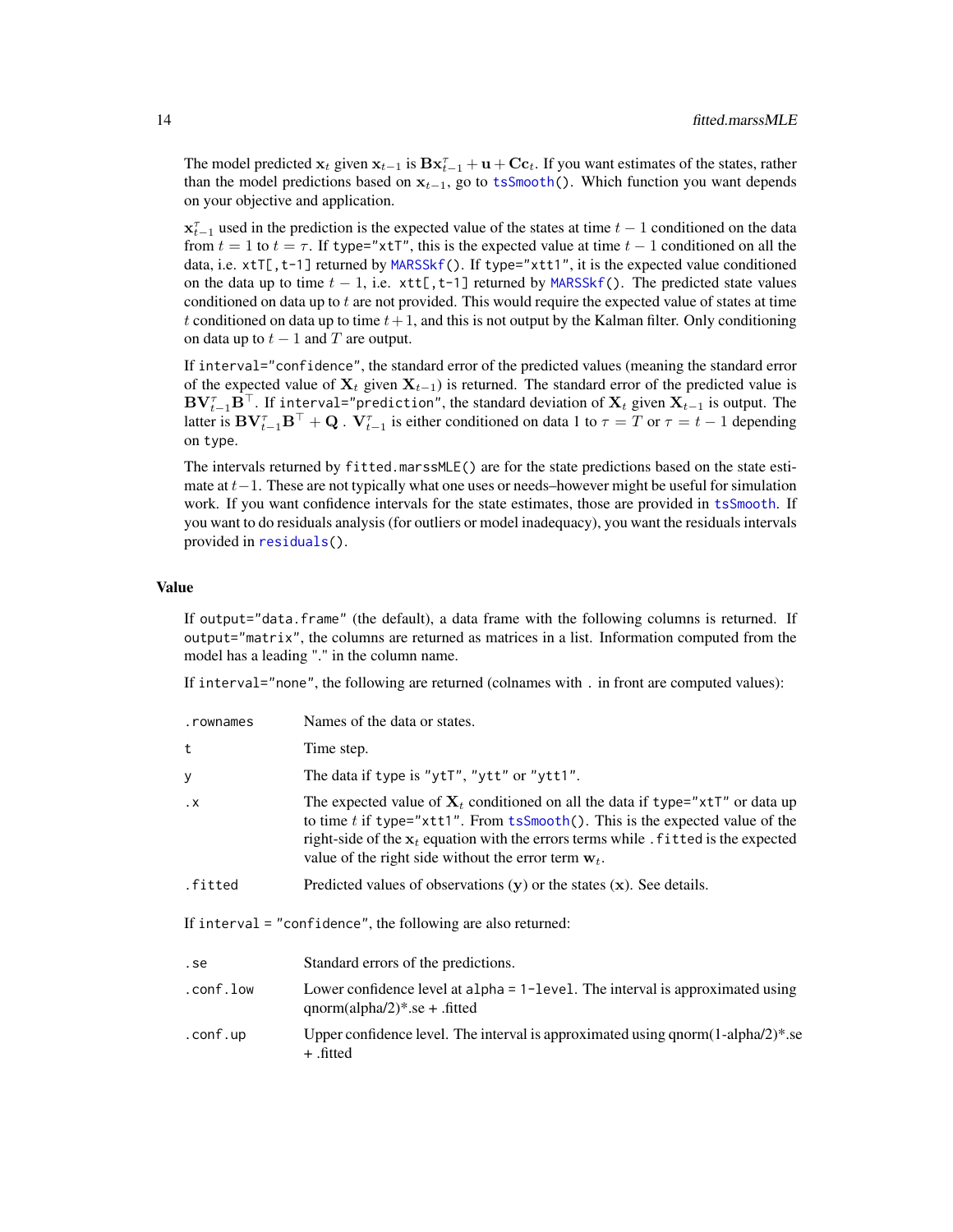The model predicted $\mathbf{x}_t$ given $\mathbf{x}_{t-1}$ is $\mathbf{B}\mathbf{x}_{t-1}^\tau + \mathbf{u} + \mathbf{C}\mathbf{c}_t$. If you want estimates of the states, rather than the model predictions based on $\mathbf{x}_{t-1}$, go to `tsSmooth()`. Which function you want depends on your objective and application.

$\mathbf{x}_{t-1}^\tau$ used in the prediction is the expected value of the states at time $t-1$ conditioned on the data from $t=1$ to $t=\tau$. If `type="xtT"`, this is the expected value at time $t-1$ conditioned on all the data, i.e. `xtT[,t-1]` returned by `MARSSkf()`. If `type="xtt1"`, it is the expected value conditioned on the data up to time $t-1$, i.e. `xtt[,t-1]` returned by `MARSSkf()`. The predicted state values conditioned on data up to $t$ are not provided. This would require the expected value of states at time $t$ conditioned on data up to time $t+1$, and this is not output by the Kalman filter. Only conditioning on data up to $t-1$ and $T$ are output.

If `interval="confidence"`, the standard error of the predicted values (meaning the standard error of the expected value of $\mathbf{X}_t$ given $\mathbf{X}_{t-1}$) is returned. The standard error of the predicted value is $\mathbf{B}\mathbf{V}_{t-1}^\tau\mathbf{B}^\top$. If `interval="prediction"`, the standard deviation of $\mathbf{X}_t$ given $\mathbf{X}_{t-1}$ is output. The latter is $\mathbf{B}\mathbf{V}_{t-1}^\tau\mathbf{B}^\top + \mathbf{Q}$ . $\mathbf{V}_{t-1}^\tau$ is either conditioned on data 1 to $\tau = T$ or $\tau = t-1$ depending on `type`.

The intervals returned by `fitted.marssMLE()` are for the state predictions based on the state estimate at $t-1$. These are not typically what one uses or needs–however might be useful for simulation work. If you want confidence intervals for the state estimates, those are provided in `tsSmooth`. If you want to do residuals analysis (for outliers or model inadequacy), you want the residuals intervals provided in `residuals()`.

## Value

If `output="data.frame"` (the default), a data frame with the following columns is returned. If `output="matrix"`, the columns are returned as matrices in a list. Information computed from the model has a leading "." in the column name.

If `interval="none"`, the following are returned (colnames with `.` in front are computed values):

| | |
|---|---|
| `.rownames` | Names of the data or states. |
| `t` | Time step. |
| `y` | The data if `type` is `"ytT"`, `"ytt"` or `"ytt1"`. |
| `.x` | The expected value of $\mathbf{X}_t$ conditioned on all the data if `type="xtT"` or data up to time $t$ if `type="xtt1"`. From `tsSmooth()`. This is the expected value of the right-side of the $\mathbf{x}_t$ equation with the errors terms while `.fitted` is the expected value of the right side without the error term $\mathbf{w}_t$. |
| `.fitted` | Predicted values of observations ($\mathbf{y}$) or the states ($\mathbf{x}$). See details. |

If `interval = "confidence"`, the following are also returned:

| | |
|---|---|
| `.se` | Standard errors of the predictions. |
| `.conf.low` | Lower confidence level at `alpha = 1-level`. The interval is approximated using qnorm(alpha/2)*.se + .fitted |
| `.conf.up` | Upper confidence level. The interval is approximated using qnorm(1-alpha/2)*.se + .fitted |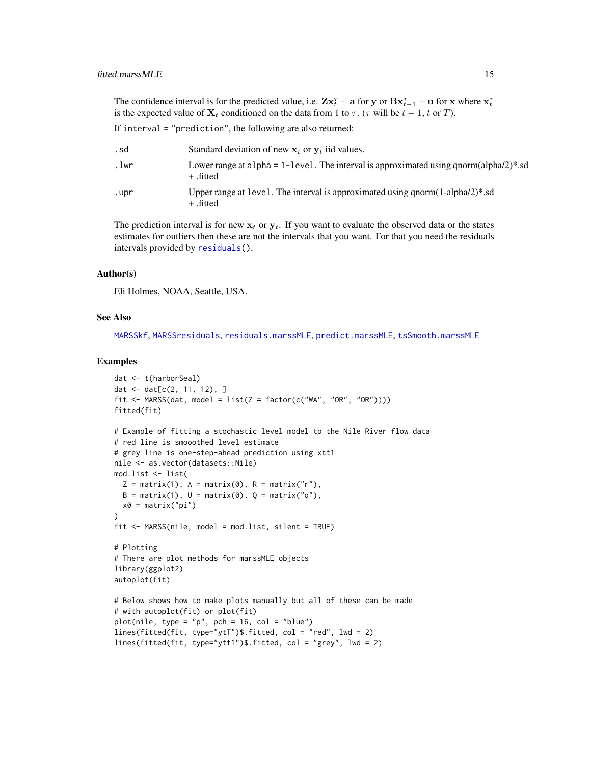The confidence interval is for the predicted value, i.e. $\mathbf{Z}\mathbf{x}_t^\tau + \mathbf{a}$ for $\mathbf{y}$ or $\mathbf{B}\mathbf{x}_{t-1}^\tau + \mathbf{u}$ for $\mathbf{x}$ where $\mathbf{x}_t^\tau$ is the expected value of $\mathbf{X}_t$ conditioned on the data from 1 to $\tau$. ($\tau$ will be $t-1$, $t$ or $T$).

If `interval = "prediction"`, the following are also returned:

| | |
|---|---|
| `.sd` | Standard deviation of new $\mathbf{x}_t$ or $\mathbf{y}_t$ iid values. |
| `.lwr` | Lower range at `alpha = 1-level`. The interval is approximated using qnorm(alpha/2)*.sd + .fitted |
| `.upr` | Upper range at `level`. The interval is approximated using qnorm(1-alpha/2)*.sd + .fitted |

The prediction interval is for new $\mathbf{x}_t$ or $\mathbf{y}_t$. If you want to evaluate the observed data or the states estimates for outliers then these are not the intervals that you want. For that you need the residuals intervals provided by `residuals()`.

## Author(s)

Eli Holmes, NOAA, Seattle, USA.

## See Also

`MARSSkf`, `MARSSresiduals`, `residuals.marssMLE`, `predict.marssMLE`, `tsSmooth.marssMLE`

## Examples

```
dat <- t(harborSeal)
dat <- dat[c(2, 11, 12), ]
fit <- MARSS(dat, model = list(Z = factor(c("WA", "OR", "OR"))))
fitted(fit)

# Example of fitting a stochastic level model to the Nile River flow data
# red line is smooothed level estimate
# grey line is one-step-ahead prediction using xtt1
nile <- as.vector(datasets::Nile)
mod.list <- list(
  Z = matrix(1), A = matrix(0), R = matrix("r"),
  B = matrix(1), U = matrix(0), Q = matrix("q"),
  x0 = matrix("pi")
)
fit <- MARSS(nile, model = mod.list, silent = TRUE)

# Plotting
# There are plot methods for marssMLE objects
library(ggplot2)
autoplot(fit)

# Below shows how to make plots manually but all of these can be made
# with autoplot(fit) or plot(fit)
plot(nile, type = "p", pch = 16, col = "blue")
lines(fitted(fit, type="ytT")$.fitted, col = "red", lwd = 2)
lines(fitted(fit, type="ytt1")$.fitted, col = "grey", lwd = 2)
```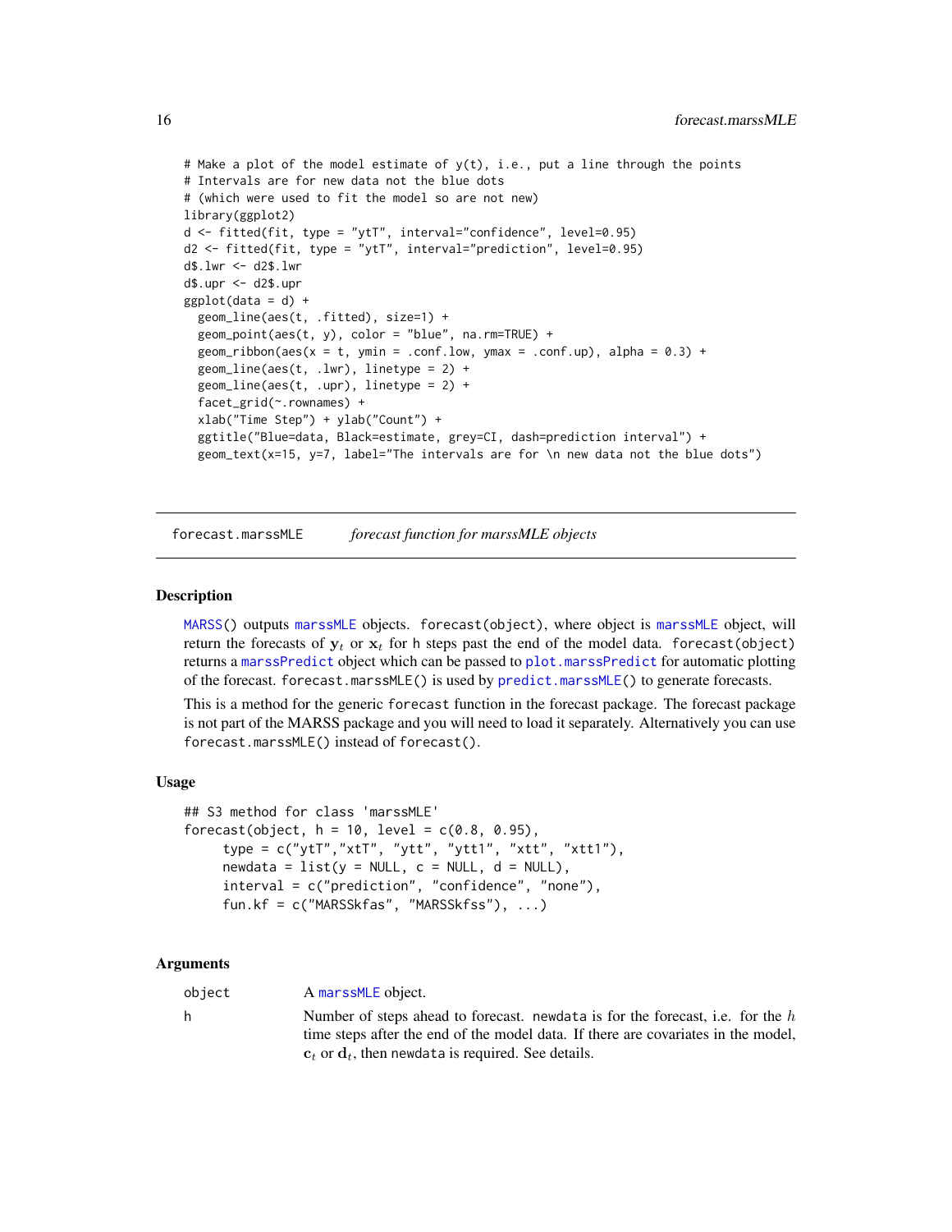```
# Make a plot of the model estimate of y(t), i.e., put a line through the points
# Intervals are for new data not the blue dots
# (which were used to fit the model so are not new)
library(ggplot2)
d <- fitted(fit, type = "ytT", interval="confidence", level=0.95)
d2 <- fitted(fit, type = "ytT", interval="prediction", level=0.95)
d$.lwr <- d2$.lwr
d$.upr <- d2$.upr
ggplot(data = d) +
  geom_line(aes(t, .fitted), size=1) +
  geom_point(aes(t, y), color = "blue", na.rm=TRUE) +
  geom_ribbon(aes(x = t, ymin = .conf.low, ymax = .conf.up), alpha = 0.3) +
  geom_line(aes(t, .lwr), linetype = 2) +
  geom_line(aes(t, .upr), linetype = 2) +
  facet_grid(~.rownames) +
  xlab("Time Step") + ylab("Count") +
  ggtitle("Blue=data, Black=estimate, grey=CI, dash=prediction interval") +
  geom_text(x=15, y=7, label="The intervals are for \n new data not the blue dots")
```

---

forecast.marssMLE — *forecast function for marssMLE objects*

---

## Description

MARSS() outputs marssMLE objects. forecast(object), where object is marssMLE object, will return the forecasts of $\mathbf{y}_t$ or $\mathbf{x}_t$ for h steps past the end of the model data. forecast(object) returns a marssPredict object which can be passed to plot.marssPredict for automatic plotting of the forecast. forecast.marssMLE() is used by predict.marssMLE() to generate forecasts.

This is a method for the generic forecast function in the forecast package. The forecast package is not part of the MARSS package and you will need to load it separately. Alternatively you can use forecast.marssMLE() instead of forecast().

## Usage

```
## S3 method for class 'marssMLE'
forecast(object, h = 10, level = c(0.8, 0.95),
     type = c("ytT","xtT", "ytt", "ytt1", "xtt", "xtt1"),
     newdata = list(y = NULL, c = NULL, d = NULL),
     interval = c("prediction", "confidence", "none"),
     fun.kf = c("MARSSkfas", "MARSSkfss"), ...)
```

## Arguments

| | |
|---|---|
| object | A marssMLE object. |
| h | Number of steps ahead to forecast. newdata is for the forecast, i.e. for the $h$ time steps after the end of the model data. If there are covariates in the model, $\mathbf{c}_t$ or $\mathbf{d}_t$, then newdata is required. See details. |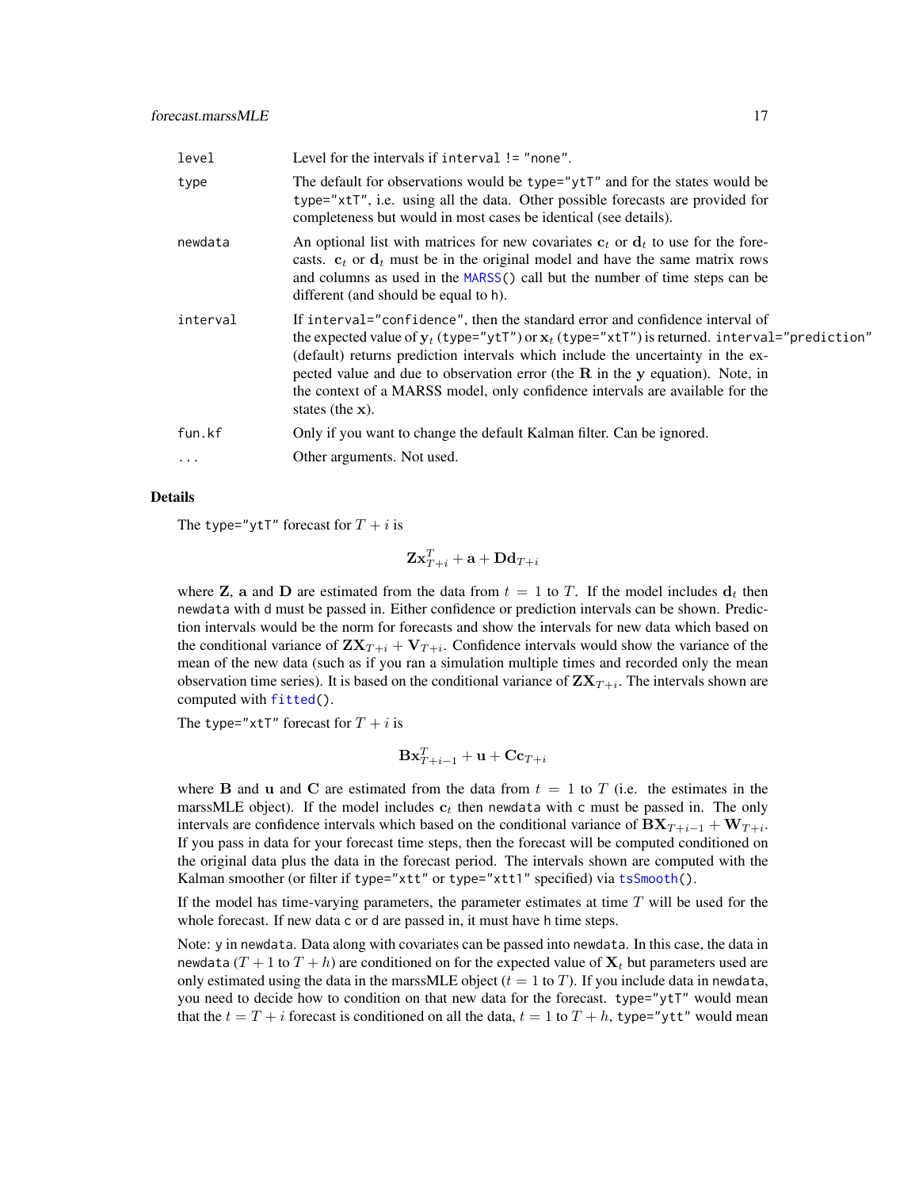| | |
|---|---|
| `level` | Level for the intervals if `interval != "none"`. |
| `type` | The default for observations would be `type="ytT"` and for the states would be `type="xtT"`, i.e. using all the data. Other possible forecasts are provided for completeness but would in most cases be identical (see details). |
| `newdata` | An optional list with matrices for new covariates $\mathbf{c}_t$ or $\mathbf{d}_t$ to use for the forecasts. $\mathbf{c}_t$ or $\mathbf{d}_t$ must be in the original model and have the same matrix rows and columns as used in the `MARSS()` call but the number of time steps can be different (and should be equal to h). |
| `interval` | If `interval="confidence"`, then the standard error and confidence interval of the expected value of $\mathbf{y}_t$ (`type="ytT"`) or $\mathbf{x}_t$ (`type="xtT"`) is returned. `interval="prediction"` (default) returns prediction intervals which include the uncertainty in the expected value and due to observation error (the $\mathbf{R}$ in the $\mathbf{y}$ equation). Note, in the context of a MARSS model, only confidence intervals are available for the states (the $\mathbf{x}$). |
| `fun.kf` | Only if you want to change the default Kalman filter. Can be ignored. |
| `...` | Other arguments. Not used. |

## Details

The `type="ytT"` forecast for $T+i$ is

$$\mathbf{Z}\mathbf{x}_{T+i}^T + \mathbf{a} + \mathbf{D}\mathbf{d}_{T+i}$$

where $\mathbf{Z}$, $\mathbf{a}$ and $\mathbf{D}$ are estimated from the data from $t = 1$ to $T$. If the model includes $\mathbf{d}_t$ then `newdata` with `d` must be passed in. Either confidence or prediction intervals can be shown. Prediction intervals would be the norm for forecasts and show the intervals for new data which based on the conditional variance of $\mathbf{Z}\mathbf{X}_{T+i} + \mathbf{V}_{T+i}$. Confidence intervals would show the variance of the mean of the new data (such as if you ran a simulation multiple times and recorded only the mean observation time series). It is based on the conditional variance of $\mathbf{Z}\mathbf{X}_{T+i}$. The intervals shown are computed with `fitted()`.

The `type="xtT"` forecast for $T+i$ is

$$\mathbf{B}\mathbf{x}_{T+i-1}^T + \mathbf{u} + \mathbf{C}\mathbf{c}_{T+i}$$

where $\mathbf{B}$ and $\mathbf{u}$ and $\mathbf{C}$ are estimated from the data from $t = 1$ to $T$ (i.e. the estimates in the marssMLE object). If the model includes $\mathbf{c}_t$ then `newdata` with `c` must be passed in. The only intervals are confidence intervals which based on the conditional variance of $\mathbf{B}\mathbf{X}_{T+i-1} + \mathbf{W}_{T+i}$. If you pass in data for your forecast time steps, then the forecast will be computed conditioned on the original data plus the data in the forecast period. The intervals shown are computed with the Kalman smoother (or filter if `type="xtt"` or `type="xtt1"` specified) via `tsSmooth()`.

If the model has time-varying parameters, the parameter estimates at time $T$ will be used for the whole forecast. If new data `c` or `d` are passed in, it must have `h` time steps.

Note: `y` in `newdata`. Data along with covariates can be passed into `newdata`. In this case, the data in `newdata` ($T+1$ to $T+h$) are conditioned on for the expected value of $\mathbf{X}_t$ but parameters used are only estimated using the data in the marssMLE object ($t = 1$ to $T$). If you include data in `newdata`, you need to decide how to condition on that new data for the forecast. `type="ytT"` would mean that the $t = T+i$ forecast is conditioned on all the data, $t = 1$ to $T+h$, `type="ytt"` would mean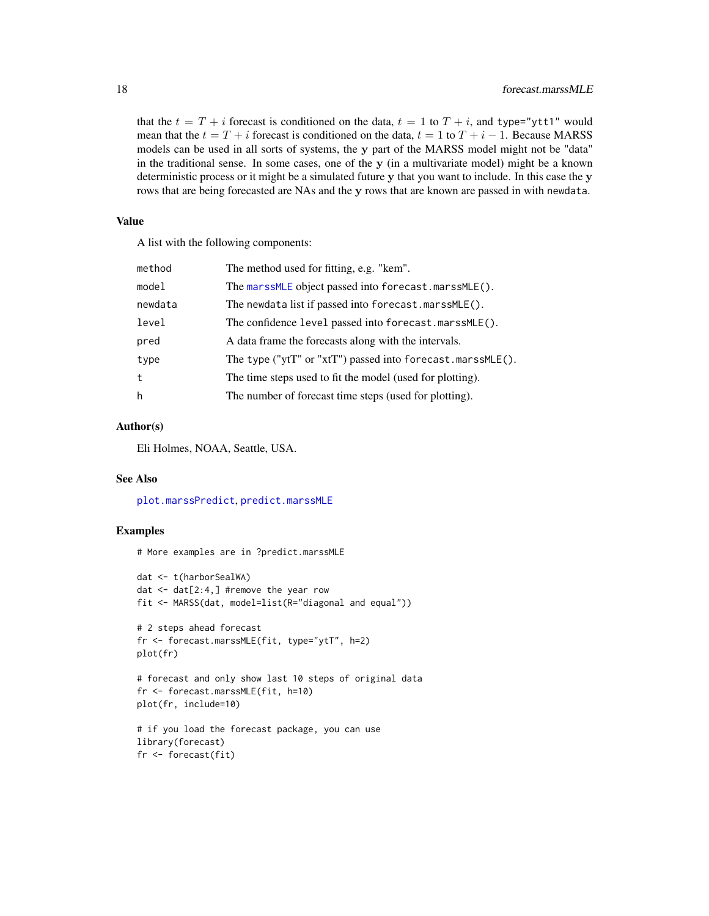that the $t = T + i$ forecast is conditioned on the data, $t = 1$ to $T + i$, and type="ytt1" would mean that the $t = T + i$ forecast is conditioned on the data, $t = 1$ to $T + i - 1$. Because MARSS models can be used in all sorts of systems, the $\mathbf{y}$ part of the MARSS model might not be "data" in the traditional sense. In some cases, one of the $\mathbf{y}$ (in a multivariate model) might be a known deterministic process or it might be a simulated future $\mathbf{y}$ that you want to include. In this case the $\mathbf{y}$ rows that are being forecasted are NAs and the $\mathbf{y}$ rows that are known are passed in with newdata.

### Value

A list with the following components:

| | |
|---|---|
| method | The method used for fitting, e.g. "kem". |
| model | The marssMLE object passed into forecast.marssMLE(). |
| newdata | The newdata list if passed into forecast.marssMLE(). |
| level | The confidence level passed into forecast.marssMLE(). |
| pred | A data frame the forecasts along with the intervals. |
| type | The type ("ytT" or "xtT") passed into forecast.marssMLE(). |
| t | The time steps used to fit the model (used for plotting). |
| h | The number of forecast time steps (used for plotting). |

### Author(s)

Eli Holmes, NOAA, Seattle, USA.

### See Also

plot.marssPredict, predict.marssMLE

### Examples

```
# More examples are in ?predict.marssMLE

dat <- t(harborSealWA)
dat <- dat[2:4,] #remove the year row
fit <- MARSS(dat, model=list(R="diagonal and equal"))

# 2 steps ahead forecast
fr <- forecast.marssMLE(fit, type="ytT", h=2)
plot(fr)

# forecast and only show last 10 steps of original data
fr <- forecast.marssMLE(fit, h=10)
plot(fr, include=10)

# if you load the forecast package, you can use
library(forecast)
fr <- forecast(fit)
```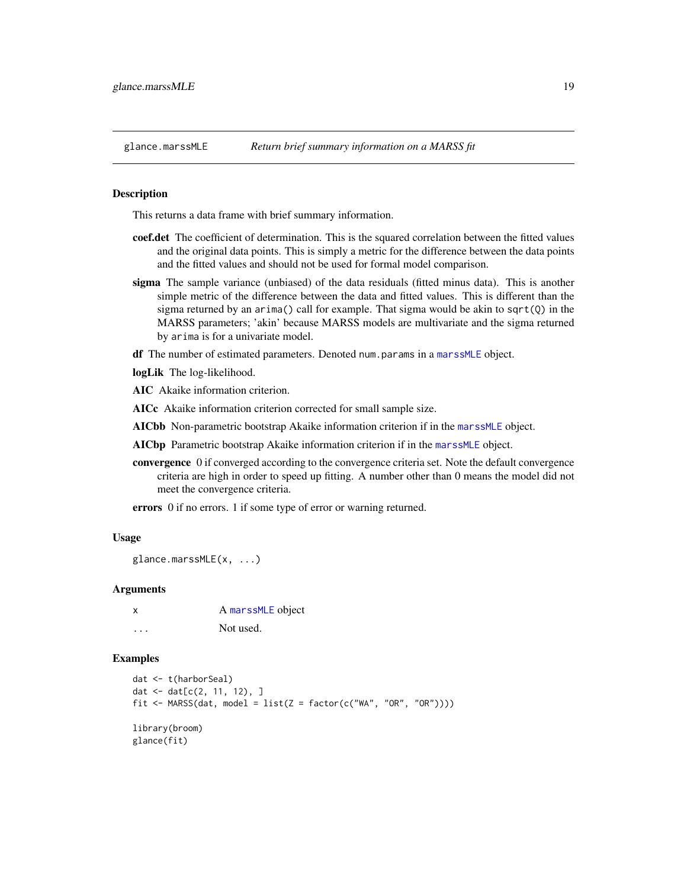# glance.marssMLE — *Return brief summary information on a MARSS fit*

## Description

This returns a data frame with brief summary information.

**coef.det** The coefficient of determination. This is the squared correlation between the fitted values and the original data points. This is simply a metric for the difference between the data points and the fitted values and should not be used for formal model comparison.

**sigma** The sample variance (unbiased) of the data residuals (fitted minus data). This is another simple metric of the difference between the data and fitted values. This is different than the sigma returned by an `arima()` call for example. That sigma would be akin to `sqrt(Q)` in the MARSS parameters; 'akin' because MARSS models are multivariate and the sigma returned by `arima` is for a univariate model.

**df** The number of estimated parameters. Denoted `num.params` in a `marssMLE` object.

**logLik** The log-likelihood.

**AIC** Akaike information criterion.

**AICc** Akaike information criterion corrected for small sample size.

**AICbb** Non-parametric bootstrap Akaike information criterion if in the `marssMLE` object.

**AICbp** Parametric bootstrap Akaike information criterion if in the `marssMLE` object.

**convergence** 0 if converged according to the convergence criteria set. Note the default convergence criteria are high in order to speed up fitting. A number other than 0 means the model did not meet the convergence criteria.

**errors** 0 if no errors. 1 if some type of error or warning returned.

## Usage

```
glance.marssMLE(x, ...)
```

## Arguments

| | |
|---|---|
| x | A `marssMLE` object |
| ... | Not used. |

## Examples

```
dat <- t(harborSeal)
dat <- dat[c(2, 11, 12), ]
fit <- MARSS(dat, model = list(Z = factor(c("WA", "OR", "OR"))))

library(broom)
glance(fit)
```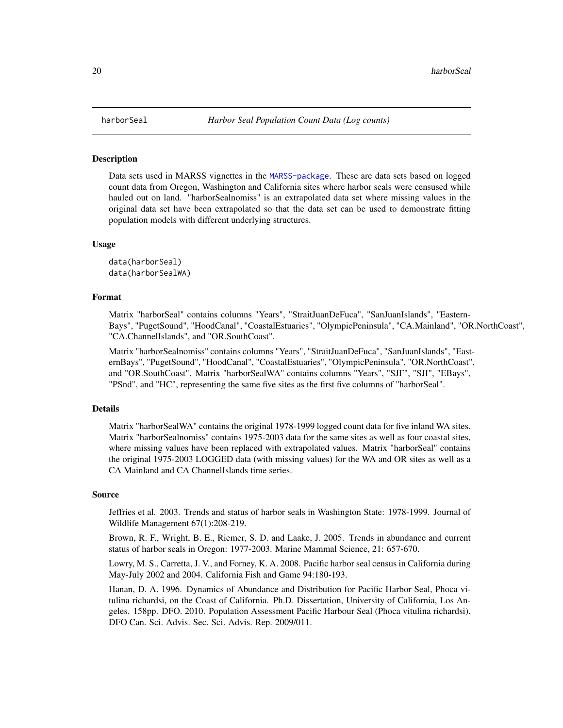harborSeal *Harbor Seal Population Count Data (Log counts)*

### Description

Data sets used in MARSS vignettes in the MARSS-package. These are data sets based on logged count data from Oregon, Washington and California sites where harbor seals were censused while hauled out on land. "harborSealnomiss" is an extrapolated data set where missing values in the original data set have been extrapolated so that the data set can be used to demonstrate fitting population models with different underlying structures.

### Usage

```
data(harborSeal)
data(harborSealWA)
```

### Format

Matrix "harborSeal" contains columns "Years", "StraitJuanDeFuca", "SanJuanIslands", "EasternBays", "PugetSound", "HoodCanal", "CoastalEstuaries", "OlympicPeninsula", "CA.Mainland", "OR.NorthCoast", "CA.ChannelIslands", and "OR.SouthCoast".

Matrix "harborSealnomiss" contains columns "Years", "StraitJuanDeFuca", "SanJuanIslands", "EasternBays", "PugetSound", "HoodCanal", "CoastalEstuaries", "OlympicPeninsula", "OR.NorthCoast", and "OR.SouthCoast". Matrix "harborSealWA" contains columns "Years", "SJF", "SJI", "EBays", "PSnd", and "HC", representing the same five sites as the first five columns of "harborSeal".

### Details

Matrix "harborSealWA" contains the original 1978-1999 logged count data for five inland WA sites. Matrix "harborSealnomiss" contains 1975-2003 data for the same sites as well as four coastal sites, where missing values have been replaced with extrapolated values. Matrix "harborSeal" contains the original 1975-2003 LOGGED data (with missing values) for the WA and OR sites as well as a CA Mainland and CA ChannelIslands time series.

### Source

Jeffries et al. 2003. Trends and status of harbor seals in Washington State: 1978-1999. Journal of Wildlife Management 67(1):208-219.

Brown, R. F., Wright, B. E., Riemer, S. D. and Laake, J. 2005. Trends in abundance and current status of harbor seals in Oregon: 1977-2003. Marine Mammal Science, 21: 657-670.

Lowry, M. S., Carretta, J. V., and Forney, K. A. 2008. Pacific harbor seal census in California during May-July 2002 and 2004. California Fish and Game 94:180-193.

Hanan, D. A. 1996. Dynamics of Abundance and Distribution for Pacific Harbor Seal, Phoca vitulina richardsi, on the Coast of California. Ph.D. Dissertation, University of California, Los Angeles. 158pp. DFO. 2010. Population Assessment Pacific Harbour Seal (Phoca vitulina richardsi). DFO Can. Sci. Advis. Sec. Sci. Advis. Rep. 2009/011.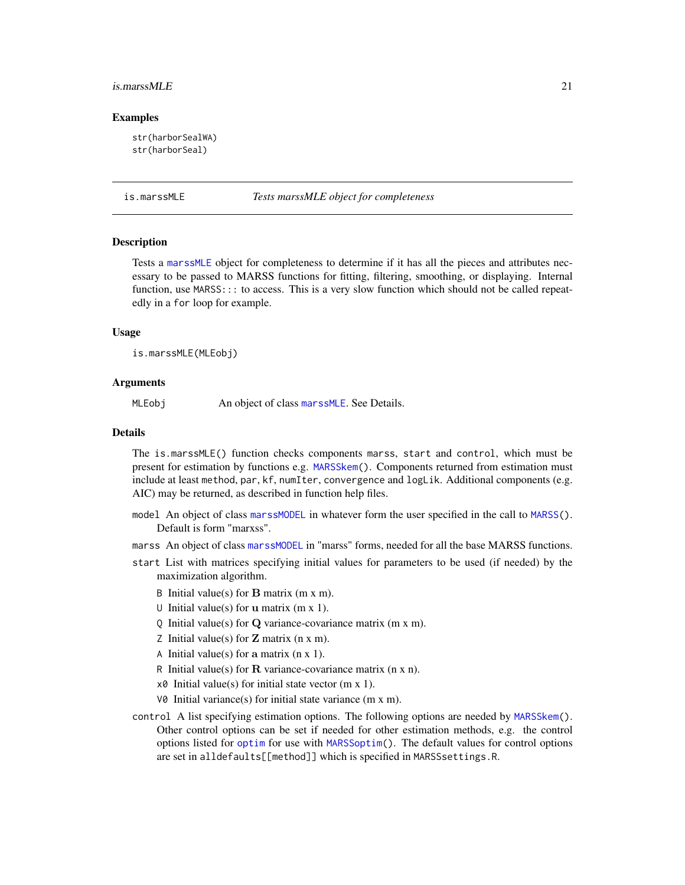### Examples

```
str(harborSealWA)
str(harborSeal)
```

## is.marssMLE — *Tests marssMLE object for completeness*

### Description

Tests a marssMLE object for completeness to determine if it has all the pieces and attributes necessary to be passed to MARSS functions for fitting, filtering, smoothing, or displaying. Internal function, use MARSS::: to access. This is a very slow function which should not be called repeatedly in a for loop for example.

### Usage

```
is.marssMLE(MLEobj)
```

### Arguments

MLEobj — An object of class marssMLE. See Details.

### Details

The is.marssMLE() function checks components marss, start and control, which must be present for estimation by functions e.g. MARSSkem(). Components returned from estimation must include at least method, par, kf, numIter, convergence and logLik. Additional components (e.g. AIC) may be returned, as described in function help files.

model An object of class marssMODEL in whatever form the user specified in the call to MARSS(). Default is form "marxss".

marss An object of class marssMODEL in "marss" forms, needed for all the base MARSS functions.

start List with matrices specifying initial values for parameters to be used (if needed) by the maximization algorithm.

- B Initial value(s) for $\mathbf{B}$ matrix (m x m).
- U Initial value(s) for $\mathbf{u}$ matrix (m x 1).
- Q Initial value(s) for $\mathbf{Q}$ variance-covariance matrix (m x m).
- Z Initial value(s) for $\mathbf{Z}$ matrix (n x m).
- A Initial value(s) for $\mathbf{a}$ matrix (n x 1).
- R Initial value(s) for $\mathbf{R}$ variance-covariance matrix (n x n).
- x0 Initial value(s) for initial state vector (m x 1).
- V0 Initial variance(s) for initial state variance (m x m).

control A list specifying estimation options. The following options are needed by MARSSkem(). Other control options can be set if needed for other estimation methods, e.g. the control options listed for optim for use with MARSSoptim(). The default values for control options are set in alldefaults[[method]] which is specified in MARSSsettings.R.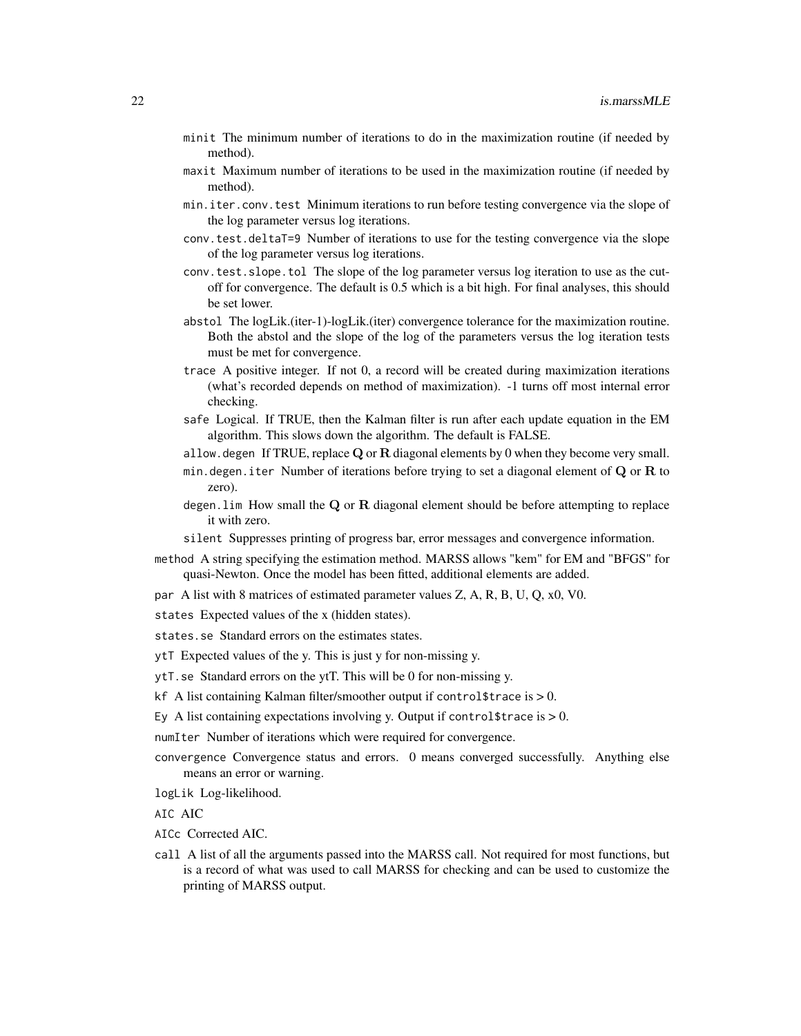- `minit` The minimum number of iterations to do in the maximization routine (if needed by method).
- `maxit` Maximum number of iterations to be used in the maximization routine (if needed by method).
- `min.iter.conv.test` Minimum iterations to run before testing convergence via the slope of the log parameter versus log iterations.
- `conv.test.deltaT=9` Number of iterations to use for the testing convergence via the slope of the log parameter versus log iterations.
- `conv.test.slope.tol` The slope of the log parameter versus log iteration to use as the cut-off for convergence. The default is 0.5 which is a bit high. For final analyses, this should be set lower.
- `abstol` The logLik.(iter-1)-logLik.(iter) convergence tolerance for the maximization routine. Both the abstol and the slope of the log of the parameters versus the log iteration tests must be met for convergence.
- `trace` A positive integer. If not 0, a record will be created during maximization iterations (what's recorded depends on method of maximization). -1 turns off most internal error checking.
- `safe` Logical. If TRUE, then the Kalman filter is run after each update equation in the EM algorithm. This slows down the algorithm. The default is FALSE.
- `allow.degen` If TRUE, replace $\mathbf{Q}$ or $\mathbf{R}$ diagonal elements by 0 when they become very small.
- `min.degen.iter` Number of iterations before trying to set a diagonal element of $\mathbf{Q}$ or $\mathbf{R}$ to zero).
- `degen.lim` How small the $\mathbf{Q}$ or $\mathbf{R}$ diagonal element should be before attempting to replace it with zero.
- `silent` Suppresses printing of progress bar, error messages and convergence information.

`method` A string specifying the estimation method. MARSS allows "kem" for EM and "BFGS" for quasi-Newton. Once the model has been fitted, additional elements are added.

`par` A list with 8 matrices of estimated parameter values Z, A, R, B, U, Q, x0, V0.

`states` Expected values of the x (hidden states).

`states.se` Standard errors on the estimates states.

`ytT` Expected values of the y. This is just y for non-missing y.

`ytT.se` Standard errors on the ytT. This will be 0 for non-missing y.

`kf` A list containing Kalman filter/smoother output if `control$trace` is > 0.

`Ey` A list containing expectations involving y. Output if `control$trace` is > 0.

`numIter` Number of iterations which were required for convergence.

`convergence` Convergence status and errors. 0 means converged successfully. Anything else means an error or warning.

`logLik` Log-likelihood.

`AIC` AIC

`AICc` Corrected AIC.

`call` A list of all the arguments passed into the MARSS call. Not required for most functions, but is a record of what was used to call MARSS for checking and can be used to customize the printing of MARSS output.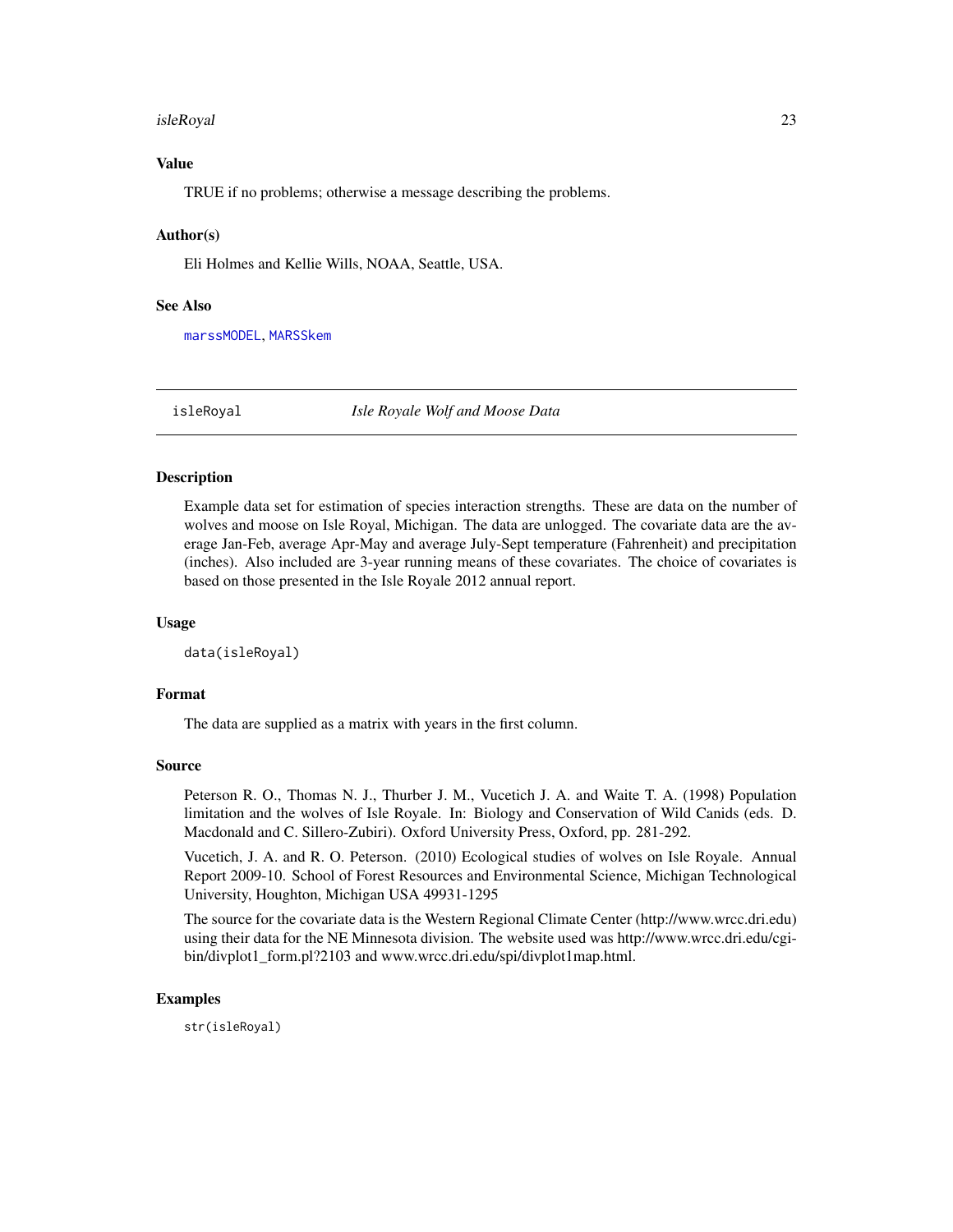### Value

TRUE if no problems; otherwise a message describing the problems.

### Author(s)

Eli Holmes and Kellie Wills, NOAA, Seattle, USA.

### See Also

marssMODEL, MARSSkem

---

## isleRoyal *Isle Royale Wolf and Moose Data*

### Description

Example data set for estimation of species interaction strengths. These are data on the number of wolves and moose on Isle Royal, Michigan. The data are unlogged. The covariate data are the average Jan-Feb, average Apr-May and average July-Sept temperature (Fahrenheit) and precipitation (inches). Also included are 3-year running means of these covariates. The choice of covariates is based on those presented in the Isle Royale 2012 annual report.

### Usage

```
data(isleRoyal)
```

### Format

The data are supplied as a matrix with years in the first column.

### Source

Peterson R. O., Thomas N. J., Thurber J. M., Vucetich J. A. and Waite T. A. (1998) Population limitation and the wolves of Isle Royale. In: Biology and Conservation of Wild Canids (eds. D. Macdonald and C. Sillero-Zubiri). Oxford University Press, Oxford, pp. 281-292.

Vucetich, J. A. and R. O. Peterson. (2010) Ecological studies of wolves on Isle Royale. Annual Report 2009-10. School of Forest Resources and Environmental Science, Michigan Technological University, Houghton, Michigan USA 49931-1295

The source for the covariate data is the Western Regional Climate Center (http://www.wrcc.dri.edu) using their data for the NE Minnesota division. The website used was http://www.wrcc.dri.edu/cgi-bin/divplot1_form.pl?2103 and www.wrcc.dri.edu/spi/divplot1map.html.

### Examples

```
str(isleRoyal)
```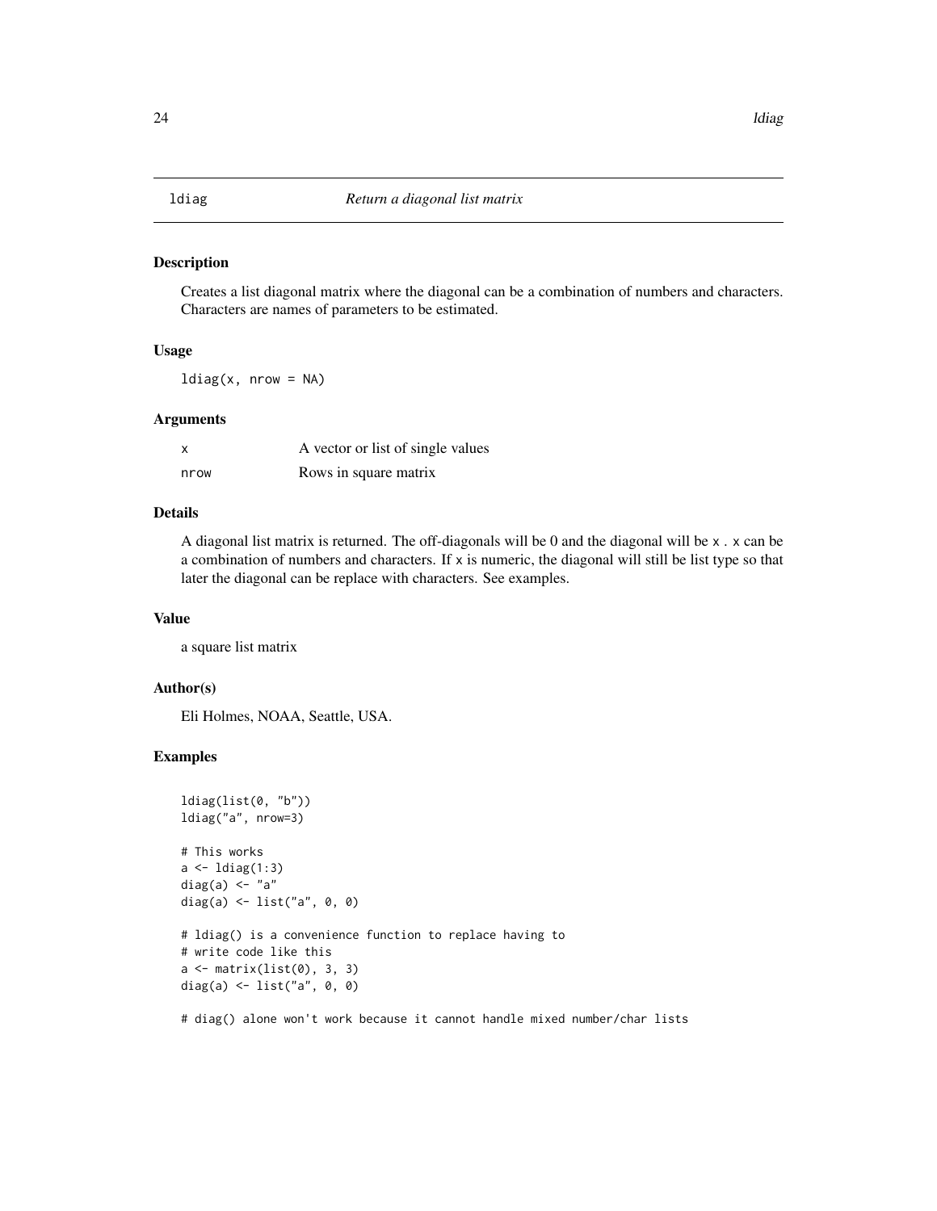## ldiag *Return a diagonal list matrix*

### Description

Creates a list diagonal matrix where the diagonal can be a combination of numbers and characters. Characters are names of parameters to be estimated.

### Usage

```
ldiag(x, nrow = NA)
```

### Arguments

| | |
|---|---|
| `x` | A vector or list of single values |
| `nrow` | Rows in square matrix |

### Details

A diagonal list matrix is returned. The off-diagonals will be 0 and the diagonal will be `x` . `x` can be a combination of numbers and characters. If `x` is numeric, the diagonal will still be list type so that later the diagonal can be replace with characters. See examples.

### Value

a square list matrix

### Author(s)

Eli Holmes, NOAA, Seattle, USA.

### Examples

```
ldiag(list(0, "b"))
ldiag("a", nrow=3)

# This works
a <- ldiag(1:3)
diag(a) <- "a"
diag(a) <- list("a", 0, 0)

# ldiag() is a convenience function to replace having to
# write code like this
a <- matrix(list(0), 3, 3)
diag(a) <- list("a", 0, 0)

# diag() alone won't work because it cannot handle mixed number/char lists
```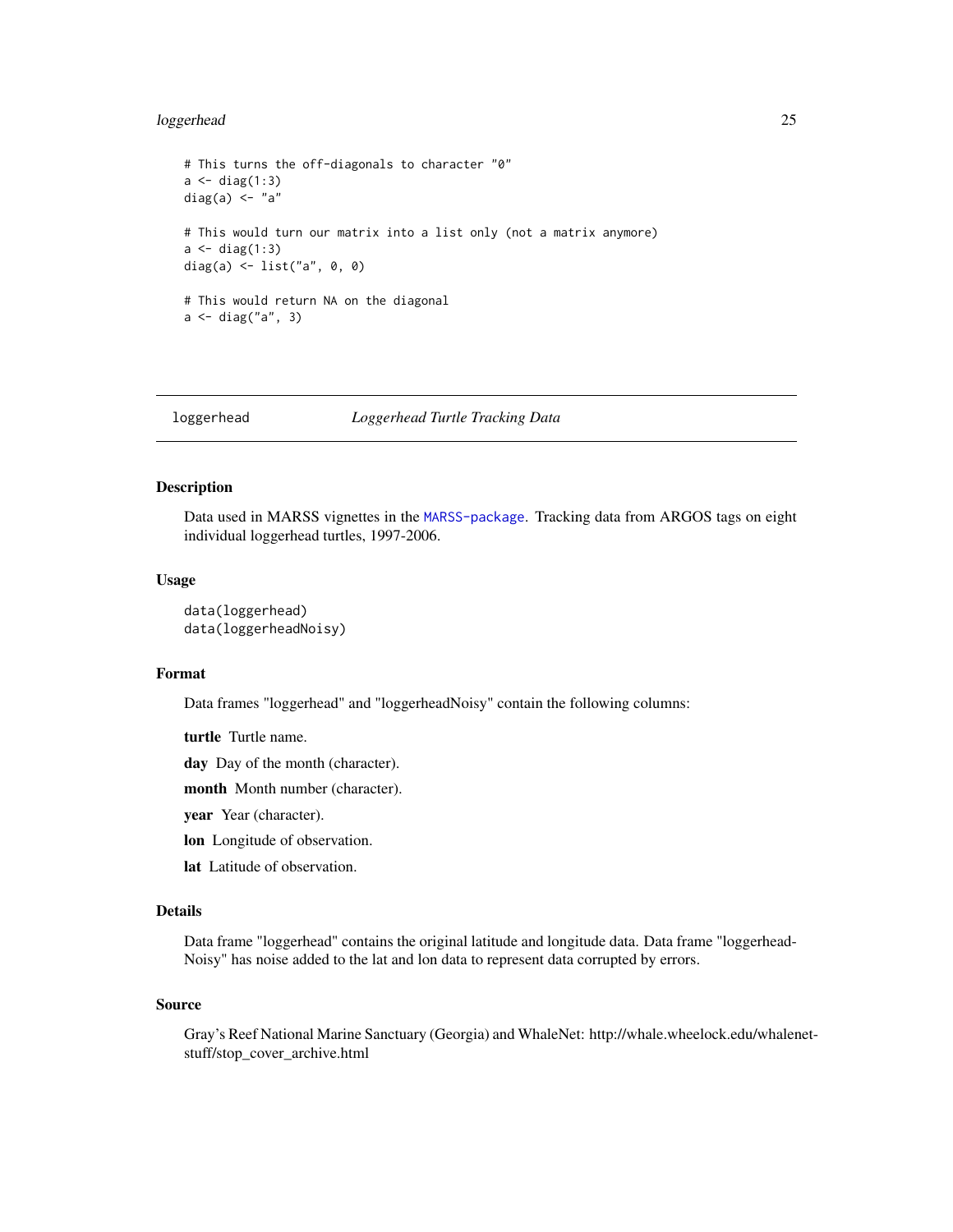```
# This turns the off-diagonals to character "0"
a <- diag(1:3)
diag(a) <- "a"

# This would turn our matrix into a list only (not a matrix anymore)
a <- diag(1:3)
diag(a) <- list("a", 0, 0)

# This would return NA on the diagonal
a <- diag("a", 3)
```

---

## loggerhead — *Loggerhead Turtle Tracking Data*

---

### Description

Data used in MARSS vignettes in the MARSS-package. Tracking data from ARGOS tags on eight individual loggerhead turtles, 1997-2006.

### Usage

```
data(loggerhead)
data(loggerheadNoisy)
```

### Format

Data frames "loggerhead" and "loggerheadNoisy" contain the following columns:

**turtle** Turtle name.

**day** Day of the month (character).

**month** Month number (character).

**year** Year (character).

**lon** Longitude of observation.

**lat** Latitude of observation.

### Details

Data frame "loggerhead" contains the original latitude and longitude data. Data frame "loggerheadNoisy" has noise added to the lat and lon data to represent data corrupted by errors.

### Source

Gray's Reef National Marine Sanctuary (Georgia) and WhaleNet: http://whale.wheelock.edu/whalenet-stuff/stop_cover_archive.html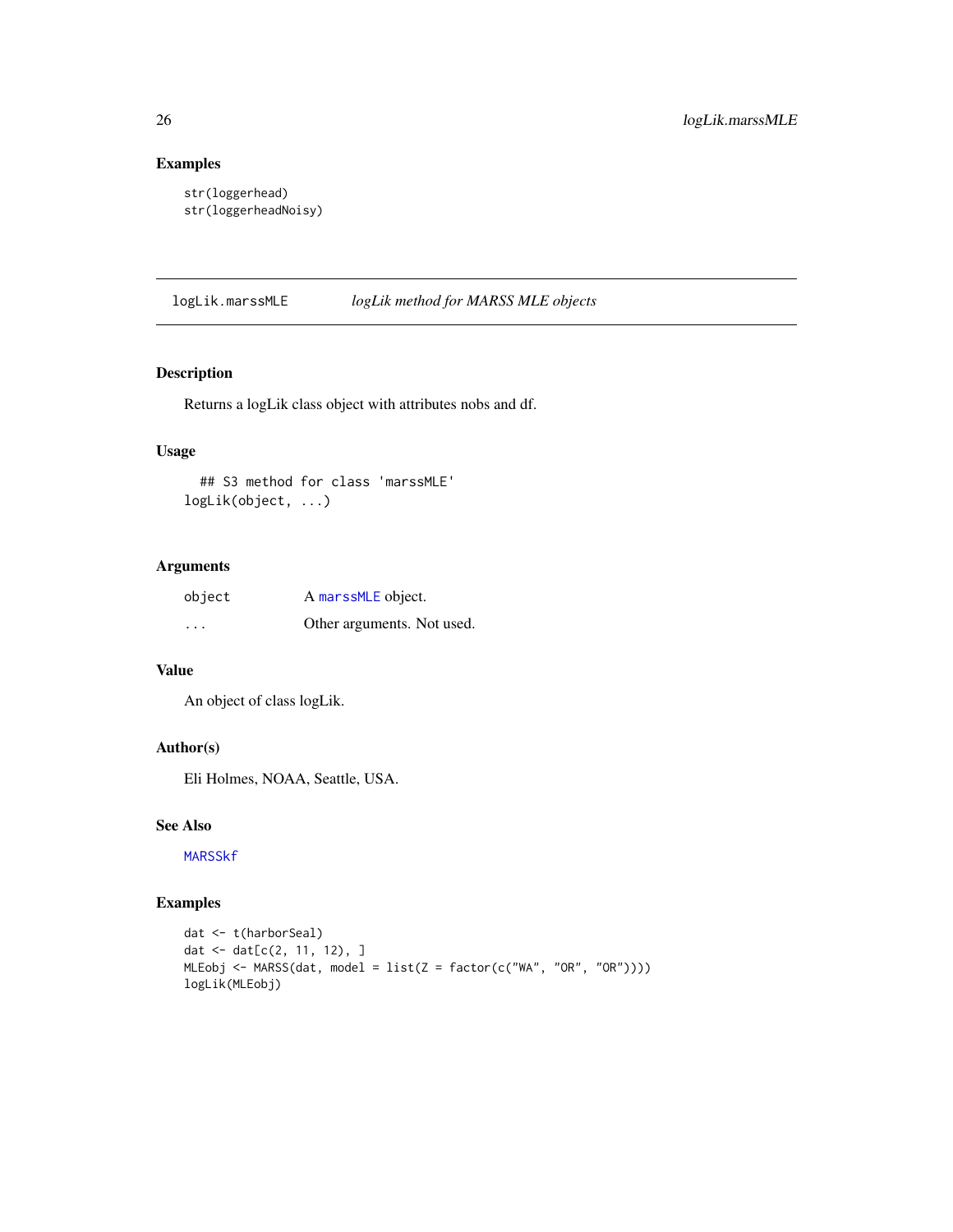## Examples

```
str(loggerhead)
str(loggerheadNoisy)
```

---

# logLik.marssMLE — *logLik method for MARSS MLE objects*

---

## Description

Returns a logLik class object with attributes nobs and df.

## Usage

```
  ## S3 method for class 'marssMLE'
logLik(object, ...)
```

## Arguments

| | |
|---|---|
| object | A marssMLE object. |
| ... | Other arguments. Not used. |

## Value

An object of class logLik.

## Author(s)

Eli Holmes, NOAA, Seattle, USA.

## See Also

MARSSkf

## Examples

```
dat <- t(harborSeal)
dat <- dat[c(2, 11, 12), ]
MLEobj <- MARSS(dat, model = list(Z = factor(c("WA", "OR", "OR"))))
logLik(MLEobj)
```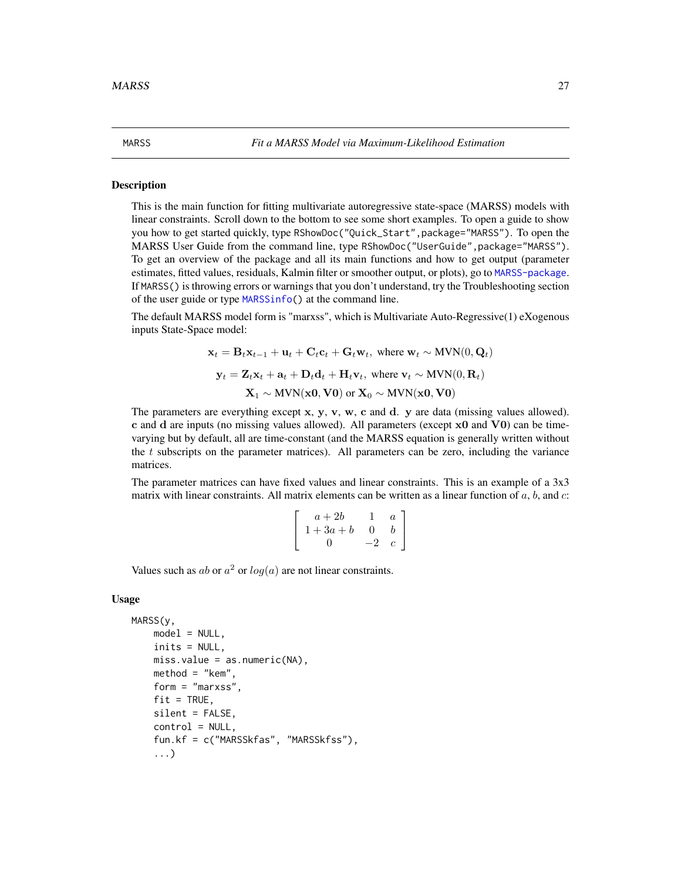MARSS *Fit a MARSS Model via Maximum-Likelihood Estimation*

## Description

This is the main function for fitting multivariate autoregressive state-space (MARSS) models with linear constraints. Scroll down to the bottom to see some short examples. To open a guide to show you how to get started quickly, type `RShowDoc("Quick_Start",package="MARSS")`. To open the MARSS User Guide from the command line, type `RShowDoc("UserGuide",package="MARSS")`. To get an overview of the package and all its main functions and how to get output (parameter estimates, fitted values, residuals, Kalmin filter or smoother output, or plots), go to `MARSS-package`. If `MARSS()` is throwing errors or warnings that you don't understand, try the Troubleshooting section of the user guide or type `MARSSinfo()` at the command line.

The default MARSS model form is "marxss", which is Multivariate Auto-Regressive(1) eXogenous inputs State-Space model:

$$\mathbf{x}_t = \mathbf{B}_t\mathbf{x}_{t-1} + \mathbf{u}_t + \mathbf{C}_t\mathbf{c}_t + \mathbf{G}_t\mathbf{w}_t, \text{ where } \mathbf{w}_t \sim \text{MVN}(0, \mathbf{Q}_t)$$

$$\mathbf{y}_t = \mathbf{Z}_t\mathbf{x}_t + \mathbf{a}_t + \mathbf{D}_t\mathbf{d}_t + \mathbf{H}_t\mathbf{v}_t, \text{ where } \mathbf{v}_t \sim \text{MVN}(0, \mathbf{R}_t)$$

$$\mathbf{X}_1 \sim \text{MVN}(\mathbf{x0}, \mathbf{V0}) \text{ or } \mathbf{X}_0 \sim \text{MVN}(\mathbf{x0}, \mathbf{V0})$$

The parameters are everything except $\mathbf{x}$, $\mathbf{y}$, $\mathbf{v}$, $\mathbf{w}$, $\mathbf{c}$ and $\mathbf{d}$. $\mathbf{y}$ are data (missing values allowed). $\mathbf{c}$ and $\mathbf{d}$ are inputs (no missing values allowed). All parameters (except $\mathbf{x0}$ and $\mathbf{V0}$) can be time-varying but by default, all are time-constant (and the MARSS equation is generally written without the $t$ subscripts on the parameter matrices). All parameters can be zero, including the variance matrices.

The parameter matrices can have fixed values and linear constraints. This is an example of a 3x3 matrix with linear constraints. All matrix elements can be written as a linear function of $a$, $b$, and $c$:

$$\begin{bmatrix} a+2b & 1 & a \\ 1+3a+b & 0 & b \\ 0 & -2 & c \end{bmatrix}$$

Values such as $ab$ or $a^2$ or $log(a)$ are not linear constraints.

## Usage

```
MARSS(y,
    model = NULL,
    inits = NULL,
    miss.value = as.numeric(NA),
    method = "kem",
    form = "marxss",
    fit = TRUE,
    silent = FALSE,
    control = NULL,
    fun.kf = c("MARSSkfas", "MARSSkfss"),
    ...)
```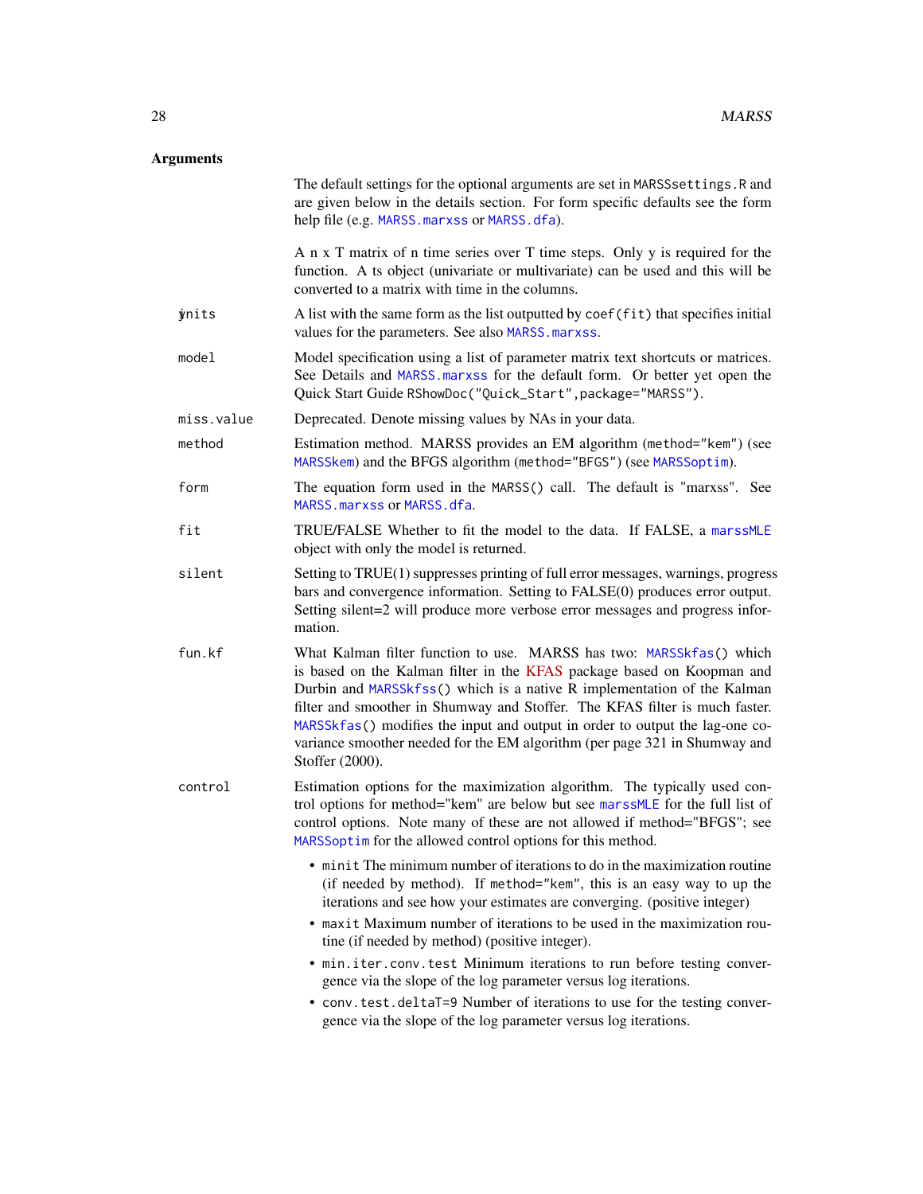## Arguments

The default settings for the optional arguments are set in `MARSSsettings.R` and are given below in the details section. For form specific defaults see the form help file (e.g. `MARSS.marxss` or `MARSS.dfa`).

| | |
|---|---|
| y | A n x T matrix of n time series over T time steps. Only y is required for the function. A ts object (univariate or multivariate) can be used and this will be converted to a matrix with time in the columns. |
| inits | A list with the same form as the list outputted by `coef(fit)` that specifies initial values for the parameters. See also `MARSS.marxss`. |
| model | Model specification using a list of parameter matrix text shortcuts or matrices. See Details and `MARSS.marxss` for the default form. Or better yet open the Quick Start Guide `RShowDoc("Quick_Start",package="MARSS")`. |
| miss.value | Deprecated. Denote missing values by NAs in your data. |
| method | Estimation method. MARSS provides an EM algorithm (`method="kem"`) (see `MARSSkem`) and the BFGS algorithm (`method="BFGS"`) (see `MARSSoptim`). |
| form | The equation form used in the `MARSS()` call. The default is "marxss". See `MARSS.marxss` or `MARSS.dfa`. |
| fit | TRUE/FALSE Whether to fit the model to the data. If FALSE, a `marssMLE` object with only the model is returned. |
| silent | Setting to TRUE(1) suppresses printing of full error messages, warnings, progress bars and convergence information. Setting to FALSE(0) produces error output. Setting silent=2 will produce more verbose error messages and progress information. |
| fun.kf | What Kalman filter function to use. MARSS has two: `MARSSkfas()` which is based on the Kalman filter in the KFAS package based on Koopman and Durbin and `MARSSkfss()` which is a native R implementation of the Kalman filter and smoother in Shumway and Stoffer. The KFAS filter is much faster. `MARSSkfas()` modifies the input and output in order to output the lag-one covariance smoother needed for the EM algorithm (per page 321 in Shumway and Stoffer (2000). |
| control | Estimation options for the maximization algorithm. The typically used control options for method="kem" are below but see `marssMLE` for the full list of control options. Note many of these are not allowed if method="BFGS"; see `MARSSoptim` for the allowed control options for this method. |

- `minit` The minimum number of iterations to do in the maximization routine (if needed by method). If `method="kem"`, this is an easy way to up the iterations and see how your estimates are converging. (positive integer)
- `maxit` Maximum number of iterations to be used in the maximization routine (if needed by method) (positive integer).
- `min.iter.conv.test` Minimum iterations to run before testing convergence via the slope of the log parameter versus log iterations.
- `conv.test.deltaT=9` Number of iterations to use for the testing convergence via the slope of the log parameter versus log iterations.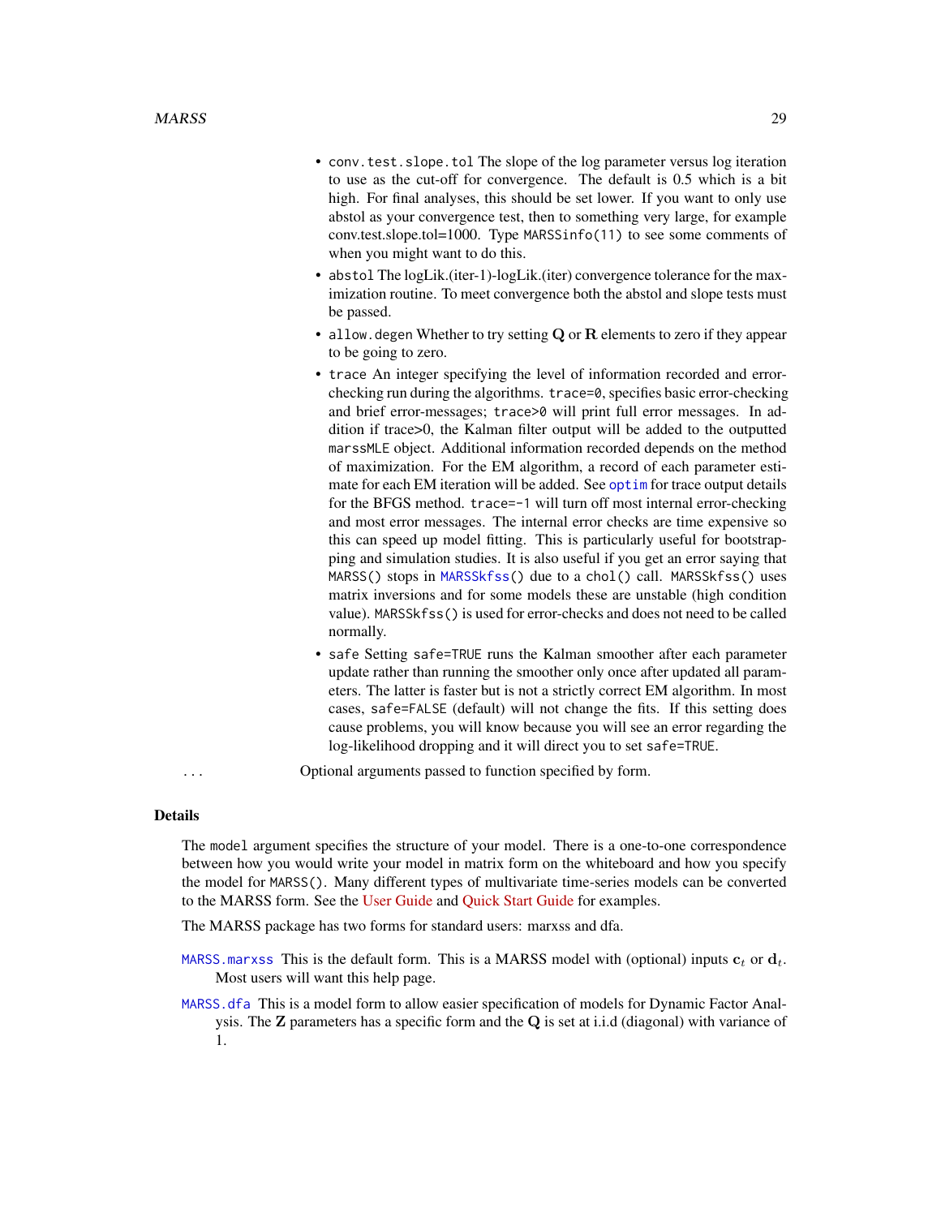- `conv.test.slope.tol` The slope of the log parameter versus log iteration to use as the cut-off for convergence. The default is 0.5 which is a bit high. For final analyses, this should be set lower. If you want to only use abstol as your convergence test, then to something very large, for example conv.test.slope.tol=1000. Type `MARSSinfo(11)` to see some comments of when you might want to do this.
- `abstol` The logLik.(iter-1)-logLik.(iter) convergence tolerance for the maximization routine. To meet convergence both the abstol and slope tests must be passed.
- `allow.degen` Whether to try setting $\mathbf{Q}$ or $\mathbf{R}$ elements to zero if they appear to be going to zero.
- `trace` An integer specifying the level of information recorded and error-checking run during the algorithms. `trace=0`, specifies basic error-checking and brief error-messages; `trace>0` will print full error messages. In addition if trace>0, the Kalman filter output will be added to the outputted `marssMLE` object. Additional information recorded depends on the method of maximization. For the EM algorithm, a record of each parameter estimate for each EM iteration will be added. See `optim` for trace output details for the BFGS method. `trace=-1` will turn off most internal error-checking and most error messages. The internal error checks are time expensive so this can speed up model fitting. This is particularly useful for bootstrapping and simulation studies. It is also useful if you get an error saying that `MARSS()` stops in `MARSSkfss()` due to a `chol()` call. `MARSSkfss()` uses matrix inversions and for some models these are unstable (high condition value). `MARSSkfss()` is used for error-checks and does not need to be called normally.
- `safe` Setting `safe=TRUE` runs the Kalman smoother after each parameter update rather than running the smoother only once after updated all parameters. The latter is faster but is not a strictly correct EM algorithm. In most cases, `safe=FALSE` (default) will not change the fits. If this setting does cause problems, you will know because you will see an error regarding the log-likelihood dropping and it will direct you to set `safe=TRUE`.

`...` Optional arguments passed to function specified by form.

### Details

The `model` argument specifies the structure of your model. There is a one-to-one correspondence between how you would write your model in matrix form on the whiteboard and how you specify the model for `MARSS()`. Many different types of multivariate time-series models can be converted to the MARSS form. See the User Guide and Quick Start Guide for examples.

The MARSS package has two forms for standard users: marxss and dfa.

`MARSS.marxss` This is the default form. This is a MARSS model with (optional) inputs $\mathbf{c}_t$ or $\mathbf{d}_t$. Most users will want this help page.

`MARSS.dfa` This is a model form to allow easier specification of models for Dynamic Factor Analysis. The $\mathbf{Z}$ parameters has a specific form and the $\mathbf{Q}$ is set at i.i.d (diagonal) with variance of 1.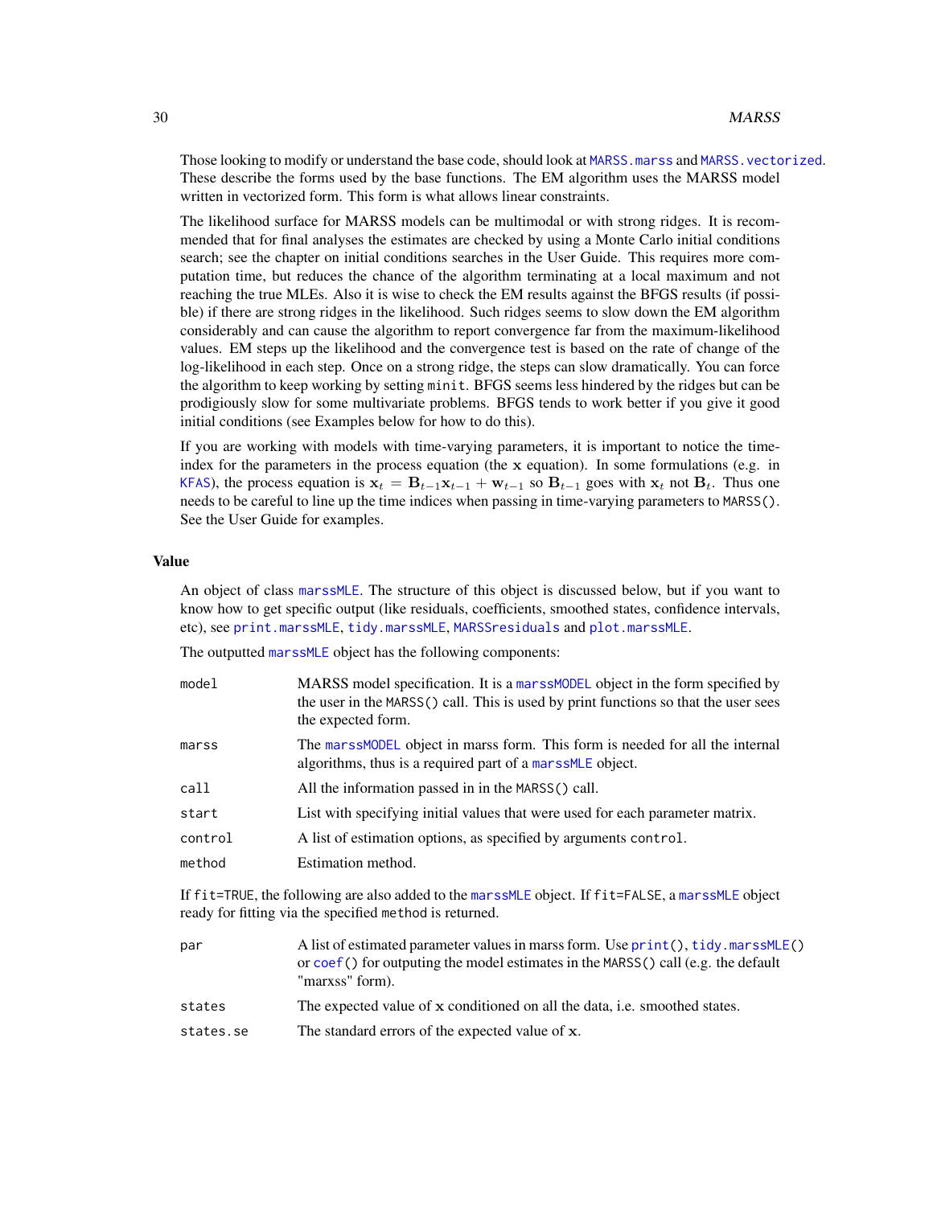Those looking to modify or understand the base code, should look at MARSS.marss and MARSS.vectorized. These describe the forms used by the base functions. The EM algorithm uses the MARSS model written in vectorized form. This form is what allows linear constraints.

The likelihood surface for MARSS models can be multimodal or with strong ridges. It is recommended that for final analyses the estimates are checked by using a Monte Carlo initial conditions search; see the chapter on initial conditions searches in the User Guide. This requires more computation time, but reduces the chance of the algorithm terminating at a local maximum and not reaching the true MLEs. Also it is wise to check the EM results against the BFGS results (if possible) if there are strong ridges in the likelihood. Such ridges seems to slow down the EM algorithm considerably and can cause the algorithm to report convergence far from the maximum-likelihood values. EM steps up the likelihood and the convergence test is based on the rate of change of the log-likelihood in each step. Once on a strong ridge, the steps can slow dramatically. You can force the algorithm to keep working by setting `minit`. BFGS seems less hindered by the ridges but can be prodigiously slow for some multivariate problems. BFGS tends to work better if you give it good initial conditions (see Examples below for how to do this).

If you are working with models with time-varying parameters, it is important to notice the time-index for the parameters in the process equation (the $\mathbf{x}$ equation). In some formulations (e.g. in KFAS), the process equation is $\mathbf{x}_t = \mathbf{B}_{t-1}\mathbf{x}_{t-1} + \mathbf{w}_{t-1}$ so $\mathbf{B}_{t-1}$ goes with $\mathbf{x}_t$ not $\mathbf{B}_t$. Thus one needs to be careful to line up the time indices when passing in time-varying parameters to `MARSS()`. See the User Guide for examples.

## Value

An object of class marssMLE. The structure of this object is discussed below, but if you want to know how to get specific output (like residuals, coefficients, smoothed states, confidence intervals, etc), see print.marssMLE, tidy.marssMLE, MARSSresiduals and plot.marssMLE.

The outputted marssMLE object has the following components:

| | |
|---|---|
| `model` | MARSS model specification. It is a marssMODEL object in the form specified by the user in the `MARSS()` call. This is used by print functions so that the user sees the expected form. |
| `marss` | The marssMODEL object in marss form. This form is needed for all the internal algorithms, thus is a required part of a marssMLE object. |
| `call` | All the information passed in in the `MARSS()` call. |
| `start` | List with specifying initial values that were used for each parameter matrix. |
| `control` | A list of estimation options, as specified by arguments `control`. |
| `method` | Estimation method. |

If `fit=TRUE`, the following are also added to the marssMLE object. If `fit=FALSE`, a marssMLE object ready for fitting via the specified `method` is returned.

| | |
|---|---|
| `par` | A list of estimated parameter values in marss form. Use `print()`, `tidy.marssMLE()` or `coef()` for outputing the model estimates in the `MARSS()` call (e.g. the default "marxss" form). |
| `states` | The expected value of $\mathbf{x}$ conditioned on all the data, i.e. smoothed states. |
| `states.se` | The standard errors of the expected value of $\mathbf{x}$. |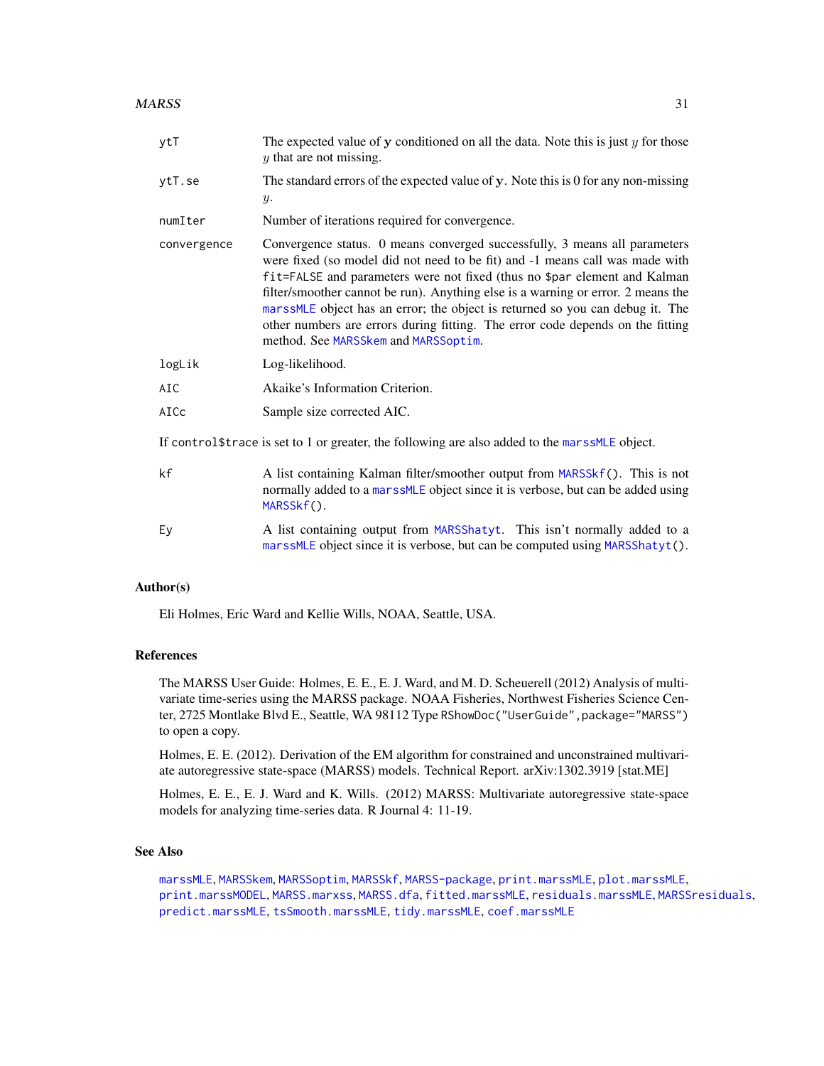ytT
: The expected value of $\mathbf{y}$ conditioned on all the data. Note this is just $y$ for those $y$ that are not missing.

ytT.se
: The standard errors of the expected value of $\mathbf{y}$. Note this is 0 for any non-missing $y$.

numIter
: Number of iterations required for convergence.

convergence
: Convergence status. 0 means converged successfully, 3 means all parameters were fixed (so model did not need to be fit) and -1 means call was made with `fit=FALSE` and parameters were not fixed (thus no `$par` element and Kalman filter/smoother cannot be run). Anything else is a warning or error. 2 means the `marssMLE` object has an error; the object is returned so you can debug it. The other numbers are errors during fitting. The error code depends on the fitting method. See `MARSSkem` and `MARSSoptim`.

logLik
: Log-likelihood.

AIC
: Akaike's Information Criterion.

AICc
: Sample size corrected AIC.

If `control$trace` is set to 1 or greater, the following are also added to the `marssMLE` object.

kf
: A list containing Kalman filter/smoother output from `MARSSkf()`. This is not normally added to a `marssMLE` object since it is verbose, but can be added using `MARSSkf()`.

Ey
: A list containing output from `MARSShatyt`. This isn't normally added to a `marssMLE` object since it is verbose, but can be computed using `MARSShatyt()`.

## Author(s)

Eli Holmes, Eric Ward and Kellie Wills, NOAA, Seattle, USA.

## References

The MARSS User Guide: Holmes, E. E., E. J. Ward, and M. D. Scheuerell (2012) Analysis of multivariate time-series using the MARSS package. NOAA Fisheries, Northwest Fisheries Science Center, 2725 Montlake Blvd E., Seattle, WA 98112 Type `RShowDoc("UserGuide",package="MARSS")` to open a copy.

Holmes, E. E. (2012). Derivation of the EM algorithm for constrained and unconstrained multivariate autoregressive state-space (MARSS) models. Technical Report. arXiv:1302.3919 [stat.ME]

Holmes, E. E., E. J. Ward and K. Wills. (2012) MARSS: Multivariate autoregressive state-space models for analyzing time-series data. R Journal 4: 11-19.

## See Also

`marssMLE`, `MARSSkem`, `MARSSoptim`, `MARSSkf`, `MARSS-package`, `print.marssMLE`, `plot.marssMLE`, `print.marssMODEL`, `MARSS.marxss`, `MARSS.dfa`, `fitted.marssMLE`, `residuals.marssMLE`, `MARSSresiduals`, `predict.marssMLE`, `tsSmooth.marssMLE`, `tidy.marssMLE`, `coef.marssMLE`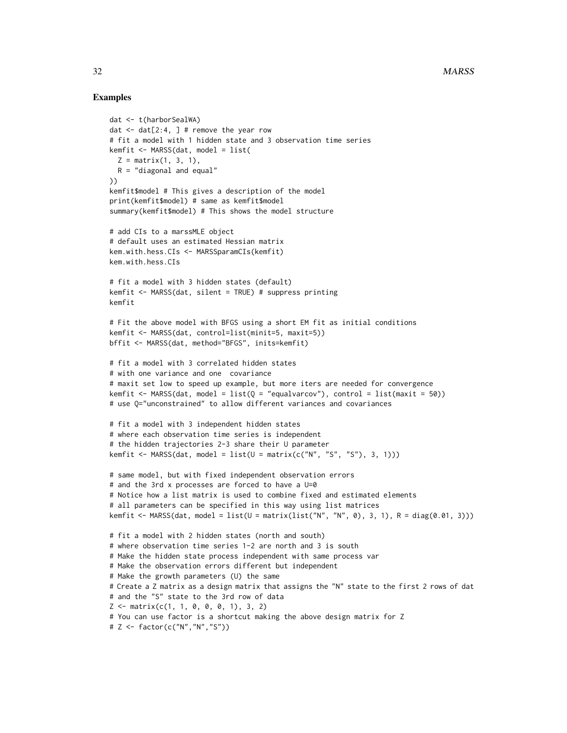## Examples

```
dat <- t(harborSealWA)
dat <- dat[2:4, ] # remove the year row
# fit a model with 1 hidden state and 3 observation time series
kemfit <- MARSS(dat, model = list(
  Z = matrix(1, 3, 1),
  R = "diagonal and equal"
))
kemfit$model # This gives a description of the model
print(kemfit$model) # same as kemfit$model
summary(kemfit$model) # This shows the model structure

# add CIs to a marssMLE object
# default uses an estimated Hessian matrix
kem.with.hess.CIs <- MARSSparamCIs(kemfit)
kem.with.hess.CIs

# fit a model with 3 hidden states (default)
kemfit <- MARSS(dat, silent = TRUE) # suppress printing
kemfit

# Fit the above model with BFGS using a short EM fit as initial conditions
kemfit <- MARSS(dat, control=list(minit=5, maxit=5))
bffit <- MARSS(dat, method="BFGS", inits=kemfit)

# fit a model with 3 correlated hidden states
# with one variance and one  covariance
# maxit set low to speed up example, but more iters are needed for convergence
kemfit <- MARSS(dat, model = list(Q = "equalvarcov"), control = list(maxit = 50))
# use Q="unconstrained" to allow different variances and covariances

# fit a model with 3 independent hidden states
# where each observation time series is independent
# the hidden trajectories 2-3 share their U parameter
kemfit <- MARSS(dat, model = list(U = matrix(c("N", "S", "S"), 3, 1)))

# same model, but with fixed independent observation errors
# and the 3rd x processes are forced to have a U=0
# Notice how a list matrix is used to combine fixed and estimated elements
# all parameters can be specified in this way using list matrices
kemfit <- MARSS(dat, model = list(U = matrix(list("N", "N", 0), 3, 1), R = diag(0.01, 3)))

# fit a model with 2 hidden states (north and south)
# where observation time series 1-2 are north and 3 is south
# Make the hidden state process independent with same process var
# Make the observation errors different but independent
# Make the growth parameters (U) the same
# Create a Z matrix as a design matrix that assigns the "N" state to the first 2 rows of dat
# and the "S" state to the 3rd row of data
Z <- matrix(c(1, 1, 0, 0, 0, 1), 3, 2)
# You can use factor is a shortcut making the above design matrix for Z
# Z <- factor(c("N","N","S"))
```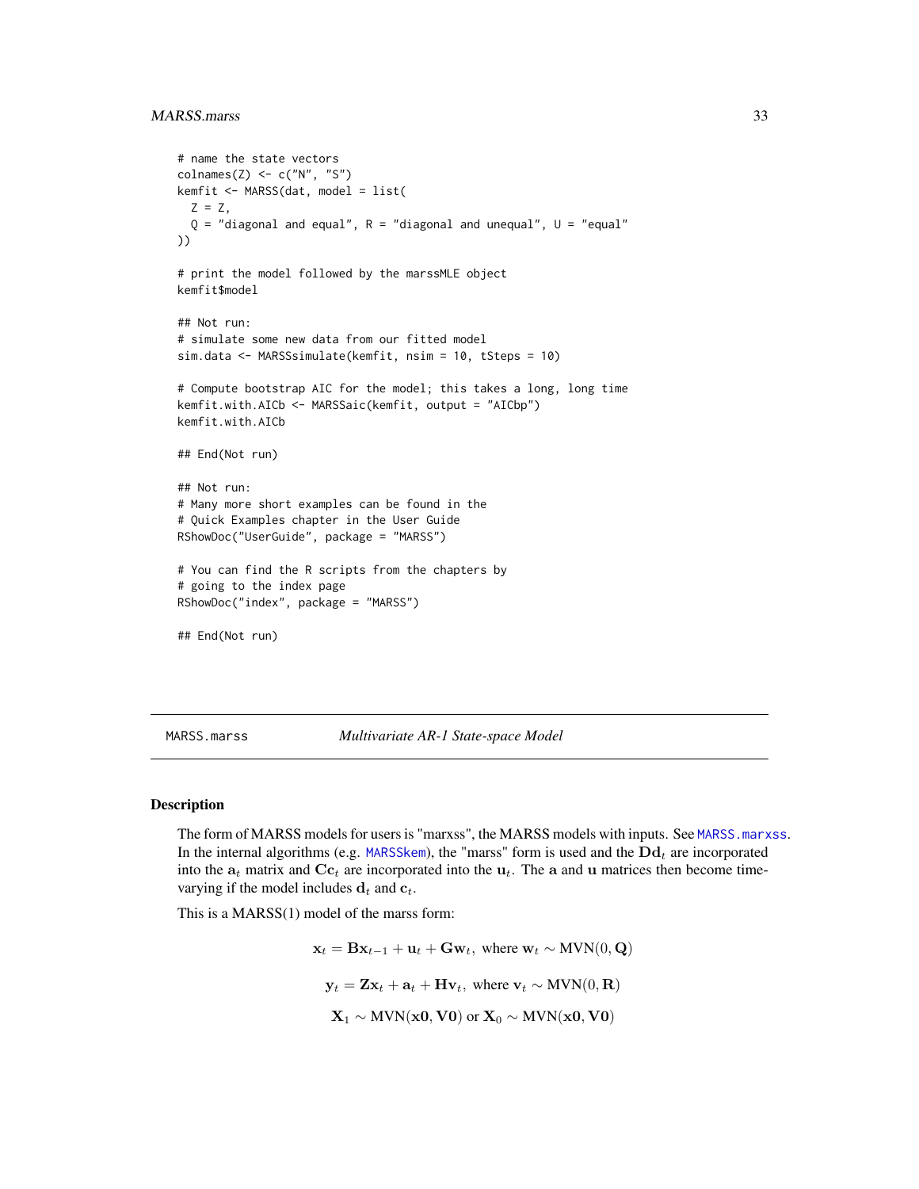```
# name the state vectors
colnames(Z) <- c("N", "S")
kemfit <- MARSS(dat, model = list(
  Z = Z,
  Q = "diagonal and equal", R = "diagonal and unequal", U = "equal"
))

# print the model followed by the marssMLE object
kemfit$model

## Not run:
# simulate some new data from our fitted model
sim.data <- MARSSsimulate(kemfit, nsim = 10, tSteps = 10)

# Compute bootstrap AIC for the model; this takes a long, long time
kemfit.with.AICb <- MARSSaic(kemfit, output = "AICbp")
kemfit.with.AICb

## End(Not run)

## Not run:
# Many more short examples can be found in the
# Quick Examples chapter in the User Guide
RShowDoc("UserGuide", package = "MARSS")

# You can find the R scripts from the chapters by
# going to the index page
RShowDoc("index", package = "MARSS")

## End(Not run)
```

---

## MARSS.marss — *Multivariate AR-1 State-space Model*

### Description

The form of MARSS models for users is "marxss", the MARSS models with inputs. See `MARSS.marxss`. In the internal algorithms (e.g. `MARSSkem`), the "marss" form is used and the $\mathbf{D}\mathbf{d}_t$ are incorporated into the $\mathbf{a}_t$ matrix and $\mathbf{C}\mathbf{c}_t$ are incorporated into the $\mathbf{u}_t$. The $\mathbf{a}$ and $\mathbf{u}$ matrices then become time-varying if the model includes $\mathbf{d}_t$ and $\mathbf{c}_t$.

This is a MARSS(1) model of the marss form:

$$\mathbf{x}_t = \mathbf{B}\mathbf{x}_{t-1} + \mathbf{u}_t + \mathbf{G}\mathbf{w}_t, \text{ where } \mathbf{w}_t \sim \text{MVN}(0, \mathbf{Q})$$

$$\mathbf{y}_t = \mathbf{Z}\mathbf{x}_t + \mathbf{a}_t + \mathbf{H}\mathbf{v}_t, \text{ where } \mathbf{v}_t \sim \text{MVN}(0, \mathbf{R})$$

$$\mathbf{X}_1 \sim \text{MVN}(\mathbf{x0}, \mathbf{V0}) \text{ or } \mathbf{X}_0 \sim \text{MVN}(\mathbf{x0}, \mathbf{V0})$$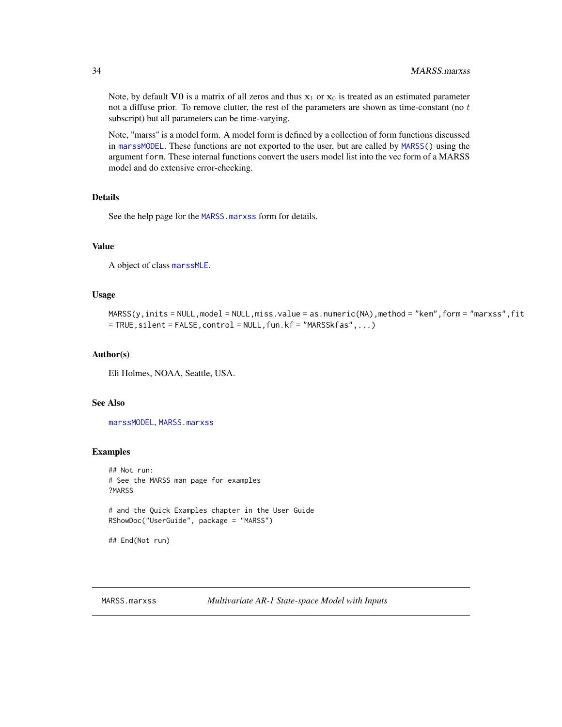Note, by default $\mathbf{V0}$ is a matrix of all zeros and thus $\mathbf{x}_1$ or $\mathbf{x}_0$ is treated as an estimated parameter not a diffuse prior. To remove clutter, the rest of the parameters are shown as time-constant (no $t$ subscript) but all parameters can be time-varying.

Note, "marss" is a model form. A model form is defined by a collection of form functions discussed in marssMODEL. These functions are not exported to the user, but are called by MARSS() using the argument form. These internal functions convert the users model list into the vec form of a MARSS model and do extensive error-checking.

### Details

See the help page for the MARSS.marxss form for details.

### Value

A object of class marssMLE.

### Usage

```
MARSS(y,inits = NULL,model = NULL,miss.value = as.numeric(NA),method = "kem",form = "marxss",fit
= TRUE,silent = FALSE,control = NULL,fun.kf = "MARSSkfas",...)
```

### Author(s)

Eli Holmes, NOAA, Seattle, USA.

### See Also

marssMODEL, MARSS.marxss

### Examples

```
## Not run:
# See the MARSS man page for examples
?MARSS

# and the Quick Examples chapter in the User Guide
RShowDoc("UserGuide", package = "MARSS")

## End(Not run)
```

---

## MARSS.marxss — *Multivariate AR-1 State-space Model with Inputs*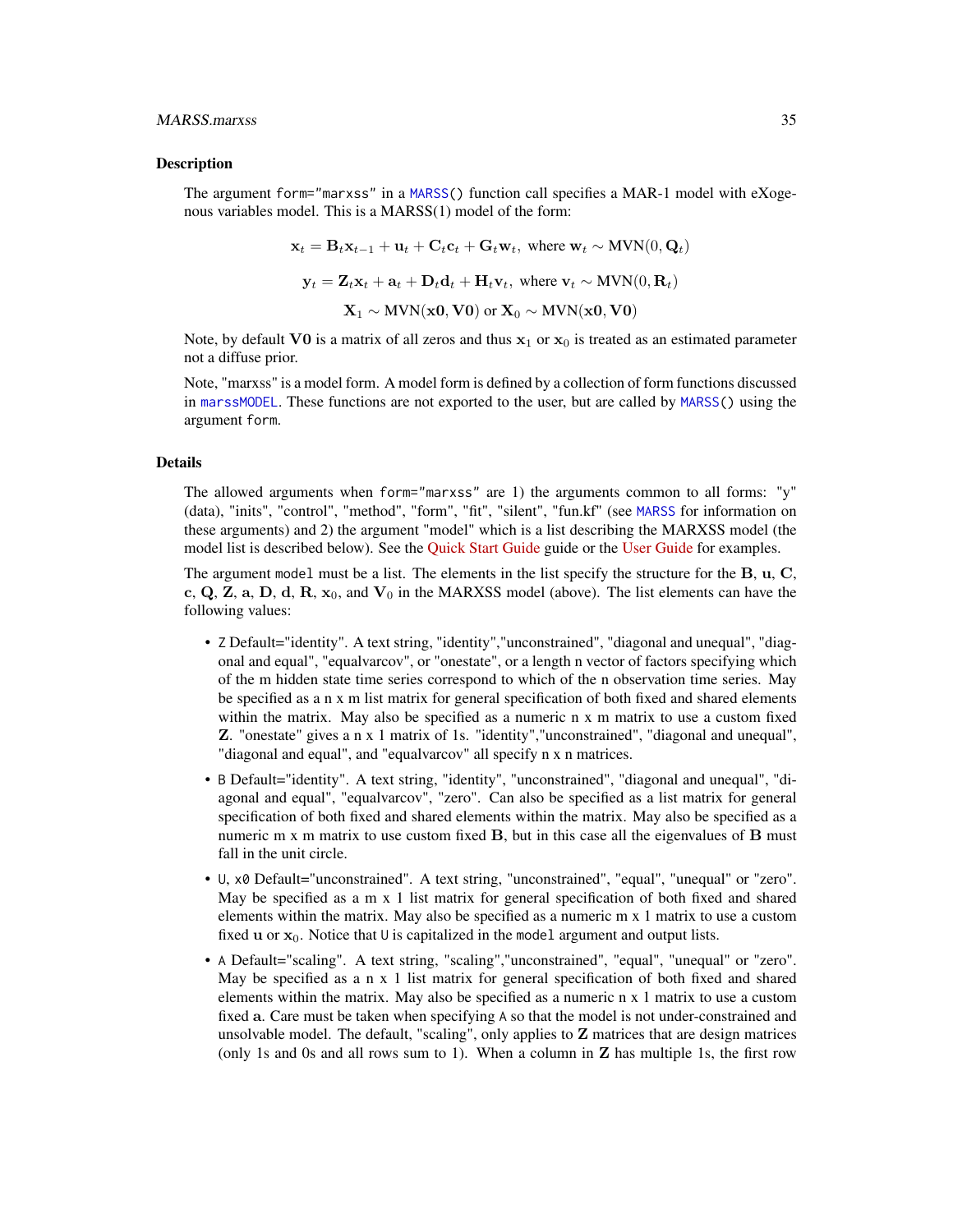### Description

The argument `form="marxss"` in a `MARSS()` function call specifies a MAR-1 model with eXogenous variables model. This is a MARSS(1) model of the form:

$$\mathbf{x}_t = \mathbf{B}_t \mathbf{x}_{t-1} + \mathbf{u}_t + \mathbf{C}_t \mathbf{c}_t + \mathbf{G}_t \mathbf{w}_t, \text{ where } \mathbf{w}_t \sim \text{MVN}(0, \mathbf{Q}_t)$$

$$\mathbf{y}_t = \mathbf{Z}_t \mathbf{x}_t + \mathbf{a}_t + \mathbf{D}_t \mathbf{d}_t + \mathbf{H}_t \mathbf{v}_t, \text{ where } \mathbf{v}_t \sim \text{MVN}(0, \mathbf{R}_t)$$

$$\mathbf{X}_1 \sim \text{MVN}(\mathbf{x0}, \mathbf{V0}) \text{ or } \mathbf{X}_0 \sim \text{MVN}(\mathbf{x0}, \mathbf{V0})$$

Note, by default $\mathbf{V0}$ is a matrix of all zeros and thus $\mathbf{x}_1$ or $\mathbf{x}_0$ is treated as an estimated parameter not a diffuse prior.

Note, "marxss" is a model form. A model form is defined by a collection of form functions discussed in `marssMODEL`. These functions are not exported to the user, but are called by `MARSS()` using the argument `form`.

### Details

The allowed arguments when `form="marxss"` are 1) the arguments common to all forms: "y" (data), "inits", "control", "method", "form", "fit", "silent", "fun.kf" (see `MARSS` for information on these arguments) and 2) the argument "model" which is a list describing the MARXSS model (the model list is described below). See the Quick Start Guide guide or the User Guide for examples.

The argument `model` must be a list. The elements in the list specify the structure for the $\mathbf{B}$, $\mathbf{u}$, $\mathbf{C}$, $\mathbf{c}$, $\mathbf{Q}$, $\mathbf{Z}$, $\mathbf{a}$, $\mathbf{D}$, $\mathbf{d}$, $\mathbf{R}$, $\mathbf{x}_0$, and $\mathbf{V}_0$ in the MARXSS model (above). The list elements can have the following values:

- `Z` Default="identity". A text string, "identity","unconstrained", "diagonal and unequal", "diagonal and equal", "equalvarcov", or "onestate", or a length n vector of factors specifying which of the m hidden state time series correspond to which of the n observation time series. May be specified as a n x m list matrix for general specification of both fixed and shared elements within the matrix. May also be specified as a numeric n x m matrix to use a custom fixed $\mathbf{Z}$. "onestate" gives a n x 1 matrix of 1s. "identity","unconstrained", "diagonal and unequal", "diagonal and equal", and "equalvarcov" all specify n x n matrices.
- `B` Default="identity". A text string, "identity", "unconstrained", "diagonal and unequal", "diagonal and equal", "equalvarcov", "zero". Can also be specified as a list matrix for general specification of both fixed and shared elements within the matrix. May also be specified as a numeric m x m matrix to use custom fixed $\mathbf{B}$, but in this case all the eigenvalues of $\mathbf{B}$ must fall in the unit circle.
- `U`, `x0` Default="unconstrained". A text string, "unconstrained", "equal", "unequal" or "zero". May be specified as a m x 1 list matrix for general specification of both fixed and shared elements within the matrix. May also be specified as a numeric m x 1 matrix to use a custom fixed $\mathbf{u}$ or $\mathbf{x}_0$. Notice that `U` is capitalized in the `model` argument and output lists.
- `A` Default="scaling". A text string, "scaling","unconstrained", "equal", "unequal" or "zero". May be specified as a n x 1 list matrix for general specification of both fixed and shared elements within the matrix. May also be specified as a numeric n x 1 matrix to use a custom fixed $\mathbf{a}$. Care must be taken when specifying `A` so that the model is not under-constrained and unsolvable model. The default, "scaling", only applies to $\mathbf{Z}$ matrices that are design matrices (only 1s and 0s and all rows sum to 1). When a column in $\mathbf{Z}$ has multiple 1s, the first row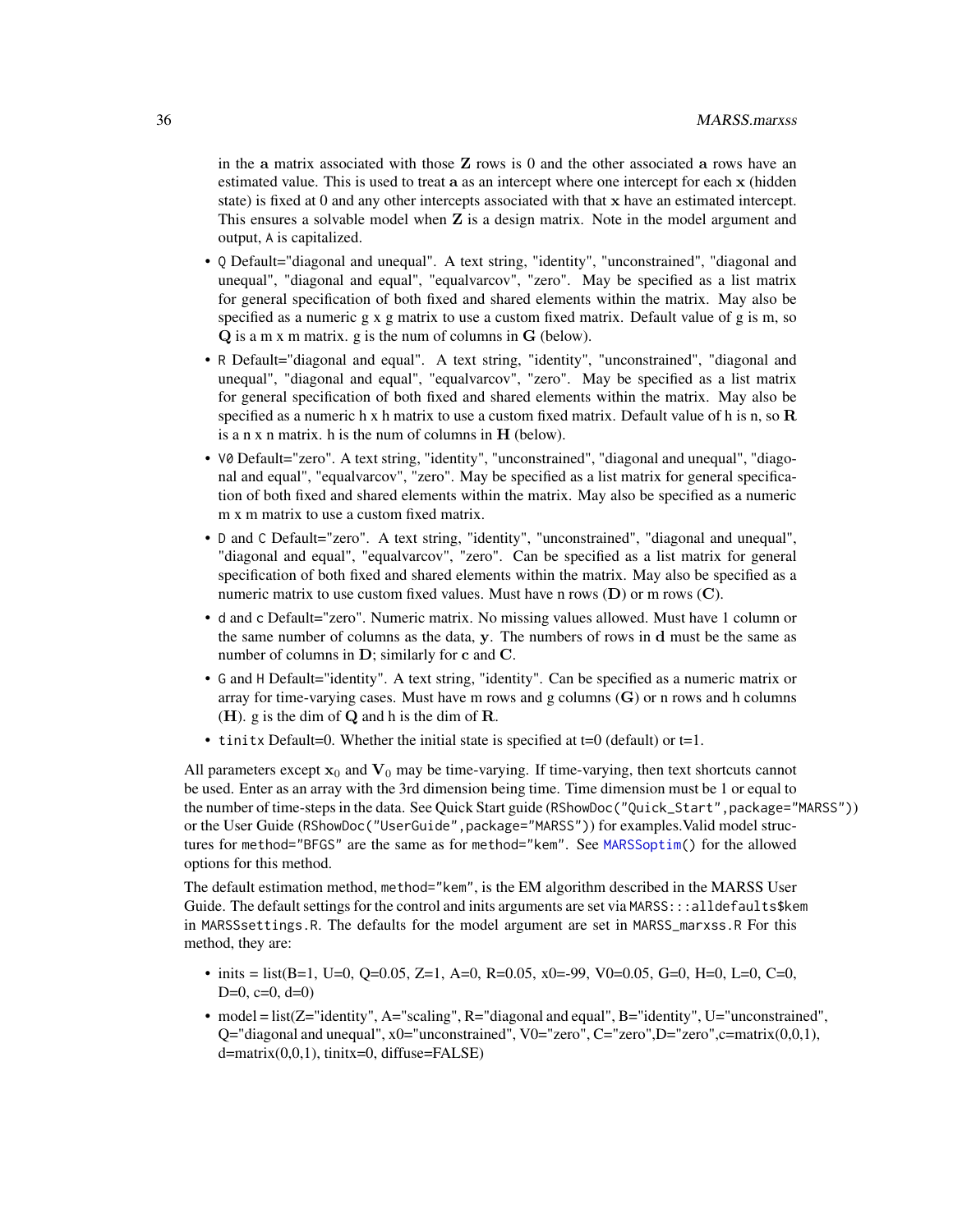in the $\mathbf{a}$ matrix associated with those $\mathbf{Z}$ rows is 0 and the other associated $\mathbf{a}$ rows have an estimated value. This is used to treat $\mathbf{a}$ as an intercept where one intercept for each $\mathbf{x}$ (hidden state) is fixed at 0 and any other intercepts associated with that $\mathbf{x}$ have an estimated intercept. This ensures a solvable model when $\mathbf{Z}$ is a design matrix. Note in the model argument and output, `A` is capitalized.

- `Q` Default="diagonal and unequal". A text string, "identity", "unconstrained", "diagonal and unequal", "diagonal and equal", "equalvarcov", "zero". May be specified as a list matrix for general specification of both fixed and shared elements within the matrix. May also be specified as a numeric g x g matrix to use a custom fixed matrix. Default value of g is m, so $\mathbf{Q}$ is a m x m matrix. g is the num of columns in $\mathbf{G}$ (below).
- `R` Default="diagonal and equal". A text string, "identity", "unconstrained", "diagonal and unequal", "diagonal and equal", "equalvarcov", "zero". May be specified as a list matrix for general specification of both fixed and shared elements within the matrix. May also be specified as a numeric h x h matrix to use a custom fixed matrix. Default value of h is n, so $\mathbf{R}$ is a n x n matrix. h is the num of columns in $\mathbf{H}$ (below).
- `V0` Default="zero". A text string, "identity", "unconstrained", "diagonal and unequal", "diagonal and equal", "equalvarcov", "zero". May be specified as a list matrix for general specification of both fixed and shared elements within the matrix. May also be specified as a numeric m x m matrix to use a custom fixed matrix.
- `D` and `C` Default="zero". A text string, "identity", "unconstrained", "diagonal and unequal", "diagonal and equal", "equalvarcov", "zero". Can be specified as a list matrix for general specification of both fixed and shared elements within the matrix. May also be specified as a numeric matrix to use custom fixed values. Must have n rows ($\mathbf{D}$) or m rows ($\mathbf{C}$).
- `d` and `c` Default="zero". Numeric matrix. No missing values allowed. Must have 1 column or the same number of columns as the data, $\mathbf{y}$. The numbers of rows in $\mathbf{d}$ must be the same as number of columns in $\mathbf{D}$; similarly for $\mathbf{c}$ and $\mathbf{C}$.
- `G` and `H` Default="identity". A text string, "identity". Can be specified as a numeric matrix or array for time-varying cases. Must have m rows and g columns ($\mathbf{G}$) or n rows and h columns ($\mathbf{H}$). g is the dim of $\mathbf{Q}$ and h is the dim of $\mathbf{R}$.
- `tinitx` Default=0. Whether the initial state is specified at t=0 (default) or t=1.

All parameters except $\mathbf{x}_0$ and $\mathbf{V}_0$ may be time-varying. If time-varying, then text shortcuts cannot be used. Enter as an array with the 3rd dimension being time. Time dimension must be 1 or equal to the number of time-steps in the data. See Quick Start guide (`RShowDoc("Quick_Start",package="MARSS")`) or the User Guide (`RShowDoc("UserGuide",package="MARSS")`) for examples.Valid model structures for `method="BFGS"` are the same as for `method="kem"`. See `MARSSoptim()` for the allowed options for this method.

The default estimation method, `method="kem"`, is the EM algorithm described in the MARSS User Guide. The default settings for the control and inits arguments are set via `MARSS:::alldefaults$kem` in `MARSSsettings.R`. The defaults for the model argument are set in `MARSS_marxss.R` For this method, they are:

- inits = list(B=1, U=0, Q=0.05, Z=1, A=0, R=0.05, x0=-99, V0=0.05, G=0, H=0, L=0, C=0, D=0, c=0, d=0)
- model = list(Z="identity", A="scaling", R="diagonal and equal", B="identity", U="unconstrained", Q="diagonal and unequal", x0="unconstrained", V0="zero", C="zero",D="zero",c=matrix(0,0,1), d=matrix(0,0,1), tinitx=0, diffuse=FALSE)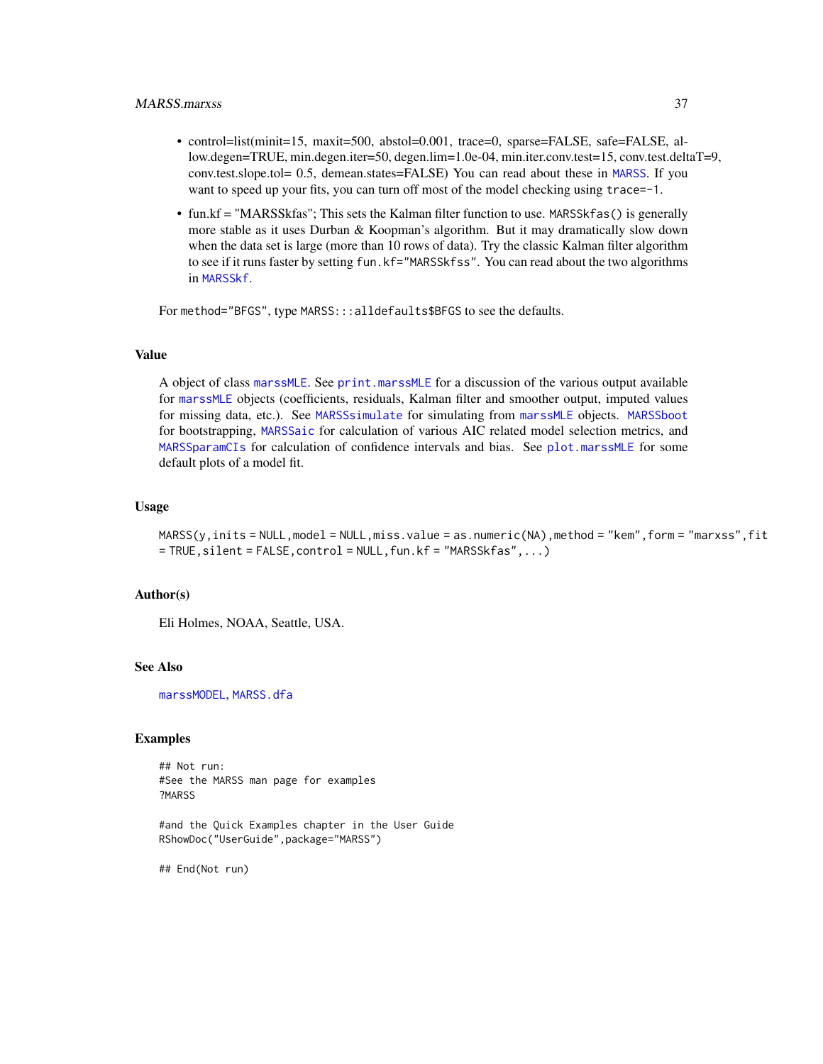- control=list(minit=15, maxit=500, abstol=0.001, trace=0, sparse=FALSE, safe=FALSE, allow.degen=TRUE, min.degen.iter=50, degen.lim=1.0e-04, min.iter.conv.test=15, conv.test.deltaT=9, conv.test.slope.tol= 0.5, demean.states=FALSE) You can read about these in `MARSS`. If you want to speed up your fits, you can turn off most of the model checking using `trace=-1`.
- fun.kf = "MARSSkfas"; This sets the Kalman filter function to use. `MARSSkfas()` is generally more stable as it uses Durban & Koopman's algorithm. But it may dramatically slow down when the data set is large (more than 10 rows of data). Try the classic Kalman filter algorithm to see if it runs faster by setting `fun.kf="MARSSkfss"`. You can read about the two algorithms in `MARSSkf`.

For `method="BFGS"`, type `MARSS:::alldefaults$BFGS` to see the defaults.

## Value

A object of class `marssMLE`. See `print.marssMLE` for a discussion of the various output available for `marssMLE` objects (coefficients, residuals, Kalman filter and smoother output, imputed values for missing data, etc.). See `MARSSsimulate` for simulating from `marssMLE` objects. `MARSSboot` for bootstrapping, `MARSSaic` for calculation of various AIC related model selection metrics, and `MARSSparamCIs` for calculation of confidence intervals and bias. See `plot.marssMLE` for some default plots of a model fit.

## Usage

```
MARSS(y,inits = NULL,model = NULL,miss.value = as.numeric(NA),method = "kem",form = "marxss",fit
= TRUE,silent = FALSE,control = NULL,fun.kf = "MARSSkfas",...)
```

## Author(s)

Eli Holmes, NOAA, Seattle, USA.

## See Also

`marssMODEL`, `MARSS.dfa`

## Examples

```
## Not run:
#See the MARSS man page for examples
?MARSS

#and the Quick Examples chapter in the User Guide
RShowDoc("UserGuide",package="MARSS")

## End(Not run)
```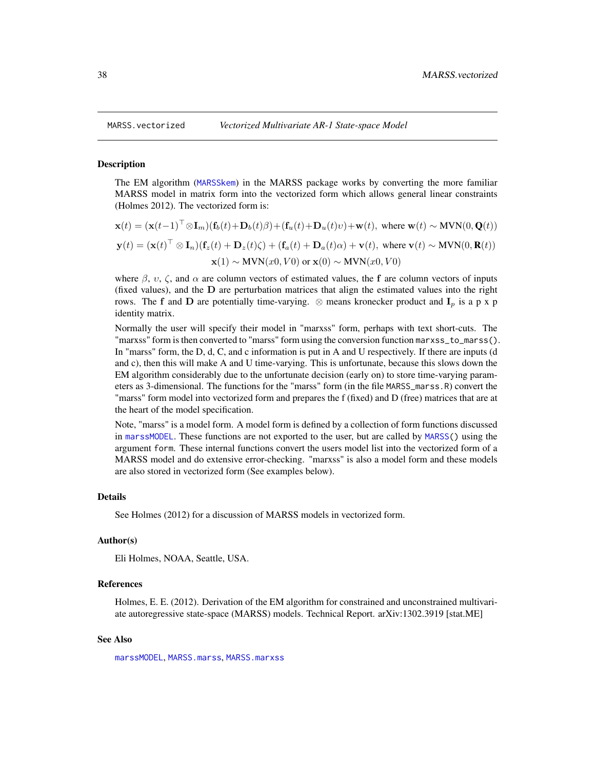## MARSS.vectorized — *Vectorized Multivariate AR-1 State-space Model*

### Description

The EM algorithm (MARSSkem) in the MARSS package works by converting the more familiar MARSS model in matrix form into the vectorized form which allows general linear constraints (Holmes 2012). The vectorized form is:

$$\mathbf{x}(t) = (\mathbf{x}(t-1)^\top \otimes \mathbf{I}_m)(\mathbf{f}_b(t) + \mathbf{D}_b(t)\beta) + (\mathbf{f}_u(t) + \mathbf{D}_u(t)\upsilon) + \mathbf{w}(t), \text{ where } \mathbf{w}(t) \sim \text{MVN}(0, \mathbf{Q}(t))$$

$$\mathbf{y}(t) = (\mathbf{x}(t)^\top \otimes \mathbf{I}_n)(\mathbf{f}_z(t) + \mathbf{D}_z(t)\zeta) + (\mathbf{f}_a(t) + \mathbf{D}_a(t)\alpha) + \mathbf{v}(t), \text{ where } \mathbf{v}(t) \sim \text{MVN}(0, \mathbf{R}(t))$$

$$\mathbf{x}(1) \sim \text{MVN}(x0, V0) \text{ or } \mathbf{x}(0) \sim \text{MVN}(x0, V0)$$

where $\beta$, $\upsilon$, $\zeta$, and $\alpha$ are column vectors of estimated values, the $\mathbf{f}$ are column vectors of inputs (fixed values), and the $\mathbf{D}$ are perturbation matrices that align the estimated values into the right rows. The $\mathbf{f}$ and $\mathbf{D}$ are potentially time-varying. $\otimes$ means kronecker product and $\mathbf{I}_p$ is a p x p identity matrix.

Normally the user will specify their model in "marxss" form, perhaps with text short-cuts. The "marxss" form is then converted to "marss" form using the conversion function `marxss_to_marss()`. In "marss" form, the D, d, C, and c information is put in A and U respectively. If there are inputs (d and c), then this will make A and U time-varying. This is unfortunate, because this slows down the EM algorithm considerably due to the unfortunate decision (early on) to store time-varying parameters as 3-dimensional. The functions for the "marss" form (in the file `MARSS_marss.R`) convert the "marss" form model into vectorized form and prepares the f (fixed) and D (free) matrices that are at the heart of the model specification.

Note, "marss" is a model form. A model form is defined by a collection of form functions discussed in marssMODEL. These functions are not exported to the user, but are called by `MARSS()` using the argument `form`. These internal functions convert the users model list into the vectorized form of a MARSS model and do extensive error-checking. "marxss" is also a model form and these models are also stored in vectorized form (See examples below).

### Details

See Holmes (2012) for a discussion of MARSS models in vectorized form.

### Author(s)

Eli Holmes, NOAA, Seattle, USA.

### References

Holmes, E. E. (2012). Derivation of the EM algorithm for constrained and unconstrained multivariate autoregressive state-space (MARSS) models. Technical Report. arXiv:1302.3919 [stat.ME]

### See Also

marssMODEL, MARSS.marss, MARSS.marxss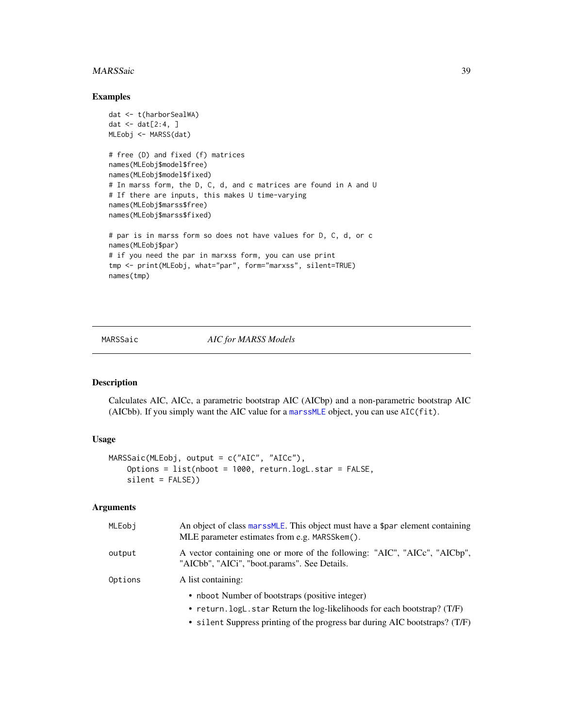## Examples

```
dat <- t(harborSealWA)
dat <- dat[2:4, ]
MLEobj <- MARSS(dat)

# free (D) and fixed (f) matrices
names(MLEobj$model$free)
names(MLEobj$model$fixed)
# In marss form, the D, C, d, and c matrices are found in A and U
# If there are inputs, this makes U time-varying
names(MLEobj$marss$free)
names(MLEobj$marss$fixed)

# par is in marss form so does not have values for D, C, d, or c
names(MLEobj$par)
# if you need the par in marxss form, you can use print
tmp <- print(MLEobj, what="par", form="marxss", silent=TRUE)
names(tmp)
```

---

# MARSSaic — *AIC for MARSS Models*

## Description

Calculates AIC, AICc, a parametric bootstrap AIC (AICbp) and a non-parametric bootstrap AIC (AICbb). If you simply want the AIC value for a `marssMLE` object, you can use `AIC(fit)`.

## Usage

```
MARSSaic(MLEobj, output = c("AIC", "AICc"),
    Options = list(nboot = 1000, return.logL.star = FALSE,
    silent = FALSE))
```

## Arguments

`MLEobj` — An object of class `marssMLE`. This object must have a `$par` element containing MLE parameter estimates from e.g. `MARSSkem()`.

`output` — A vector containing one or more of the following: "AIC", "AICc", "AICbp", "AICbb", "AICi", "boot.params". See Details.

`Options` — A list containing:

- `nboot` Number of bootstraps (positive integer)
- `return.logL.star` Return the log-likelihoods for each bootstrap? (T/F)
- `silent` Suppress printing of the progress bar during AIC bootstraps? (T/F)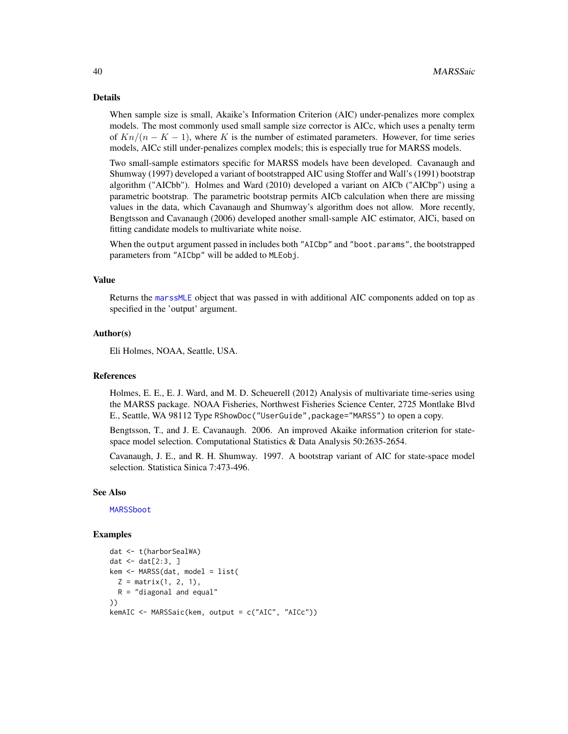## Details

When sample size is small, Akaike's Information Criterion (AIC) under-penalizes more complex models. The most commonly used small sample size corrector is AICc, which uses a penalty term of $Kn/(n - K - 1)$, where $K$ is the number of estimated parameters. However, for time series models, AICc still under-penalizes complex models; this is especially true for MARSS models.

Two small-sample estimators specific for MARSS models have been developed. Cavanaugh and Shumway (1997) developed a variant of bootstrapped AIC using Stoffer and Wall's (1991) bootstrap algorithm ("AICbb"). Holmes and Ward (2010) developed a variant on AICb ("AICbp") using a parametric bootstrap. The parametric bootstrap permits AICb calculation when there are missing values in the data, which Cavanaugh and Shumway's algorithm does not allow. More recently, Bengtsson and Cavanaugh (2006) developed another small-sample AIC estimator, AICi, based on fitting candidate models to multivariate white noise.

When the `output` argument passed in includes both `"AICbp"` and `"boot.params"`, the bootstrapped parameters from `"AICbp"` will be added to `MLEobj`.

## Value

Returns the `marssMLE` object that was passed in with additional AIC components added on top as specified in the 'output' argument.

## Author(s)

Eli Holmes, NOAA, Seattle, USA.

## References

Holmes, E. E., E. J. Ward, and M. D. Scheuerell (2012) Analysis of multivariate time-series using the MARSS package. NOAA Fisheries, Northwest Fisheries Science Center, 2725 Montlake Blvd E., Seattle, WA 98112 Type `RShowDoc("UserGuide",package="MARSS")` to open a copy.

Bengtsson, T., and J. E. Cavanaugh. 2006. An improved Akaike information criterion for state-space model selection. Computational Statistics & Data Analysis 50:2635-2654.

Cavanaugh, J. E., and R. H. Shumway. 1997. A bootstrap variant of AIC for state-space model selection. Statistica Sinica 7:473-496.

## See Also

`MARSSboot`

## Examples

```
dat <- t(harborSealWA)
dat <- dat[2:3, ]
kem <- MARSS(dat, model = list(
  Z = matrix(1, 2, 1),
  R = "diagonal and equal"
))
kemAIC <- MARSSaic(kem, output = c("AIC", "AICc"))
```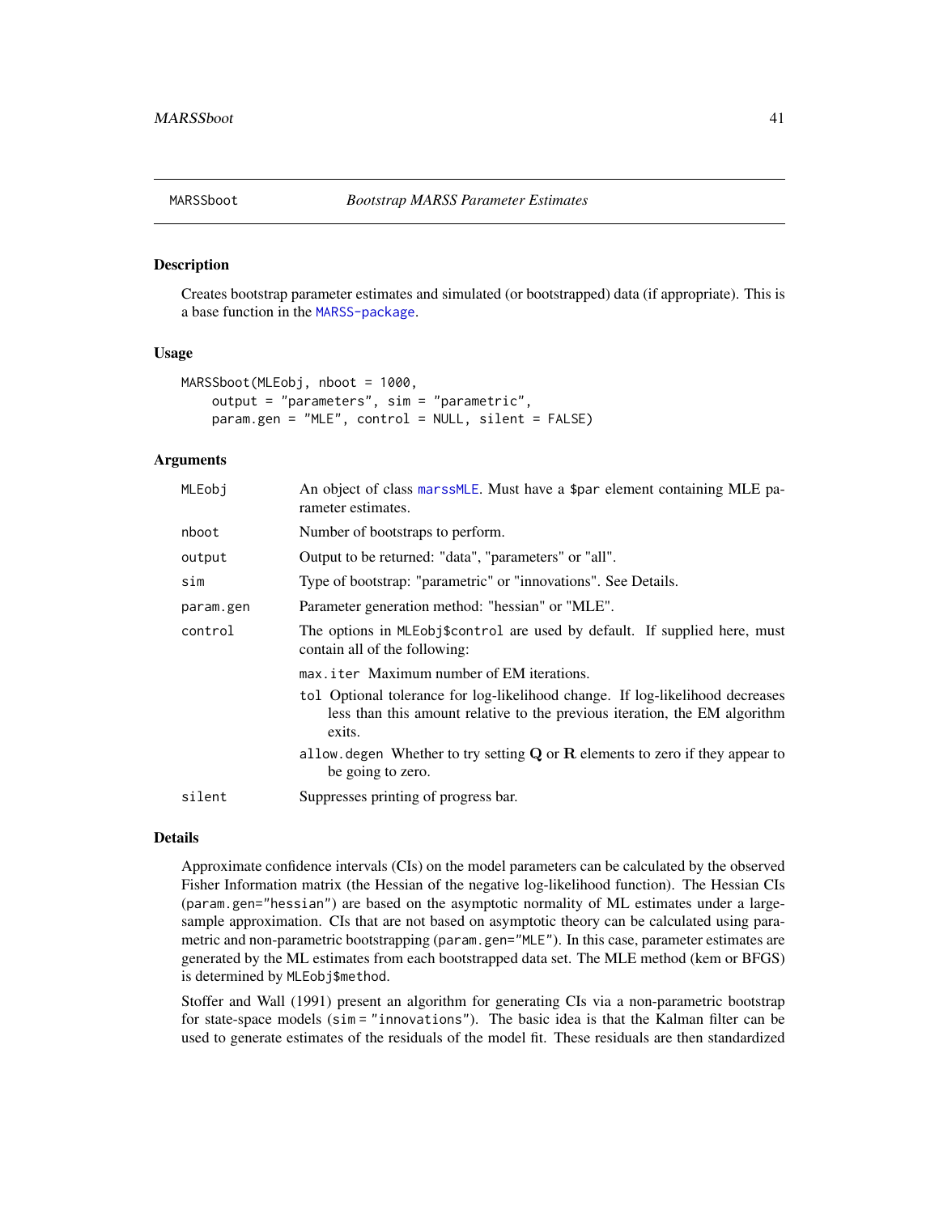MARSSboot *Bootstrap MARSS Parameter Estimates*

## Description

Creates bootstrap parameter estimates and simulated (or bootstrapped) data (if appropriate). This is a base function in the MARSS-package.

## Usage

```
MARSSboot(MLEobj, nboot = 1000,
    output = "parameters", sim = "parametric",
    param.gen = "MLE", control = NULL, silent = FALSE)
```

## Arguments

| | |
|---|---|
| MLEobj | An object of class marssMLE. Must have a $par element containing MLE parameter estimates. |
| nboot | Number of bootstraps to perform. |
| output | Output to be returned: "data", "parameters" or "all". |
| sim | Type of bootstrap: "parametric" or "innovations". See Details. |
| param.gen | Parameter generation method: "hessian" or "MLE". |
| control | The options in MLEobj$control are used by default. If supplied here, must contain all of the following:<br>max.iter Maximum number of EM iterations.<br>tol Optional tolerance for log-likelihood change. If log-likelihood decreases less than this amount relative to the previous iteration, the EM algorithm exits.<br>allow.degen Whether to try setting $\mathbf{Q}$ or $\mathbf{R}$ elements to zero if they appear to be going to zero. |
| silent | Suppresses printing of progress bar. |

## Details

Approximate confidence intervals (CIs) on the model parameters can be calculated by the observed Fisher Information matrix (the Hessian of the negative log-likelihood function). The Hessian CIs (param.gen="hessian") are based on the asymptotic normality of ML estimates under a large-sample approximation. CIs that are not based on asymptotic theory can be calculated using parametric and non-parametric bootstrapping (param.gen="MLE"). In this case, parameter estimates are generated by the ML estimates from each bootstrapped data set. The MLE method (kem or BFGS) is determined by MLEobj$method.

Stoffer and Wall (1991) present an algorithm for generating CIs via a non-parametric bootstrap for state-space models (sim = "innovations"). The basic idea is that the Kalman filter can be used to generate estimates of the residuals of the model fit. These residuals are then standardized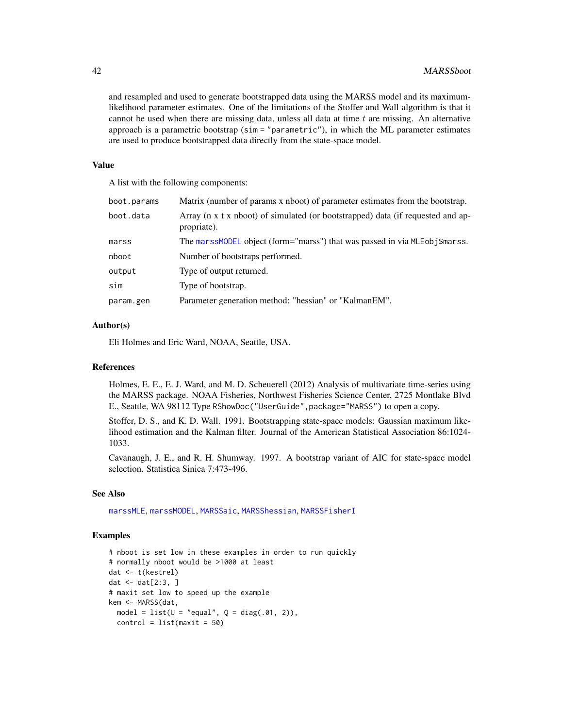and resampled and used to generate bootstrapped data using the MARSS model and its maximum-likelihood parameter estimates. One of the limitations of the Stoffer and Wall algorithm is that it cannot be used when there are missing data, unless all data at time $t$ are missing. An alternative approach is a parametric bootstrap (sim = "parametric"), in which the ML parameter estimates are used to produce bootstrapped data directly from the state-space model.

### Value

A list with the following components:

| | |
|---|---|
| boot.params | Matrix (number of params x nboot) of parameter estimates from the bootstrap. |
| boot.data | Array (n x t x nboot) of simulated (or bootstrapped) data (if requested and appropriate). |
| marss | The marssMODEL object (form="marss") that was passed in via MLEobj$marss. |
| nboot | Number of bootstraps performed. |
| output | Type of output returned. |
| sim | Type of bootstrap. |
| param.gen | Parameter generation method: "hessian" or "KalmanEM". |

### Author(s)

Eli Holmes and Eric Ward, NOAA, Seattle, USA.

### References

Holmes, E. E., E. J. Ward, and M. D. Scheuerell (2012) Analysis of multivariate time-series using the MARSS package. NOAA Fisheries, Northwest Fisheries Science Center, 2725 Montlake Blvd E., Seattle, WA 98112 Type RShowDoc("UserGuide",package="MARSS") to open a copy.

Stoffer, D. S., and K. D. Wall. 1991. Bootstrapping state-space models: Gaussian maximum likelihood estimation and the Kalman filter. Journal of the American Statistical Association 86:1024-1033.

Cavanaugh, J. E., and R. H. Shumway. 1997. A bootstrap variant of AIC for state-space model selection. Statistica Sinica 7:473-496.

### See Also

marssMLE, marssMODEL, MARSSaic, MARSShessian, MARSSFisherI

### Examples

```
# nboot is set low in these examples in order to run quickly
# normally nboot would be >1000 at least
dat <- t(kestrel)
dat <- dat[2:3, ]
# maxit set low to speed up the example
kem <- MARSS(dat,
  model = list(U = "equal", Q = diag(.01, 2)),
  control = list(maxit = 50)
```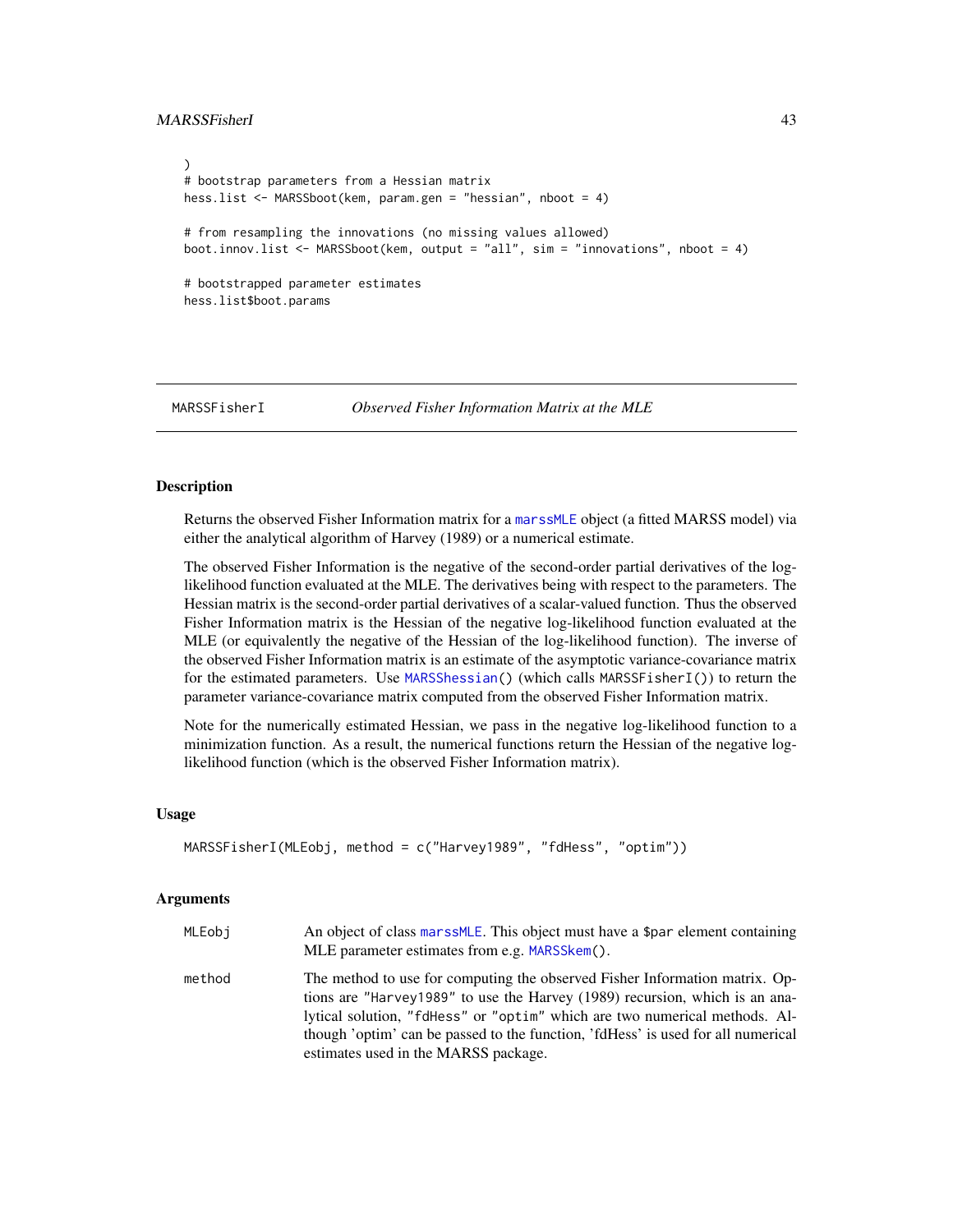```
)
# bootstrap parameters from a Hessian matrix
hess.list <- MARSSboot(kem, param.gen = "hessian", nboot = 4)

# from resampling the innovations (no missing values allowed)
boot.innov.list <- MARSSboot(kem, output = "all", sim = "innovations", nboot = 4)

# bootstrapped parameter estimates
hess.list$boot.params
```

## MARSSFisherI — *Observed Fisher Information Matrix at the MLE*

### Description

Returns the observed Fisher Information matrix for a marssMLE object (a fitted MARSS model) via either the analytical algorithm of Harvey (1989) or a numerical estimate.

The observed Fisher Information is the negative of the second-order partial derivatives of the log-likelihood function evaluated at the MLE. The derivatives being with respect to the parameters. The Hessian matrix is the second-order partial derivatives of a scalar-valued function. Thus the observed Fisher Information matrix is the Hessian of the negative log-likelihood function evaluated at the MLE (or equivalently the negative of the Hessian of the log-likelihood function). The inverse of the observed Fisher Information matrix is an estimate of the asymptotic variance-covariance matrix for the estimated parameters. Use `MARSShessian()` (which calls `MARSSFisherI()`) to return the parameter variance-covariance matrix computed from the observed Fisher Information matrix.

Note for the numerically estimated Hessian, we pass in the negative log-likelihood function to a minimization function. As a result, the numerical functions return the Hessian of the negative log-likelihood function (which is the observed Fisher Information matrix).

### Usage

```
MARSSFisherI(MLEobj, method = c("Harvey1989", "fdHess", "optim"))
```

### Arguments

| | |
|---|---|
| `MLEobj` | An object of class marssMLE. This object must have a `$par` element containing MLE parameter estimates from e.g. `MARSSkem()`. |
| `method` | The method to use for computing the observed Fisher Information matrix. Options are `"Harvey1989"` to use the Harvey (1989) recursion, which is an analytical solution, `"fdHess"` or `"optim"` which are two numerical methods. Although 'optim' can be passed to the function, 'fdHess' is used for all numerical estimates used in the MARSS package. |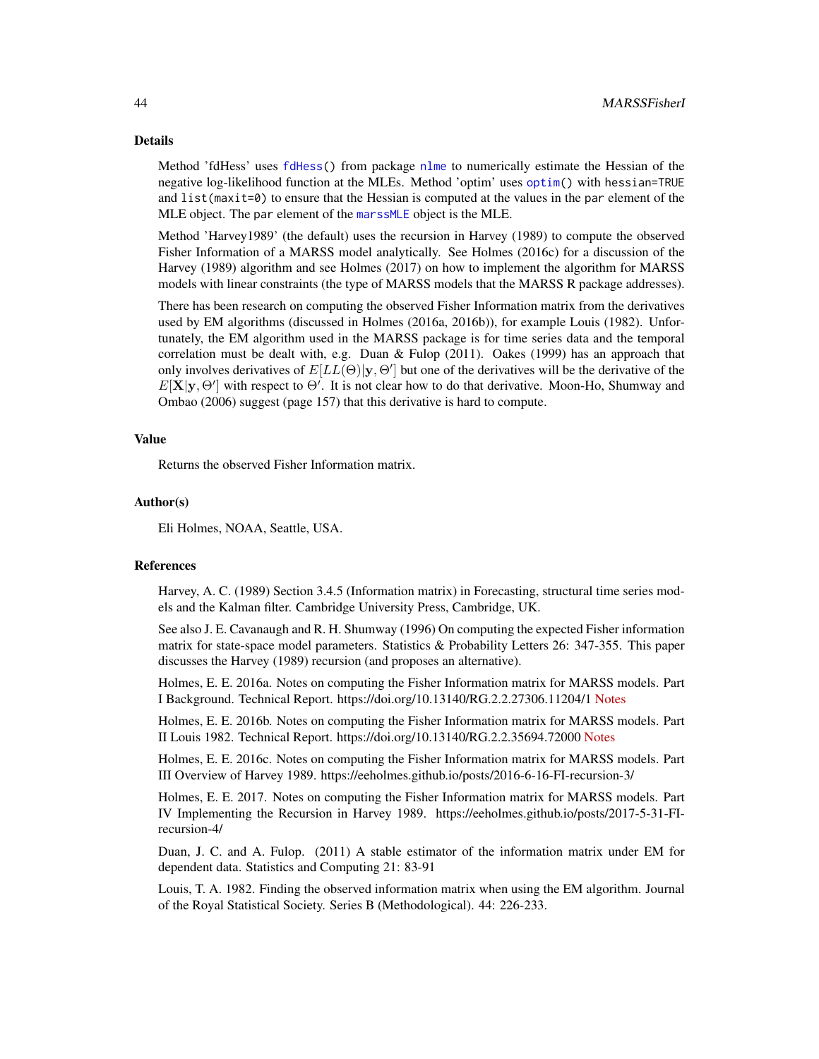### Details

Method 'fdHess' uses `fdHess()` from package `nlme` to numerically estimate the Hessian of the negative log-likelihood function at the MLEs. Method 'optim' uses `optim()` with `hessian=TRUE` and `list(maxit=0)` to ensure that the Hessian is computed at the values in the `par` element of the MLE object. The `par` element of the `marssMLE` object is the MLE.

Method 'Harvey1989' (the default) uses the recursion in Harvey (1989) to compute the observed Fisher Information of a MARSS model analytically. See Holmes (2016c) for a discussion of the Harvey (1989) algorithm and see Holmes (2017) on how to implement the algorithm for MARSS models with linear constraints (the type of MARSS models that the MARSS R package addresses).

There has been research on computing the observed Fisher Information matrix from the derivatives used by EM algorithms (discussed in Holmes (2016a, 2016b)), for example Louis (1982). Unfortunately, the EM algorithm used in the MARSS package is for time series data and the temporal correlation must be dealt with, e.g. Duan & Fulop (2011). Oakes (1999) has an approach that only involves derivatives of $E[LL(\Theta)|\mathbf{y}, \Theta']$ but one of the derivatives will be the derivative of the $E[\mathbf{X}|\mathbf{y}, \Theta']$ with respect to $\Theta'$. It is not clear how to do that derivative. Moon-Ho, Shumway and Ombao (2006) suggest (page 157) that this derivative is hard to compute.

### Value

Returns the observed Fisher Information matrix.

### Author(s)

Eli Holmes, NOAA, Seattle, USA.

### References

Harvey, A. C. (1989) Section 3.4.5 (Information matrix) in Forecasting, structural time series models and the Kalman filter. Cambridge University Press, Cambridge, UK.

See also J. E. Cavanaugh and R. H. Shumway (1996) On computing the expected Fisher information matrix for state-space model parameters. Statistics & Probability Letters 26: 347-355. This paper discusses the Harvey (1989) recursion (and proposes an alternative).

Holmes, E. E. 2016a. Notes on computing the Fisher Information matrix for MARSS models. Part I Background. Technical Report. https://doi.org/10.13140/RG.2.2.27306.11204/1 Notes

Holmes, E. E. 2016b. Notes on computing the Fisher Information matrix for MARSS models. Part II Louis 1982. Technical Report. https://doi.org/10.13140/RG.2.2.35694.72000 Notes

Holmes, E. E. 2016c. Notes on computing the Fisher Information matrix for MARSS models. Part III Overview of Harvey 1989. https://eeholmes.github.io/posts/2016-6-16-FI-recursion-3/

Holmes, E. E. 2017. Notes on computing the Fisher Information matrix for MARSS models. Part IV Implementing the Recursion in Harvey 1989. https://eeholmes.github.io/posts/2017-5-31-FI-recursion-4/

Duan, J. C. and A. Fulop. (2011) A stable estimator of the information matrix under EM for dependent data. Statistics and Computing 21: 83-91

Louis, T. A. 1982. Finding the observed information matrix when using the EM algorithm. Journal of the Royal Statistical Society. Series B (Methodological). 44: 226-233.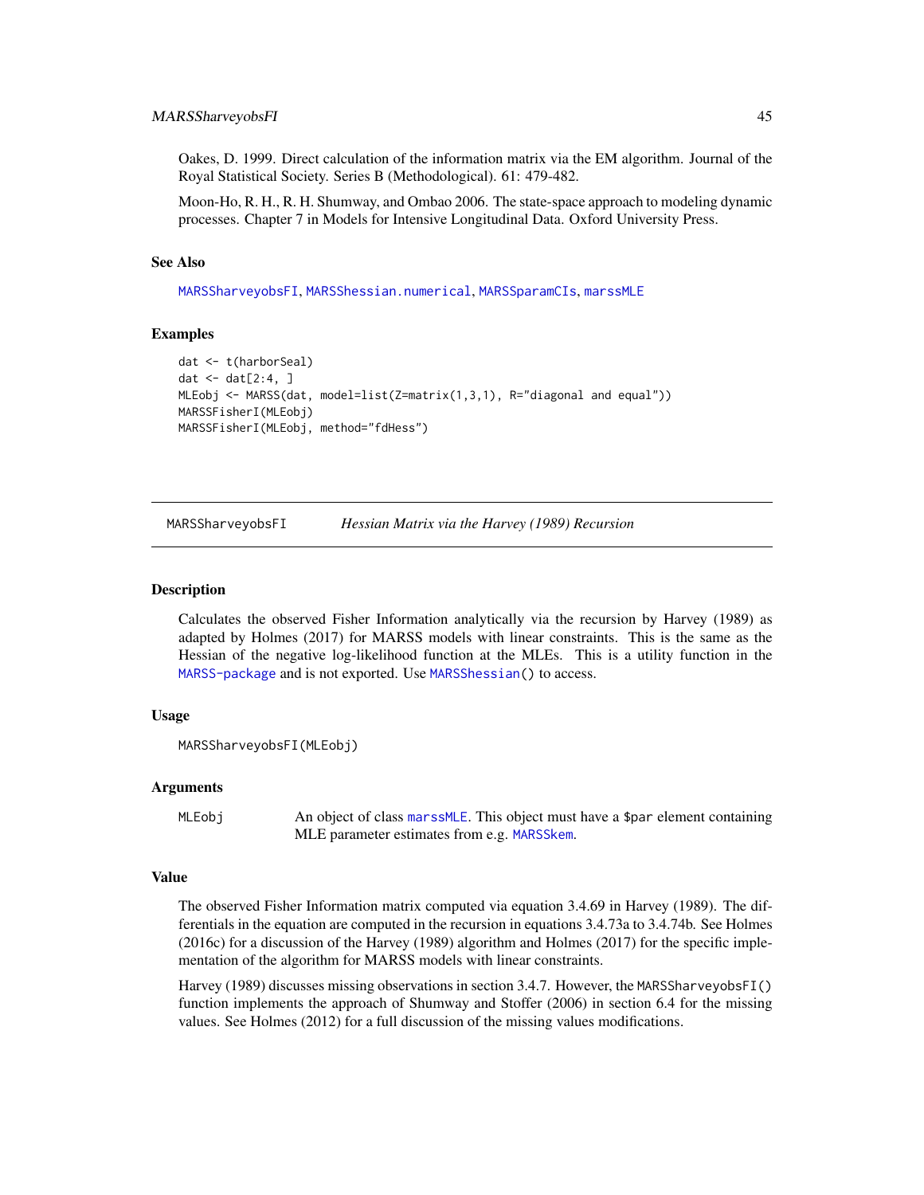Oakes, D. 1999. Direct calculation of the information matrix via the EM algorithm. Journal of the Royal Statistical Society. Series B (Methodological). 61: 479-482.

Moon-Ho, R. H., R. H. Shumway, and Ombao 2006. The state-space approach to modeling dynamic processes. Chapter 7 in Models for Intensive Longitudinal Data. Oxford University Press.

### See Also

MARSSharveyobsFI, MARSShessian.numerical, MARSSparamCIs, marssMLE

### Examples

```
dat <- t(harborSeal)
dat <- dat[2:4, ]
MLEobj <- MARSS(dat, model=list(Z=matrix(1,3,1), R="diagonal and equal"))
MARSSFisherI(MLEobj)
MARSSFisherI(MLEobj, method="fdHess")
```

---

## MARSSharveyobsFI — *Hessian Matrix via the Harvey (1989) Recursion*

### Description

Calculates the observed Fisher Information analytically via the recursion by Harvey (1989) as adapted by Holmes (2017) for MARSS models with linear constraints. This is the same as the Hessian of the negative log-likelihood function at the MLEs. This is a utility function in the MARSS-package and is not exported. Use MARSShessian() to access.

### Usage

```
MARSSharveyobsFI(MLEobj)
```

### Arguments

MLEobj — An object of class marssMLE. This object must have a $par element containing MLE parameter estimates from e.g. MARSSkem.

### Value

The observed Fisher Information matrix computed via equation 3.4.69 in Harvey (1989). The differentials in the equation are computed in the recursion in equations 3.4.73a to 3.4.74b. See Holmes (2016c) for a discussion of the Harvey (1989) algorithm and Holmes (2017) for the specific implementation of the algorithm for MARSS models with linear constraints.

Harvey (1989) discusses missing observations in section 3.4.7. However, the MARSSharveyobsFI() function implements the approach of Shumway and Stoffer (2006) in section 6.4 for the missing values. See Holmes (2012) for a full discussion of the missing values modifications.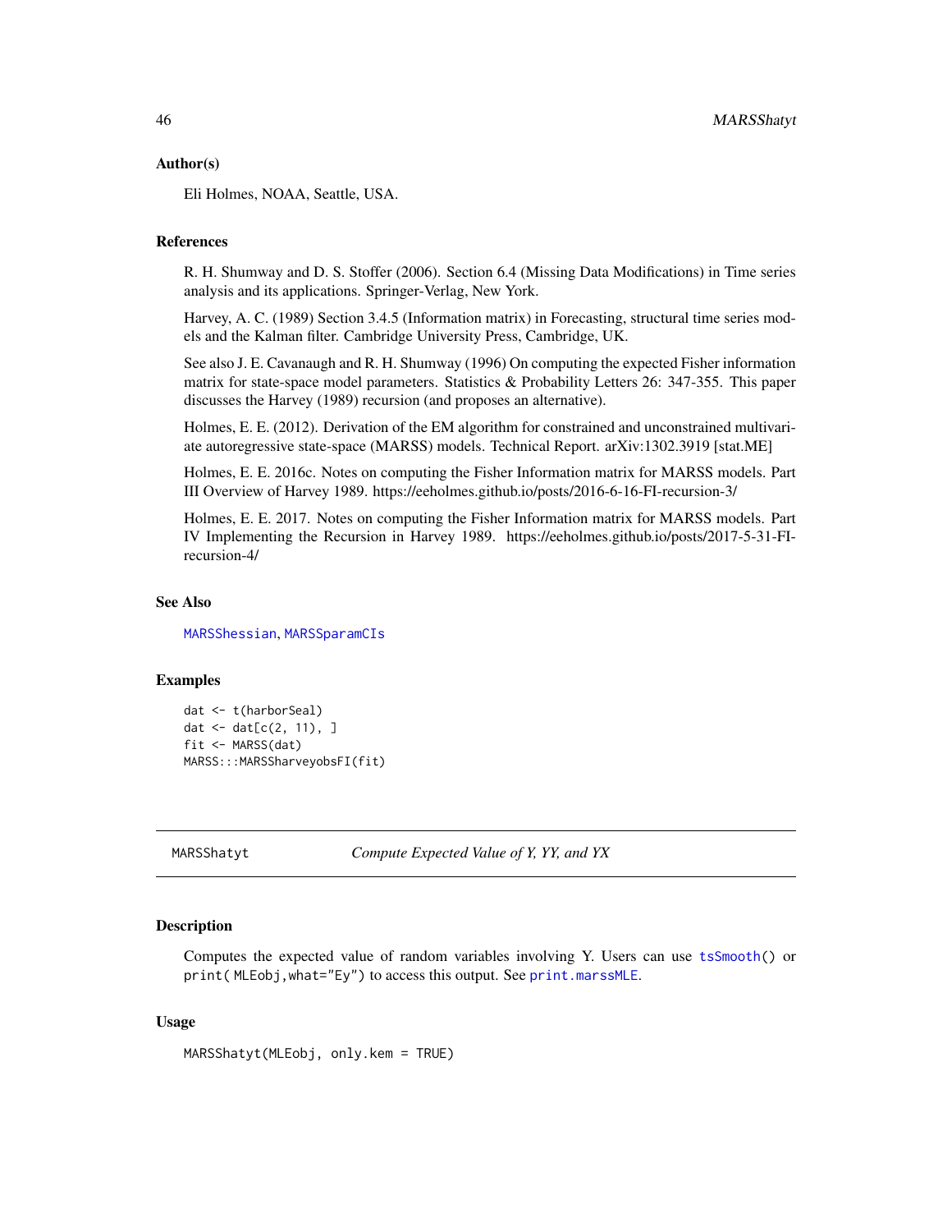### Author(s)

Eli Holmes, NOAA, Seattle, USA.

### References

R. H. Shumway and D. S. Stoffer (2006). Section 6.4 (Missing Data Modifications) in Time series analysis and its applications. Springer-Verlag, New York.

Harvey, A. C. (1989) Section 3.4.5 (Information matrix) in Forecasting, structural time series models and the Kalman filter. Cambridge University Press, Cambridge, UK.

See also J. E. Cavanaugh and R. H. Shumway (1996) On computing the expected Fisher information matrix for state-space model parameters. Statistics & Probability Letters 26: 347-355. This paper discusses the Harvey (1989) recursion (and proposes an alternative).

Holmes, E. E. (2012). Derivation of the EM algorithm for constrained and unconstrained multivariate autoregressive state-space (MARSS) models. Technical Report. arXiv:1302.3919 [stat.ME]

Holmes, E. E. 2016c. Notes on computing the Fisher Information matrix for MARSS models. Part III Overview of Harvey 1989. https://eeholmes.github.io/posts/2016-6-16-FI-recursion-3/

Holmes, E. E. 2017. Notes on computing the Fisher Information matrix for MARSS models. Part IV Implementing the Recursion in Harvey 1989. https://eeholmes.github.io/posts/2017-5-31-FI-recursion-4/

### See Also

MARSShessian, MARSSparamCIs

### Examples

```
dat <- t(harborSeal)
dat <- dat[c(2, 11), ]
fit <- MARSS(dat)
MARSS:::MARSSharveyobsFI(fit)
```

---

## MARSShatyt — *Compute Expected Value of Y, YY, and YX*

### Description

Computes the expected value of random variables involving Y. Users can use `tsSmooth()` or `print( MLEobj,what="Ey")` to access this output. See `print.marssMLE`.

### Usage

```
MARSShatyt(MLEobj, only.kem = TRUE)
```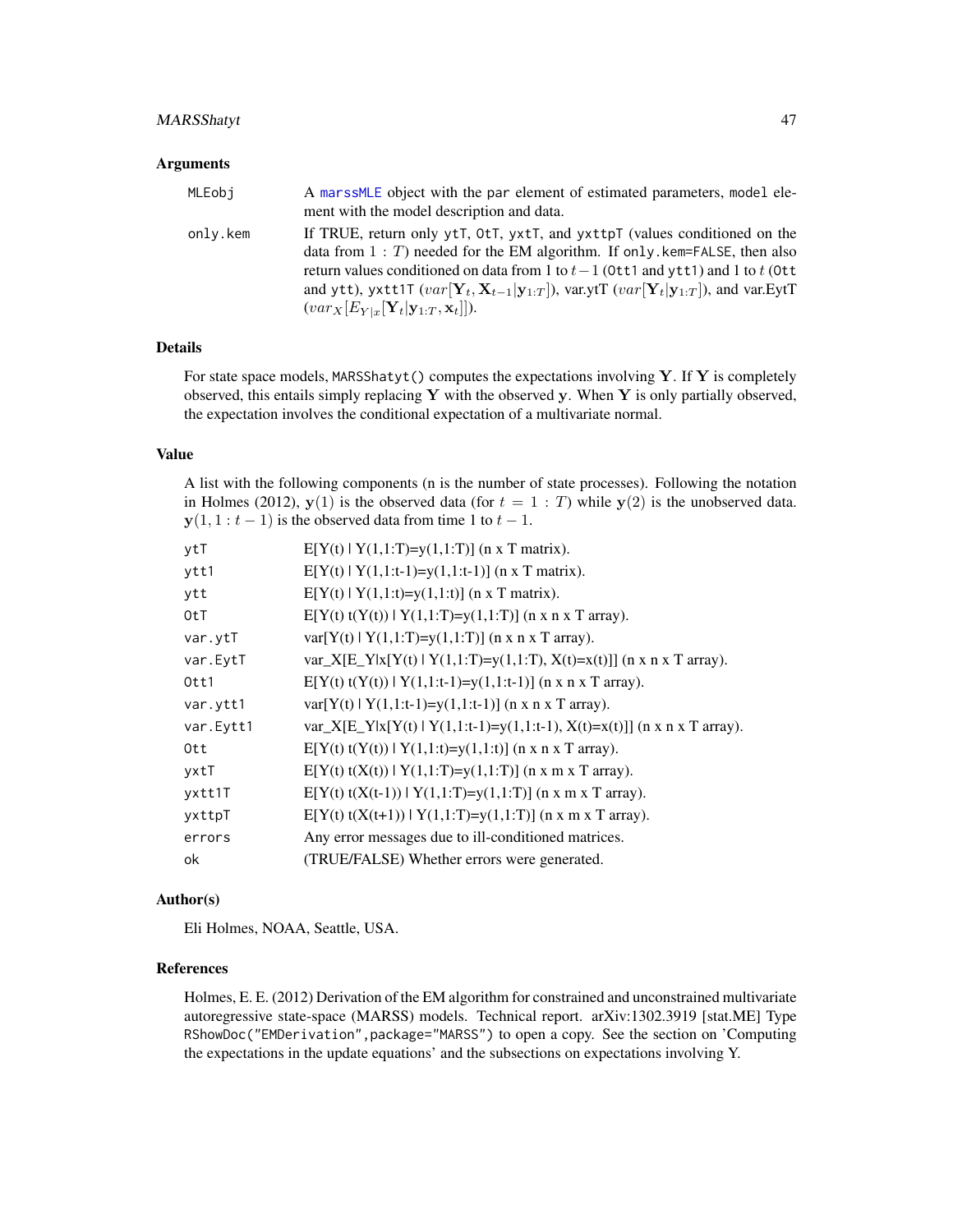### Arguments

| | |
|---|---|
| MLEobj | A marssMLE object with the par element of estimated parameters, model element with the model description and data. |
| only.kem | If TRUE, return only ytT, OtT, yxtT, and yxttpT (values conditioned on the data from $1:T$) needed for the EM algorithm. If only.kem=FALSE, then also return values conditioned on data from 1 to $t-1$ (Ott1 and ytt1) and 1 to $t$ (Ott and ytt), yxtt1T ($var[\mathbf{Y}_t, \mathbf{X}_{t-1}|\mathbf{y}_{1:T}]$), var.ytT ($var[\mathbf{Y}_t|\mathbf{y}_{1:T}]$), and var.EytT ($var_X[E_{Y\|x}[\mathbf{Y}_t|\mathbf{y}_{1:T}, \mathbf{x}_t]]$). |

### Details

For state space models, MARSShatyt() computes the expectations involving $\mathbf{Y}$. If $\mathbf{Y}$ is completely observed, this entails simply replacing $\mathbf{Y}$ with the observed $\mathbf{y}$. When $\mathbf{Y}$ is only partially observed, the expectation involves the conditional expectation of a multivariate normal.

### Value

A list with the following components (n is the number of state processes). Following the notation in Holmes (2012), $\mathbf{y}(1)$ is the observed data (for $t = 1 : T$) while $\mathbf{y}(2)$ is the unobserved data. $\mathbf{y}(1, 1 : t-1)$ is the observed data from time 1 to $t-1$.

| | |
|---|---|
| ytT | E[Y(t) \| Y(1,1:T)=y(1,1:T)] (n x T matrix). |
| ytt1 | E[Y(t) \| Y(1,1:t-1)=y(1,1:t-1)] (n x T matrix). |
| ytt | E[Y(t) \| Y(1,1:t)=y(1,1:t)] (n x T matrix). |
| OtT | E[Y(t) t(Y(t)) \| Y(1,1:T)=y(1,1:T)] (n x n x T array). |
| var.ytT | var[Y(t) \| Y(1,1:T)=y(1,1:T)] (n x n x T array). |
| var.EytT | var_X[E_Y\|x[Y(t) \| Y(1,1:T)=y(1,1:T), X(t)=x(t)]] (n x n x T array). |
| Ott1 | E[Y(t) t(Y(t)) \| Y(1,1:t-1)=y(1,1:t-1)] (n x n x T array). |
| var.ytt1 | var[Y(t) \| Y(1,1:t-1)=y(1,1:t-1)] (n x n x T array). |
| var.Eytt1 | var_X[E_Y\|x[Y(t) \| Y(1,1:t-1)=y(1,1:t-1), X(t)=x(t)]] (n x n x T array). |
| Ott | E[Y(t) t(Y(t)) \| Y(1,1:t)=y(1,1:t)] (n x n x T array). |
| yxtT | E[Y(t) t(X(t)) \| Y(1,1:T)=y(1,1:T)] (n x m x T array). |
| yxtt1T | E[Y(t) t(X(t-1)) \| Y(1,1:T)=y(1,1:T)] (n x m x T array). |
| yxttpT | E[Y(t) t(X(t+1)) \| Y(1,1:T)=y(1,1:T)] (n x m x T array). |
| errors | Any error messages due to ill-conditioned matrices. |
| ok | (TRUE/FALSE) Whether errors were generated. |

### Author(s)

Eli Holmes, NOAA, Seattle, USA.

### References

Holmes, E. E. (2012) Derivation of the EM algorithm for constrained and unconstrained multivariate autoregressive state-space (MARSS) models. Technical report. arXiv:1302.3919 [stat.ME] Type RShowDoc("EMDerivation",package="MARSS") to open a copy. See the section on 'Computing the expectations in the update equations' and the subsections on expectations involving Y.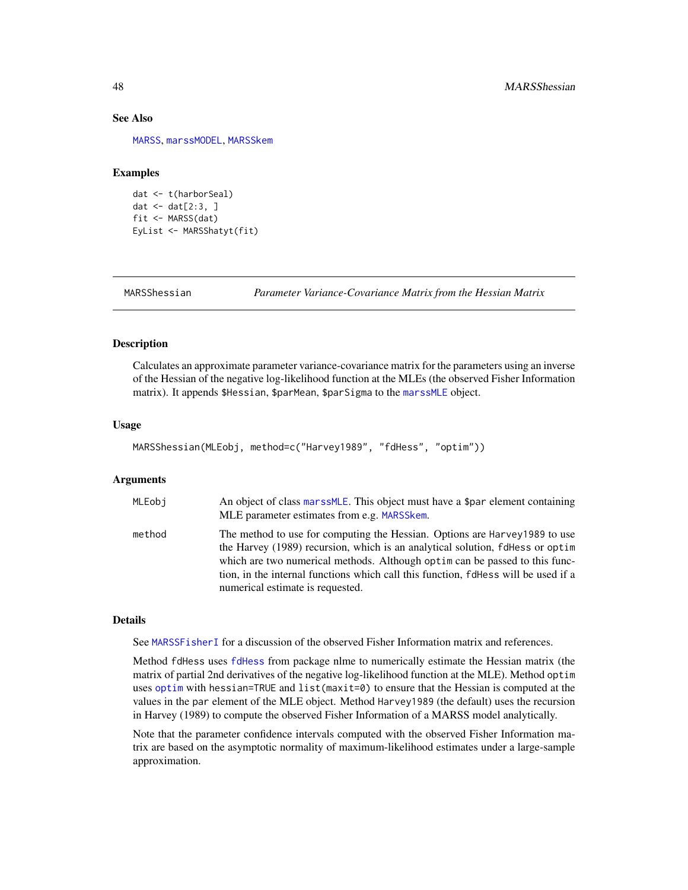## See Also

MARSS, marssMODEL, MARSSkem

## Examples

```
dat <- t(harborSeal)
dat <- dat[2:3, ]
fit <- MARSS(dat)
EyList <- MARSShatyt(fit)
```

---

# MARSShessian — *Parameter Variance-Covariance Matrix from the Hessian Matrix*

---

## Description

Calculates an approximate parameter variance-covariance matrix for the parameters using an inverse of the Hessian of the negative log-likelihood function at the MLEs (the observed Fisher Information matrix). It appends $Hessian, $parMean, $parSigma to the marssMLE object.

## Usage

```
MARSShessian(MLEobj, method=c("Harvey1989", "fdHess", "optim"))
```

## Arguments

| | |
|---|---|
| MLEobj | An object of class marssMLE. This object must have a $par element containing MLE parameter estimates from e.g. MARSSkem. |
| method | The method to use for computing the Hessian. Options are Harvey1989 to use the Harvey (1989) recursion, which is an analytical solution, fdHess or optim which are two numerical methods. Although optim can be passed to this function, in the internal functions which call this function, fdHess will be used if a numerical estimate is requested. |

## Details

See MARSSFisherI for a discussion of the observed Fisher Information matrix and references.

Method fdHess uses fdHess from package nlme to numerically estimate the Hessian matrix (the matrix of partial 2nd derivatives of the negative log-likelihood function at the MLE). Method optim uses optim with hessian=TRUE and list(maxit=0) to ensure that the Hessian is computed at the values in the par element of the MLE object. Method Harvey1989 (the default) uses the recursion in Harvey (1989) to compute the observed Fisher Information of a MARSS model analytically.

Note that the parameter confidence intervals computed with the observed Fisher Information matrix are based on the asymptotic normality of maximum-likelihood estimates under a large-sample approximation.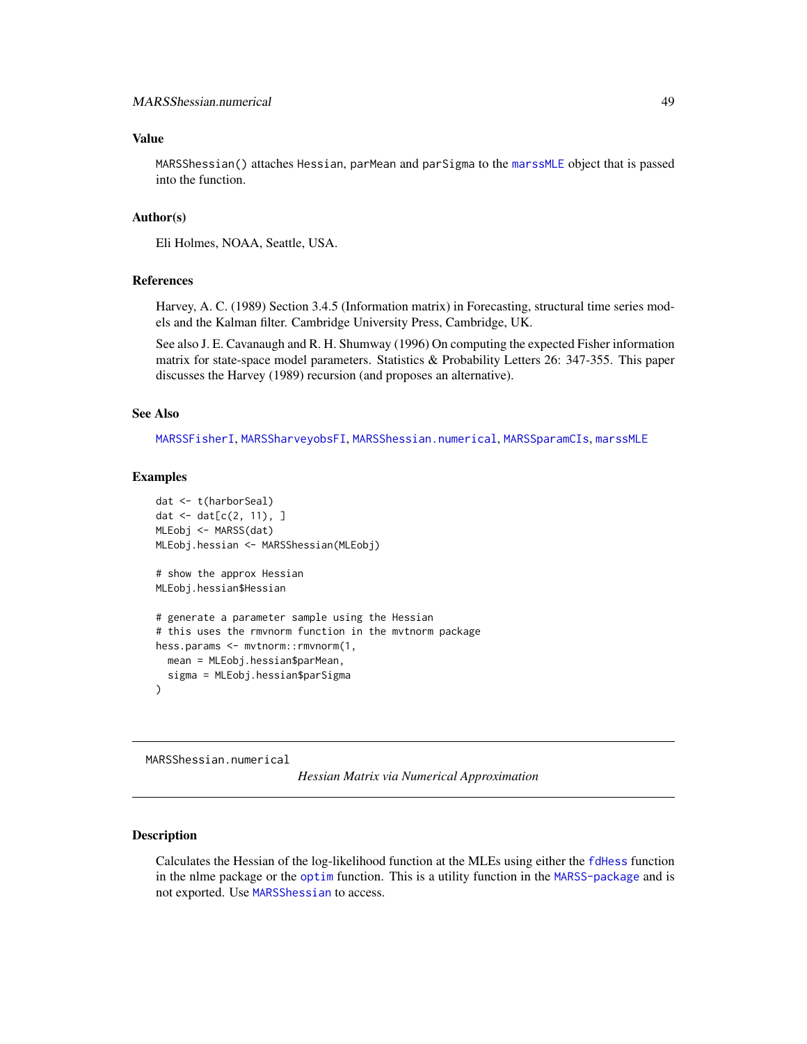### Value

MARSShessian() attaches Hessian, parMean and parSigma to the marssMLE object that is passed into the function.

### Author(s)

Eli Holmes, NOAA, Seattle, USA.

### References

Harvey, A. C. (1989) Section 3.4.5 (Information matrix) in Forecasting, structural time series models and the Kalman filter. Cambridge University Press, Cambridge, UK.

See also J. E. Cavanaugh and R. H. Shumway (1996) On computing the expected Fisher information matrix for state-space model parameters. Statistics & Probability Letters 26: 347-355. This paper discusses the Harvey (1989) recursion (and proposes an alternative).

### See Also

MARSSFisherI, MARSSharveyobsFI, MARSShessian.numerical, MARSSparamCIs, marssMLE

### Examples

```
dat <- t(harborSeal)
dat <- dat[c(2, 11), ]
MLEobj <- MARSS(dat)
MLEobj.hessian <- MARSShessian(MLEobj)

# show the approx Hessian
MLEobj.hessian$Hessian

# generate a parameter sample using the Hessian
# this uses the rmvnorm function in the mvtnorm package
hess.params <- mvtnorm::rmvnorm(1,
  mean = MLEobj.hessian$parMean,
  sigma = MLEobj.hessian$parSigma
)
```

---

## MARSShessian.numerical

*Hessian Matrix via Numerical Approximation*

### Description

Calculates the Hessian of the log-likelihood function at the MLEs using either the fdHess function in the nlme package or the optim function. This is a utility function in the MARSS-package and is not exported. Use MARSShessian to access.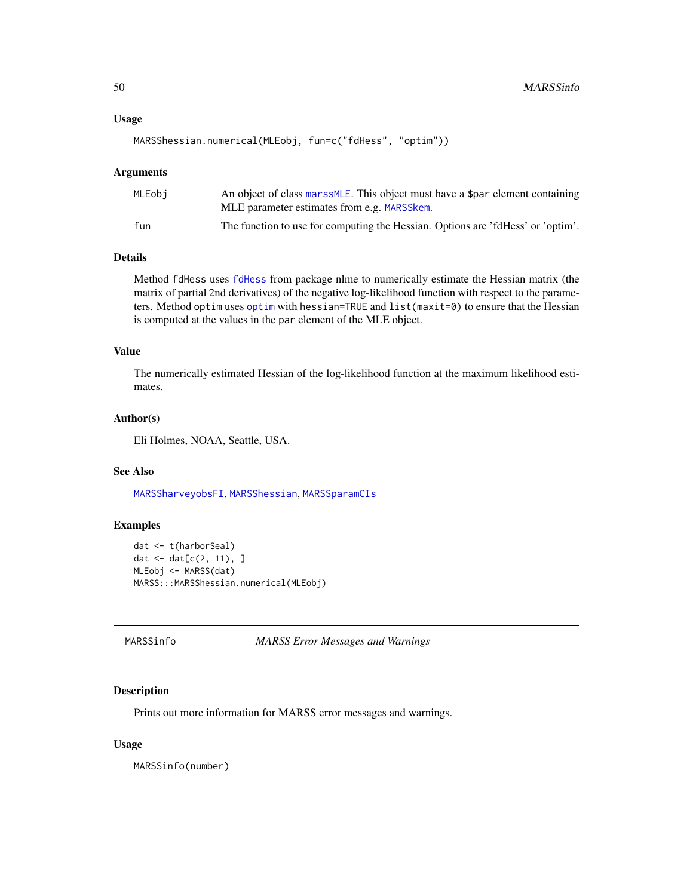### Usage

```
MARSShessian.numerical(MLEobj, fun=c("fdHess", "optim"))
```

### Arguments

| | |
|---|---|
| MLEobj | An object of class marssMLE. This object must have a $par element containing MLE parameter estimates from e.g. MARSSkem. |
| fun | The function to use for computing the Hessian. Options are 'fdHess' or 'optim'. |

### Details

Method fdHess uses fdHess from package nlme to numerically estimate the Hessian matrix (the matrix of partial 2nd derivatives) of the negative log-likelihood function with respect to the parameters. Method optim uses optim with hessian=TRUE and list(maxit=0) to ensure that the Hessian is computed at the values in the par element of the MLE object.

### Value

The numerically estimated Hessian of the log-likelihood function at the maximum likelihood estimates.

### Author(s)

Eli Holmes, NOAA, Seattle, USA.

### See Also

MARSSharveyobsFI, MARSShessian, MARSSparamCIs

### Examples

```
dat <- t(harborSeal)
dat <- dat[c(2, 11), ]
MLEobj <- MARSS(dat)
MARSS:::MARSShessian.numerical(MLEobj)
```

---

## MARSSinfo — *MARSS Error Messages and Warnings*

### Description

Prints out more information for MARSS error messages and warnings.

### Usage

```
MARSSinfo(number)
```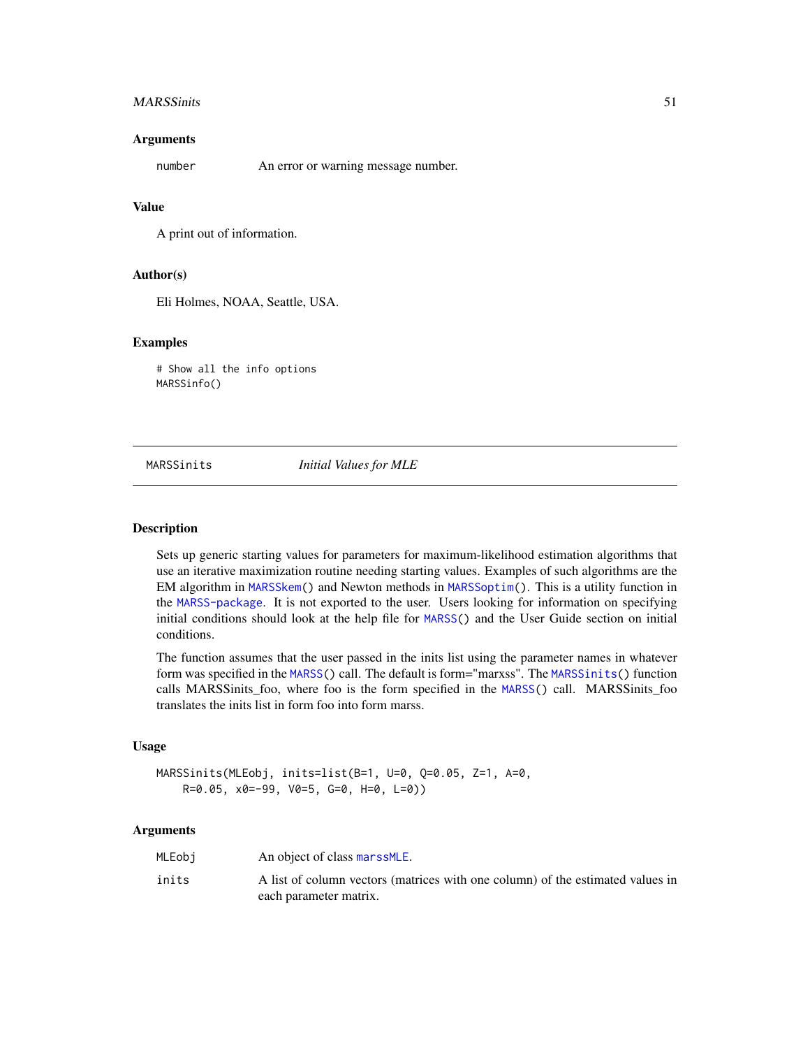### Arguments

| | |
|---|---|
| `number` | An error or warning message number. |

### Value

A print out of information.

### Author(s)

Eli Holmes, NOAA, Seattle, USA.

### Examples

```
# Show all the info options
MARSSinfo()
```

---

## MARSSinits — *Initial Values for MLE*

### Description

Sets up generic starting values for parameters for maximum-likelihood estimation algorithms that use an iterative maximization routine needing starting values. Examples of such algorithms are the EM algorithm in `MARSSkem()` and Newton methods in `MARSSoptim()`. This is a utility function in the `MARSS-package`. It is not exported to the user. Users looking for information on specifying initial conditions should look at the help file for `MARSS()` and the User Guide section on initial conditions.

The function assumes that the user passed in the inits list using the parameter names in whatever form was specified in the `MARSS()` call. The default is form="marxss". The `MARSSinits()` function calls MARSSinits_foo, where foo is the form specified in the `MARSS()` call. MARSSinits_foo translates the inits list in form foo into form marss.

### Usage

```
MARSSinits(MLEobj, inits=list(B=1, U=0, Q=0.05, Z=1, A=0,
    R=0.05, x0=-99, V0=5, G=0, H=0, L=0))
```

### Arguments

| | |
|---|---|
| `MLEobj` | An object of class `marssMLE`. |
| `inits` | A list of column vectors (matrices with one column) of the estimated values in each parameter matrix. |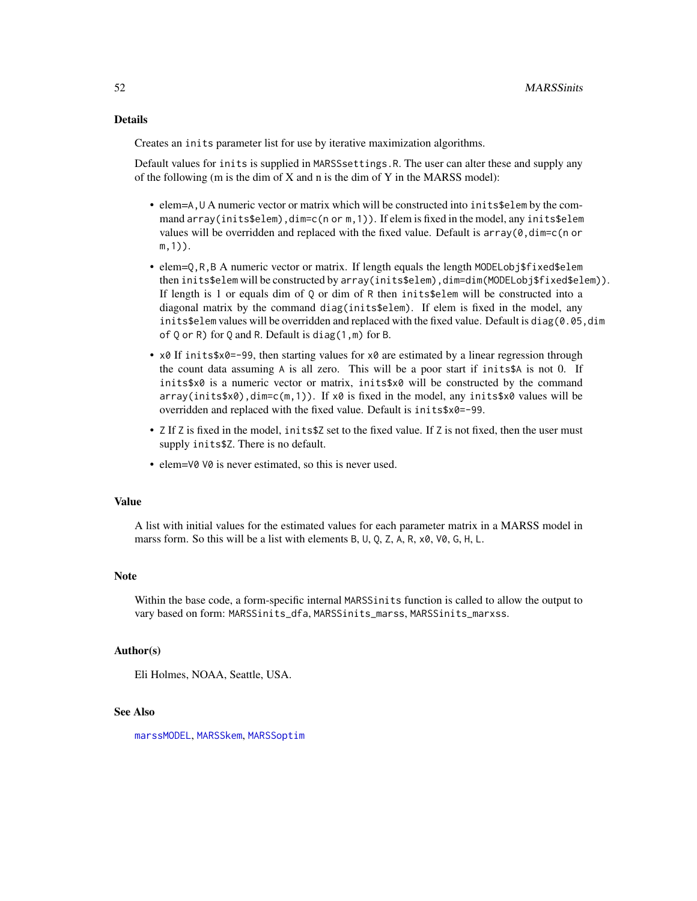## Details

Creates an `inits` parameter list for use by iterative maximization algorithms.

Default values for `inits` is supplied in `MARSSsettings.R`. The user can alter these and supply any of the following (m is the dim of X and n is the dim of Y in the MARSS model):

- elem=`A,U` A numeric vector or matrix which will be constructed into `inits$elem` by the command `array(inits$elem),dim=c(n or m,1))`. If elem is fixed in the model, any `inits$elem` values will be overridden and replaced with the fixed value. Default is `array(0,dim=c(n or m,1))`.
- elem=`Q,R,B` A numeric vector or matrix. If length equals the length `MODELobj$fixed$elem` then `inits$elem` will be constructed by `array(inits$elem),dim=dim(MODELobj$fixed$elem))`. If length is 1 or equals dim of `Q` or dim of `R` then `inits$elem` will be constructed into a diagonal matrix by the command `diag(inits$elem)`. If elem is fixed in the model, any `inits$elem` values will be overridden and replaced with the fixed value. Default is `diag(0.05,dim of Q or R)` for `Q` and `R`. Default is `diag(1,m)` for `B`.
- `x0` If `inits$x0=-99`, then starting values for `x0` are estimated by a linear regression through the count data assuming `A` is all zero. This will be a poor start if `inits$A` is not 0. If `inits$x0` is a numeric vector or matrix, `inits$x0` will be constructed by the command `array(inits$x0),dim=c(m,1))`. If `x0` is fixed in the model, any `inits$x0` values will be overridden and replaced with the fixed value. Default is `inits$x0=-99`.
- `Z` If `Z` is fixed in the model, `inits$Z` set to the fixed value. If `Z` is not fixed, then the user must supply `inits$Z`. There is no default.
- elem=`V0` `V0` is never estimated, so this is never used.

## Value

A list with initial values for the estimated values for each parameter matrix in a MARSS model in marss form. So this will be a list with elements `B`, `U`, `Q`, `Z`, `A`, `R`, `x0`, `V0`, `G`, `H`, `L`.

## Note

Within the base code, a form-specific internal `MARSSinits` function is called to allow the output to vary based on form: `MARSSinits_dfa`, `MARSSinits_marss`, `MARSSinits_marxss`.

## Author(s)

Eli Holmes, NOAA, Seattle, USA.

## See Also

`marssMODEL`, `MARSSkem`, `MARSSoptim`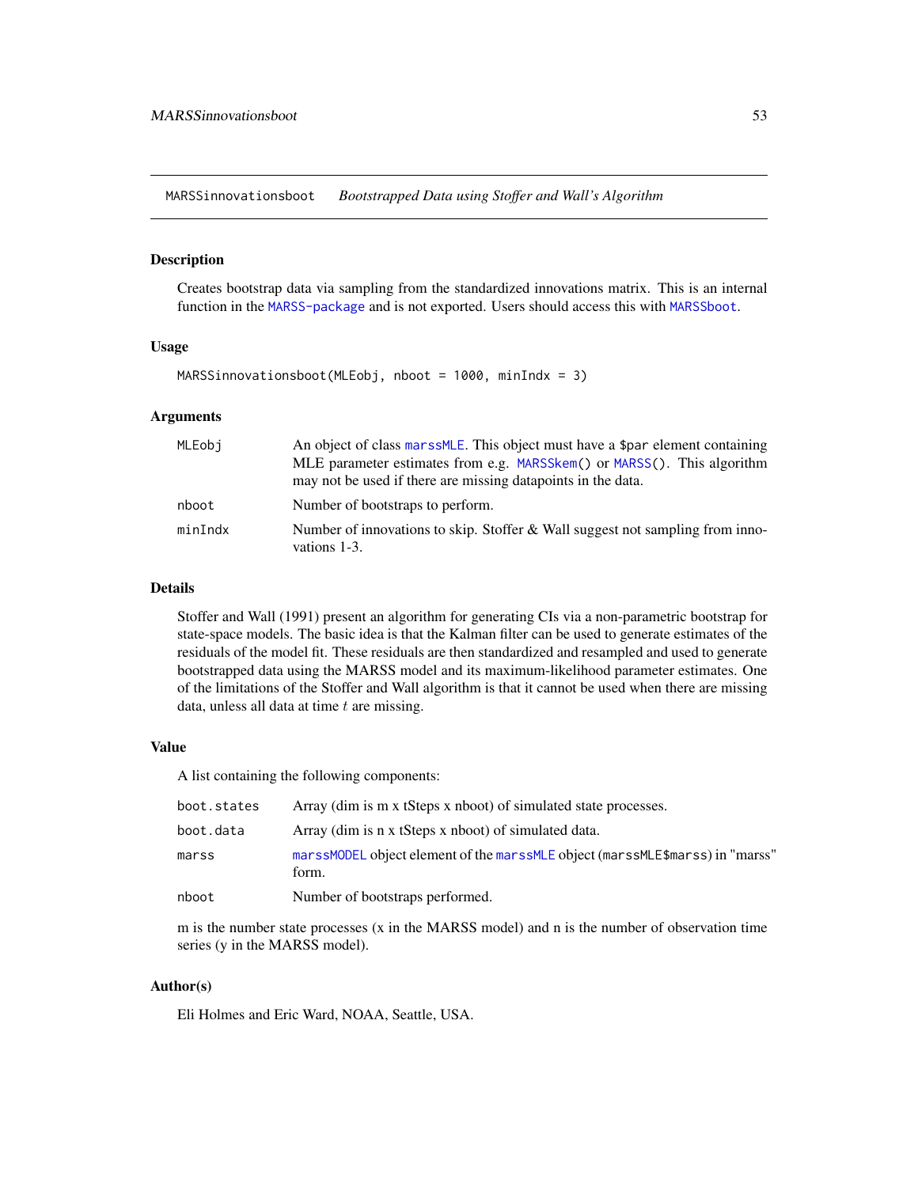## MARSSinnovationsboot — *Bootstrapped Data using Stoffer and Wall's Algorithm*

### Description

Creates bootstrap data via sampling from the standardized innovations matrix. This is an internal function in the `MARSS-package` and is not exported. Users should access this with `MARSSboot`.

### Usage

```
MARSSinnovationsboot(MLEobj, nboot = 1000, minIndx = 3)
```

### Arguments

| | |
|---|---|
| `MLEobj` | An object of class `marssMLE`. This object must have a `$par` element containing MLE parameter estimates from e.g. `MARSSkem()` or `MARSS()`. This algorithm may not be used if there are missing datapoints in the data. |
| `nboot` | Number of bootstraps to perform. |
| `minIndx` | Number of innovations to skip. Stoffer & Wall suggest not sampling from innovations 1-3. |

### Details

Stoffer and Wall (1991) present an algorithm for generating CIs via a non-parametric bootstrap for state-space models. The basic idea is that the Kalman filter can be used to generate estimates of the residuals of the model fit. These residuals are then standardized and resampled and used to generate bootstrapped data using the MARSS model and its maximum-likelihood parameter estimates. One of the limitations of the Stoffer and Wall algorithm is that it cannot be used when there are missing data, unless all data at time $t$ are missing.

### Value

A list containing the following components:

| | |
|---|---|
| `boot.states` | Array (dim is m x tSteps x nboot) of simulated state processes. |
| `boot.data` | Array (dim is n x tSteps x nboot) of simulated data. |
| `marss` | `marssMODEL` object element of the `marssMLE` object (`marssMLE$marss`) in "marss" form. |
| `nboot` | Number of bootstraps performed. |

m is the number state processes (x in the MARSS model) and n is the number of observation time series (y in the MARSS model).

### Author(s)

Eli Holmes and Eric Ward, NOAA, Seattle, USA.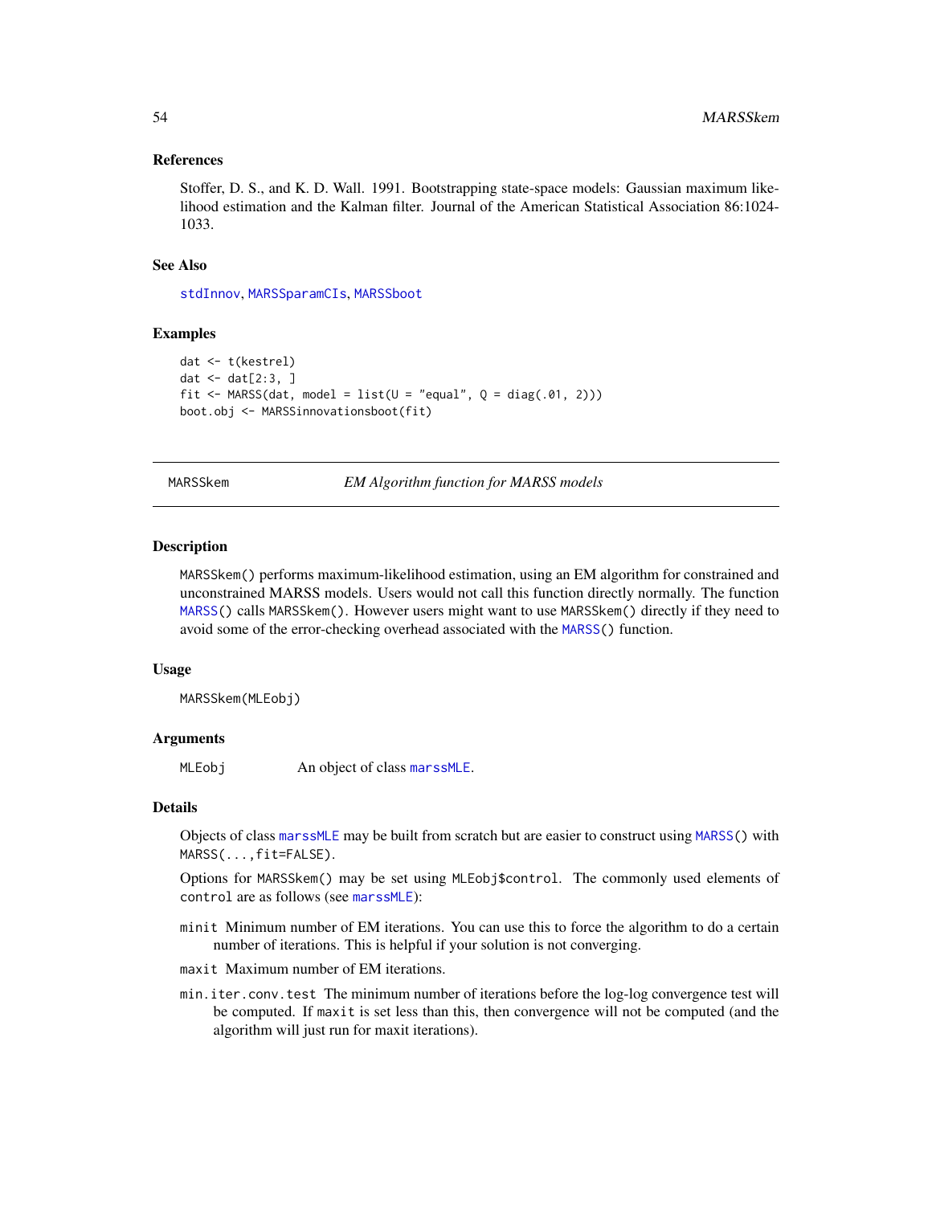### References

Stoffer, D. S., and K. D. Wall. 1991. Bootstrapping state-space models: Gaussian maximum likelihood estimation and the Kalman filter. Journal of the American Statistical Association 86:1024-1033.

### See Also

stdInnov, MARSSparamCIs, MARSSboot

### Examples

```
dat <- t(kestrel)
dat <- dat[2:3, ]
fit <- MARSS(dat, model = list(U = "equal", Q = diag(.01, 2)))
boot.obj <- MARSSinnovationsboot(fit)
```

---

## MARSSkem — *EM Algorithm function for MARSS models*

### Description

MARSSkem() performs maximum-likelihood estimation, using an EM algorithm for constrained and unconstrained MARSS models. Users would not call this function directly normally. The function MARSS() calls MARSSkem(). However users might want to use MARSSkem() directly if they need to avoid some of the error-checking overhead associated with the MARSS() function.

### Usage

```
MARSSkem(MLEobj)
```

### Arguments

| | |
|---|---|
| MLEobj | An object of class marssMLE. |

### Details

Objects of class marssMLE may be built from scratch but are easier to construct using MARSS() with MARSS(...,fit=FALSE).

Options for MARSSkem() may be set using MLEobj$control. The commonly used elements of control are as follows (see marssMLE):

- minit Minimum number of EM iterations. You can use this to force the algorithm to do a certain number of iterations. This is helpful if your solution is not converging.
- maxit Maximum number of EM iterations.
- min.iter.conv.test The minimum number of iterations before the log-log convergence test will be computed. If maxit is set less than this, then convergence will not be computed (and the algorithm will just run for maxit iterations).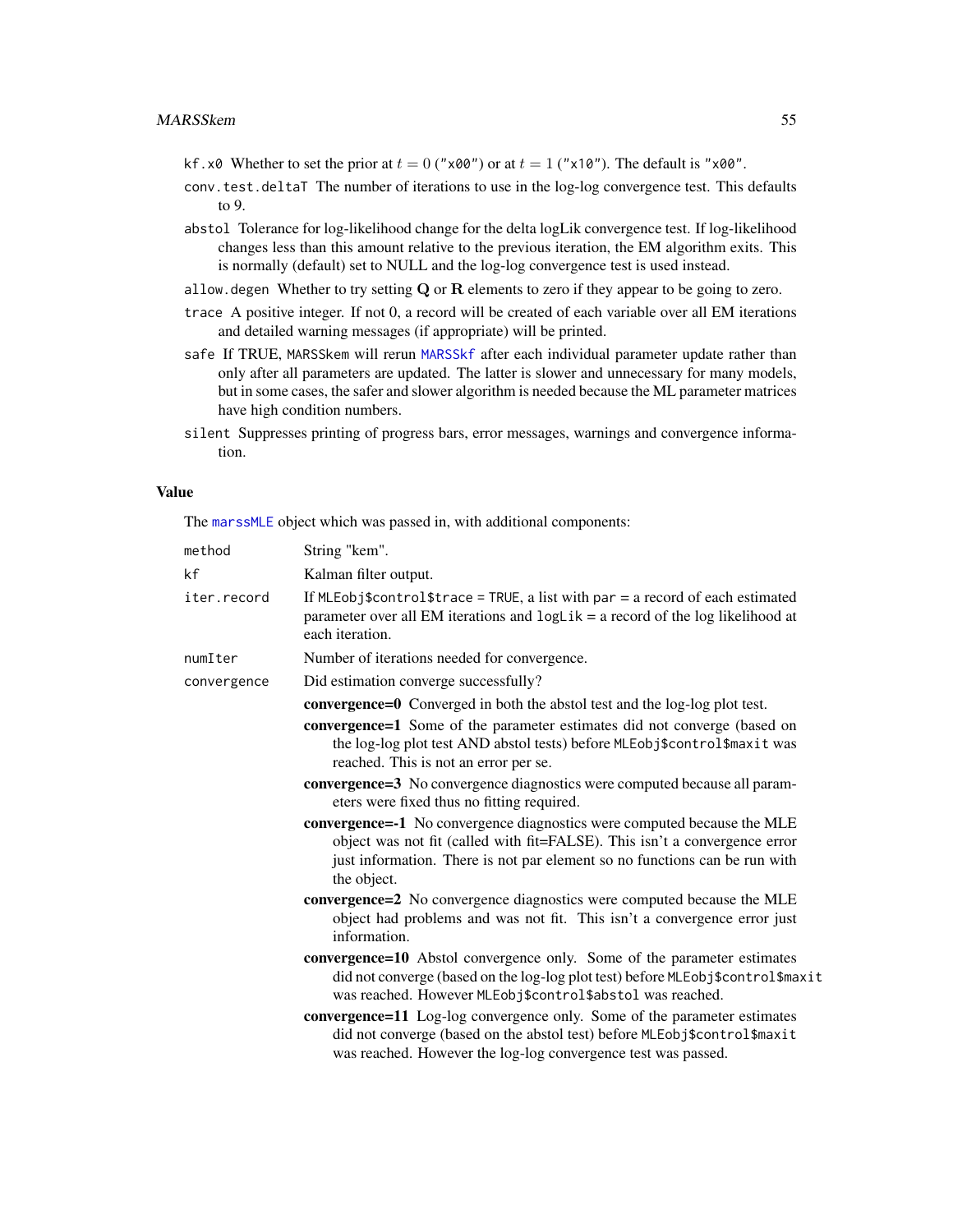`kf.x0` Whether to set the prior at $t = 0$ ("x00") or at $t = 1$ ("x10"). The default is "x00".

`conv.test.deltaT` The number of iterations to use in the log-log convergence test. This defaults to 9.

`abstol` Tolerance for log-likelihood change for the delta logLik convergence test. If log-likelihood changes less than this amount relative to the previous iteration, the EM algorithm exits. This is normally (default) set to NULL and the log-log convergence test is used instead.

`allow.degen` Whether to try setting $\mathbf{Q}$ or $\mathbf{R}$ elements to zero if they appear to be going to zero.

`trace` A positive integer. If not 0, a record will be created of each variable over all EM iterations and detailed warning messages (if appropriate) will be printed.

`safe` If TRUE, `MARSSkem` will rerun `MARSSkf` after each individual parameter update rather than only after all parameters are updated. The latter is slower and unnecessary for many models, but in some cases, the safer and slower algorithm is needed because the ML parameter matrices have high condition numbers.

`silent` Suppresses printing of progress bars, error messages, warnings and convergence information.

## Value

The `marssMLE` object which was passed in, with additional components:

`method` String "kem".

`kf` Kalman filter output.

`iter.record` If `MLEobj$control$trace = TRUE`, a list with `par` = a record of each estimated parameter over all EM iterations and `logLik` = a record of the log likelihood at each iteration.

`numIter` Number of iterations needed for convergence.

`convergence` Did estimation converge successfully?

- **convergence=0** Converged in both the abstol test and the log-log plot test.
- **convergence=1** Some of the parameter estimates did not converge (based on the log-log plot test AND abstol tests) before `MLEobj$control$maxit` was reached. This is not an error per se.
- **convergence=3** No convergence diagnostics were computed because all parameters were fixed thus no fitting required.
- **convergence=-1** No convergence diagnostics were computed because the MLE object was not fit (called with fit=FALSE). This isn't a convergence error just information. There is not par element so no functions can be run with the object.
- **convergence=2** No convergence diagnostics were computed because the MLE object had problems and was not fit. This isn't a convergence error just information.
- **convergence=10** Abstol convergence only. Some of the parameter estimates did not converge (based on the log-log plot test) before `MLEobj$control$maxit` was reached. However `MLEobj$control$abstol` was reached.
- **convergence=11** Log-log convergence only. Some of the parameter estimates did not converge (based on the abstol test) before `MLEobj$control$maxit` was reached. However the log-log convergence test was passed.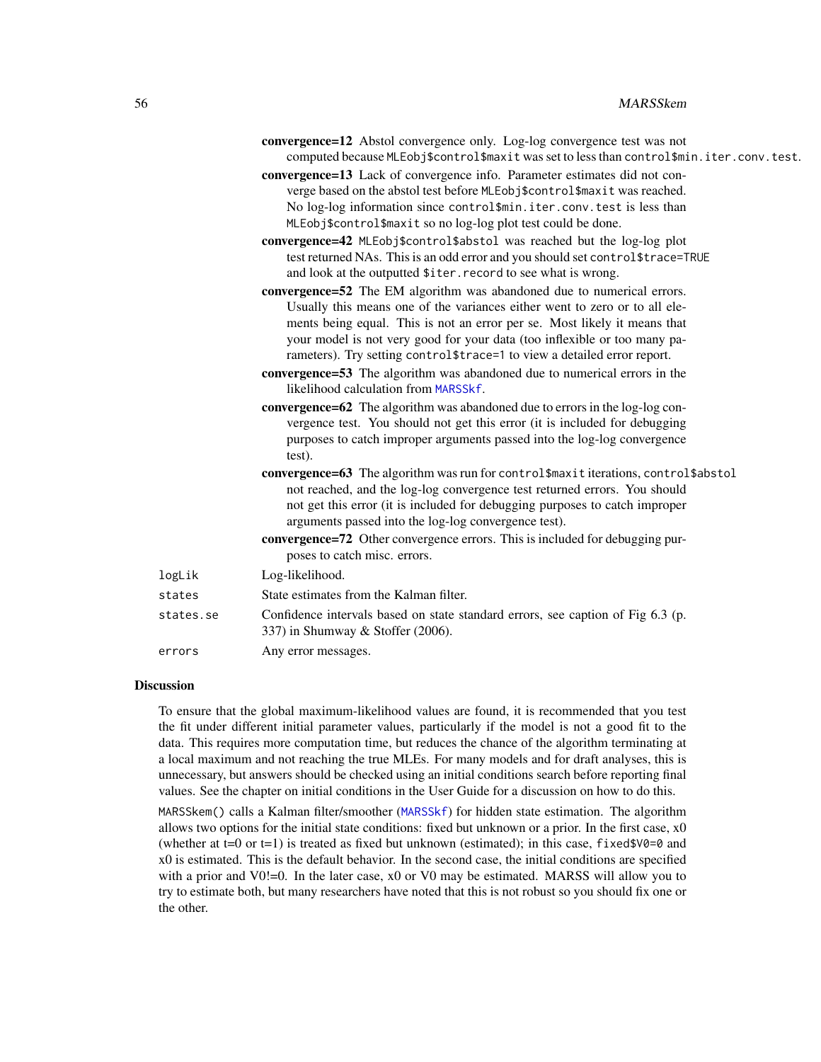**convergence=12** Abstol convergence only. Log-log convergence test was not computed because `MLEobj$control$maxit` was set to less than `control$min.iter.conv.test`.

**convergence=13** Lack of convergence info. Parameter estimates did not converge based on the abstol test before `MLEobj$control$maxit` was reached. No log-log information since `control$min.iter.conv.test` is less than `MLEobj$control$maxit` so no log-log plot test could be done.

**convergence=42** `MLEobj$control$abstol` was reached but the log-log plot test returned NAs. This is an odd error and you should set `control$trace=TRUE` and look at the outputted `$iter.record` to see what is wrong.

**convergence=52** The EM algorithm was abandoned due to numerical errors. Usually this means one of the variances either went to zero or to all elements being equal. This is not an error per se. Most likely it means that your model is not very good for your data (too inflexible or too many parameters). Try setting `control$trace=1` to view a detailed error report.

**convergence=53** The algorithm was abandoned due to numerical errors in the likelihood calculation from `MARSSkf`.

**convergence=62** The algorithm was abandoned due to errors in the log-log convergence test. You should not get this error (it is included for debugging purposes to catch improper arguments passed into the log-log convergence test).

**convergence=63** The algorithm was run for `control$maxit` iterations, `control$abstol` not reached, and the log-log convergence test returned errors. You should not get this error (it is included for debugging purposes to catch improper arguments passed into the log-log convergence test).

**convergence=72** Other convergence errors. This is included for debugging purposes to catch misc. errors.

`logLik` Log-likelihood.

`states` State estimates from the Kalman filter.

`states.se` Confidence intervals based on state standard errors, see caption of Fig 6.3 (p. 337) in Shumway & Stoffer (2006).

`errors` Any error messages.

## Discussion

To ensure that the global maximum-likelihood values are found, it is recommended that you test the fit under different initial parameter values, particularly if the model is not a good fit to the data. This requires more computation time, but reduces the chance of the algorithm terminating at a local maximum and not reaching the true MLEs. For many models and for draft analyses, this is unnecessary, but answers should be checked using an initial conditions search before reporting final values. See the chapter on initial conditions in the User Guide for a discussion on how to do this.

`MARSSkem()` calls a Kalman filter/smoother (`MARSSkf`) for hidden state estimation. The algorithm allows two options for the initial state conditions: fixed but unknown or a prior. In the first case, x0 (whether at t=0 or t=1) is treated as fixed but unknown (estimated); in this case, `fixed$V0=0` and x0 is estimated. This is the default behavior. In the second case, the initial conditions are specified with a prior and V0!=0. In the later case, x0 or V0 may be estimated. MARSS will allow you to try to estimate both, but many researchers have noted that this is not robust so you should fix one or the other.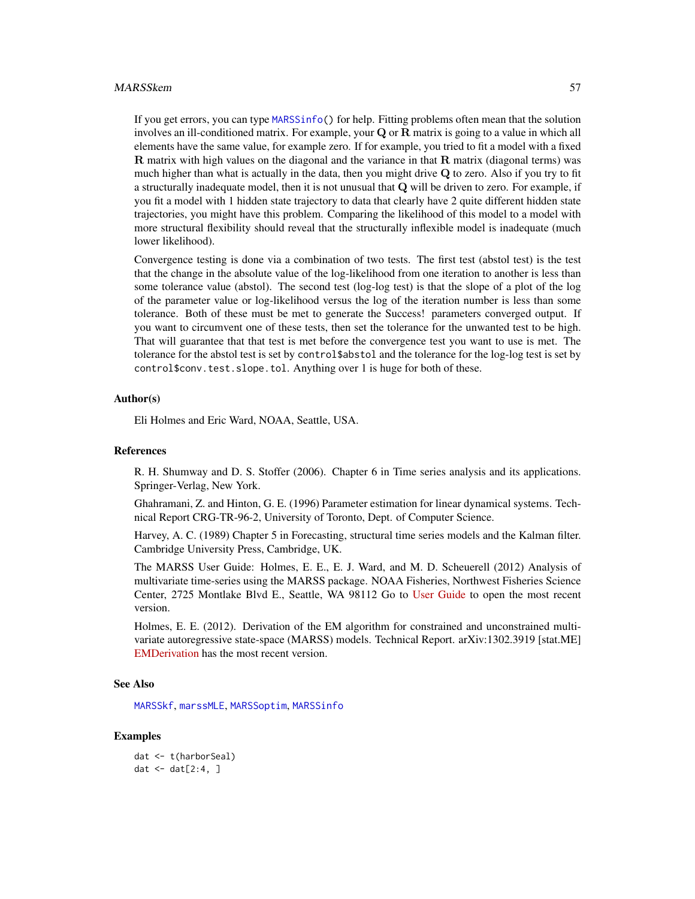If you get errors, you can type MARSSinfo() for help. Fitting problems often mean that the solution involves an ill-conditioned matrix. For example, your $\mathbf{Q}$ or $\mathbf{R}$ matrix is going to a value in which all elements have the same value, for example zero. If for example, you tried to fit a model with a fixed $\mathbf{R}$ matrix with high values on the diagonal and the variance in that $\mathbf{R}$ matrix (diagonal terms) was much higher than what is actually in the data, then you might drive $\mathbf{Q}$ to zero. Also if you try to fit a structurally inadequate model, then it is not unusual that $\mathbf{Q}$ will be driven to zero. For example, if you fit a model with 1 hidden state trajectory to data that clearly have 2 quite different hidden state trajectories, you might have this problem. Comparing the likelihood of this model to a model with more structural flexibility should reveal that the structurally inflexible model is inadequate (much lower likelihood).

Convergence testing is done via a combination of two tests. The first test (abstol test) is the test that the change in the absolute value of the log-likelihood from one iteration to another is less than some tolerance value (abstol). The second test (log-log test) is that the slope of a plot of the log of the parameter value or log-likelihood versus the log of the iteration number is less than some tolerance. Both of these must be met to generate the Success! parameters converged output. If you want to circumvent one of these tests, then set the tolerance for the unwanted test to be high. That will guarantee that that test is met before the convergence test you want to use is met. The tolerance for the abstol test is set by `control$abstol` and the tolerance for the log-log test is set by `control$conv.test.slope.tol`. Anything over 1 is huge for both of these.

### Author(s)

Eli Holmes and Eric Ward, NOAA, Seattle, USA.

### References

R. H. Shumway and D. S. Stoffer (2006). Chapter 6 in Time series analysis and its applications. Springer-Verlag, New York.

Ghahramani, Z. and Hinton, G. E. (1996) Parameter estimation for linear dynamical systems. Technical Report CRG-TR-96-2, University of Toronto, Dept. of Computer Science.

Harvey, A. C. (1989) Chapter 5 in Forecasting, structural time series models and the Kalman filter. Cambridge University Press, Cambridge, UK.

The MARSS User Guide: Holmes, E. E., E. J. Ward, and M. D. Scheuerell (2012) Analysis of multivariate time-series using the MARSS package. NOAA Fisheries, Northwest Fisheries Science Center, 2725 Montlake Blvd E., Seattle, WA 98112 Go to User Guide to open the most recent version.

Holmes, E. E. (2012). Derivation of the EM algorithm for constrained and unconstrained multivariate autoregressive state-space (MARSS) models. Technical Report. arXiv:1302.3919 [stat.ME] EMDerivation has the most recent version.

### See Also

MARSSkf, marssMLE, MARSSoptim, MARSSinfo

### Examples

```
dat <- t(harborSeal)
dat <- dat[2:4, ]
```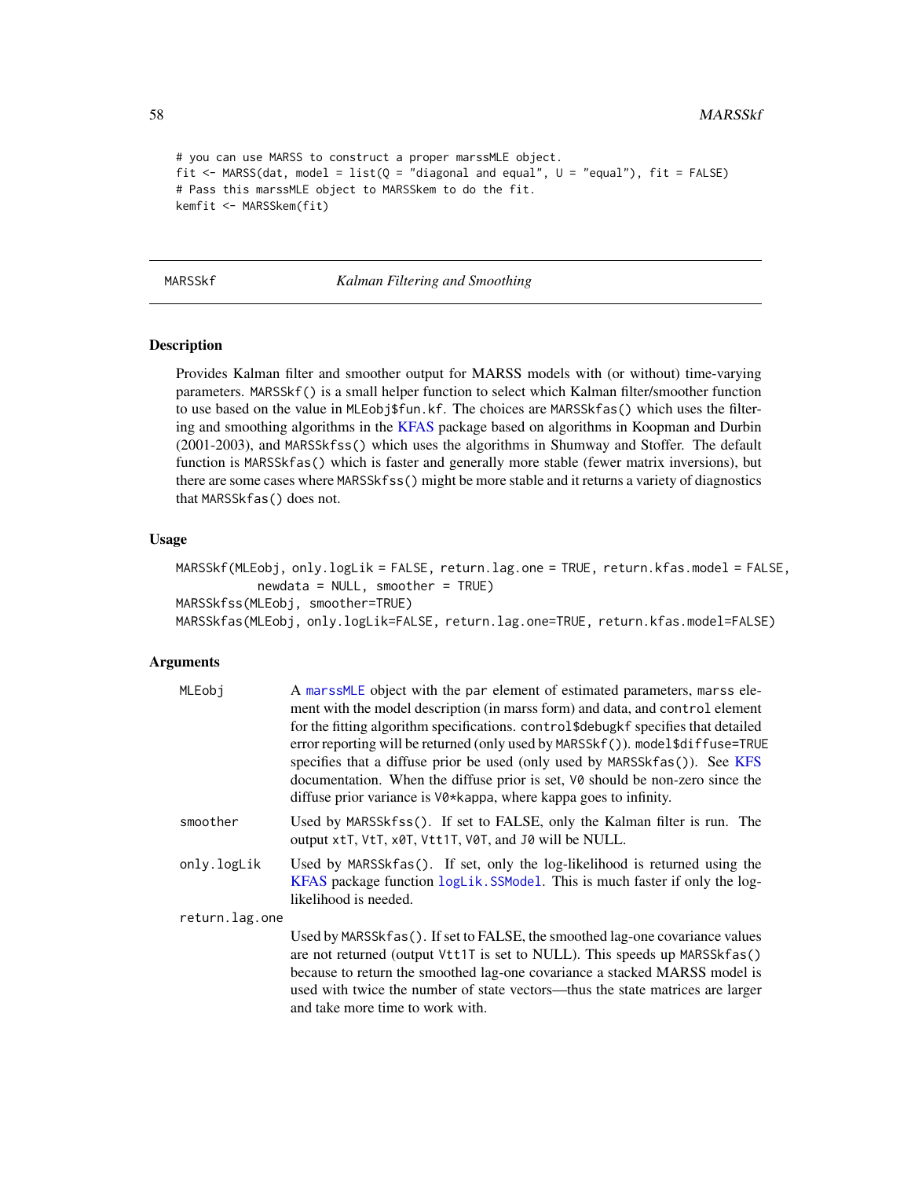```
# you can use MARSS to construct a proper marssMLE object.
fit <- MARSS(dat, model = list(Q = "diagonal and equal", U = "equal"), fit = FALSE)
# Pass this marssMLE object to MARSSkem to do the fit.
kemfit <- MARSSkem(fit)
```

---

## MARSSkf — *Kalman Filtering and Smoothing*

---

### Description

Provides Kalman filter and smoother output for MARSS models with (or without) time-varying parameters. `MARSSkf()` is a small helper function to select which Kalman filter/smoother function to use based on the value in `MLEobj$fun.kf`. The choices are `MARSSkfas()` which uses the filtering and smoothing algorithms in the KFAS package based on algorithms in Koopman and Durbin (2001-2003), and `MARSSkfss()` which uses the algorithms in Shumway and Stoffer. The default function is `MARSSkfas()` which is faster and generally more stable (fewer matrix inversions), but there are some cases where `MARSSkfss()` might be more stable and it returns a variety of diagnostics that `MARSSkfas()` does not.

### Usage

```
MARSSkf(MLEobj, only.logLik = FALSE, return.lag.one = TRUE, return.kfas.model = FALSE,
          newdata = NULL, smoother = TRUE)
MARSSkfss(MLEobj, smoother=TRUE)
MARSSkfas(MLEobj, only.logLik=FALSE, return.lag.one=TRUE, return.kfas.model=FALSE)
```

### Arguments

`MLEobj` A marssMLE object with the `par` element of estimated parameters, `marss` element with the model description (in marss form) and data, and `control` element for the fitting algorithm specifications. `control$debugkf` specifies that detailed error reporting will be returned (only used by `MARSSkf()`). `model$diffuse=TRUE` specifies that a diffuse prior be used (only used by `MARSSkfas()`). See KFS documentation. When the diffuse prior is set, `V0` should be non-zero since the diffuse prior variance is `V0*kappa`, where kappa goes to infinity.

`smoother` Used by `MARSSkfss()`. If set to FALSE, only the Kalman filter is run. The output `xtT`, `VtT`, `x0T`, `Vtt1T`, `V0T`, and `J0` will be NULL.

`only.logLik` Used by `MARSSkfas()`. If set, only the log-likelihood is returned using the KFAS package function `logLik.SSModel`. This is much faster if only the log-likelihood is needed.

`return.lag.one` Used by `MARSSkfas()`. If set to FALSE, the smoothed lag-one covariance values are not returned (output `Vtt1T` is set to NULL). This speeds up `MARSSkfas()` because to return the smoothed lag-one covariance a stacked MARSS model is used with twice the number of state vectors—thus the state matrices are larger and take more time to work with.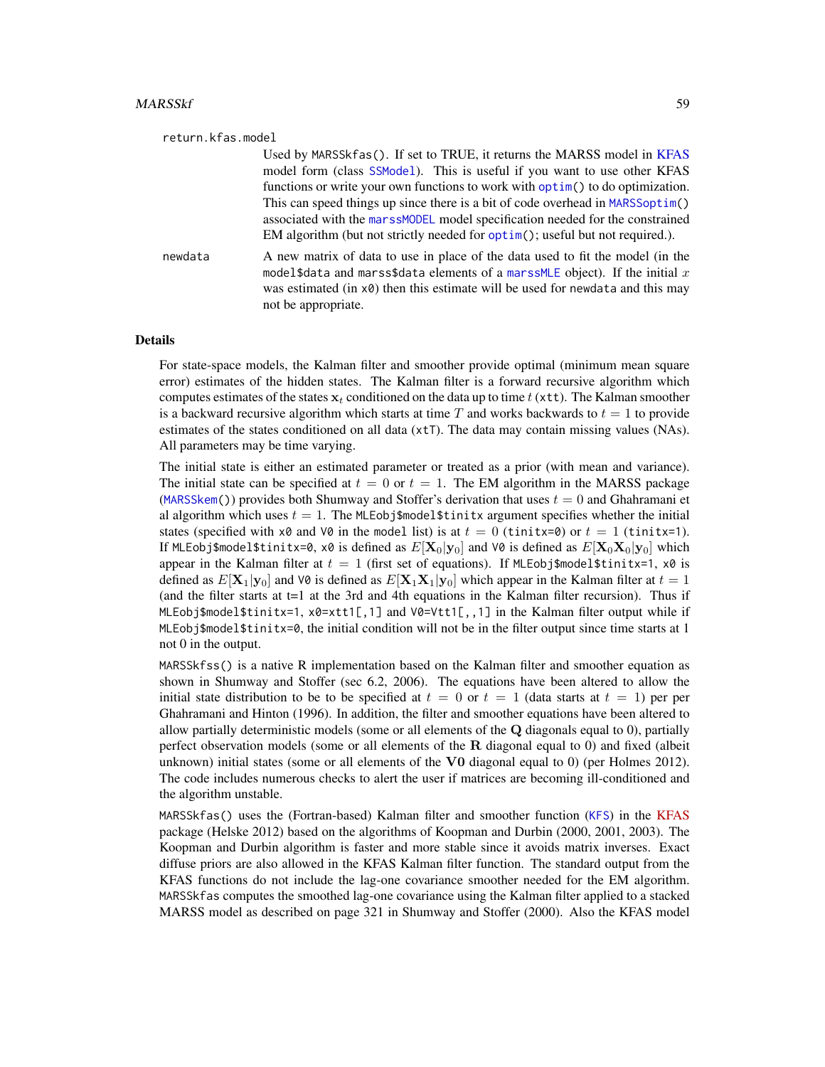`return.kfas.model`
: Used by `MARSSkfas()`. If set to TRUE, it returns the MARSS model in KFAS model form (class `SSModel`). This is useful if you want to use other KFAS functions or write your own functions to work with `optim()` to do optimization. This can speed things up since there is a bit of code overhead in `MARSSoptim()` associated with the `marssMODEL` model specification needed for the constrained EM algorithm (but not strictly needed for `optim()`; useful but not required.).

`newdata`
: A new matrix of data to use in place of the data used to fit the model (in the `model$data` and `marss$data` elements of a `marssMLE` object). If the initial $x$ was estimated (in `x0`) then this estimate will be used for `newdata` and this may not be appropriate.

## Details

For state-space models, the Kalman filter and smoother provide optimal (minimum mean square error) estimates of the hidden states. The Kalman filter is a forward recursive algorithm which computes estimates of the states $\mathbf{x}_t$ conditioned on the data up to time $t$ (`xtt`). The Kalman smoother is a backward recursive algorithm which starts at time $T$ and works backwards to $t = 1$ to provide estimates of the states conditioned on all data (`xtT`). The data may contain missing values (NAs). All parameters may be time varying.

The initial state is either an estimated parameter or treated as a prior (with mean and variance). The initial state can be specified at $t = 0$ or $t = 1$. The EM algorithm in the MARSS package (`MARSSkem()`) provides both Shumway and Stoffer's derivation that uses $t = 0$ and Ghahramani et al algorithm which uses $t = 1$. The `MLEobj$model$tinitx` argument specifies whether the initial states (specified with `x0` and `V0` in the `model` list) is at $t = 0$ (`tinitx=0`) or $t = 1$ (`tinitx=1`). If `MLEobj$model$tinitx=0`, `x0` is defined as $E[\mathbf{X}_0|\mathbf{y}_0]$ and `V0` is defined as $E[\mathbf{X}_0\mathbf{X}_0|\mathbf{y}_0]$ which appear in the Kalman filter at $t = 1$ (first set of equations). If `MLEobj$model$tinitx=1`, `x0` is defined as $E[\mathbf{X}_1|\mathbf{y}_0]$ and `V0` is defined as $E[\mathbf{X}_1\mathbf{X}_1|\mathbf{y}_0]$ which appear in the Kalman filter at $t = 1$ (and the filter starts at t=1 at the 3rd and 4th equations in the Kalman filter recursion). Thus if `MLEobj$model$tinitx=1`, `x0=xtt1[,1]` and `V0=Vtt1[,,1]` in the Kalman filter output while if `MLEobj$model$tinitx=0`, the initial condition will not be in the filter output since time starts at 1 not 0 in the output.

`MARSSkfss()` is a native R implementation based on the Kalman filter and smoother equation as shown in Shumway and Stoffer (sec 6.2, 2006). The equations have been altered to allow the initial state distribution to be to be specified at $t = 0$ or $t = 1$ (data starts at $t = 1$) per per Ghahramani and Hinton (1996). In addition, the filter and smoother equations have been altered to allow partially deterministic models (some or all elements of the $\mathbf{Q}$ diagonals equal to 0), partially perfect observation models (some or all elements of the $\mathbf{R}$ diagonal equal to 0) and fixed (albeit unknown) initial states (some or all elements of the $\mathbf{V0}$ diagonal equal to 0) (per Holmes 2012). The code includes numerous checks to alert the user if matrices are becoming ill-conditioned and the algorithm unstable.

`MARSSkfas()` uses the (Fortran-based) Kalman filter and smoother function (`KFS`) in the KFAS package (Helske 2012) based on the algorithms of Koopman and Durbin (2000, 2001, 2003). The Koopman and Durbin algorithm is faster and more stable since it avoids matrix inverses. Exact diffuse priors are also allowed in the KFAS Kalman filter function. The standard output from the KFAS functions do not include the lag-one covariance smoother needed for the EM algorithm. `MARSSkfas` computes the smoothed lag-one covariance using the Kalman filter applied to a stacked MARSS model as described on page 321 in Shumway and Stoffer (2000). Also the KFAS model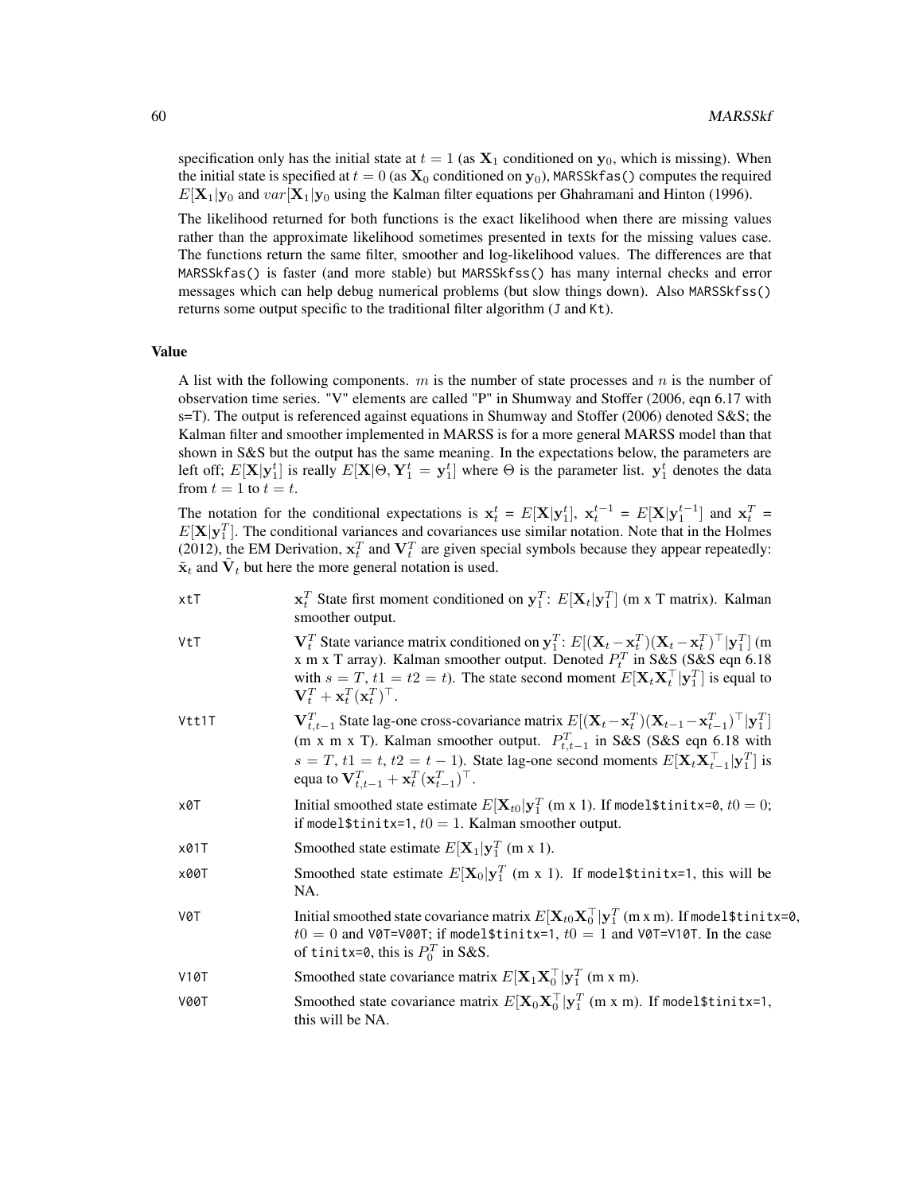specification only has the initial state at $t = 1$ (as $\mathbf{X}_1$ conditioned on $\mathbf{y}_0$, which is missing). When the initial state is specified at $t = 0$ (as $\mathbf{X}_0$ conditioned on $\mathbf{y}_0$), `MARSSkfas()` computes the required $E[\mathbf{X}_1|\mathbf{y}_0$ and $var[\mathbf{X}_1|\mathbf{y}_0$ using the Kalman filter equations per Ghahramani and Hinton (1996).

The likelihood returned for both functions is the exact likelihood when there are missing values rather than the approximate likelihood sometimes presented in texts for the missing values case. The functions return the same filter, smoother and log-likelihood values. The differences are that `MARSSkfas()` is faster (and more stable) but `MARSSkfss()` has many internal checks and error messages which can help debug numerical problems (but slow things down). Also `MARSSkfss()` returns some output specific to the traditional filter algorithm (`J` and `Kt`).

### Value

A list with the following components. $m$ is the number of state processes and $n$ is the number of observation time series. "V" elements are called "P" in Shumway and Stoffer (2006, eqn 6.17 with s=T). The output is referenced against equations in Shumway and Stoffer (2006) denoted S&S; the Kalman filter and smoother implemented in MARSS is for a more general MARSS model than that shown in S&S but the output has the same meaning. In the expectations below, the parameters are left off; $E[\mathbf{X}|\mathbf{y}_1^t]$ is really $E[\mathbf{X}|\Theta, \mathbf{Y}_1^t = \mathbf{y}_1^t]$ where $\Theta$ is the parameter list. $\mathbf{y}_1^t$ denotes the data from $t = 1$ to $t = t$.

The notation for the conditional expectations is $\mathbf{x}_t^t = E[\mathbf{X}|\mathbf{y}_1^t]$, $\mathbf{x}_t^{t-1} = E[\mathbf{X}|\mathbf{y}_1^{t-1}]$ and $\mathbf{x}_t^T = E[\mathbf{X}|\mathbf{y}_1^T]$. The conditional variances and covariances use similar notation. Note that in the Holmes (2012), the EM Derivation, $\mathbf{x}_t^T$ and $\mathbf{V}_t^T$ are given special symbols because they appear repeatedly: $\tilde{\mathbf{x}}_t$ and $\tilde{\mathbf{V}}_t$ but here the more general notation is used.

`xtT` $\mathbf{x}_t^T$ State first moment conditioned on $\mathbf{y}_1^T$: $E[\mathbf{X}_t|\mathbf{y}_1^T]$ (m x T matrix). Kalman smoother output.

`VtT` $\mathbf{V}_t^T$ State variance matrix conditioned on $\mathbf{y}_1^T$: $E[(\mathbf{X}_t - \mathbf{x}_t^T)(\mathbf{X}_t - \mathbf{x}_t^T)^\top|\mathbf{y}_1^T]$ (m x m x T array). Kalman smoother output. Denoted $P_t^T$ in S&S (S&S eqn 6.18 with $s = T$, $t1 = t2 = t$). The state second moment $E[\mathbf{X}_t\mathbf{X}_t^\top|\mathbf{y}_1^T]$ is equal to $\mathbf{V}_t^T + \mathbf{x}_t^T(\mathbf{x}_t^T)^\top$.

`Vtt1T` $\mathbf{V}_{t,t-1}^T$ State lag-one cross-covariance matrix $E[(\mathbf{X}_t - \mathbf{x}_t^T)(\mathbf{X}_{t-1} - \mathbf{x}_{t-1}^T)^\top|\mathbf{y}_1^T]$ (m x m x T). Kalman smoother output. $P_{t,t-1}^T$ in S&S (S&S eqn 6.18 with $s = T$, $t1 = t$, $t2 = t - 1$). State lag-one second moments $E[\mathbf{X}_t\mathbf{X}_{t-1}^\top|\mathbf{y}_1^T]$ is equa to $\mathbf{V}_{t,t-1}^T + \mathbf{x}_t^T(\mathbf{x}_{t-1}^T)^\top$.

`x0T` Initial smoothed state estimate $E[\mathbf{X}_{t0}|\mathbf{y}_1^T$ (m x 1). If `model$tinitx=0`, $t0 = 0$; if `model$tinitx=1`, $t0 = 1$. Kalman smoother output.

`x01T` Smoothed state estimate $E[\mathbf{X}_1|\mathbf{y}_1^T$ (m x 1).

`x00T` Smoothed state estimate $E[\mathbf{X}_0|\mathbf{y}_1^T$ (m x 1). If `model$tinitx=1`, this will be NA.

`V0T` Initial smoothed state covariance matrix $E[\mathbf{X}_{t0}\mathbf{X}_0^\top|\mathbf{y}_1^T$ (m x m). If `model$tinitx=0`, $t0 = 0$ and `V0T=V00T`; if `model$tinitx=1`, $t0 = 1$ and `V0T=V10T`. In the case of `tinitx=0`, this is $P_0^T$ in S&S.

`V10T` Smoothed state covariance matrix $E[\mathbf{X}_1\mathbf{X}_0^\top|\mathbf{y}_1^T$ (m x m).

`V00T` Smoothed state covariance matrix $E[\mathbf{X}_0\mathbf{X}_0^\top|\mathbf{y}_1^T$ (m x m). If `model$tinitx=1`, this will be NA.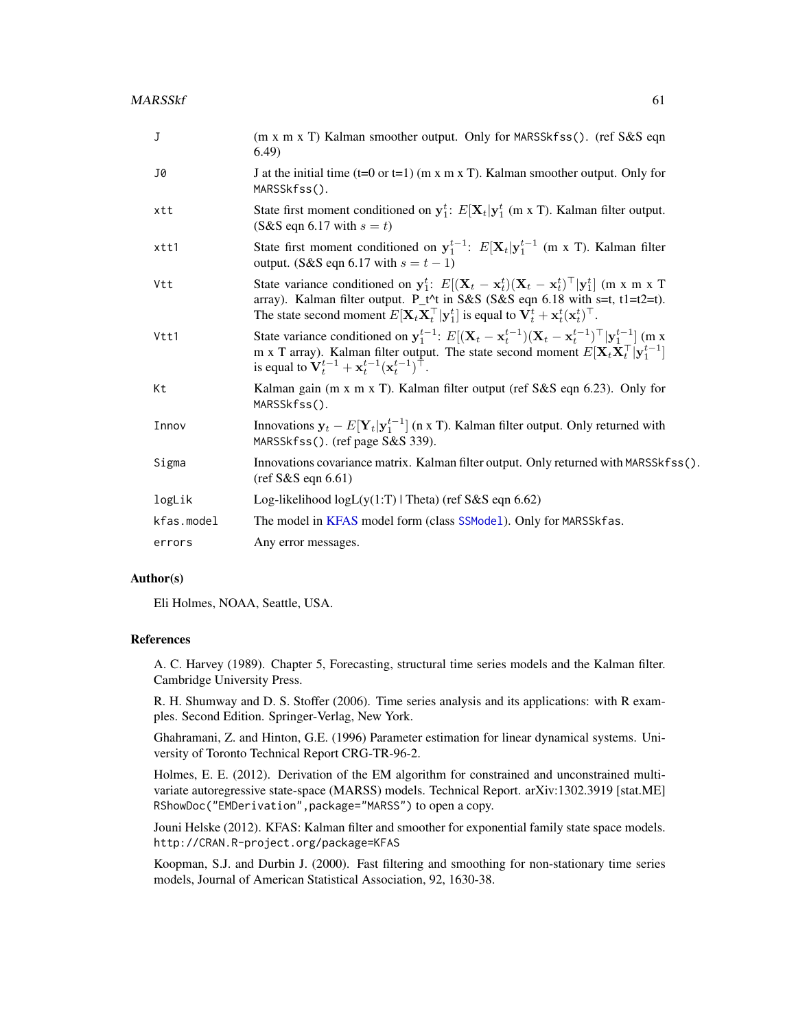| | |
|---|---|
| J | (m x m x T) Kalman smoother output. Only for `MARSSkfss()`. (ref S&S eqn 6.49) |
| J0 | J at the initial time (t=0 or t=1) (m x m x T). Kalman smoother output. Only for `MARSSkfss()`. |
| xtt | State first moment conditioned on $\mathbf{y}_1^t$: $E[\mathbf{X}_t \vert \mathbf{y}_1^t$ (m x T). Kalman filter output. (S&S eqn 6.17 with $s = t$) |
| xtt1 | State first moment conditioned on $\mathbf{y}_1^{t-1}$: $E[\mathbf{X}_t \vert \mathbf{y}_1^{t-1}$ (m x T). Kalman filter output. (S&S eqn 6.17 with $s = t - 1$) |
| Vtt | State variance conditioned on $\mathbf{y}_1^t$: $E[(\mathbf{X}_t - \mathbf{x}_t^t)(\mathbf{X}_t - \mathbf{x}_t^t)^\top \vert \mathbf{y}_1^t]$ (m x m x T array). Kalman filter output. P_t^t in S&S (S&S eqn 6.18 with s=t, t1=t2=t). The state second moment $E[\mathbf{X}_t\mathbf{X}_t^\top \vert \mathbf{y}_1^t]$ is equal to $\mathbf{V}_t^t + \mathbf{x}_t^t(\mathbf{x}_t^t)^\top$. |
| Vtt1 | State variance conditioned on $\mathbf{y}_1^{t-1}$: $E[(\mathbf{X}_t - \mathbf{x}_t^{t-1})(\mathbf{X}_t - \mathbf{x}_t^{t-1})^\top \vert \mathbf{y}_1^{t-1}]$ (m x m x T array). Kalman filter output. The state second moment $E[\mathbf{X}_t\mathbf{X}_t^\top \vert \mathbf{y}_1^{t-1}]$ is equal to $\mathbf{V}_t^{t-1} + \mathbf{x}_t^{t-1}(\mathbf{x}_t^{t-1})^\top$. |
| Kt | Kalman gain (m x m x T). Kalman filter output (ref S&S eqn 6.23). Only for `MARSSkfss()`. |
| Innov | Innovations $\mathbf{y}_t - E[\mathbf{Y}_t \vert \mathbf{y}_1^{t-1}]$ (n x T). Kalman filter output. Only returned with `MARSSkfss()`. (ref page S&S 339). |
| Sigma | Innovations covariance matrix. Kalman filter output. Only returned with `MARSSkfss()`. (ref S&S eqn 6.61) |
| logLik | Log-likelihood logL(y(1:T) \| Theta) (ref S&S eqn 6.62) |
| kfas.model | The model in KFAS model form (class `SSModel`). Only for `MARSSkfas`. |
| errors | Any error messages. |

## Author(s)

Eli Holmes, NOAA, Seattle, USA.

## References

A. C. Harvey (1989). Chapter 5, Forecasting, structural time series models and the Kalman filter. Cambridge University Press.

R. H. Shumway and D. S. Stoffer (2006). Time series analysis and its applications: with R examples. Second Edition. Springer-Verlag, New York.

Ghahramani, Z. and Hinton, G.E. (1996) Parameter estimation for linear dynamical systems. University of Toronto Technical Report CRG-TR-96-2.

Holmes, E. E. (2012). Derivation of the EM algorithm for constrained and unconstrained multivariate autoregressive state-space (MARSS) models. Technical Report. arXiv:1302.3919 [stat.ME] `RShowDoc("EMDerivation",package="MARSS")` to open a copy.

Jouni Helske (2012). KFAS: Kalman filter and smoother for exponential family state space models. `http://CRAN.R-project.org/package=KFAS`

Koopman, S.J. and Durbin J. (2000). Fast filtering and smoothing for non-stationary time series models, Journal of American Statistical Association, 92, 1630-38.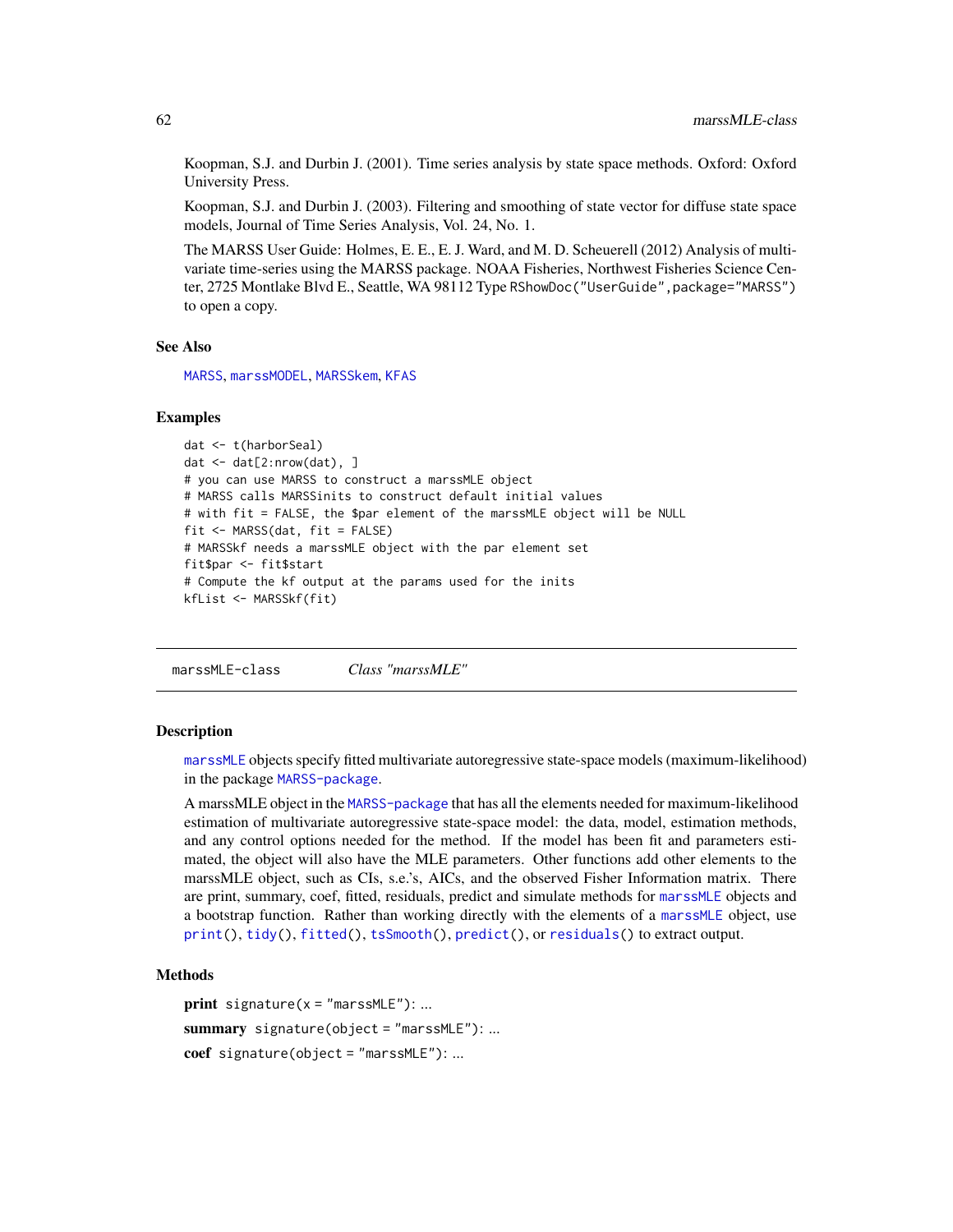Koopman, S.J. and Durbin J. (2001). Time series analysis by state space methods. Oxford: Oxford University Press.

Koopman, S.J. and Durbin J. (2003). Filtering and smoothing of state vector for diffuse state space models, Journal of Time Series Analysis, Vol. 24, No. 1.

The MARSS User Guide: Holmes, E. E., E. J. Ward, and M. D. Scheuerell (2012) Analysis of multivariate time-series using the MARSS package. NOAA Fisheries, Northwest Fisheries Science Center, 2725 Montlake Blvd E., Seattle, WA 98112 Type `RShowDoc("UserGuide",package="MARSS")` to open a copy.

### See Also

`MARSS`, `marssMODEL`, `MARSSkem`, `KFAS`

### Examples

```
dat <- t(harborSeal)
dat <- dat[2:nrow(dat), ]
# you can use MARSS to construct a marssMLE object
# MARSS calls MARSSinits to construct default initial values
# with fit = FALSE, the $par element of the marssMLE object will be NULL
fit <- MARSS(dat, fit = FALSE)
# MARSSkf needs a marssMLE object with the par element set
fit$par <- fit$start
# Compute the kf output at the params used for the inits
kfList <- MARSSkf(fit)
```

---

## marssMLE-class — *Class "marssMLE"*

### Description

`marssMLE` objects specify fitted multivariate autoregressive state-space models (maximum-likelihood) in the package `MARSS-package`.

A marssMLE object in the `MARSS-package` that has all the elements needed for maximum-likelihood estimation of multivariate autoregressive state-space model: the data, model, estimation methods, and any control options needed for the method. If the model has been fit and parameters estimated, the object will also have the MLE parameters. Other functions add other elements to the marssMLE object, such as CIs, s.e.'s, AICs, and the observed Fisher Information matrix. There are print, summary, coef, fitted, residuals, predict and simulate methods for `marssMLE` objects and a bootstrap function. Rather than working directly with the elements of a `marssMLE` object, use `print()`, `tidy()`, `fitted()`, `tsSmooth()`, `predict()`, or `residuals()` to extract output.

### Methods

**print** `signature(x = "marssMLE")`: ...

**summary** `signature(object = "marssMLE")`: ...

**coef** `signature(object = "marssMLE")`: ...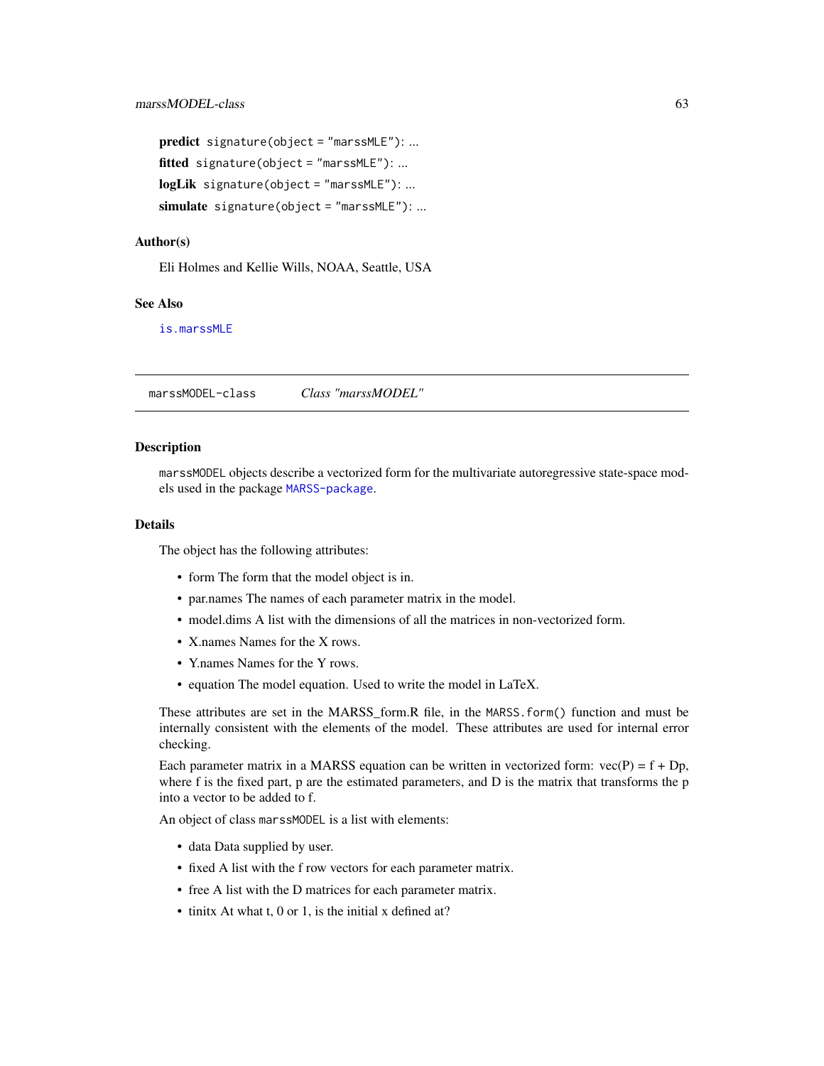**predict** `signature(object = "marssMLE")`: ...

**fitted** `signature(object = "marssMLE")`: ...

**logLik** `signature(object = "marssMLE")`: ...

**simulate** `signature(object = "marssMLE")`: ...

### Author(s)

Eli Holmes and Kellie Wills, NOAA, Seattle, USA

### See Also

`is.marssMLE`

---

## marssMODEL-class — *Class "marssMODEL"*

---

### Description

`marssMODEL` objects describe a vectorized form for the multivariate autoregressive state-space models used in the package `MARSS-package`.

### Details

The object has the following attributes:

- form The form that the model object is in.
- par.names The names of each parameter matrix in the model.
- model.dims A list with the dimensions of all the matrices in non-vectorized form.
- X.names Names for the X rows.
- Y.names Names for the Y rows.
- equation The model equation. Used to write the model in LaTeX.

These attributes are set in the MARSS_form.R file, in the `MARSS.form()` function and must be internally consistent with the elements of the model. These attributes are used for internal error checking.

Each parameter matrix in a MARSS equation can be written in vectorized form: vec(P) = f + Dp, where f is the fixed part, p are the estimated parameters, and D is the matrix that transforms the p into a vector to be added to f.

An object of class `marssMODEL` is a list with elements:

- data Data supplied by user.
- fixed A list with the f row vectors for each parameter matrix.
- free A list with the D matrices for each parameter matrix.
- tinitx At what t, 0 or 1, is the initial x defined at?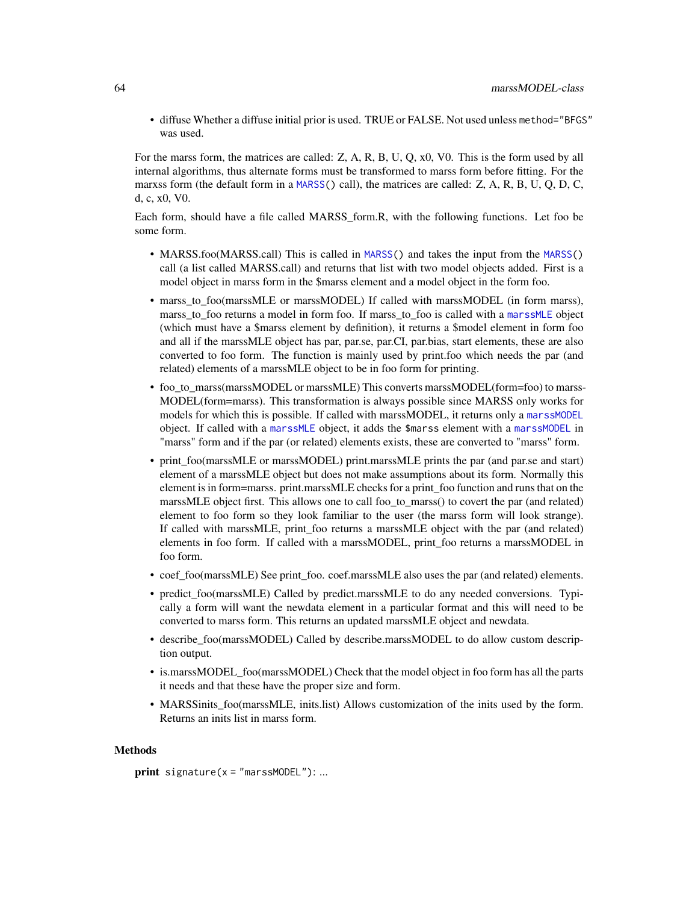- diffuse Whether a diffuse initial prior is used. TRUE or FALSE. Not used unless `method="BFGS"` was used.

For the marss form, the matrices are called: Z, A, R, B, U, Q, x0, V0. This is the form used by all internal algorithms, thus alternate forms must be transformed to marss form before fitting. For the marxss form (the default form in a `MARSS()` call), the matrices are called: Z, A, R, B, U, Q, D, C, d, c, x0, V0.

Each form, should have a file called MARSS_form.R, with the following functions. Let foo be some form.

- MARSS.foo(MARSS.call) This is called in `MARSS()` and takes the input from the `MARSS()` call (a list called MARSS.call) and returns that list with two model objects added. First is a model object in marss form in the $marss element and a model object in the form foo.
- marss_to_foo(marssMLE or marssMODEL) If called with marssMODEL (in form marss), marss_to_foo returns a model in form foo. If marss_to_foo is called with a `marssMLE` object (which must have a $marss element by definition), it returns a $model element in form foo and all if the marssMLE object has par, par.se, par.CI, par.bias, start elements, these are also converted to foo form. The function is mainly used by print.foo which needs the par (and related) elements of a marssMLE object to be in foo form for printing.
- foo_to_marss(marssMODEL or marssMLE) This converts marssMODEL(form=foo) to marssMODEL(form=marss). This transformation is always possible since MARSS only works for models for which this is possible. If called with marssMODEL, it returns only a `marssMODEL` object. If called with a `marssMLE` object, it adds the `$marss` element with a `marssMODEL` in "marss" form and if the par (or related) elements exists, these are converted to "marss" form.
- print_foo(marssMLE or marssMODEL) print.marssMLE prints the par (and par.se and start) element of a marssMLE object but does not make assumptions about its form. Normally this element is in form=marss. print.marssMLE checks for a print_foo function and runs that on the marssMLE object first. This allows one to call foo_to_marss() to covert the par (and related) element to foo form so they look familiar to the user (the marss form will look strange). If called with marssMLE, print_foo returns a marssMLE object with the par (and related) elements in foo form. If called with a marssMODEL, print_foo returns a marssMODEL in foo form.
- coef_foo(marssMLE) See print_foo. coef.marssMLE also uses the par (and related) elements.
- predict_foo(marssMLE) Called by predict.marssMLE to do any needed conversions. Typically a form will want the newdata element in a particular format and this will need to be converted to marss form. This returns an updated marssMLE object and newdata.
- describe_foo(marssMODEL) Called by describe.marssMODEL to do allow custom description output.
- is.marssMODEL_foo(marssMODEL) Check that the model object in foo form has all the parts it needs and that these have the proper size and form.
- MARSSinits_foo(marssMLE, inits.list) Allows customization of the inits used by the form. Returns an inits list in marss form.

## Methods

**print** `signature(x = "marssMODEL")`: ...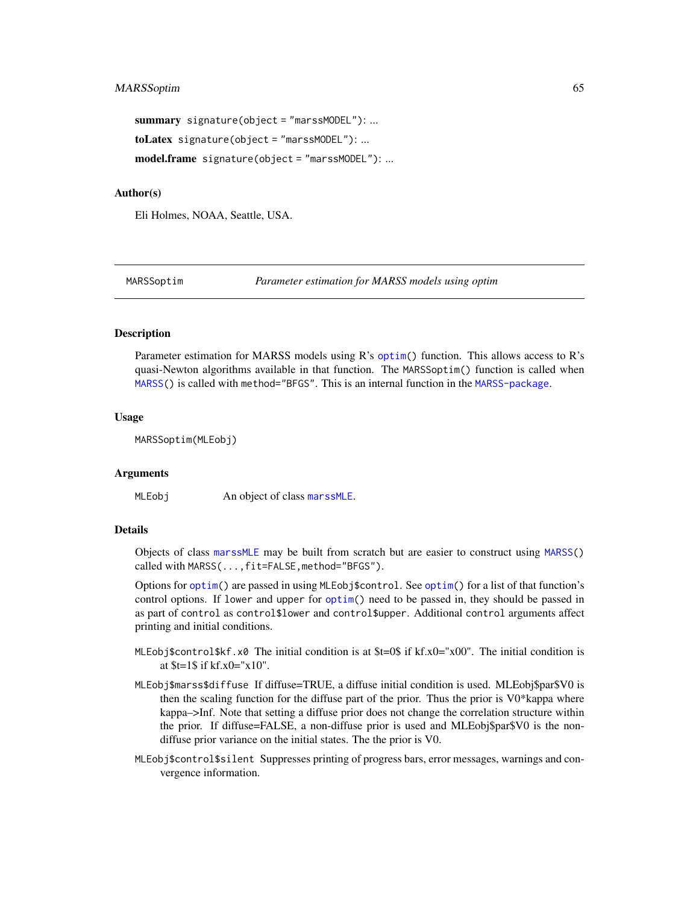**summary** `signature(object = "marssMODEL")`: ...

**toLatex** `signature(object = "marssMODEL")`: ...

**model.frame** `signature(object = "marssMODEL")`: ...

### Author(s)

Eli Holmes, NOAA, Seattle, USA.

---

## MARSSoptim — *Parameter estimation for MARSS models using optim*

---

### Description

Parameter estimation for MARSS models using R's `optim()` function. This allows access to R's quasi-Newton algorithms available in that function. The `MARSSoptim()` function is called when `MARSS()` is called with `method="BFGS"`. This is an internal function in the `MARSS-package`.

### Usage

```
MARSSoptim(MLEobj)
```

### Arguments

`MLEobj` An object of class `marssMLE`.

### Details

Objects of class `marssMLE` may be built from scratch but are easier to construct using `MARSS()` called with `MARSS(...,fit=FALSE,method="BFGS")`.

Options for `optim()` are passed in using `MLEobj$control`. See `optim()` for a list of that function's control options. If `lower` and `upper` for `optim()` need to be passed in, they should be passed in as part of `control` as `control$lower` and `control$upper`. Additional `control` arguments affect printing and initial conditions.

`MLEobj$control$kf.x0` The initial condition is at $t=0$ if kf.x0="x00". The initial condition is at $t=1$ if kf.x0="x10".

`MLEobj$marss$diffuse` If diffuse=TRUE, a diffuse initial condition is used. MLEobj$par$V0 is then the scaling function for the diffuse part of the prior. Thus the prior is V0*kappa where kappa–>Inf. Note that setting a diffuse prior does not change the correlation structure within the prior. If diffuse=FALSE, a non-diffuse prior is used and MLEobj$par$V0 is the non-diffuse prior variance on the initial states. The the prior is V0.

`MLEobj$control$silent` Suppresses printing of progress bars, error messages, warnings and convergence information.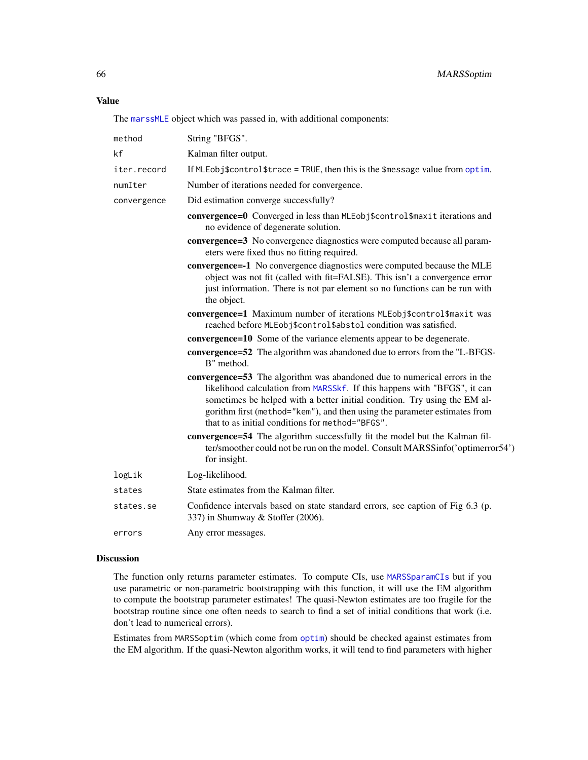## Value

The `marssMLE` object which was passed in, with additional components:

- `method` — String "BFGS".
- `kf` — Kalman filter output.
- `iter.record` — If `MLEobj$control$trace = TRUE`, then this is the `$message` value from `optim`.
- `numIter` — Number of iterations needed for convergence.
- `convergence` — Did estimation converge successfully?
  - **convergence=0** Converged in less than `MLEobj$control$maxit` iterations and no evidence of degenerate solution.
  - **convergence=3** No convergence diagnostics were computed because all parameters were fixed thus no fitting required.
  - **convergence=-1** No convergence diagnostics were computed because the MLE object was not fit (called with fit=FALSE). This isn't a convergence error just information. There is not par element so no functions can be run with the object.
  - **convergence=1** Maximum number of iterations `MLEobj$control$maxit` was reached before `MLEobj$control$abstol` condition was satisfied.
  - **convergence=10** Some of the variance elements appear to be degenerate.
  - **convergence=52** The algorithm was abandoned due to errors from the "L-BFGS-B" method.
  - **convergence=53** The algorithm was abandoned due to numerical errors in the likelihood calculation from `MARSSkf`. If this happens with "BFGS", it can sometimes be helped with a better initial condition. Try using the EM algorithm first (`method="kem"`), and then using the parameter estimates from that to as initial conditions for `method="BFGS"`.
  - **convergence=54** The algorithm successfully fit the model but the Kalman filter/smoother could not be run on the model. Consult MARSSinfo('optimerror54') for insight.
- `logLik` — Log-likelihood.
- `states` — State estimates from the Kalman filter.
- `states.se` — Confidence intervals based on state standard errors, see caption of Fig 6.3 (p. 337) in Shumway & Stoffer (2006).
- `errors` — Any error messages.

## Discussion

The function only returns parameter estimates. To compute CIs, use `MARSSparamCIs` but if you use parametric or non-parametric bootstrapping with this function, it will use the EM algorithm to compute the bootstrap parameter estimates! The quasi-Newton estimates are too fragile for the bootstrap routine since one often needs to search to find a set of initial conditions that work (i.e. don't lead to numerical errors).

Estimates from `MARSSoptim` (which come from `optim`) should be checked against estimates from the EM algorithm. If the quasi-Newton algorithm works, it will tend to find parameters with higher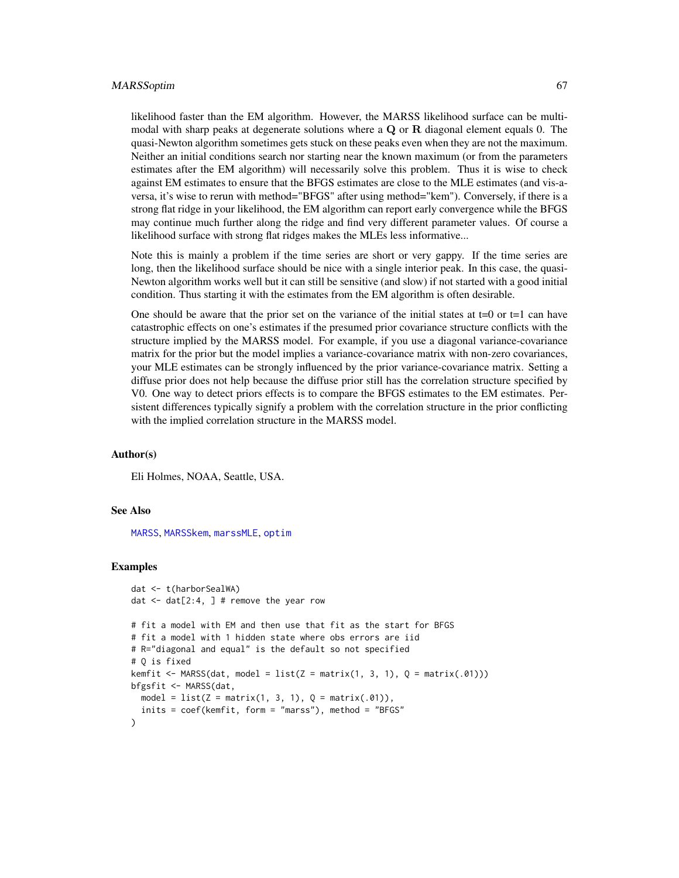likelihood faster than the EM algorithm. However, the MARSS likelihood surface can be multi-modal with sharp peaks at degenerate solutions where a $\mathbf{Q}$ or $\mathbf{R}$ diagonal element equals 0. The quasi-Newton algorithm sometimes gets stuck on these peaks even when they are not the maximum. Neither an initial conditions search nor starting near the known maximum (or from the parameters estimates after the EM algorithm) will necessarily solve this problem. Thus it is wise to check against EM estimates to ensure that the BFGS estimates are close to the MLE estimates (and vis-a-versa, it's wise to rerun with method="BFGS" after using method="kem"). Conversely, if there is a strong flat ridge in your likelihood, the EM algorithm can report early convergence while the BFGS may continue much further along the ridge and find very different parameter values. Of course a likelihood surface with strong flat ridges makes the MLEs less informative...

Note this is mainly a problem if the time series are short or very gappy. If the time series are long, then the likelihood surface should be nice with a single interior peak. In this case, the quasi-Newton algorithm works well but it can still be sensitive (and slow) if not started with a good initial condition. Thus starting it with the estimates from the EM algorithm is often desirable.

One should be aware that the prior set on the variance of the initial states at t=0 or t=1 can have catastrophic effects on one's estimates if the presumed prior covariance structure conflicts with the structure implied by the MARSS model. For example, if you use a diagonal variance-covariance matrix for the prior but the model implies a variance-covariance matrix with non-zero covariances, your MLE estimates can be strongly influenced by the prior variance-covariance matrix. Setting a diffuse prior does not help because the diffuse prior still has the correlation structure specified by V0. One way to detect priors effects is to compare the BFGS estimates to the EM estimates. Persistent differences typically signify a problem with the correlation structure in the prior conflicting with the implied correlation structure in the MARSS model.

## Author(s)

Eli Holmes, NOAA, Seattle, USA.

## See Also

MARSS, MARSSkem, marssMLE, optim

## Examples

```
dat <- t(harborSealWA)
dat <- dat[2:4, ] # remove the year row

# fit a model with EM and then use that fit as the start for BFGS
# fit a model with 1 hidden state where obs errors are iid
# R="diagonal and equal" is the default so not specified
# Q is fixed
kemfit <- MARSS(dat, model = list(Z = matrix(1, 3, 1), Q = matrix(.01)))
bfgsfit <- MARSS(dat,
  model = list(Z = matrix(1, 3, 1), Q = matrix(.01)),
  inits = coef(kemfit, form = "marss"), method = "BFGS"
)
```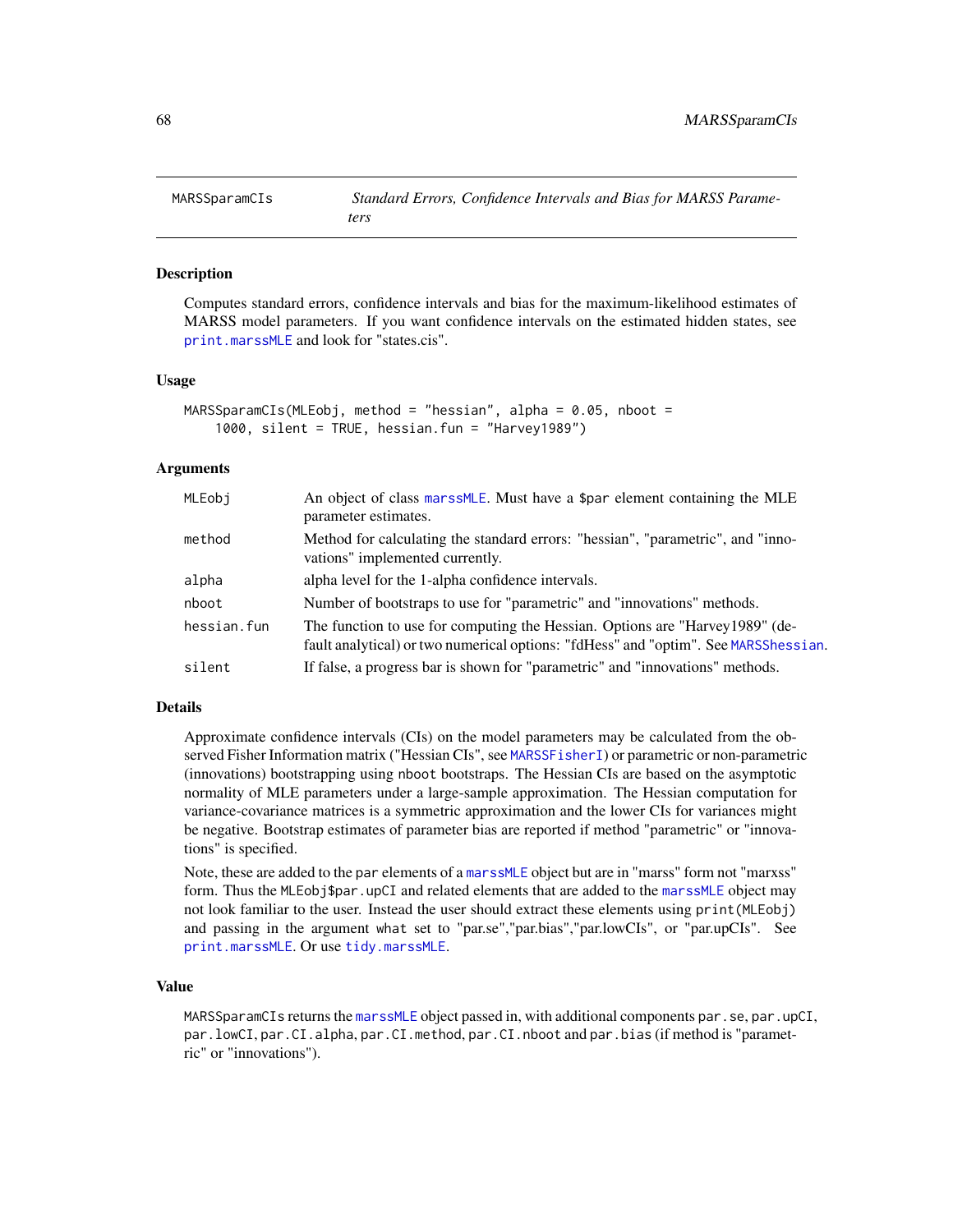## MARSSparamCIs — *Standard Errors, Confidence Intervals and Bias for MARSS Parameters*

### Description

Computes standard errors, confidence intervals and bias for the maximum-likelihood estimates of MARSS model parameters. If you want confidence intervals on the estimated hidden states, see `print.marssMLE` and look for "states.cis".

### Usage

```
MARSSparamCIs(MLEobj, method = "hessian", alpha = 0.05, nboot =
    1000, silent = TRUE, hessian.fun = "Harvey1989")
```

### Arguments

| | |
|---|---|
| `MLEobj` | An object of class `marssMLE`. Must have a `$par` element containing the MLE parameter estimates. |
| `method` | Method for calculating the standard errors: "hessian", "parametric", and "innovations" implemented currently. |
| `alpha` | alpha level for the 1-alpha confidence intervals. |
| `nboot` | Number of bootstraps to use for "parametric" and "innovations" methods. |
| `hessian.fun` | The function to use for computing the Hessian. Options are "Harvey1989" (default analytical) or two numerical options: "fdHess" and "optim". See `MARSShessian`. |
| `silent` | If false, a progress bar is shown for "parametric" and "innovations" methods. |

### Details

Approximate confidence intervals (CIs) on the model parameters may be calculated from the observed Fisher Information matrix ("Hessian CIs", see `MARSSFisherI`) or parametric or non-parametric (innovations) bootstrapping using `nboot` bootstraps. The Hessian CIs are based on the asymptotic normality of MLE parameters under a large-sample approximation. The Hessian computation for variance-covariance matrices is a symmetric approximation and the lower CIs for variances might be negative. Bootstrap estimates of parameter bias are reported if method "parametric" or "innovations" is specified.

Note, these are added to the `par` elements of a `marssMLE` object but are in "marss" form not "marxss" form. Thus the `MLEobj$par.upCI` and related elements that are added to the `marssMLE` object may not look familiar to the user. Instead the user should extract these elements using `print(MLEobj)` and passing in the argument `what` set to "par.se","par.bias","par.lowCIs", or "par.upCIs". See `print.marssMLE`. Or use `tidy.marssMLE`.

### Value

`MARSSparamCIs` returns the `marssMLE` object passed in, with additional components `par.se`, `par.upCI`, `par.lowCI`, `par.CI.alpha`, `par.CI.method`, `par.CI.nboot` and `par.bias` (if method is "parametric" or "innovations").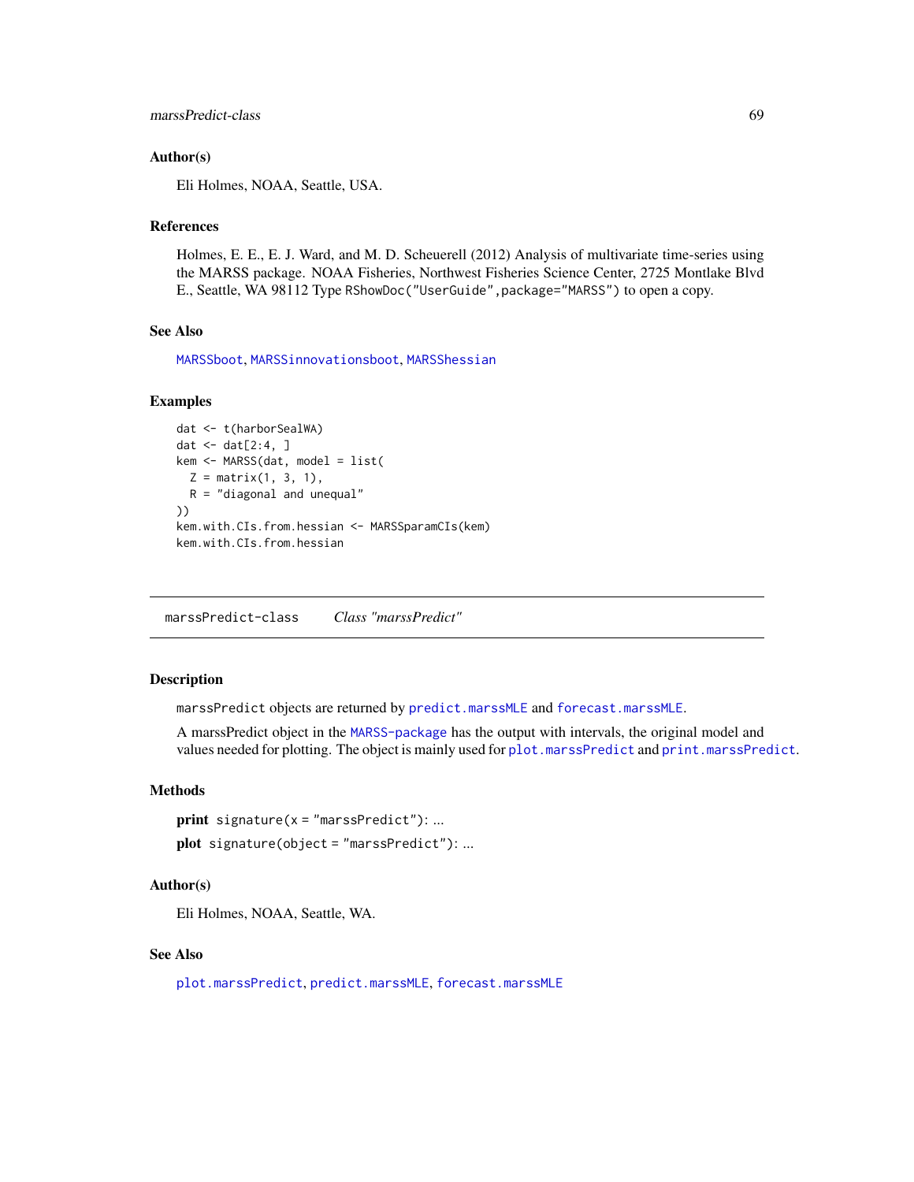### Author(s)

Eli Holmes, NOAA, Seattle, USA.

### References

Holmes, E. E., E. J. Ward, and M. D. Scheuerell (2012) Analysis of multivariate time-series using the MARSS package. NOAA Fisheries, Northwest Fisheries Science Center, 2725 Montlake Blvd E., Seattle, WA 98112 Type `RShowDoc("UserGuide",package="MARSS")` to open a copy.

### See Also

`MARSSboot`, `MARSSinnovationsboot`, `MARSShessian`

### Examples

```
dat <- t(harborSealWA)
dat <- dat[2:4, ]
kem <- MARSS(dat, model = list(
  Z = matrix(1, 3, 1),
  R = "diagonal and unequal"
))
kem.with.CIs.from.hessian <- MARSSparamCIs(kem)
kem.with.CIs.from.hessian
```

---

## marssPredict-class    *Class "marssPredict"*

---

### Description

`marssPredict` objects are returned by `predict.marssMLE` and `forecast.marssMLE`.

A marssPredict object in the `MARSS-package` has the output with intervals, the original model and values needed for plotting. The object is mainly used for `plot.marssPredict` and `print.marssPredict`.

### Methods

**print** `signature(x = "marssPredict")`: ...

**plot** `signature(object = "marssPredict")`: ...

### Author(s)

Eli Holmes, NOAA, Seattle, WA.

### See Also

`plot.marssPredict`, `predict.marssMLE`, `forecast.marssMLE`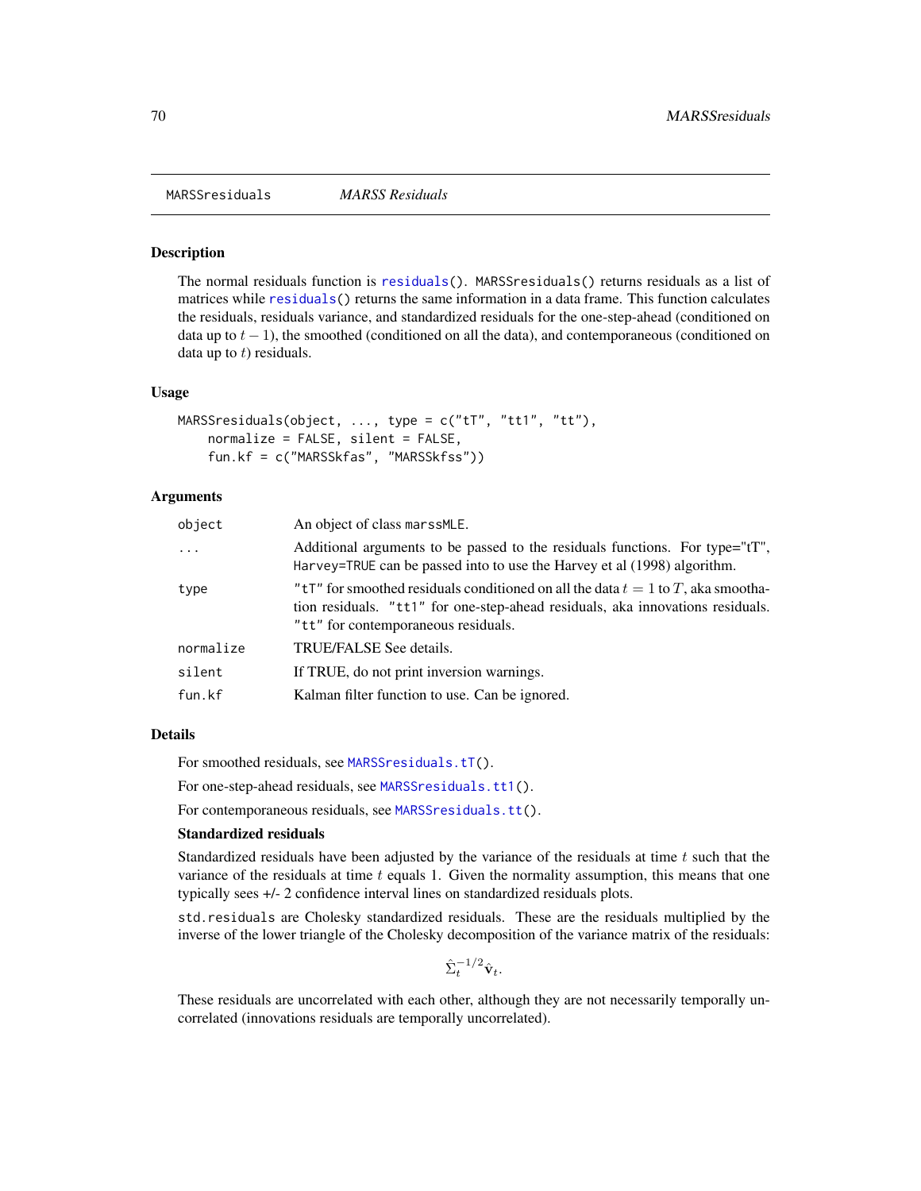MARSSresiduals *MARSS Residuals*

## Description

The normal residuals function is `residuals()`. `MARSSresiduals()` returns residuals as a list of matrices while `residuals()` returns the same information in a data frame. This function calculates the residuals, residuals variance, and standardized residuals for the one-step-ahead (conditioned on data up to $t-1$), the smoothed (conditioned on all the data), and contemporaneous (conditioned on data up to $t$) residuals.

## Usage

```
MARSSresiduals(object, ..., type = c("tT", "tt1", "tt"),
    normalize = FALSE, silent = FALSE,
    fun.kf = c("MARSSkfas", "MARSSkfss"))
```

## Arguments

| | |
|---|---|
| `object` | An object of class `marssMLE`. |
| `...` | Additional arguments to be passed to the residuals functions. For type="tT", `Harvey=TRUE` can be passed into to use the Harvey et al (1998) algorithm. |
| `type` | `"tT"` for smoothed residuals conditioned on all the data $t = 1$ to $T$, aka smoothation residuals. `"tt1"` for one-step-ahead residuals, aka innovations residuals. `"tt"` for contemporaneous residuals. |
| `normalize` | TRUE/FALSE See details. |
| `silent` | If TRUE, do not print inversion warnings. |
| `fun.kf` | Kalman filter function to use. Can be ignored. |

## Details

For smoothed residuals, see `MARSSresiduals.tT()`.

For one-step-ahead residuals, see `MARSSresiduals.tt1()`.

For contemporaneous residuals, see `MARSSresiduals.tt()`.

### Standardized residuals

Standardized residuals have been adjusted by the variance of the residuals at time $t$ such that the variance of the residuals at time $t$ equals 1. Given the normality assumption, this means that one typically sees +/- 2 confidence interval lines on standardized residuals plots.

`std.residuals` are Cholesky standardized residuals. These are the residuals multiplied by the inverse of the lower triangle of the Cholesky decomposition of the variance matrix of the residuals:

$$\hat{\Sigma}_t^{-1/2}\hat{\mathbf{v}}_t.$$

These residuals are uncorrelated with each other, although they are not necessarily temporally uncorrelated (innovations residuals are temporally uncorrelated).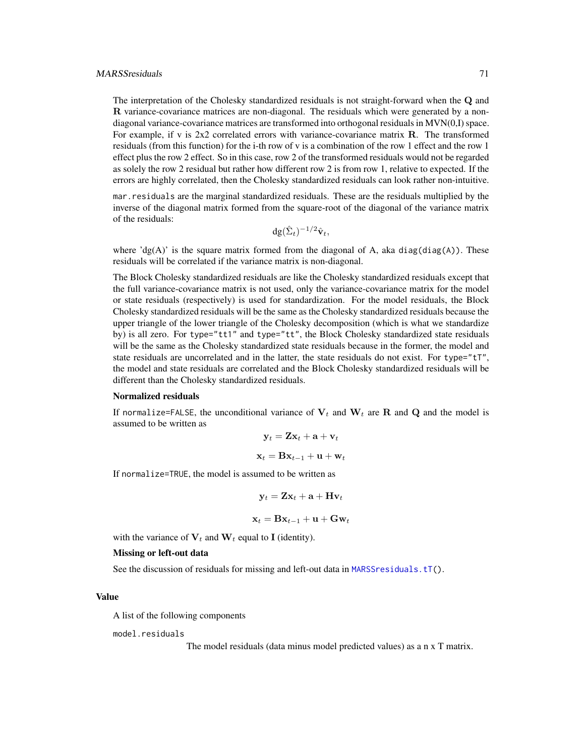The interpretation of the Cholesky standardized residuals is not straight-forward when the $\mathbf{Q}$ and $\mathbf{R}$ variance-covariance matrices are non-diagonal. The residuals which were generated by a non-diagonal variance-covariance matrices are transformed into orthogonal residuals in MVN(0,I) space. For example, if v is 2x2 correlated errors with variance-covariance matrix $\mathbf{R}$. The transformed residuals (from this function) for the i-th row of v is a combination of the row 1 effect and the row 1 effect plus the row 2 effect. So in this case, row 2 of the transformed residuals would not be regarded as solely the row 2 residual but rather how different row 2 is from row 1, relative to expected. If the errors are highly correlated, then the Cholesky standardized residuals can look rather non-intuitive.

`mar.residuals` are the marginal standardized residuals. These are the residuals multiplied by the inverse of the diagonal matrix formed from the square-root of the diagonal of the variance matrix of the residuals:

$$\text{dg}(\hat{\Sigma}_t)^{-1/2}\hat{\mathbf{v}}_t,$$

where 'dg(A)' is the square matrix formed from the diagonal of A, aka `diag(diag(A))`. These residuals will be correlated if the variance matrix is non-diagonal.

The Block Cholesky standardized residuals are like the Cholesky standardized residuals except that the full variance-covariance matrix is not used, only the variance-covariance matrix for the model or state residuals (respectively) is used for standardization. For the model residuals, the Block Cholesky standardized residuals will be the same as the Cholesky standardized residuals because the upper triangle of the lower triangle of the Cholesky decomposition (which is what we standardize by) is all zero. For `type="tt1"` and `type="tt"`, the Block Cholesky standardized state residuals will be the same as the Cholesky standardized state residuals because in the former, the model and state residuals are uncorrelated and in the latter, the state residuals do not exist. For `type="tT"`, the model and state residuals are correlated and the Block Cholesky standardized residuals will be different than the Cholesky standardized residuals.

**Normalized residuals**

If `normalize=FALSE`, the unconditional variance of $\mathbf{V}_t$ and $\mathbf{W}_t$ are $\mathbf{R}$ and $\mathbf{Q}$ and the model is assumed to be written as

$$\mathbf{y}_t = \mathbf{Z}\mathbf{x}_t + \mathbf{a} + \mathbf{v}_t$$

$$\mathbf{x}_t = \mathbf{B}\mathbf{x}_{t-1} + \mathbf{u} + \mathbf{w}_t$$

If `normalize=TRUE`, the model is assumed to be written as

$$\mathbf{y}_t = \mathbf{Z}\mathbf{x}_t + \mathbf{a} + \mathbf{H}\mathbf{v}_t$$

$$\mathbf{x}_t = \mathbf{B}\mathbf{x}_{t-1} + \mathbf{u} + \mathbf{G}\mathbf{w}_t$$

with the variance of $\mathbf{V}_t$ and $\mathbf{W}_t$ equal to $\mathbf{I}$ (identity).

**Missing or left-out data**

See the discussion of residuals for missing and left-out data in `MARSSresiduals.tT()`.

## Value

A list of the following components

`model.residuals`
: The model residuals (data minus model predicted values) as a n x T matrix.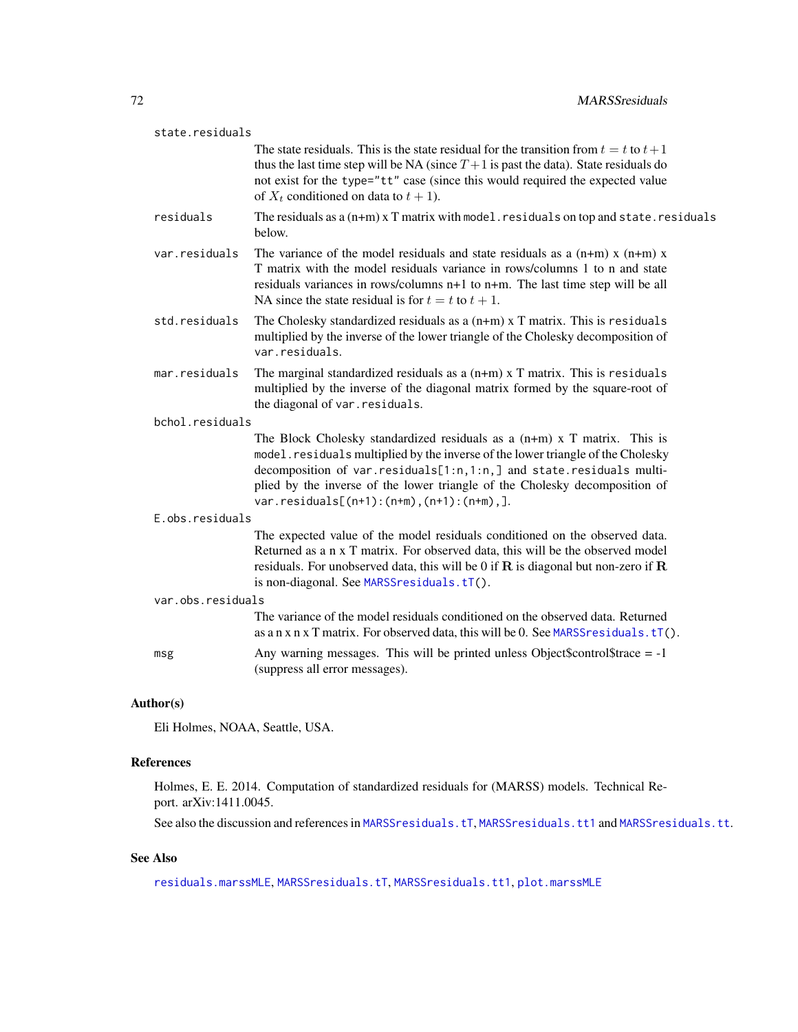`state.residuals`
: The state residuals. This is the state residual for the transition from $t = t$ to $t+1$ thus the last time step will be NA (since $T+1$ is past the data). State residuals do not exist for the `type="tt"` case (since this would required the expected value of $X_t$ conditioned on data to $t + 1$).

`residuals`
: The residuals as a (n+m) x T matrix with `model.residuals` on top and `state.residuals` below.

`var.residuals`
: The variance of the model residuals and state residuals as a (n+m) x (n+m) x T matrix with the model residuals variance in rows/columns 1 to n and state residuals variances in rows/columns n+1 to n+m. The last time step will be all NA since the state residual is for $t = t$ to $t + 1$.

`std.residuals`
: The Cholesky standardized residuals as a (n+m) x T matrix. This is `residuals` multiplied by the inverse of the lower triangle of the Cholesky decomposition of `var.residuals`.

`mar.residuals`
: The marginal standardized residuals as a (n+m) x T matrix. This is `residuals` multiplied by the inverse of the diagonal matrix formed by the square-root of the diagonal of `var.residuals`.

`bchol.residuals`
: The Block Cholesky standardized residuals as a (n+m) x T matrix. This is `model.residuals` multiplied by the inverse of the lower triangle of the Cholesky decomposition of `var.residuals[1:n,1:n,]` and `state.residuals` multiplied by the inverse of the lower triangle of the Cholesky decomposition of `var.residuals[(n+1):(n+m),(n+1):(n+m),]`.

`E.obs.residuals`
: The expected value of the model residuals conditioned on the observed data. Returned as a n x T matrix. For observed data, this will be the observed model residuals. For unobserved data, this will be 0 if $\mathbf{R}$ is diagonal but non-zero if $\mathbf{R}$ is non-diagonal. See `MARSSresiduals.tT()`.

`var.obs.residuals`
: The variance of the model residuals conditioned on the observed data. Returned as a n x n x T matrix. For observed data, this will be 0. See `MARSSresiduals.tT()`.

`msg`
: Any warning messages. This will be printed unless Object$control$trace = -1 (suppress all error messages).

## Author(s)

Eli Holmes, NOAA, Seattle, USA.

## References

Holmes, E. E. 2014. Computation of standardized residuals for (MARSS) models. Technical Report. arXiv:1411.0045.

See also the discussion and references in `MARSSresiduals.tT`, `MARSSresiduals.tt1` and `MARSSresiduals.tt`.

## See Also

`residuals.marssMLE`, `MARSSresiduals.tT`, `MARSSresiduals.tt1`, `plot.marssMLE`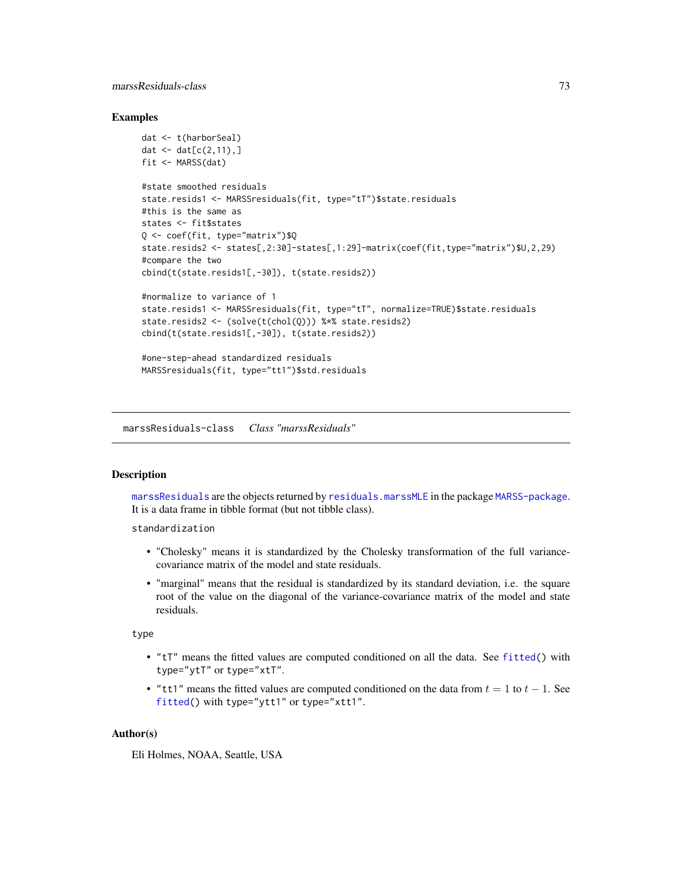## Examples

```
dat <- t(harborSeal)
dat <- dat[c(2,11),]
fit <- MARSS(dat)

#state smoothed residuals
state.resids1 <- MARSSresiduals(fit, type="tT")$state.residuals
#this is the same as
states <- fit$states
Q <- coef(fit, type="matrix")$Q
state.resids2 <- states[,2:30]-states[,1:29]-matrix(coef(fit,type="matrix")$U,2,29)
#compare the two
cbind(t(state.resids1[,-30]), t(state.resids2))

#normalize to variance of 1
state.resids1 <- MARSSresiduals(fit, type="tT", normalize=TRUE)$state.residuals
state.resids2 <- (solve(t(chol(Q))) %*% state.resids2)
cbind(t(state.resids1[,-30]), t(state.resids2))

#one-step-ahead standardized residuals
MARSSresiduals(fit, type="tt1")$std.residuals
```

---

## marssResiduals-class    *Class "marssResiduals"*

---

### Description

`marssResiduals` are the objects returned by `residuals.marssMLE` in the package `MARSS-package`. It is a data frame in tibble format (but not tibble class).

`standardization`

- "Cholesky" means it is standardized by the Cholesky transformation of the full variance-covariance matrix of the model and state residuals.
- "marginal" means that the residual is standardized by its standard deviation, i.e. the square root of the value on the diagonal of the variance-covariance matrix of the model and state residuals.

`type`

- `"tT"` means the fitted values are computed conditioned on all the data. See `fitted()` with `type="ytT"` or `type="xtT"`.
- `"tt1"` means the fitted values are computed conditioned on the data from $t = 1$ to $t - 1$. See `fitted()` with `type="ytt1"` or `type="xtt1"`.

### Author(s)

Eli Holmes, NOAA, Seattle, USA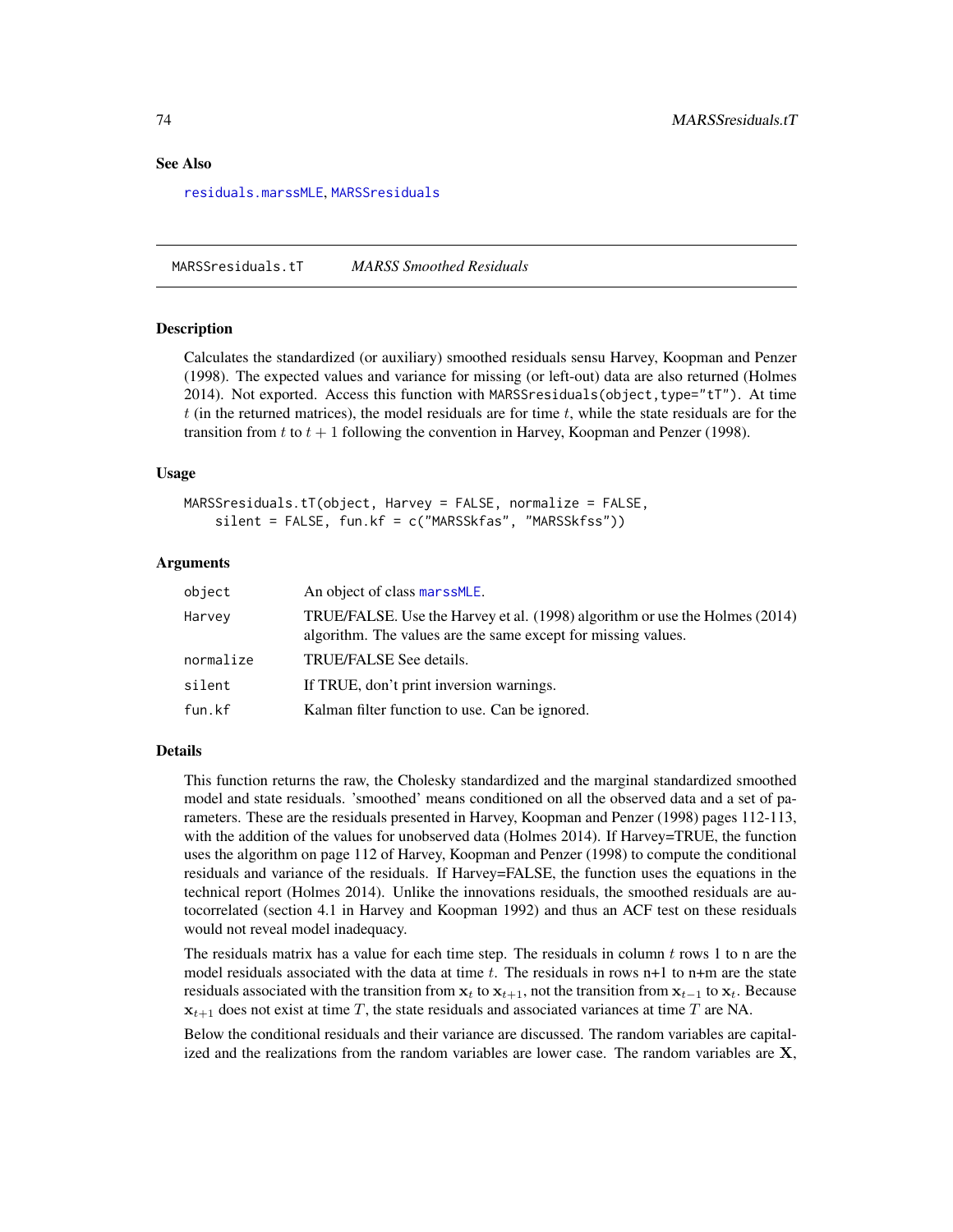## See Also

residuals.marssMLE, MARSSresiduals

---

MARSSresiduals.tT *MARSS Smoothed Residuals*

---

### Description

Calculates the standardized (or auxiliary) smoothed residuals sensu Harvey, Koopman and Penzer (1998). The expected values and variance for missing (or left-out) data are also returned (Holmes 2014). Not exported. Access this function with `MARSSresiduals(object,type="tT")`. At time $t$ (in the returned matrices), the model residuals are for time $t$, while the state residuals are for the transition from $t$ to $t+1$ following the convention in Harvey, Koopman and Penzer (1998).

### Usage

```
MARSSresiduals.tT(object, Harvey = FALSE, normalize = FALSE,
    silent = FALSE, fun.kf = c("MARSSkfas", "MARSSkfss"))
```

### Arguments

| | |
|---|---|
| `object` | An object of class `marssMLE`. |
| `Harvey` | TRUE/FALSE. Use the Harvey et al. (1998) algorithm or use the Holmes (2014) algorithm. The values are the same except for missing values. |
| `normalize` | TRUE/FALSE See details. |
| `silent` | If TRUE, don't print inversion warnings. |
| `fun.kf` | Kalman filter function to use. Can be ignored. |

### Details

This function returns the raw, the Cholesky standardized and the marginal standardized smoothed model and state residuals. 'smoothed' means conditioned on all the observed data and a set of parameters. These are the residuals presented in Harvey, Koopman and Penzer (1998) pages 112-113, with the addition of the values for unobserved data (Holmes 2014). If Harvey=TRUE, the function uses the algorithm on page 112 of Harvey, Koopman and Penzer (1998) to compute the conditional residuals and variance of the residuals. If Harvey=FALSE, the function uses the equations in the technical report (Holmes 2014). Unlike the innovations residuals, the smoothed residuals are autocorrelated (section 4.1 in Harvey and Koopman 1992) and thus an ACF test on these residuals would not reveal model inadequacy.

The residuals matrix has a value for each time step. The residuals in column $t$ rows 1 to n are the model residuals associated with the data at time $t$. The residuals in rows n+1 to n+m are the state residuals associated with the transition from $\mathbf{x}_t$ to $\mathbf{x}_{t+1}$, not the transition from $\mathbf{x}_{t-1}$ to $\mathbf{x}_t$. Because $\mathbf{x}_{t+1}$ does not exist at time $T$, the state residuals and associated variances at time $T$ are NA.

Below the conditional residuals and their variance are discussed. The random variables are capitalized and the realizations from the random variables are lower case. The random variables are $\mathbf{X}$,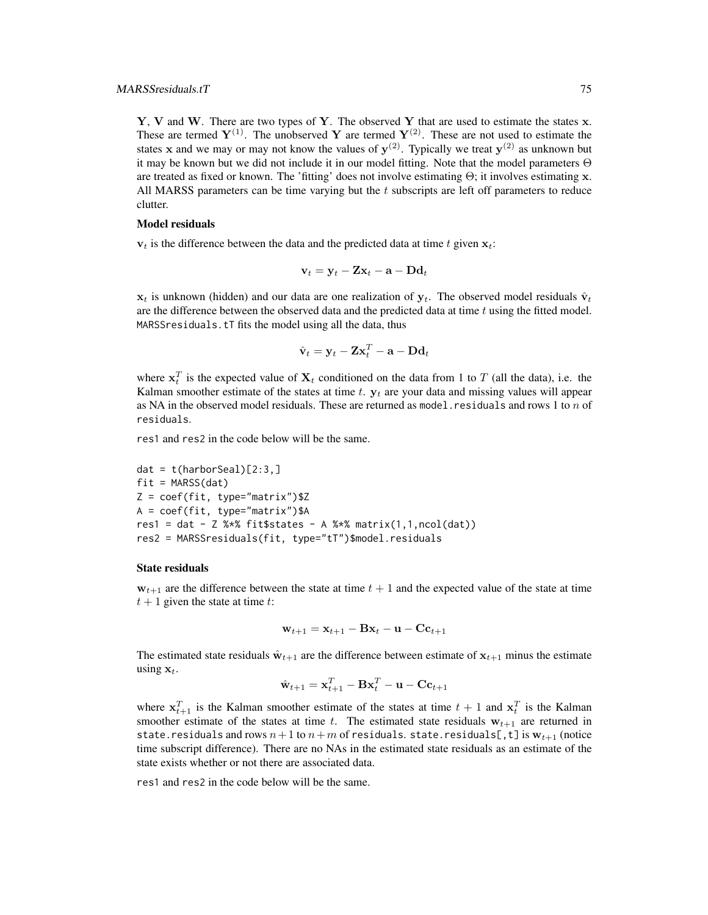$\mathbf{Y}$, $\mathbf{V}$ and $\mathbf{W}$. There are two types of $\mathbf{Y}$. The observed $\mathbf{Y}$ that are used to estimate the states $\mathbf{x}$. These are termed $\mathbf{Y}^{(1)}$. The unobserved $\mathbf{Y}$ are termed $\mathbf{Y}^{(2)}$. These are not used to estimate the states $\mathbf{x}$ and we may or may not know the values of $\mathbf{y}^{(2)}$. Typically we treat $\mathbf{y}^{(2)}$ as unknown but it may be known but we did not include it in our model fitting. Note that the model parameters $\Theta$ are treated as fixed or known. The 'fitting' does not involve estimating $\Theta$; it involves estimating $\mathbf{x}$. All MARSS parameters can be time varying but the $t$ subscripts are left off parameters to reduce clutter.

**Model residuals**

$\mathbf{v}_t$ is the difference between the data and the predicted data at time $t$ given $\mathbf{x}_t$:

$$\mathbf{v}_t = \mathbf{y}_t - \mathbf{Z}\mathbf{x}_t - \mathbf{a} - \mathbf{D}\mathbf{d}_t$$

$\mathbf{x}_t$ is unknown (hidden) and our data are one realization of $\mathbf{y}_t$. The observed model residuals $\hat{\mathbf{v}}_t$ are the difference between the observed data and the predicted data at time $t$ using the fitted model. `MARSSresiduals.tT` fits the model using all the data, thus

$$\hat{\mathbf{v}}_t = \mathbf{y}_t - \mathbf{Z}\mathbf{x}_t^T - \mathbf{a} - \mathbf{D}\mathbf{d}_t$$

where $\mathbf{x}_t^T$ is the expected value of $\mathbf{X}_t$ conditioned on the data from 1 to $T$ (all the data), i.e. the Kalman smoother estimate of the states at time $t$. $\mathbf{y}_t$ are your data and missing values will appear as NA in the observed model residuals. These are returned as `model.residuals` and rows 1 to $n$ of `residuals`.

`res1` and `res2` in the code below will be the same.

```
dat = t(harborSeal)[2:3,]
fit = MARSS(dat)
Z = coef(fit, type="matrix")$Z
A = coef(fit, type="matrix")$A
res1 = dat - Z %*% fit$states - A %*% matrix(1,1,ncol(dat))
res2 = MARSSresiduals(fit, type="tT")$model.residuals
```

**State residuals**

$\mathbf{w}_{t+1}$ are the difference between the state at time $t+1$ and the expected value of the state at time $t+1$ given the state at time $t$:

$$\mathbf{w}_{t+1} = \mathbf{x}_{t+1} - \mathbf{B}\mathbf{x}_t - \mathbf{u} - \mathbf{C}\mathbf{c}_{t+1}$$

The estimated state residuals $\hat{\mathbf{w}}_{t+1}$ are the difference between estimate of $\mathbf{x}_{t+1}$ minus the estimate using $\mathbf{x}_t$.

$$\hat{\mathbf{w}}_{t+1} = \mathbf{x}_{t+1}^T - \mathbf{B}\mathbf{x}_t^T - \mathbf{u} - \mathbf{C}\mathbf{c}_{t+1}$$

where $\mathbf{x}_{t+1}^T$ is the Kalman smoother estimate of the states at time $t+1$ and $\mathbf{x}_t^T$ is the Kalman smoother estimate of the states at time $t$. The estimated state residuals $\mathbf{w}_{t+1}$ are returned in `state.residuals` and rows $n+1$ to $n+m$ of `residuals`. `state.residuals[,t]` is $\mathbf{w}_{t+1}$ (notice time subscript difference). There are no NAs in the estimated state residuals as an estimate of the state exists whether or not there are associated data.

`res1` and `res2` in the code below will be the same.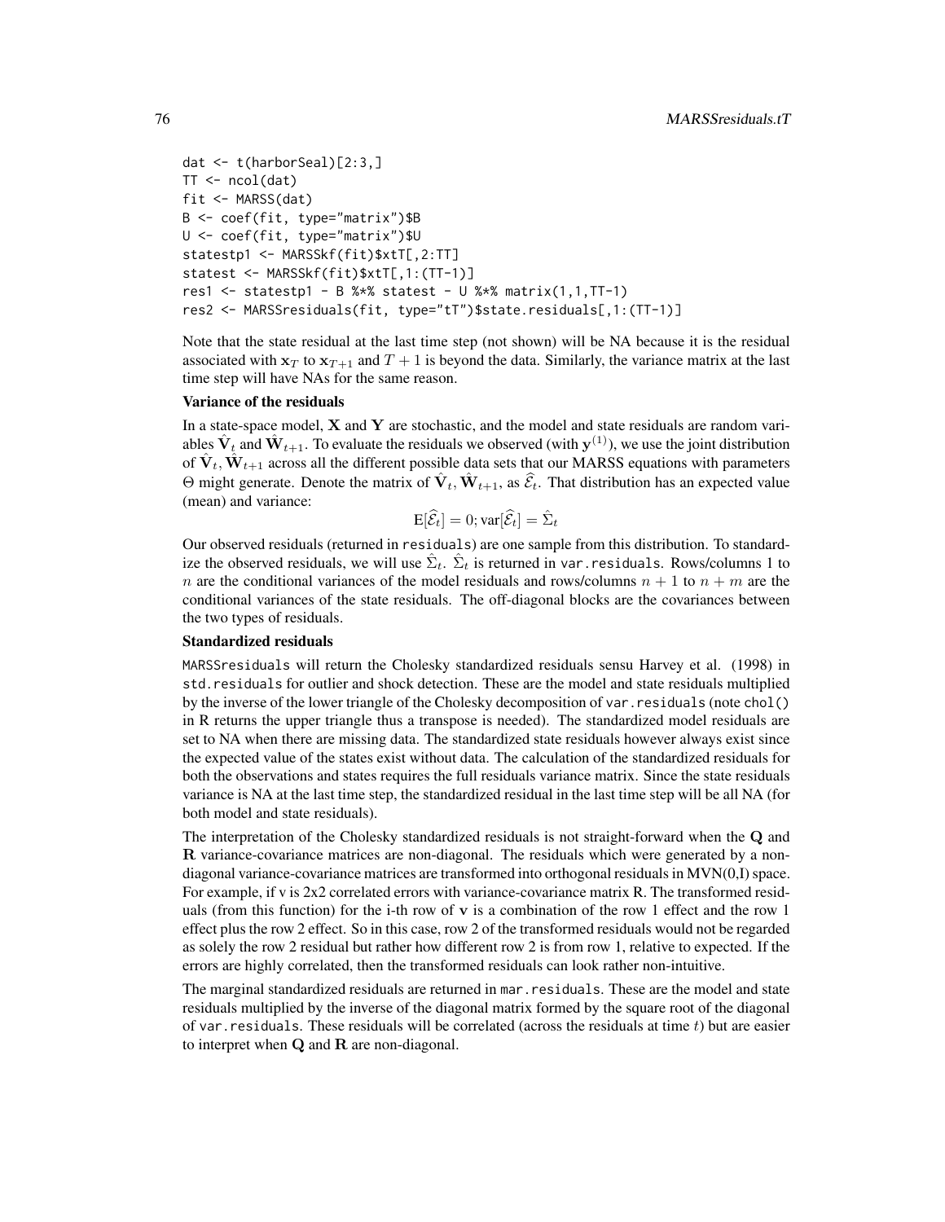```
dat <- t(harborSeal)[2:3,]
TT <- ncol(dat)
fit <- MARSS(dat)
B <- coef(fit, type="matrix")$B
U <- coef(fit, type="matrix")$U
statestp1 <- MARSSkf(fit)$xtT[,2:TT]
statest <- MARSSkf(fit)$xtT[,1:(TT-1)]
res1 <- statestp1 - B %*% statest - U %*% matrix(1,1,TT-1)
res2 <- MARSSresiduals(fit, type="tT")$state.residuals[,1:(TT-1)]
```

Note that the state residual at the last time step (not shown) will be NA because it is the residual associated with $\mathbf{x}_T$ to $\mathbf{x}_{T+1}$ and $T+1$ is beyond the data. Similarly, the variance matrix at the last time step will have NAs for the same reason.

**Variance of the residuals**

In a state-space model, $\mathbf{X}$ and $\mathbf{Y}$ are stochastic, and the model and state residuals are random variables $\hat{\mathbf{V}}_t$ and $\hat{\mathbf{W}}_{t+1}$. To evaluate the residuals we observed (with $\mathbf{y}^{(1)}$), we use the joint distribution of $\hat{\mathbf{V}}_t, \hat{\mathbf{W}}_{t+1}$ across all the different possible data sets that our MARSS equations with parameters $\Theta$ might generate. Denote the matrix of $\hat{\mathbf{V}}_t, \hat{\mathbf{W}}_{t+1}$, as $\widehat{\mathcal{E}}_t$. That distribution has an expected value (mean) and variance:

$$\mathrm{E}[\widehat{\mathcal{E}}_t] = 0; \mathrm{var}[\widehat{\mathcal{E}}_t] = \hat{\Sigma}_t$$

Our observed residuals (returned in `residuals`) are one sample from this distribution. To standardize the observed residuals, we will use $\hat{\Sigma}_t$. $\hat{\Sigma}_t$ is returned in `var.residuals`. Rows/columns 1 to $n$ are the conditional variances of the model residuals and rows/columns $n+1$ to $n+m$ are the conditional variances of the state residuals. The off-diagonal blocks are the covariances between the two types of residuals.

**Standardized residuals**

`MARSSresiduals` will return the Cholesky standardized residuals sensu Harvey et al. (1998) in `std.residuals` for outlier and shock detection. These are the model and state residuals multiplied by the inverse of the lower triangle of the Cholesky decomposition of `var.residuals` (note `chol()` in R returns the upper triangle thus a transpose is needed). The standardized model residuals are set to NA when there are missing data. The standardized state residuals however always exist since the expected value of the states exist without data. The calculation of the standardized residuals for both the observations and states requires the full residuals variance matrix. Since the state residuals variance is NA at the last time step, the standardized residual in the last time step will be all NA (for both model and state residuals).

The interpretation of the Cholesky standardized residuals is not straight-forward when the $\mathbf{Q}$ and $\mathbf{R}$ variance-covariance matrices are non-diagonal. The residuals which were generated by a non-diagonal variance-covariance matrices are transformed into orthogonal residuals in MVN(0,I) space. For example, if v is 2x2 correlated errors with variance-covariance matrix R. The transformed residuals (from this function) for the i-th row of $\mathbf{v}$ is a combination of the row 1 effect and the row 1 effect plus the row 2 effect. So in this case, row 2 of the transformed residuals would not be regarded as solely the row 2 residual but rather how different row 2 is from row 1, relative to expected. If the errors are highly correlated, then the transformed residuals can look rather non-intuitive.

The marginal standardized residuals are returned in `mar.residuals`. These are the model and state residuals multiplied by the inverse of the diagonal matrix formed by the square root of the diagonal of `var.residuals`. These residuals will be correlated (across the residuals at time $t$) but are easier to interpret when $\mathbf{Q}$ and $\mathbf{R}$ are non-diagonal.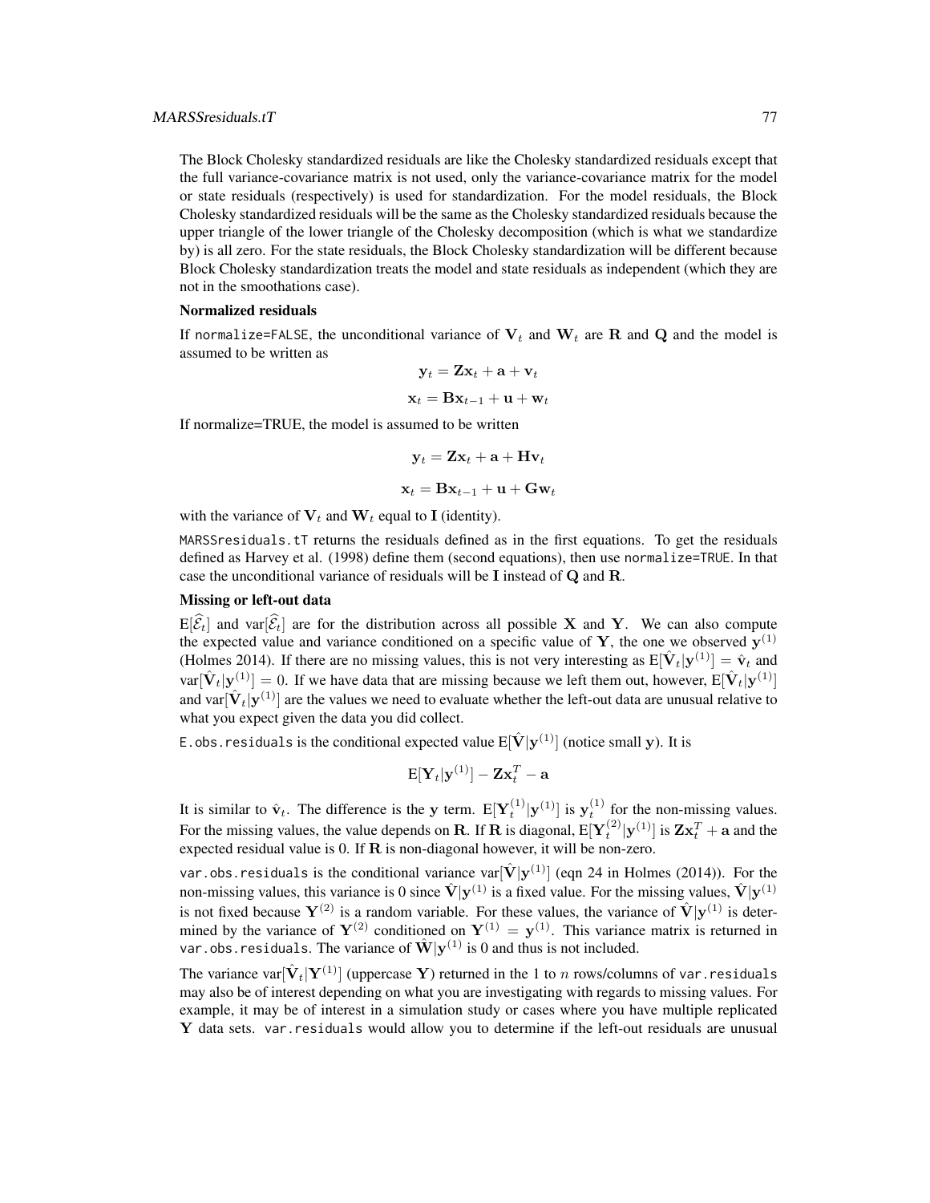The Block Cholesky standardized residuals are like the Cholesky standardized residuals except that the full variance-covariance matrix is not used, only the variance-covariance matrix for the model or state residuals (respectively) is used for standardization. For the model residuals, the Block Cholesky standardized residuals will be the same as the Cholesky standardized residuals because the upper triangle of the lower triangle of the Cholesky decomposition (which is what we standardize by) is all zero. For the state residuals, the Block Cholesky standardization will be different because Block Cholesky standardization treats the model and state residuals as independent (which they are not in the smoothations case).

**Normalized residuals**

If `normalize=FALSE`, the unconditional variance of $\mathbf{V}_t$ and $\mathbf{W}_t$ are $\mathbf{R}$ and $\mathbf{Q}$ and the model is assumed to be written as

$$\mathbf{y}_t = \mathbf{Z}\mathbf{x}_t + \mathbf{a} + \mathbf{v}_t$$

$$\mathbf{x}_t = \mathbf{B}\mathbf{x}_{t-1} + \mathbf{u} + \mathbf{w}_t$$

If normalize=TRUE, the model is assumed to be written

$$\mathbf{y}_t = \mathbf{Z}\mathbf{x}_t + \mathbf{a} + \mathbf{H}\mathbf{v}_t$$

$$\mathbf{x}_t = \mathbf{B}\mathbf{x}_{t-1} + \mathbf{u} + \mathbf{G}\mathbf{w}_t$$

with the variance of $\mathbf{V}_t$ and $\mathbf{W}_t$ equal to $\mathbf{I}$ (identity).

`MARSSresiduals.tT` returns the residuals defined as in the first equations. To get the residuals defined as Harvey et al. (1998) define them (second equations), then use `normalize=TRUE`. In that case the unconditional variance of residuals will be $\mathbf{I}$ instead of $\mathbf{Q}$ and $\mathbf{R}$.

**Missing or left-out data**

$\mathrm{E}[\widehat{\mathcal{E}}_t]$ and $\mathrm{var}[\widehat{\mathcal{E}}_t]$ are for the distribution across all possible $\mathbf{X}$ and $\mathbf{Y}$. We can also compute the expected value and variance conditioned on a specific value of $\mathbf{Y}$, the one we observed $\mathbf{y}^{(1)}$ (Holmes 2014). If there are no missing values, this is not very interesting as $\mathrm{E}[\hat{\mathbf{V}}_t|\mathbf{y}^{(1)}] = \hat{\mathbf{v}}_t$ and $\mathrm{var}[\hat{\mathbf{V}}_t|\mathbf{y}^{(1)}] = 0$. If we have data that are missing because we left them out, however, $\mathrm{E}[\hat{\mathbf{V}}_t|\mathbf{y}^{(1)}]$ and $\mathrm{var}[\hat{\mathbf{V}}_t|\mathbf{y}^{(1)}]$ are the values we need to evaluate whether the left-out data are unusual relative to what you expect given the data you did collect.

`E.obs.residuals` is the conditional expected value $\mathrm{E}[\hat{\mathbf{V}}|\mathbf{y}^{(1)}]$ (notice small $\mathbf{y}$). It is

$$\mathrm{E}[\mathbf{Y}_t|\mathbf{y}^{(1)}] - \mathbf{Z}\mathbf{x}_t^T - \mathbf{a}$$

It is similar to $\hat{\mathbf{v}}_t$. The difference is the $\mathbf{y}$ term. $\mathrm{E}[\mathbf{Y}_t^{(1)}|\mathbf{y}^{(1)}]$ is $\mathbf{y}_t^{(1)}$ for the non-missing values. For the missing values, the value depends on $\mathbf{R}$. If $\mathbf{R}$ is diagonal, $\mathrm{E}[\mathbf{Y}_t^{(2)}|\mathbf{y}^{(1)}]$ is $\mathbf{Z}\mathbf{x}_t^T + \mathbf{a}$ and the expected residual value is 0. If $\mathbf{R}$ is non-diagonal however, it will be non-zero.

`var.obs.residuals` is the conditional variance $\mathrm{var}[\hat{\mathbf{V}}|\mathbf{y}^{(1)}]$ (eqn 24 in Holmes (2014)). For the non-missing values, this variance is 0 since $\hat{\mathbf{V}}|\mathbf{y}^{(1)}$ is a fixed value. For the missing values, $\hat{\mathbf{V}}|\mathbf{y}^{(1)}$ is not fixed because $\mathbf{Y}^{(2)}$ is a random variable. For these values, the variance of $\hat{\mathbf{V}}|\mathbf{y}^{(1)}$ is determined by the variance of $\mathbf{Y}^{(2)}$ conditioned on $\mathbf{Y}^{(1)} = \mathbf{y}^{(1)}$. This variance matrix is returned in `var.obs.residuals`. The variance of $\hat{\mathbf{W}}|\mathbf{y}^{(1)}$ is 0 and thus is not included.

The variance $\mathrm{var}[\hat{\mathbf{V}}_t|\mathbf{Y}^{(1)}]$ (uppercase $\mathbf{Y}$) returned in the 1 to $n$ rows/columns of `var.residuals` may also be of interest depending on what you are investigating with regards to missing values. For example, it may be of interest in a simulation study or cases where you have multiple replicated $\mathbf{Y}$ data sets. `var.residuals` would allow you to determine if the left-out residuals are unusual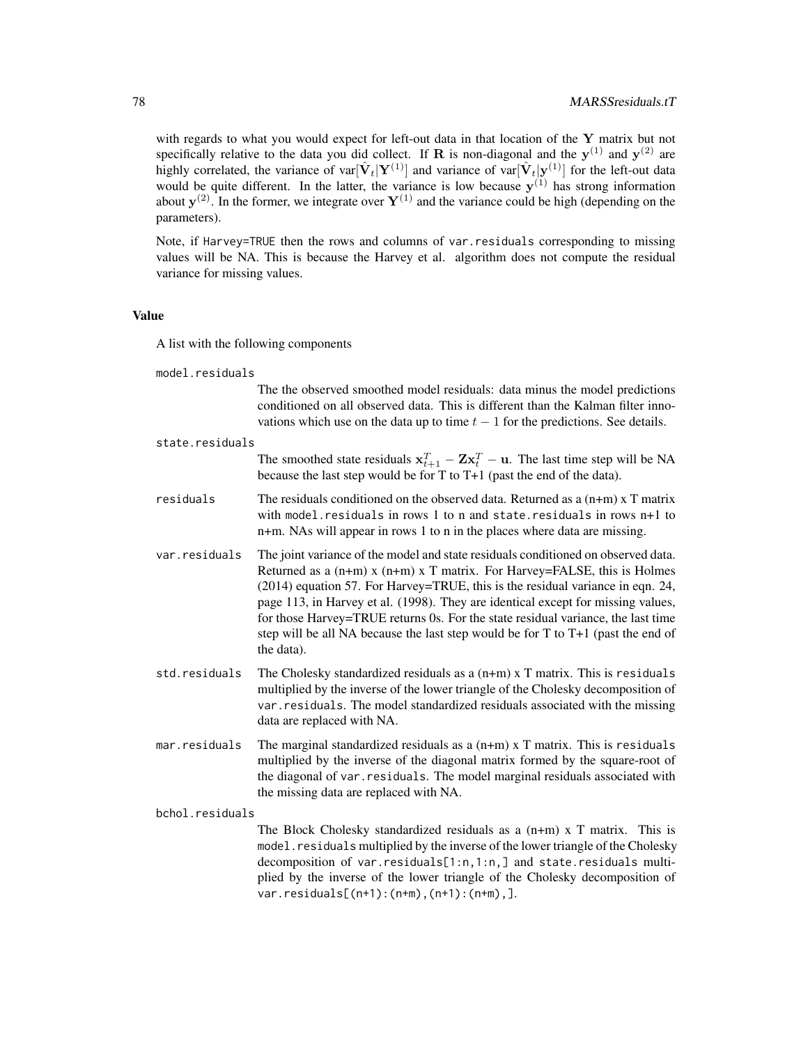with regards to what you would expect for left-out data in that location of the $\mathbf{Y}$ matrix but not specifically relative to the data you did collect. If $\mathbf{R}$ is non-diagonal and the $\mathbf{y}^{(1)}$ and $\mathbf{y}^{(2)}$ are highly correlated, the variance of $\text{var}[\hat{\mathbf{V}}_t|\mathbf{Y}^{(1)}]$ and variance of $\text{var}[\hat{\mathbf{V}}_t|\mathbf{y}^{(1)}]$ for the left-out data would be quite different. In the latter, the variance is low because $\mathbf{y}^{(1)}$ has strong information about $\mathbf{y}^{(2)}$. In the former, we integrate over $\mathbf{Y}^{(1)}$ and the variance could be high (depending on the parameters).

Note, if `Harvey=TRUE` then the rows and columns of `var.residuals` corresponding to missing values will be NA. This is because the Harvey et al. algorithm does not compute the residual variance for missing values.

## Value

A list with the following components

`model.residuals`
: The the observed smoothed model residuals: data minus the model predictions conditioned on all observed data. This is different than the Kalman filter innovations which use on the data up to time $t-1$ for the predictions. See details.

`state.residuals`
: The smoothed state residuals $\mathbf{x}_{t+1}^T - \mathbf{Z}\mathbf{x}_t^T - \mathbf{u}$. The last time step will be NA because the last step would be for T to T+1 (past the end of the data).

`residuals`
: The residuals conditioned on the observed data. Returned as a (n+m) x T matrix with `model.residuals` in rows 1 to n and `state.residuals` in rows n+1 to n+m. NAs will appear in rows 1 to n in the places where data are missing.

`var.residuals`
: The joint variance of the model and state residuals conditioned on observed data. Returned as a (n+m) x (n+m) x T matrix. For Harvey=FALSE, this is Holmes (2014) equation 57. For Harvey=TRUE, this is the residual variance in eqn. 24, page 113, in Harvey et al. (1998). They are identical except for missing values, for those Harvey=TRUE returns 0s. For the state residual variance, the last time step will be all NA because the last step would be for T to T+1 (past the end of the data).

`std.residuals`
: The Cholesky standardized residuals as a (n+m) x T matrix. This is `residuals` multiplied by the inverse of the lower triangle of the Cholesky decomposition of `var.residuals`. The model standardized residuals associated with the missing data are replaced with NA.

`mar.residuals`
: The marginal standardized residuals as a (n+m) x T matrix. This is `residuals` multiplied by the inverse of the diagonal matrix formed by the square-root of the diagonal of `var.residuals`. The model marginal residuals associated with the missing data are replaced with NA.

`bchol.residuals`
: The Block Cholesky standardized residuals as a (n+m) x T matrix. This is `model.residuals` multiplied by the inverse of the lower triangle of the Cholesky decomposition of `var.residuals[1:n,1:n,]` and `state.residuals` multiplied by the inverse of the lower triangle of the Cholesky decomposition of `var.residuals[(n+1):(n+m),(n+1):(n+m),]`.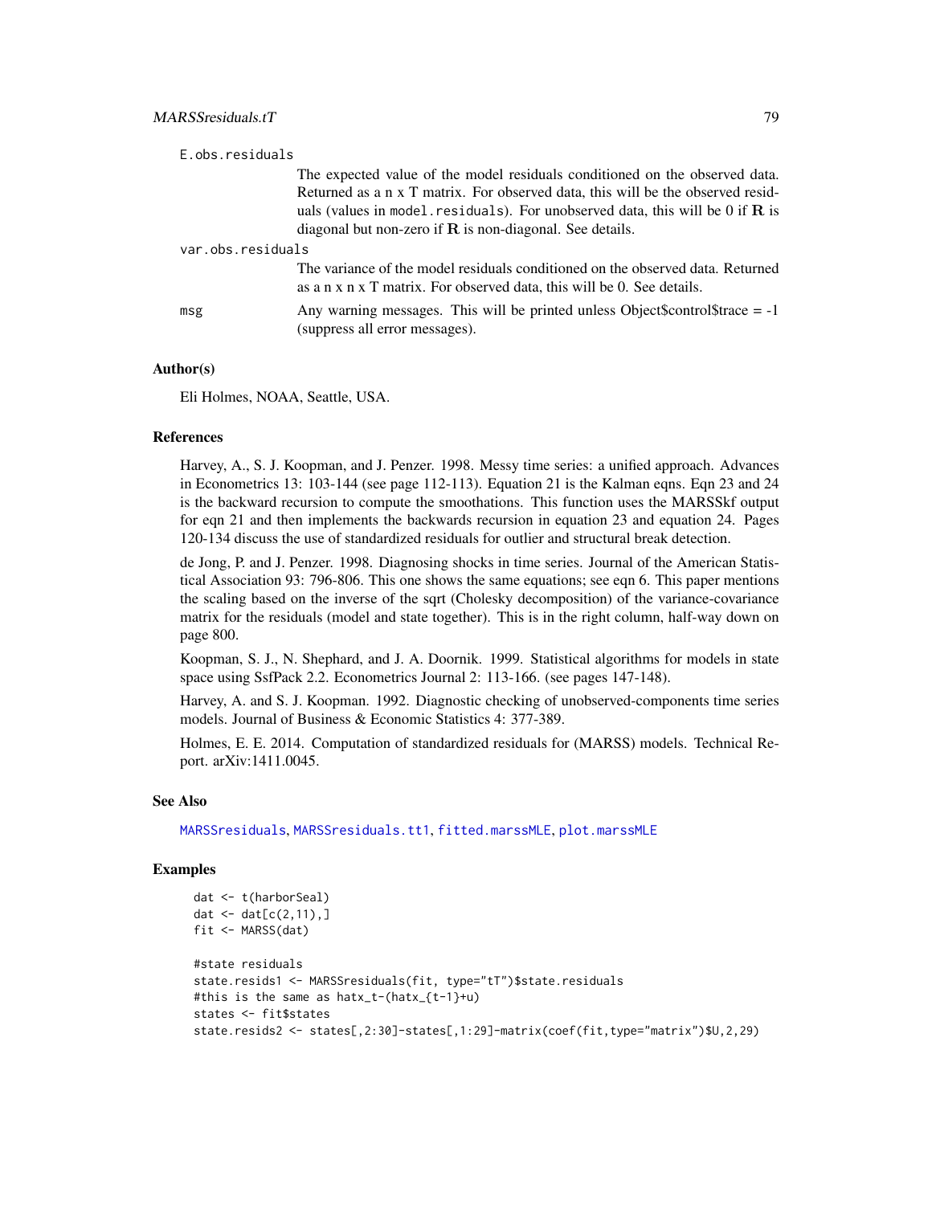E.obs.residuals
: The expected value of the model residuals conditioned on the observed data. Returned as a n x T matrix. For observed data, this will be the observed residuals (values in `model.residuals`). For unobserved data, this will be 0 if $\mathbf{R}$ is diagonal but non-zero if $\mathbf{R}$ is non-diagonal. See details.

var.obs.residuals
: The variance of the model residuals conditioned on the observed data. Returned as a n x n x T matrix. For observed data, this will be 0. See details.

msg
: Any warning messages. This will be printed unless Object$control$trace = -1 (suppress all error messages).

## Author(s)

Eli Holmes, NOAA, Seattle, USA.

## References

Harvey, A., S. J. Koopman, and J. Penzer. 1998. Messy time series: a unified approach. Advances in Econometrics 13: 103-144 (see page 112-113). Equation 21 is the Kalman eqns. Eqn 23 and 24 is the backward recursion to compute the smoothations. This function uses the MARSSkf output for eqn 21 and then implements the backwards recursion in equation 23 and equation 24. Pages 120-134 discuss the use of standardized residuals for outlier and structural break detection.

de Jong, P. and J. Penzer. 1998. Diagnosing shocks in time series. Journal of the American Statistical Association 93: 796-806. This one shows the same equations; see eqn 6. This paper mentions the scaling based on the inverse of the sqrt (Cholesky decomposition) of the variance-covariance matrix for the residuals (model and state together). This is in the right column, half-way down on page 800.

Koopman, S. J., N. Shephard, and J. A. Doornik. 1999. Statistical algorithms for models in state space using SsfPack 2.2. Econometrics Journal 2: 113-166. (see pages 147-148).

Harvey, A. and S. J. Koopman. 1992. Diagnostic checking of unobserved-components time series models. Journal of Business & Economic Statistics 4: 377-389.

Holmes, E. E. 2014. Computation of standardized residuals for (MARSS) models. Technical Report. arXiv:1411.0045.

## See Also

MARSSresiduals, MARSSresiduals.tt1, fitted.marssMLE, plot.marssMLE

## Examples

```
dat <- t(harborSeal)
dat <- dat[c(2,11),]
fit <- MARSS(dat)

#state residuals
state.resids1 <- MARSSresiduals(fit, type="tT")$state.residuals
#this is the same as hatx_t-(hatx_{t-1}+u)
states <- fit$states
state.resids2 <- states[,2:30]-states[,1:29]-matrix(coef(fit,type="matrix")$U,2,29)
```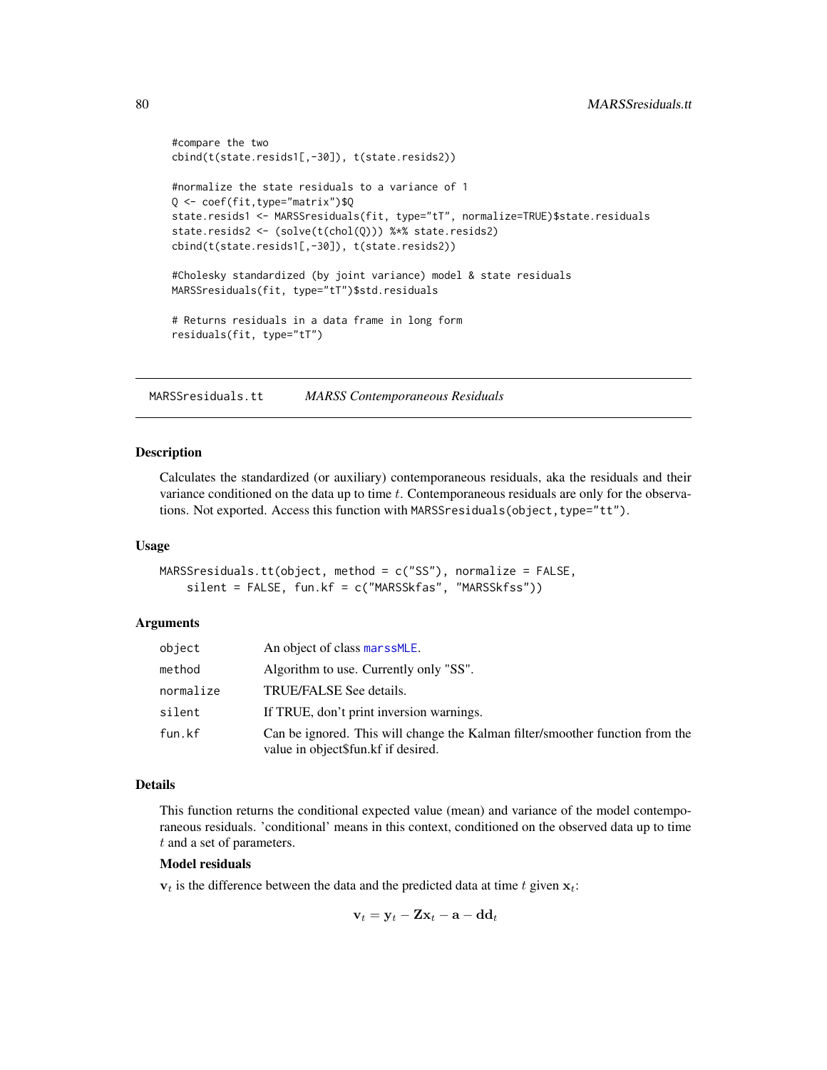```
#compare the two
cbind(t(state.resids1[,-30]), t(state.resids2))

#normalize the state residuals to a variance of 1
Q <- coef(fit,type="matrix")$Q
state.resids1 <- MARSSresiduals(fit, type="tT", normalize=TRUE)$state.residuals
state.resids2 <- (solve(t(chol(Q))) %*% state.resids2)
cbind(t(state.resids1[,-30]), t(state.resids2))

#Cholesky standardized (by joint variance) model & state residuals
MARSSresiduals(fit, type="tT")$std.residuals

# Returns residuals in a data frame in long form
residuals(fit, type="tT")
```

---

## MARSSresiduals.tt — *MARSS Contemporaneous Residuals*

### Description

Calculates the standardized (or auxiliary) contemporaneous residuals, aka the residuals and their variance conditioned on the data up to time $t$. Contemporaneous residuals are only for the observations. Not exported. Access this function with `MARSSresiduals(object,type="tt")`.

### Usage

```
MARSSresiduals.tt(object, method = c("SS"), normalize = FALSE,
    silent = FALSE, fun.kf = c("MARSSkfas", "MARSSkfss"))
```

### Arguments

| | |
|---|---|
| `object` | An object of class marssMLE. |
| `method` | Algorithm to use. Currently only "SS". |
| `normalize` | TRUE/FALSE See details. |
| `silent` | If TRUE, don't print inversion warnings. |
| `fun.kf` | Can be ignored. This will change the Kalman filter/smoother function from the value in object$fun.kf if desired. |

### Details

This function returns the conditional expected value (mean) and variance of the model contemporaneous residuals. 'conditional' means in this context, conditioned on the observed data up to time $t$ and a set of parameters.

**Model residuals**

$\mathbf{v}_t$ is the difference between the data and the predicted data at time $t$ given $\mathbf{x}_t$:

$$\mathbf{v}_t = \mathbf{y}_t - \mathbf{Z}\mathbf{x}_t - \mathbf{a} - \mathbf{d}\mathbf{d}_t$$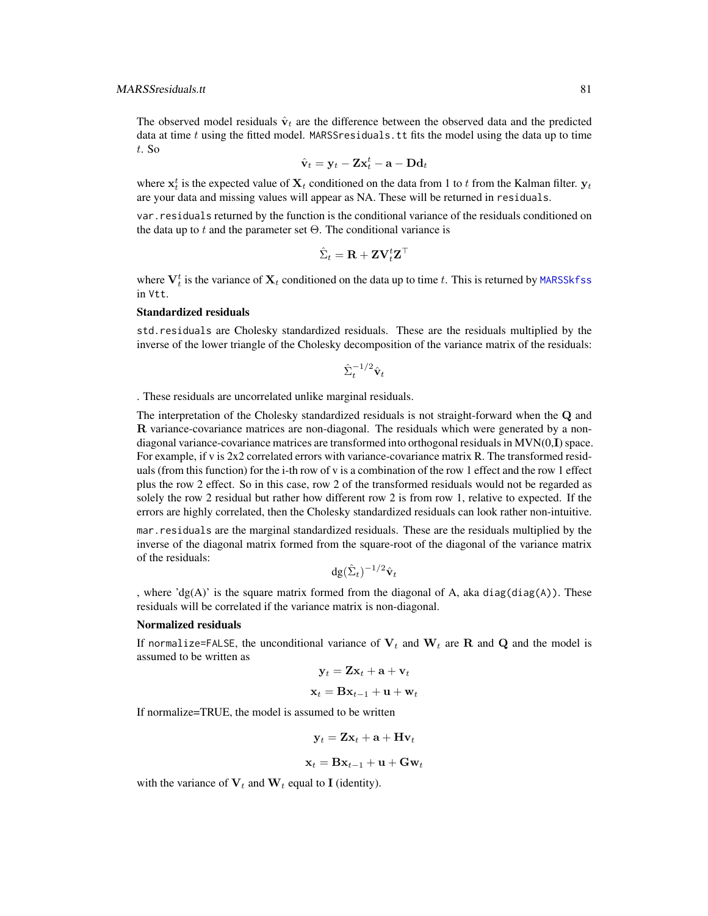The observed model residuals $\hat{\mathbf{v}}_t$ are the difference between the observed data and the predicted data at time $t$ using the fitted model. `MARSSresiduals.tt` fits the model using the data up to time $t$. So

$$\hat{\mathbf{v}}_t = \mathbf{y}_t - \mathbf{Z}\mathbf{x}_t^t - \mathbf{a} - \mathbf{D}\mathbf{d}_t$$

where $\mathbf{x}_t^t$ is the expected value of $\mathbf{X}_t$ conditioned on the data from 1 to $t$ from the Kalman filter. $\mathbf{y}_t$ are your data and missing values will appear as NA. These will be returned in `residuals`.

`var.residuals` returned by the function is the conditional variance of the residuals conditioned on the data up to $t$ and the parameter set $\Theta$. The conditional variance is

$$\hat{\Sigma}_t = \mathbf{R} + \mathbf{Z}\mathbf{V}_t^t\mathbf{Z}^\top$$

where $\mathbf{V}_t^t$ is the variance of $\mathbf{X}_t$ conditioned on the data up to time $t$. This is returned by `MARSSkfss` in `Vtt`.

**Standardized residuals**

`std.residuals` are Cholesky standardized residuals. These are the residuals multiplied by the inverse of the lower triangle of the Cholesky decomposition of the variance matrix of the residuals:

$$\hat{\Sigma}_t^{-1/2}\hat{\mathbf{v}}_t$$

. These residuals are uncorrelated unlike marginal residuals.

The interpretation of the Cholesky standardized residuals is not straight-forward when the $\mathbf{Q}$ and $\mathbf{R}$ variance-covariance matrices are non-diagonal. The residuals which were generated by a non-diagonal variance-covariance matrices are transformed into orthogonal residuals in MVN(0,$\mathbf{I}$) space. For example, if v is 2x2 correlated errors with variance-covariance matrix R. The transformed residuals (from this function) for the i-th row of v is a combination of the row 1 effect and the row 1 effect plus the row 2 effect. So in this case, row 2 of the transformed residuals would not be regarded as solely the row 2 residual but rather how different row 2 is from row 1, relative to expected. If the errors are highly correlated, then the Cholesky standardized residuals can look rather non-intuitive.

`mar.residuals` are the marginal standardized residuals. These are the residuals multiplied by the inverse of the diagonal matrix formed from the square-root of the diagonal of the variance matrix of the residuals:

$$\text{dg}(\hat{\Sigma}_t)^{-1/2}\hat{\mathbf{v}}_t$$

, where 'dg(A)' is the square matrix formed from the diagonal of A, aka `diag(diag(A))`. These residuals will be correlated if the variance matrix is non-diagonal.

**Normalized residuals**

If `normalize=FALSE`, the unconditional variance of $\mathbf{V}_t$ and $\mathbf{W}_t$ are $\mathbf{R}$ and $\mathbf{Q}$ and the model is assumed to be written as

$$\mathbf{y}_t = \mathbf{Z}\mathbf{x}_t + \mathbf{a} + \mathbf{v}_t$$

$$\mathbf{x}_t = \mathbf{B}\mathbf{x}_{t-1} + \mathbf{u} + \mathbf{w}_t$$

If normalize=TRUE, the model is assumed to be written

$$\mathbf{y}_t = \mathbf{Z}\mathbf{x}_t + \mathbf{a} + \mathbf{H}\mathbf{v}_t$$

$$\mathbf{x}_t = \mathbf{B}\mathbf{x}_{t-1} + \mathbf{u} + \mathbf{G}\mathbf{w}_t$$

with the variance of $\mathbf{V}_t$ and $\mathbf{W}_t$ equal to $\mathbf{I}$ (identity).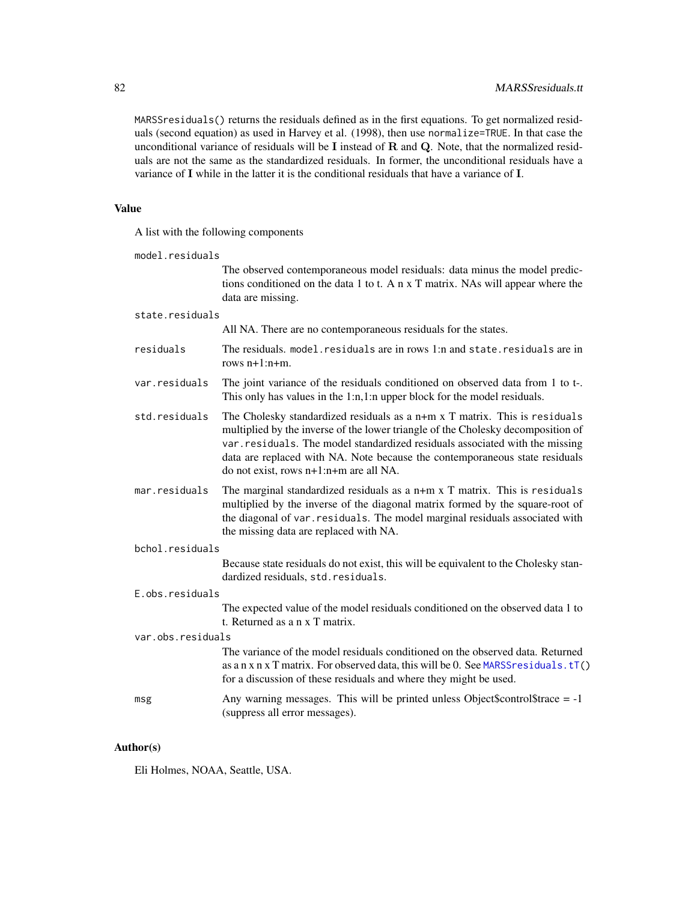`MARSSresiduals()` returns the residuals defined as in the first equations. To get normalized residuals (second equation) as used in Harvey et al. (1998), then use `normalize=TRUE`. In that case the unconditional variance of residuals will be $\mathbf{I}$ instead of $\mathbf{R}$ and $\mathbf{Q}$. Note, that the normalized residuals are not the same as the standardized residuals. In former, the unconditional residuals have a variance of $\mathbf{I}$ while in the latter it is the conditional residuals that have a variance of $\mathbf{I}$.

## Value

A list with the following components

`model.residuals`
: The observed contemporaneous model residuals: data minus the model predictions conditioned on the data 1 to t. A n x T matrix. NAs will appear where the data are missing.

`state.residuals`
: All NA. There are no contemporaneous residuals for the states.

`residuals`
: The residuals. `model.residuals` are in rows 1:n and `state.residuals` are in rows n+1:n+m.

`var.residuals`
: The joint variance of the residuals conditioned on observed data from 1 to t-. This only has values in the 1:n,1:n upper block for the model residuals.

`std.residuals`
: The Cholesky standardized residuals as a n+m x T matrix. This is `residuals` multiplied by the inverse of the lower triangle of the Cholesky decomposition of `var.residuals`. The model standardized residuals associated with the missing data are replaced with NA. Note because the contemporaneous state residuals do not exist, rows n+1:n+m are all NA.

`mar.residuals`
: The marginal standardized residuals as a n+m x T matrix. This is `residuals` multiplied by the inverse of the diagonal matrix formed by the square-root of the diagonal of `var.residuals`. The model marginal residuals associated with the missing data are replaced with NA.

`bchol.residuals`
: Because state residuals do not exist, this will be equivalent to the Cholesky standardized residuals, `std.residuals`.

`E.obs.residuals`
: The expected value of the model residuals conditioned on the observed data 1 to t. Returned as a n x T matrix.

`var.obs.residuals`
: The variance of the model residuals conditioned on the observed data. Returned as a n x n x T matrix. For observed data, this will be 0. See `MARSSresiduals.tT()` for a discussion of these residuals and where they might be used.

`msg`
: Any warning messages. This will be printed unless Object$control$trace = -1 (suppress all error messages).

## Author(s)

Eli Holmes, NOAA, Seattle, USA.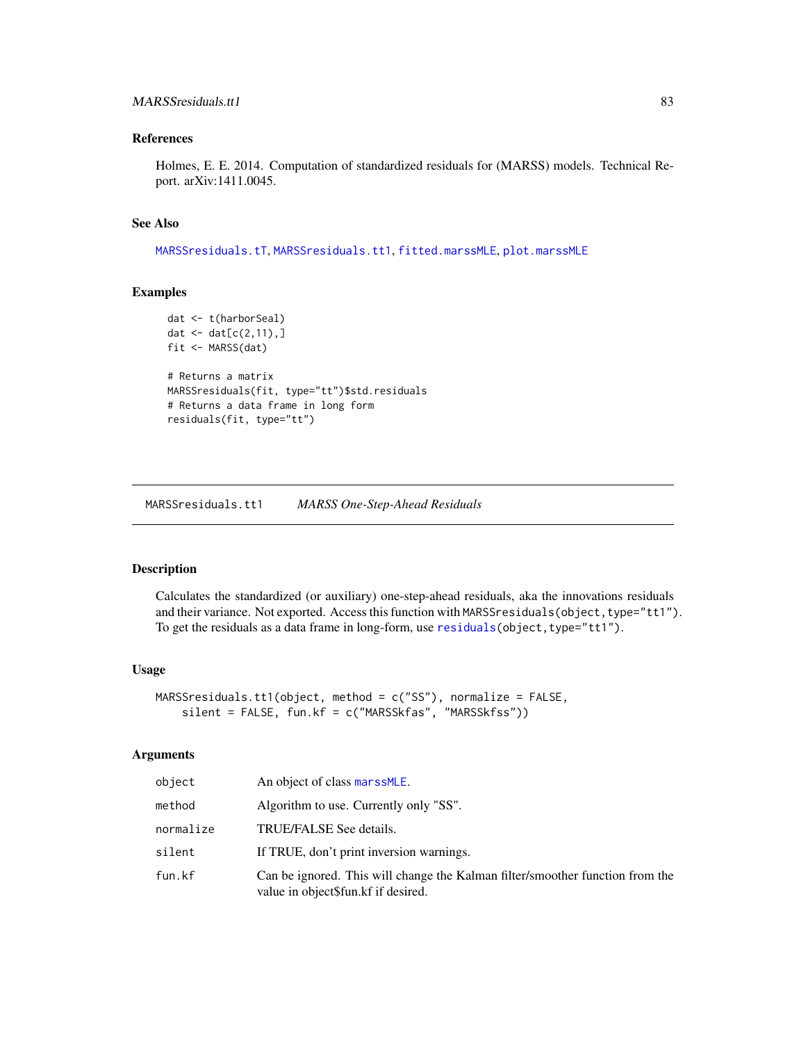### References

Holmes, E. E. 2014. Computation of standardized residuals for (MARSS) models. Technical Report. arXiv:1411.0045.

### See Also

MARSSresiduals.tT, MARSSresiduals.tt1, fitted.marssMLE, plot.marssMLE

### Examples

```
dat <- t(harborSeal)
dat <- dat[c(2,11),]
fit <- MARSS(dat)

# Returns a matrix
MARSSresiduals(fit, type="tt")$std.residuals
# Returns a data frame in long form
residuals(fit, type="tt")
```

---

## MARSSresiduals.tt1 *MARSS One-Step-Ahead Residuals*

### Description

Calculates the standardized (or auxiliary) one-step-ahead residuals, aka the innovations residuals and their variance. Not exported. Access this function with `MARSSresiduals(object,type="tt1")`. To get the residuals as a data frame in long-form, use `residuals(object,type="tt1")`.

### Usage

```
MARSSresiduals.tt1(object, method = c("SS"), normalize = FALSE,
    silent = FALSE, fun.kf = c("MARSSkfas", "MARSSkfss"))
```

### Arguments

| | |
|---|---|
| object | An object of class marssMLE. |
| method | Algorithm to use. Currently only "SS". |
| normalize | TRUE/FALSE See details. |
| silent | If TRUE, don't print inversion warnings. |
| fun.kf | Can be ignored. This will change the Kalman filter/smoother function from the value in object$fun.kf if desired. |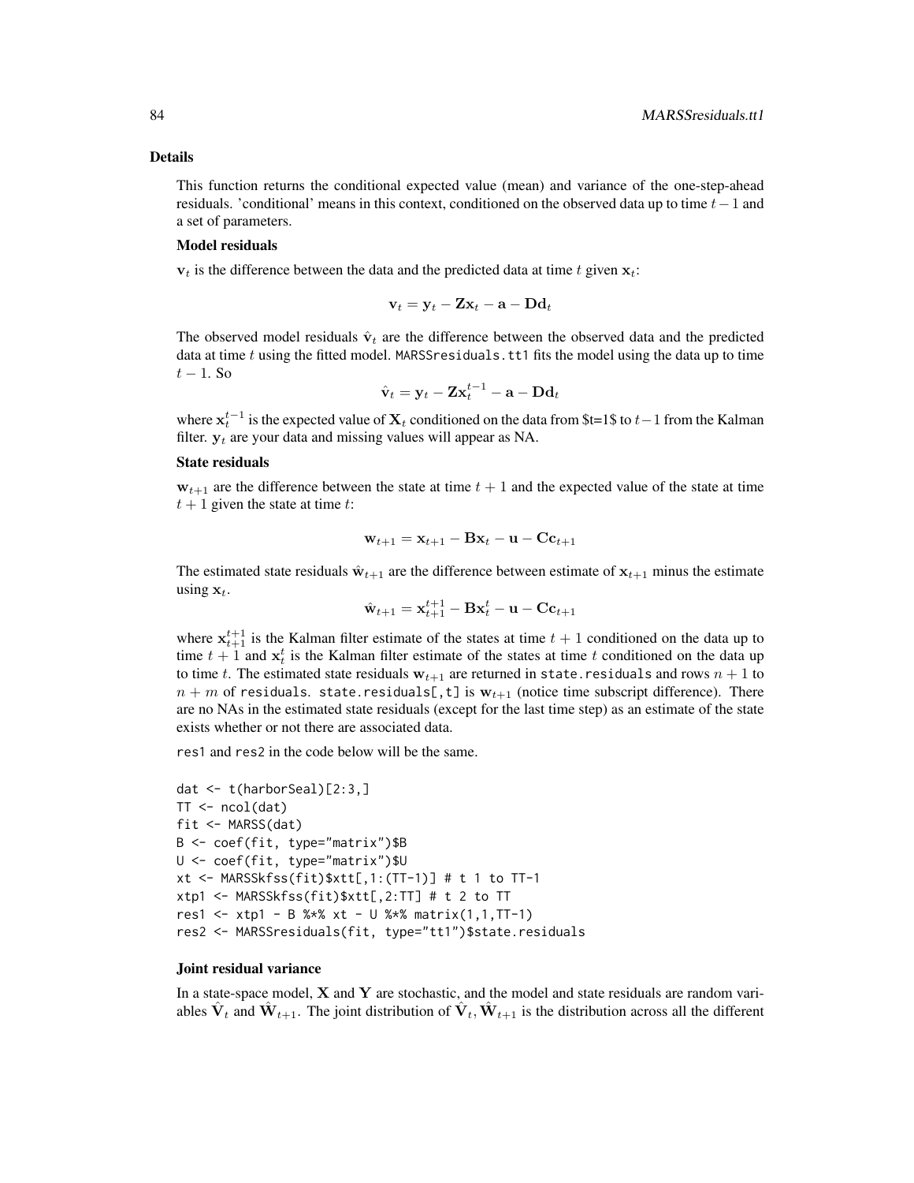## Details

This function returns the conditional expected value (mean) and variance of the one-step-ahead residuals. 'conditional' means in this context, conditioned on the observed data up to time $t-1$ and a set of parameters.

### Model residuals

$\mathbf{v}_t$ is the difference between the data and the predicted data at time $t$ given $\mathbf{x}_t$:

$$\mathbf{v}_t = \mathbf{y}_t - \mathbf{Z}\mathbf{x}_t - \mathbf{a} - \mathbf{D}\mathbf{d}_t$$

The observed model residuals $\hat{\mathbf{v}}_t$ are the difference between the observed data and the predicted data at time $t$ using the fitted model. `MARSSresiduals.tt1` fits the model using the data up to time $t-1$. So

$$\hat{\mathbf{v}}_t = \mathbf{y}_t - \mathbf{Z}\mathbf{x}_t^{t-1} - \mathbf{a} - \mathbf{D}\mathbf{d}_t$$

where $\mathbf{x}_t^{t-1}$ is the expected value of $\mathbf{X}_t$ conditioned on the data from $t=1$ to $t-1$ from the Kalman filter. $\mathbf{y}_t$ are your data and missing values will appear as NA.

### State residuals

$\mathbf{w}_{t+1}$ are the difference between the state at time $t+1$ and the expected value of the state at time $t+1$ given the state at time $t$:

$$\mathbf{w}_{t+1} = \mathbf{x}_{t+1} - \mathbf{B}\mathbf{x}_t - \mathbf{u} - \mathbf{C}\mathbf{c}_{t+1}$$

The estimated state residuals $\hat{\mathbf{w}}_{t+1}$ are the difference between estimate of $\mathbf{x}_{t+1}$ minus the estimate using $\mathbf{x}_t$.

$$\hat{\mathbf{w}}_{t+1} = \mathbf{x}_{t+1}^{t+1} - \mathbf{B}\mathbf{x}_t^t - \mathbf{u} - \mathbf{C}\mathbf{c}_{t+1}$$

where $\mathbf{x}_{t+1}^{t+1}$ is the Kalman filter estimate of the states at time $t+1$ conditioned on the data up to time $t+1$ and $\mathbf{x}_t^t$ is the Kalman filter estimate of the states at time $t$ conditioned on the data up to time $t$. The estimated state residuals $\mathbf{w}_{t+1}$ are returned in `state.residuals` and rows $n+1$ to $n+m$ of `residuals`. `state.residuals[,t]` is $\mathbf{w}_{t+1}$ (notice time subscript difference). There are no NAs in the estimated state residuals (except for the last time step) as an estimate of the state exists whether or not there are associated data.

`res1` and `res2` in the code below will be the same.

```
dat <- t(harborSeal)[2:3,]
TT <- ncol(dat)
fit <- MARSS(dat)
B <- coef(fit, type="matrix")$B
U <- coef(fit, type="matrix")$U
xt <- MARSSkfss(fit)$xtt[,1:(TT-1)] # t 1 to TT-1
xtp1 <- MARSSkfss(fit)$xtt[,2:TT] # t 2 to TT
res1 <- xtp1 - B %*% xt - U %*% matrix(1,1,TT-1)
res2 <- MARSSresiduals(fit, type="tt1")$state.residuals
```

### Joint residual variance

In a state-space model, $\mathbf{X}$ and $\mathbf{Y}$ are stochastic, and the model and state residuals are random variables $\hat{\mathbf{V}}_t$ and $\hat{\mathbf{W}}_{t+1}$. The joint distribution of $\hat{\mathbf{V}}_t, \hat{\mathbf{W}}_{t+1}$ is the distribution across all the different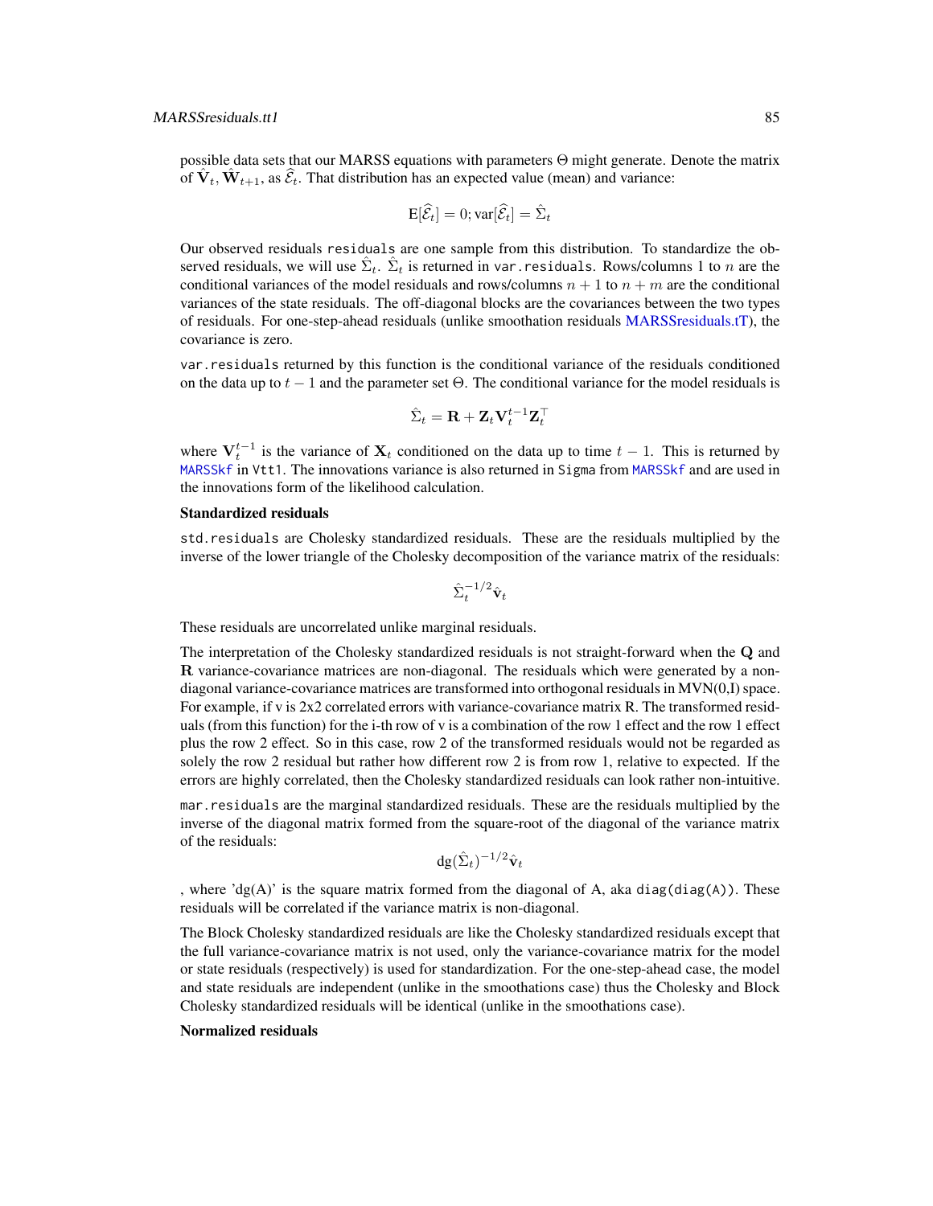possible data sets that our MARSS equations with parameters $\Theta$ might generate. Denote the matrix of $\hat{\mathbf{V}}_t, \hat{\mathbf{W}}_{t+1}$, as $\widehat{\mathcal{E}}_t$. That distribution has an expected value (mean) and variance:

$$\mathrm{E}[\widehat{\mathcal{E}}_t] = 0; \mathrm{var}[\widehat{\mathcal{E}}_t] = \hat{\Sigma}_t$$

Our observed residuals `residuals` are one sample from this distribution. To standardize the observed residuals, we will use $\hat{\Sigma}_t$. $\hat{\Sigma}_t$ is returned in `var.residuals`. Rows/columns 1 to $n$ are the conditional variances of the model residuals and rows/columns $n+1$ to $n+m$ are the conditional variances of the state residuals. The off-diagonal blocks are the covariances between the two types of residuals. For one-step-ahead residuals (unlike smoothation residuals MARSSresiduals.tT), the covariance is zero.

`var.residuals` returned by this function is the conditional variance of the residuals conditioned on the data up to $t-1$ and the parameter set $\Theta$. The conditional variance for the model residuals is

$$\hat{\Sigma}_t = \mathbf{R} + \mathbf{Z}_t \mathbf{V}_t^{t-1} \mathbf{Z}_t^\top$$

where $\mathbf{V}_t^{t-1}$ is the variance of $\mathbf{X}_t$ conditioned on the data up to time $t-1$. This is returned by `MARSSkf` in `Vtt1`. The innovations variance is also returned in `Sigma` from `MARSSkf` and are used in the innovations form of the likelihood calculation.

**Standardized residuals**

`std.residuals` are Cholesky standardized residuals. These are the residuals multiplied by the inverse of the lower triangle of the Cholesky decomposition of the variance matrix of the residuals:

$$\hat{\Sigma}_t^{-1/2} \hat{\mathbf{v}}_t$$

These residuals are uncorrelated unlike marginal residuals.

The interpretation of the Cholesky standardized residuals is not straight-forward when the $\mathbf{Q}$ and $\mathbf{R}$ variance-covariance matrices are non-diagonal. The residuals which were generated by a non-diagonal variance-covariance matrices are transformed into orthogonal residuals in MVN(0,I) space. For example, if v is 2x2 correlated errors with variance-covariance matrix R. The transformed residuals (from this function) for the i-th row of v is a combination of the row 1 effect and the row 1 effect plus the row 2 effect. So in this case, row 2 of the transformed residuals would not be regarded as solely the row 2 residual but rather how different row 2 is from row 1, relative to expected. If the errors are highly correlated, then the Cholesky standardized residuals can look rather non-intuitive.

`mar.residuals` are the marginal standardized residuals. These are the residuals multiplied by the inverse of the diagonal matrix formed from the square-root of the diagonal of the variance matrix of the residuals:

$$\mathrm{dg}(\hat{\Sigma}_t)^{-1/2} \hat{\mathbf{v}}_t$$

, where 'dg(A)' is the square matrix formed from the diagonal of A, aka `diag(diag(A))`. These residuals will be correlated if the variance matrix is non-diagonal.

The Block Cholesky standardized residuals are like the Cholesky standardized residuals except that the full variance-covariance matrix is not used, only the variance-covariance matrix for the model or state residuals (respectively) is used for standardization. For the one-step-ahead case, the model and state residuals are independent (unlike in the smoothations case) thus the Cholesky and Block Cholesky standardized residuals will be identical (unlike in the smoothations case).

**Normalized residuals**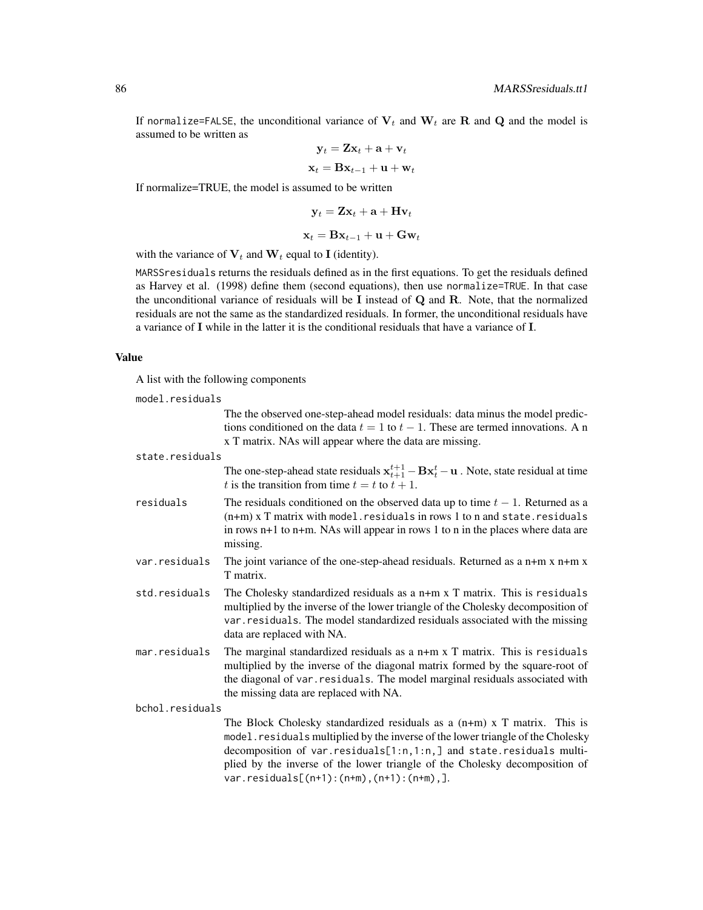If `normalize=FALSE`, the unconditional variance of $\mathbf{V}_t$ and $\mathbf{W}_t$ are $\mathbf{R}$ and $\mathbf{Q}$ and the model is assumed to be written as

$$\mathbf{y}_t = \mathbf{Z}\mathbf{x}_t + \mathbf{a} + \mathbf{v}_t$$

$$\mathbf{x}_t = \mathbf{B}\mathbf{x}_{t-1} + \mathbf{u} + \mathbf{w}_t$$

If normalize=TRUE, the model is assumed to be written

$$\mathbf{y}_t = \mathbf{Z}\mathbf{x}_t + \mathbf{a} + \mathbf{H}\mathbf{v}_t$$

$$\mathbf{x}_t = \mathbf{B}\mathbf{x}_{t-1} + \mathbf{u} + \mathbf{G}\mathbf{w}_t$$

with the variance of $\mathbf{V}_t$ and $\mathbf{W}_t$ equal to $\mathbf{I}$ (identity).

`MARSSresiduals` returns the residuals defined as in the first equations. To get the residuals defined as Harvey et al. (1998) define them (second equations), then use `normalize=TRUE`. In that case the unconditional variance of residuals will be $\mathbf{I}$ instead of $\mathbf{Q}$ and $\mathbf{R}$. Note, that the normalized residuals are not the same as the standardized residuals. In former, the unconditional residuals have a variance of $\mathbf{I}$ while in the latter it is the conditional residuals that have a variance of $\mathbf{I}$.

## Value

A list with the following components

`model.residuals`
: The the observed one-step-ahead model residuals: data minus the model predictions conditioned on the data $t = 1$ to $t - 1$. These are termed innovations. A n x T matrix. NAs will appear where the data are missing.

`state.residuals`
: The one-step-ahead state residuals $\mathbf{x}_{t+1}^{t+1} - \mathbf{B}\mathbf{x}_t^t - \mathbf{u}$ . Note, state residual at time $t$ is the transition from time $t = t$ to $t + 1$.

`residuals`
: The residuals conditioned on the observed data up to time $t - 1$. Returned as a (n+m) x T matrix with `model.residuals` in rows 1 to n and `state.residuals` in rows n+1 to n+m. NAs will appear in rows 1 to n in the places where data are missing.

`var.residuals`
: The joint variance of the one-step-ahead residuals. Returned as a n+m x n+m x T matrix.

`std.residuals`
: The Cholesky standardized residuals as a n+m x T matrix. This is `residuals` multiplied by the inverse of the lower triangle of the Cholesky decomposition of `var.residuals`. The model standardized residuals associated with the missing data are replaced with NA.

`mar.residuals`
: The marginal standardized residuals as a n+m x T matrix. This is `residuals` multiplied by the inverse of the diagonal matrix formed by the square-root of the diagonal of `var.residuals`. The model marginal residuals associated with the missing data are replaced with NA.

`bchol.residuals`
: The Block Cholesky standardized residuals as a (n+m) x T matrix. This is `model.residuals` multiplied by the inverse of the lower triangle of the Cholesky decomposition of `var.residuals[1:n,1:n,]` and `state.residuals` multiplied by the inverse of the lower triangle of the Cholesky decomposition of `var.residuals[(n+1):(n+m),(n+1):(n+m),]`.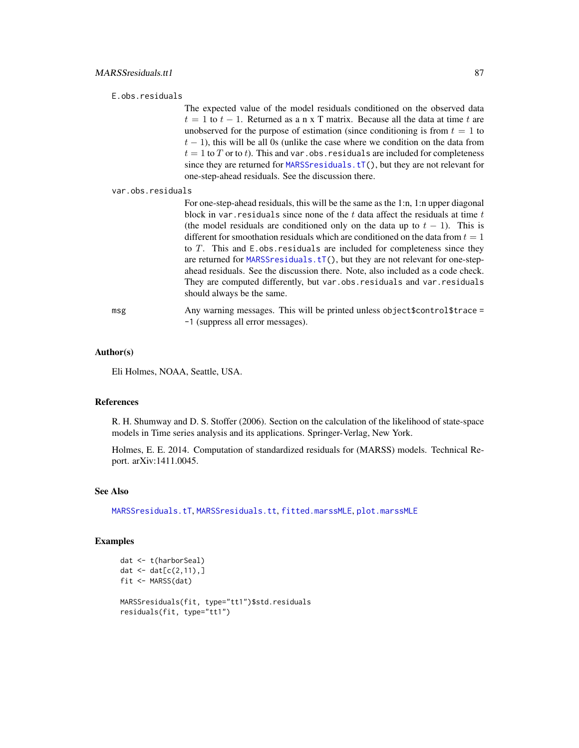**E.obs.residuals**

The expected value of the model residuals conditioned on the observed data $t = 1$ to $t - 1$. Returned as a n x T matrix. Because all the data at time $t$ are unobserved for the purpose of estimation (since conditioning is from $t = 1$ to $t - 1$), this will be all 0s (unlike the case where we condition on the data from $t = 1$ to $T$ or to $t$). This and `var.obs.residuals` are included for completeness since they are returned for `MARSSresiduals.tT()`, but they are not relevant for one-step-ahead residuals. See the discussion there.

**var.obs.residuals**

For one-step-ahead residuals, this will be the same as the 1:n, 1:n upper diagonal block in `var.residuals` since none of the $t$ data affect the residuals at time $t$ (the model residuals are conditioned only on the data up to $t - 1$). This is different for smoothation residuals which are conditioned on the data from $t = 1$ to $T$. This and `E.obs.residuals` are included for completeness since they are returned for `MARSSresiduals.tT()`, but they are not relevant for one-step-ahead residuals. See the discussion there. Note, also included as a code check. They are computed differently, but `var.obs.residuals` and `var.residuals` should always be the same.

**msg**

Any warning messages. This will be printed unless `object$control$trace = -1` (suppress all error messages).

## Author(s)

Eli Holmes, NOAA, Seattle, USA.

## References

R. H. Shumway and D. S. Stoffer (2006). Section on the calculation of the likelihood of state-space models in Time series analysis and its applications. Springer-Verlag, New York.

Holmes, E. E. 2014. Computation of standardized residuals for (MARSS) models. Technical Report. arXiv:1411.0045.

## See Also

`MARSSresiduals.tT`, `MARSSresiduals.tt`, `fitted.marssMLE`, `plot.marssMLE`

## Examples

```
dat <- t(harborSeal)
dat <- dat[c(2,11),]
fit <- MARSS(dat)

MARSSresiduals(fit, type="tt1")$std.residuals
residuals(fit, type="tt1")
```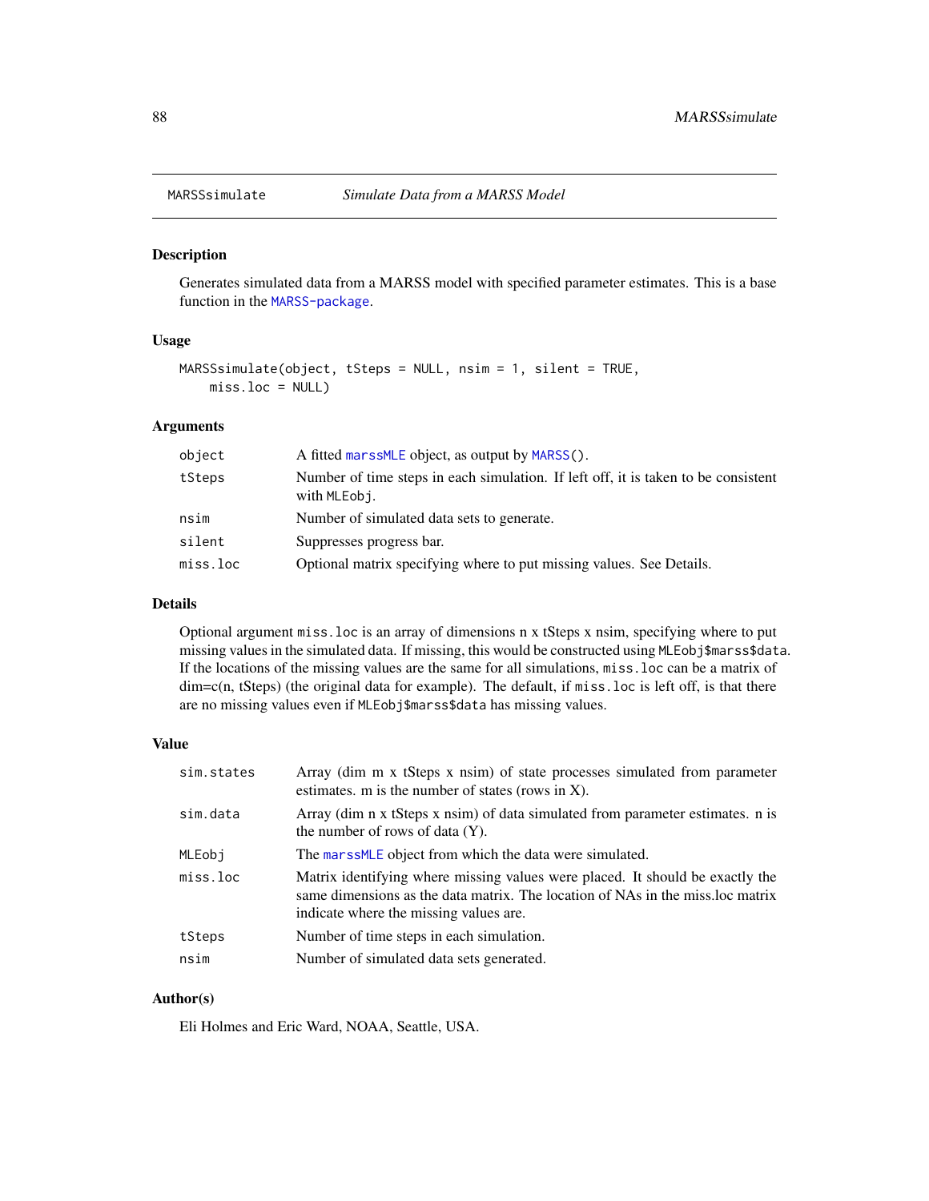# MARSSsimulate — *Simulate Data from a MARSS Model*

## Description

Generates simulated data from a MARSS model with specified parameter estimates. This is a base function in the MARSS-package.

## Usage

```
MARSSsimulate(object, tSteps = NULL, nsim = 1, silent = TRUE,
    miss.loc = NULL)
```

## Arguments

| Argument | Description |
|---|---|
| `object` | A fitted marssMLE object, as output by MARSS(). |
| `tSteps` | Number of time steps in each simulation. If left off, it is taken to be consistent with MLEobj. |
| `nsim` | Number of simulated data sets to generate. |
| `silent` | Suppresses progress bar. |
| `miss.loc` | Optional matrix specifying where to put missing values. See Details. |

## Details

Optional argument `miss.loc` is an array of dimensions n x tSteps x nsim, specifying where to put missing values in the simulated data. If missing, this would be constructed using `MLEobj$marss$data`. If the locations of the missing values are the same for all simulations, `miss.loc` can be a matrix of dim=c(n, tSteps) (the original data for example). The default, if `miss.loc` is left off, is that there are no missing values even if `MLEobj$marss$data` has missing values.

## Value

| Value | Description |
|---|---|
| `sim.states` | Array (dim m x tSteps x nsim) of state processes simulated from parameter estimates. m is the number of states (rows in X). |
| `sim.data` | Array (dim n x tSteps x nsim) of data simulated from parameter estimates. n is the number of rows of data (Y). |
| `MLEobj` | The marssMLE object from which the data were simulated. |
| `miss.loc` | Matrix identifying where missing values were placed. It should be exactly the same dimensions as the data matrix. The location of NAs in the miss.loc matrix indicate where the missing values are. |
| `tSteps` | Number of time steps in each simulation. |
| `nsim` | Number of simulated data sets generated. |

## Author(s)

Eli Holmes and Eric Ward, NOAA, Seattle, USA.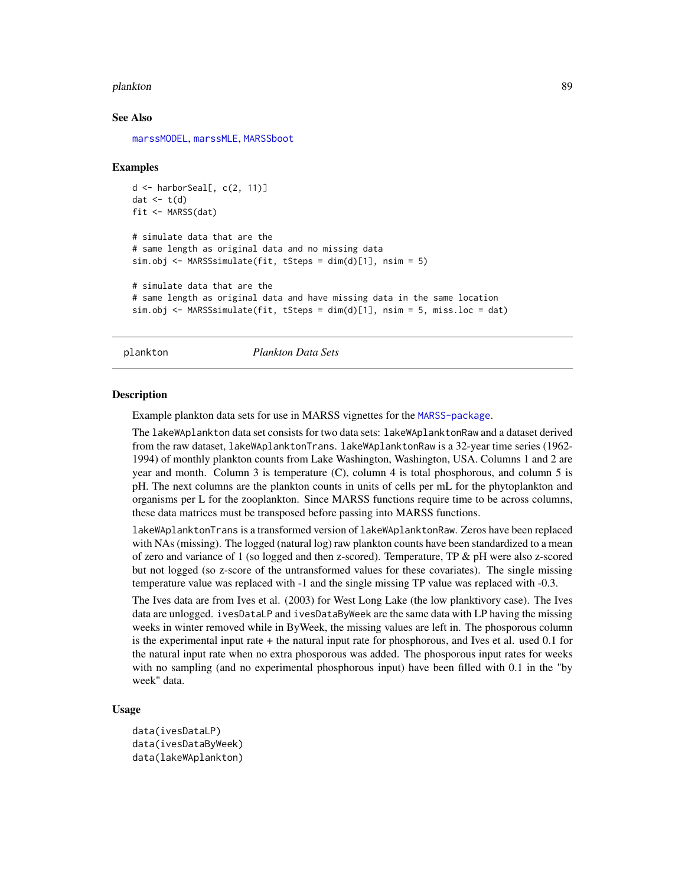## See Also

marssMODEL, marssMLE, MARSSboot

## Examples

```
d <- harborSeal[, c(2, 11)]
dat <- t(d)
fit <- MARSS(dat)

# simulate data that are the
# same length as original data and no missing data
sim.obj <- MARSSsimulate(fit, tSteps = dim(d)[1], nsim = 5)

# simulate data that are the
# same length as original data and have missing data in the same location
sim.obj <- MARSSsimulate(fit, tSteps = dim(d)[1], nsim = 5, miss.loc = dat)
```

---

# plankton *Plankton Data Sets*

## Description

Example plankton data sets for use in MARSS vignettes for the MARSS-package.

The lakeWAplankton data set consists for two data sets: lakeWAplanktonRaw and a dataset derived from the raw dataset, lakeWAplanktonTrans. lakeWAplanktonRaw is a 32-year time series (1962-1994) of monthly plankton counts from Lake Washington, Washington, USA. Columns 1 and 2 are year and month. Column 3 is temperature (C), column 4 is total phosphorous, and column 5 is pH. The next columns are the plankton counts in units of cells per mL for the phytoplankton and organisms per L for the zooplankton. Since MARSS functions require time to be across columns, these data matrices must be transposed before passing into MARSS functions.

lakeWAplanktonTrans is a transformed version of lakeWAplanktonRaw. Zeros have been replaced with NAs (missing). The logged (natural log) raw plankton counts have been standardized to a mean of zero and variance of 1 (so logged and then z-scored). Temperature, TP & pH were also z-scored but not logged (so z-score of the untransformed values for these covariates). The single missing temperature value was replaced with -1 and the single missing TP value was replaced with -0.3.

The Ives data are from Ives et al. (2003) for West Long Lake (the low planktivory case). The Ives data are unlogged. ivesDataLP and ivesDataByWeek are the same data with LP having the missing weeks in winter removed while in ByWeek, the missing values are left in. The phosporous column is the experimental input rate + the natural input rate for phosphorous, and Ives et al. used 0.1 for the natural input rate when no extra phosporous was added. The phosporous input rates for weeks with no sampling (and no experimental phosphorous input) have been filled with 0.1 in the "by week" data.

## Usage

```
data(ivesDataLP)
data(ivesDataByWeek)
data(lakeWAplankton)
```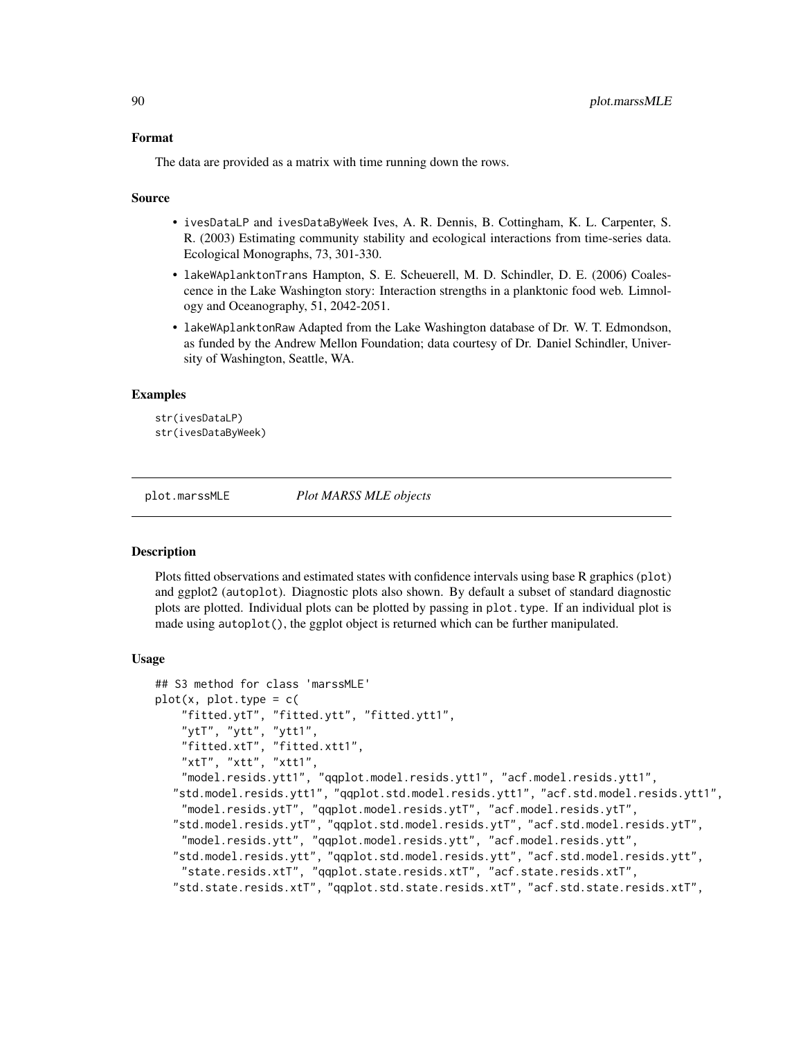### Format

The data are provided as a matrix with time running down the rows.

### Source

- ivesDataLP and ivesDataByWeek Ives, A. R. Dennis, B. Cottingham, K. L. Carpenter, S. R. (2003) Estimating community stability and ecological interactions from time-series data. Ecological Monographs, 73, 301-330.
- lakeWAplanktonTrans Hampton, S. E. Scheuerell, M. D. Schindler, D. E. (2006) Coalescence in the Lake Washington story: Interaction strengths in a planktonic food web. Limnology and Oceanography, 51, 2042-2051.
- lakeWAplanktonRaw Adapted from the Lake Washington database of Dr. W. T. Edmondson, as funded by the Andrew Mellon Foundation; data courtesy of Dr. Daniel Schindler, University of Washington, Seattle, WA.

### Examples

```
str(ivesDataLP)
str(ivesDataByWeek)
```

## plot.marssMLE *Plot MARSS MLE objects*

### Description

Plots fitted observations and estimated states with confidence intervals using base R graphics (plot) and ggplot2 (autoplot). Diagnostic plots also shown. By default a subset of standard diagnostic plots are plotted. Individual plots can be plotted by passing in plot.type. If an individual plot is made using autoplot(), the ggplot object is returned which can be further manipulated.

### Usage

```
## S3 method for class 'marssMLE'
plot(x, plot.type = c(
    "fitted.ytT", "fitted.ytt", "fitted.ytt1",
    "ytT", "ytt", "ytt1",
    "fitted.xtT", "fitted.xtt1",
    "xtT", "xtt", "xtt1",
    "model.resids.ytt1", "qqplot.model.resids.ytt1", "acf.model.resids.ytt1",
   "std.model.resids.ytt1", "qqplot.std.model.resids.ytt1", "acf.std.model.resids.ytt1",
    "model.resids.ytT", "qqplot.model.resids.ytT", "acf.model.resids.ytT",
   "std.model.resids.ytT", "qqplot.std.model.resids.ytT", "acf.std.model.resids.ytT",
    "model.resids.ytt", "qqplot.model.resids.ytt", "acf.model.resids.ytt",
   "std.model.resids.ytt", "qqplot.std.model.resids.ytt", "acf.std.model.resids.ytt",
    "state.resids.xtT", "qqplot.state.resids.xtT", "acf.state.resids.xtT",
   "std.state.resids.xtT", "qqplot.std.state.resids.xtT", "acf.std.state.resids.xtT",
```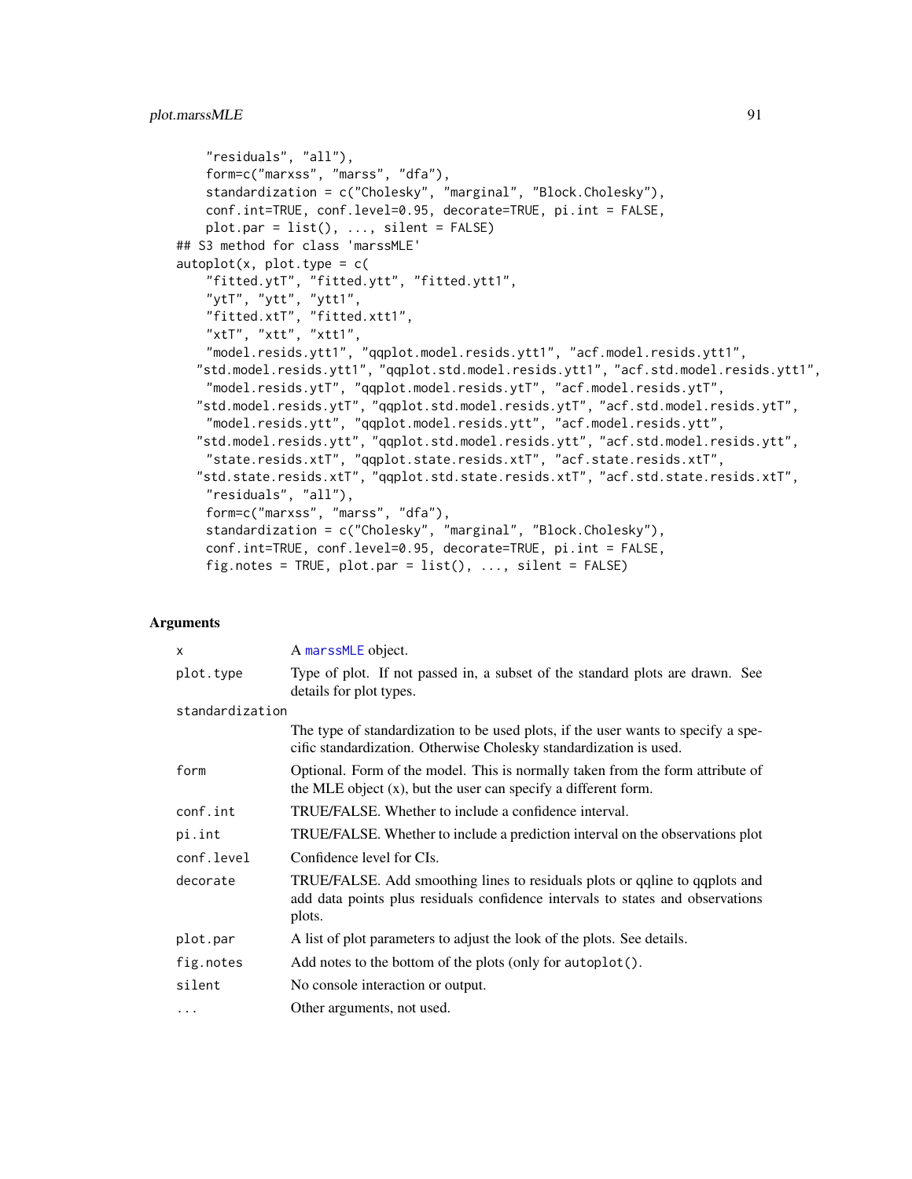```
    "residuals", "all"),
    form=c("marxss", "marss", "dfa"),
    standardization = c("Cholesky", "marginal", "Block.Cholesky"),
    conf.int=TRUE, conf.level=0.95, decorate=TRUE, pi.int = FALSE,
    plot.par = list(), ..., silent = FALSE)
## S3 method for class 'marssMLE'
autoplot(x, plot.type = c(
    "fitted.ytT", "fitted.ytt", "fitted.ytt1",
    "ytT", "ytt", "ytt1",
    "fitted.xtT", "fitted.xtt1",
    "xtT", "xtt", "xtt1",
    "model.resids.ytt1", "qqplot.model.resids.ytt1", "acf.model.resids.ytt1",
   "std.model.resids.ytt1", "qqplot.std.model.resids.ytt1", "acf.std.model.resids.ytt1",
    "model.resids.ytT", "qqplot.model.resids.ytT", "acf.model.resids.ytT",
   "std.model.resids.ytT", "qqplot.std.model.resids.ytT", "acf.std.model.resids.ytT",
    "model.resids.ytt", "qqplot.model.resids.ytt", "acf.model.resids.ytt",
   "std.model.resids.ytt", "qqplot.std.model.resids.ytt", "acf.std.model.resids.ytt",
    "state.resids.xtT", "qqplot.state.resids.xtT", "acf.state.resids.xtT",
   "std.state.resids.xtT", "qqplot.std.state.resids.xtT", "acf.std.state.resids.xtT",
    "residuals", "all"),
    form=c("marxss", "marss", "dfa"),
    standardization = c("Cholesky", "marginal", "Block.Cholesky"),
    conf.int=TRUE, conf.level=0.95, decorate=TRUE, pi.int = FALSE,
    fig.notes = TRUE, plot.par = list(), ..., silent = FALSE)
```

## Arguments

| | |
|---|---|
| x | A marssMLE object. |
| plot.type | Type of plot. If not passed in, a subset of the standard plots are drawn. See details for plot types. |
| standardization | The type of standardization to be used plots, if the user wants to specify a specific standardization. Otherwise Cholesky standardization is used. |
| form | Optional. Form of the model. This is normally taken from the form attribute of the MLE object (x), but the user can specify a different form. |
| conf.int | TRUE/FALSE. Whether to include a confidence interval. |
| pi.int | TRUE/FALSE. Whether to include a prediction interval on the observations plot |
| conf.level | Confidence level for CIs. |
| decorate | TRUE/FALSE. Add smoothing lines to residuals plots or qqline to qqplots and add data points plus residuals confidence intervals to states and observations plots. |
| plot.par | A list of plot parameters to adjust the look of the plots. See details. |
| fig.notes | Add notes to the bottom of the plots (only for autoplot(). |
| silent | No console interaction or output. |
| ... | Other arguments, not used. |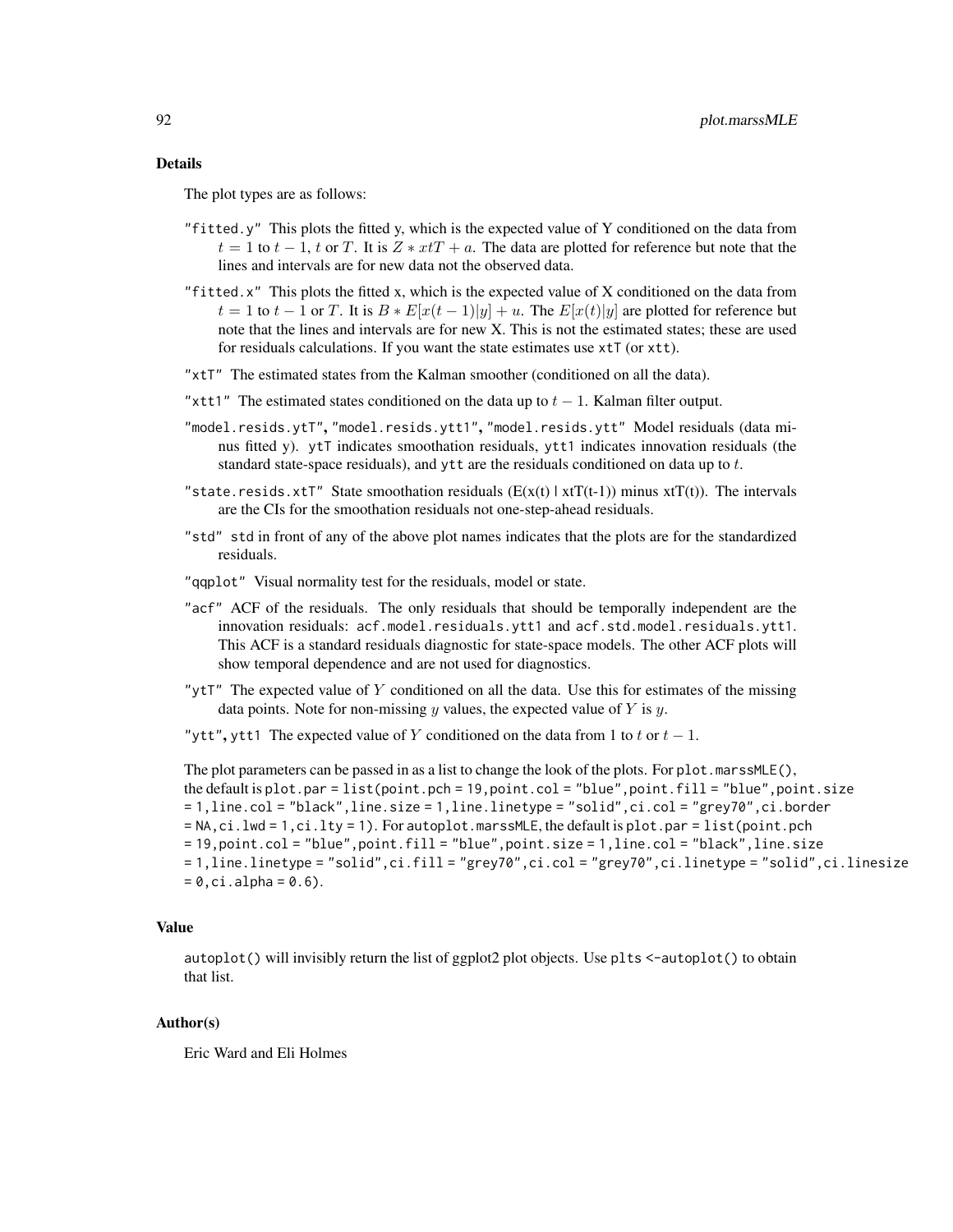### Details

The plot types are as follows:

- `"fitted.y"` This plots the fitted y, which is the expected value of Y conditioned on the data from $t = 1$ to $t - 1$, $t$ or $T$. It is $Z * xtT + a$. The data are plotted for reference but note that the lines and intervals are for new data not the observed data.
- `"fitted.x"` This plots the fitted x, which is the expected value of X conditioned on the data from $t = 1$ to $t - 1$ or $T$. It is $B * E[x(t-1)|y] + u$. The $E[x(t)|y]$ are plotted for reference but note that the lines and intervals are for new X. This is not the estimated states; these are used for residuals calculations. If you want the state estimates use `xtT` (or `xtt`).
- `"xtT"` The estimated states from the Kalman smoother (conditioned on all the data).
- `"xtt1"` The estimated states conditioned on the data up to $t - 1$. Kalman filter output.
- `"model.resids.ytT"`, `"model.resids.ytt1"`, `"model.resids.ytt"` Model residuals (data minus fitted y). `ytT` indicates smoothation residuals, `ytt1` indicates innovation residuals (the standard state-space residuals), and `ytt` are the residuals conditioned on data up to $t$.
- `"state.resids.xtT"` State smoothation residuals (E(x(t) | xtT(t-1)) minus xtT(t)). The intervals are the CIs for the smoothation residuals not one-step-ahead residuals.
- `"std"` `std` in front of any of the above plot names indicates that the plots are for the standardized residuals.
- `"qqplot"` Visual normality test for the residuals, model or state.
- `"acf"` ACF of the residuals. The only residuals that should be temporally independent are the innovation residuals: `acf.model.residuals.ytt1` and `acf.std.model.residuals.ytt1`. This ACF is a standard residuals diagnostic for state-space models. The other ACF plots will show temporal dependence and are not used for diagnostics.
- `"ytT"` The expected value of $Y$ conditioned on all the data. Use this for estimates of the missing data points. Note for non-missing $y$ values, the expected value of $Y$ is $y$.
- `"ytt"`, `ytt1` The expected value of $Y$ conditioned on the data from 1 to $t$ or $t - 1$.

The plot parameters can be passed in as a list to change the look of the plots. For `plot.marssMLE()`, the default is `plot.par = list(point.pch = 19, point.col = "blue", point.fill = "blue", point.size = 1, line.col = "black", line.size = 1, line.linetype = "solid", ci.col = "grey70", ci.border = NA, ci.lwd = 1, ci.lty = 1)`. For `autoplot.marssMLE`, the default is `plot.par = list(point.pch = 19, point.col = "blue", point.fill = "blue", point.size = 1, line.col = "black", line.size = 1, line.linetype = "solid", ci.fill = "grey70", ci.col = "grey70", ci.linetype = "solid", ci.linesize = 0, ci.alpha = 0.6)`.

### Value

`autoplot()` will invisibly return the list of ggplot2 plot objects. Use `plts <-autoplot()` to obtain that list.

### Author(s)

Eric Ward and Eli Holmes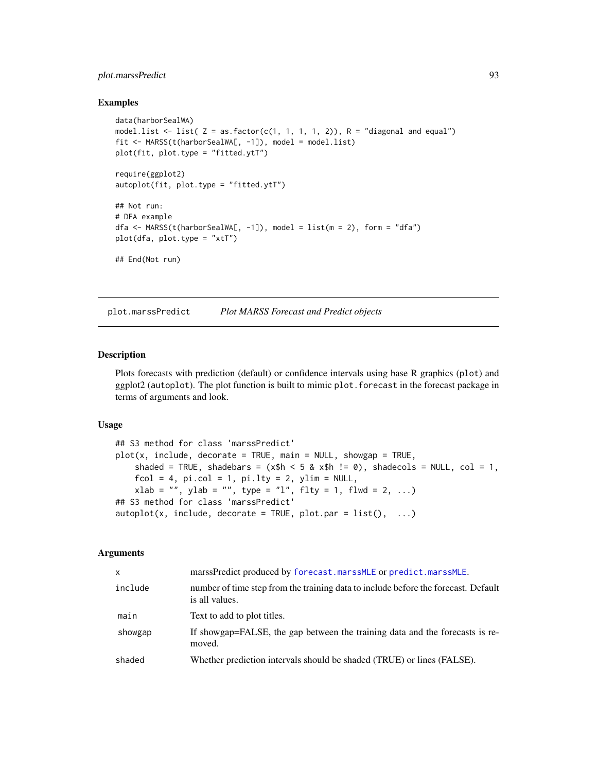### Examples

```
data(harborSealWA)
model.list <- list( Z = as.factor(c(1, 1, 1, 1, 2)), R = "diagonal and equal")
fit <- MARSS(t(harborSealWA[, -1]), model = model.list)
plot(fit, plot.type = "fitted.ytT")

require(ggplot2)
autoplot(fit, plot.type = "fitted.ytT")

## Not run:
# DFA example
dfa <- MARSS(t(harborSealWA[, -1]), model = list(m = 2), form = "dfa")
plot(dfa, plot.type = "xtT")

## End(Not run)
```

---

## plot.marssPredict    *Plot MARSS Forecast and Predict objects*

### Description

Plots forecasts with prediction (default) or confidence intervals using base R graphics (`plot`) and ggplot2 (`autoplot`). The plot function is built to mimic `plot.forecast` in the forecast package in terms of arguments and look.

### Usage

```
## S3 method for class 'marssPredict'
plot(x, include, decorate = TRUE, main = NULL, showgap = TRUE,
    shaded = TRUE, shadebars = (x$h < 5 & x$h != 0), shadecols = NULL, col = 1,
    fcol = 4, pi.col = 1, pi.lty = 2, ylim = NULL,
    xlab = "", ylab = "", type = "l", flty = 1, flwd = 2, ...)
## S3 method for class 'marssPredict'
autoplot(x, include, decorate = TRUE, plot.par = list(),  ...)
```

### Arguments

| | |
|---|---|
| `x` | marssPredict produced by `forecast.marssMLE` or `predict.marssMLE`. |
| `include` | number of time step from the training data to include before the forecast. Default is all values. |
| `main` | Text to add to plot titles. |
| `showgap` | If showgap=FALSE, the gap between the training data and the forecasts is removed. |
| `shaded` | Whether prediction intervals should be shaded (TRUE) or lines (FALSE). |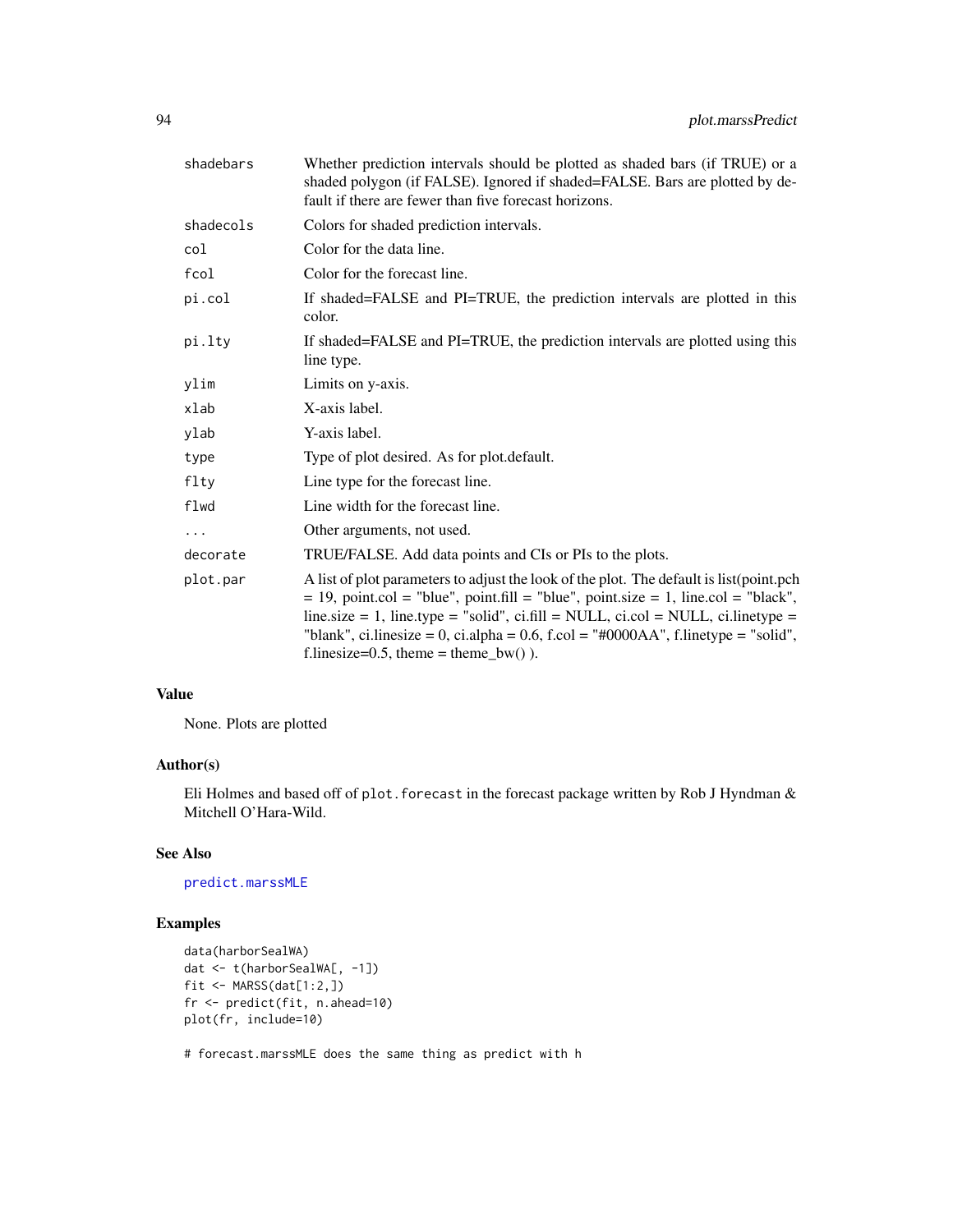| | |
|---|---|
| shadebars | Whether prediction intervals should be plotted as shaded bars (if TRUE) or a shaded polygon (if FALSE). Ignored if shaded=FALSE. Bars are plotted by default if there are fewer than five forecast horizons. |
| shadecols | Colors for shaded prediction intervals. |
| col | Color for the data line. |
| fcol | Color for the forecast line. |
| pi.col | If shaded=FALSE and PI=TRUE, the prediction intervals are plotted in this color. |
| pi.lty | If shaded=FALSE and PI=TRUE, the prediction intervals are plotted using this line type. |
| ylim | Limits on y-axis. |
| xlab | X-axis label. |
| ylab | Y-axis label. |
| type | Type of plot desired. As for plot.default. |
| flty | Line type for the forecast line. |
| flwd | Line width for the forecast line. |
| ... | Other arguments, not used. |
| decorate | TRUE/FALSE. Add data points and CIs or PIs to the plots. |
| plot.par | A list of plot parameters to adjust the look of the plot. The default is list(point.pch = 19, point.col = "blue", point.fill = "blue", point.size = 1, line.col = "black", line.size = 1, line.type = "solid", ci.fill = NULL, ci.col = NULL, ci.linetype = "blank", ci.linesize = 0, ci.alpha = 0.6, f.col = "#0000AA", f.linetype = "solid", f.linesize=0.5, theme = theme_bw() ). |

## Value

None. Plots are plotted

## Author(s)

Eli Holmes and based off of `plot.forecast` in the forecast package written by Rob J Hyndman & Mitchell O'Hara-Wild.

## See Also

`predict.marssMLE`

## Examples

```
data(harborSealWA)
dat <- t(harborSealWA[, -1])
fit <- MARSS(dat[1:2,])
fr <- predict(fit, n.ahead=10)
plot(fr, include=10)

# forecast.marssMLE does the same thing as predict with h
```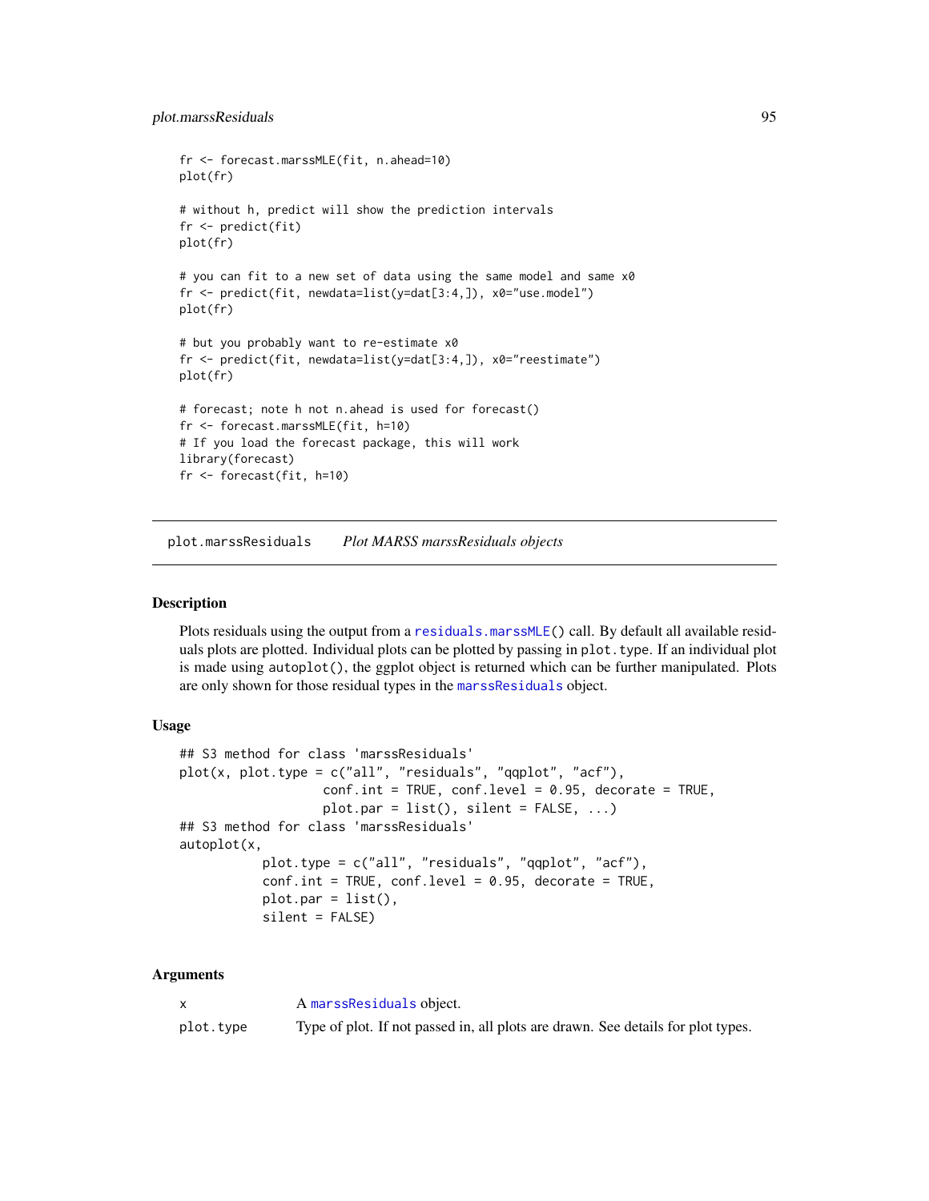```
fr <- forecast.marssMLE(fit, n.ahead=10)
plot(fr)

# without h, predict will show the prediction intervals
fr <- predict(fit)
plot(fr)

# you can fit to a new set of data using the same model and same x0
fr <- predict(fit, newdata=list(y=dat[3:4,]), x0="use.model")
plot(fr)

# but you probably want to re-estimate x0
fr <- predict(fit, newdata=list(y=dat[3:4,]), x0="reestimate")
plot(fr)

# forecast; note h not n.ahead is used for forecast()
fr <- forecast.marssMLE(fit, h=10)
# If you load the forecast package, this will work
library(forecast)
fr <- forecast(fit, h=10)
```

---

## plot.marssResiduals — *Plot MARSS marssResiduals objects*

### Description

Plots residuals using the output from a residuals.marssMLE() call. By default all available residuals plots are plotted. Individual plots can be plotted by passing in plot.type. If an individual plot is made using autoplot(), the ggplot object is returned which can be further manipulated. Plots are only shown for those residual types in the marssResiduals object.

### Usage

```
## S3 method for class 'marssResiduals'
plot(x, plot.type = c("all", "residuals", "qqplot", "acf"),
                  conf.int = TRUE, conf.level = 0.95, decorate = TRUE,
                  plot.par = list(), silent = FALSE, ...)
## S3 method for class 'marssResiduals'
autoplot(x,
          plot.type = c("all", "residuals", "qqplot", "acf"),
          conf.int = TRUE, conf.level = 0.95, decorate = TRUE,
          plot.par = list(),
          silent = FALSE)
```

### Arguments

| | |
|---|---|
| x | A marssResiduals object. |
| plot.type | Type of plot. If not passed in, all plots are drawn. See details for plot types. |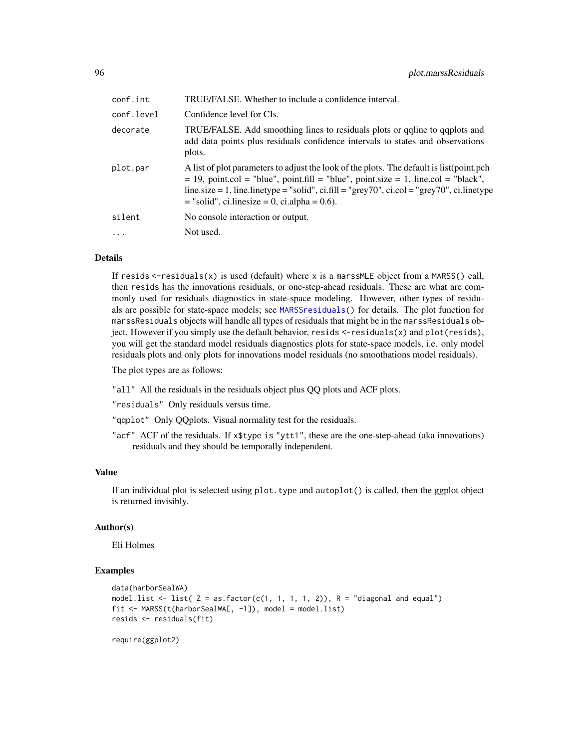| | |
|---|---|
| conf.int | TRUE/FALSE. Whether to include a confidence interval. |
| conf.level | Confidence level for CIs. |
| decorate | TRUE/FALSE. Add smoothing lines to residuals plots or qqline to qqplots and add data points plus residuals confidence intervals to states and observations plots. |
| plot.par | A list of plot parameters to adjust the look of the plots. The default is list(point.pch = 19, point.col = "blue", point.fill = "blue", point.size = 1, line.col = "black", line.size = 1, line.linetype = "solid", ci.fill = "grey70", ci.col = "grey70", ci.linetype = "solid", ci.linesize = 0, ci.alpha = 0.6). |
| silent | No console interaction or output. |
| ... | Not used. |

## Details

If `resids <-residuals(x)` is used (default) where `x` is a `marssMLE` object from a `MARSS()` call, then `resids` has the innovations residuals, or one-step-ahead residuals. These are what are commonly used for residuals diagnostics in state-space modeling. However, other types of residuals are possible for state-space models; see `MARSSresiduals()` for details. The plot function for `marssResiduals` objects will handle all types of residuals that might be in the `marssResiduals` object. However if you simply use the default behavior, `resids <-residuals(x)` and `plot(resids)`, you will get the standard model residuals diagnostics plots for state-space models, i.e. only model residuals plots and only plots for innovations model residuals (no smoothations model residuals).

The plot types are as follows:

- `"all"` All the residuals in the residuals object plus QQ plots and ACF plots.
- `"residuals"` Only residuals versus time.
- `"qqplot"` Only QQplots. Visual normality test for the residuals.
- `"acf"` ACF of the residuals. If `x$type` is `"ytt1"`, these are the one-step-ahead (aka innovations) residuals and they should be temporally independent.

## Value

If an individual plot is selected using `plot.type` and `autoplot()` is called, then the ggplot object is returned invisibly.

## Author(s)

Eli Holmes

## Examples

```
data(harborSealWA)
model.list <- list( Z = as.factor(c(1, 1, 1, 1, 2)), R = "diagonal and equal")
fit <- MARSS(t(harborSealWA[, -1]), model = model.list)
resids <- residuals(fit)

require(ggplot2)
```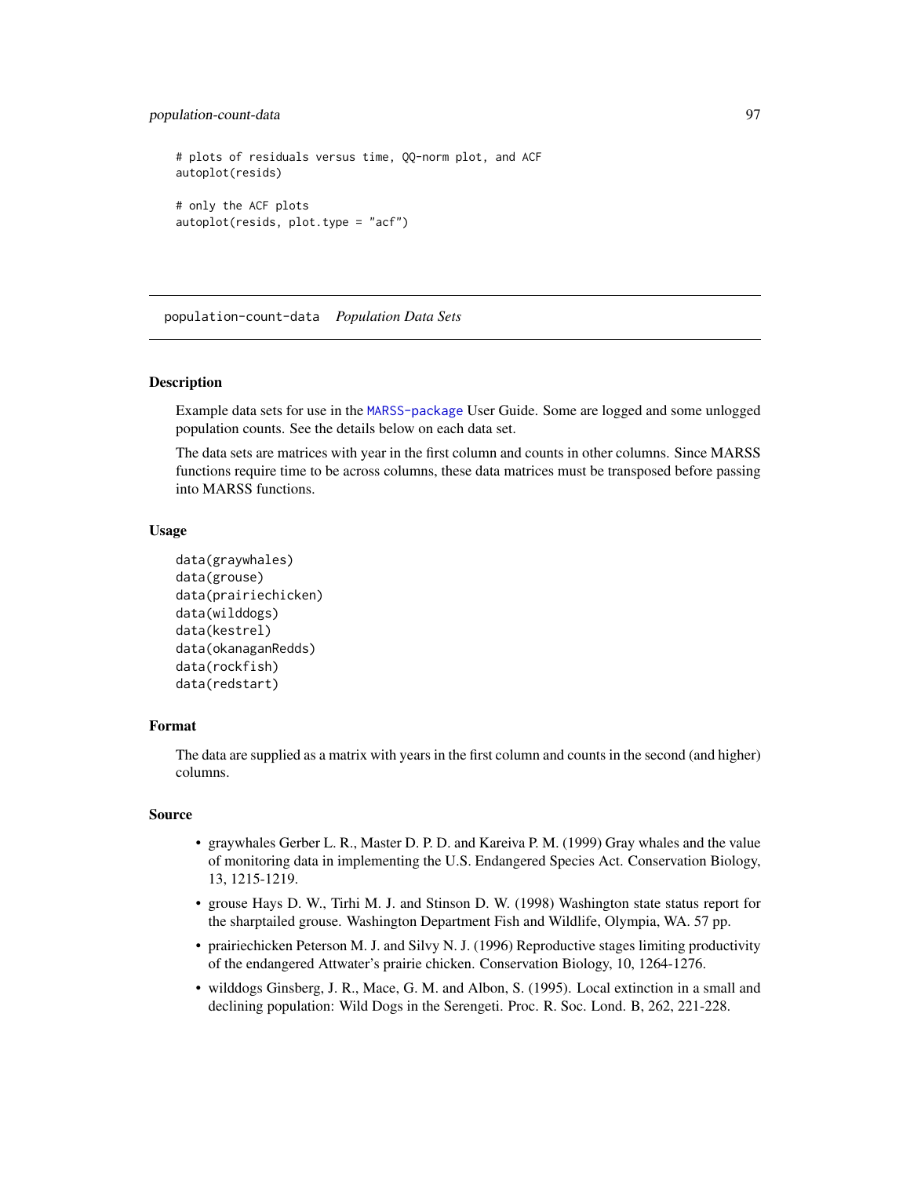```
# plots of residuals versus time, QQ-norm plot, and ACF
autoplot(resids)

# only the ACF plots
autoplot(resids, plot.type = "acf")
```

---

## population-count-data    *Population Data Sets*

---

### Description

Example data sets for use in the MARSS-package User Guide. Some are logged and some unlogged population counts. See the details below on each data set.

The data sets are matrices with year in the first column and counts in other columns. Since MARSS functions require time to be across columns, these data matrices must be transposed before passing into MARSS functions.

### Usage

```
data(graywhales)
data(grouse)
data(prairiechicken)
data(wilddogs)
data(kestrel)
data(okanaganRedds)
data(rockfish)
data(redstart)
```

### Format

The data are supplied as a matrix with years in the first column and counts in the second (and higher) columns.

### Source

- graywhales Gerber L. R., Master D. P. D. and Kareiva P. M. (1999) Gray whales and the value of monitoring data in implementing the U.S. Endangered Species Act. Conservation Biology, 13, 1215-1219.
- grouse Hays D. W., Tirhi M. J. and Stinson D. W. (1998) Washington state status report for the sharptailed grouse. Washington Department Fish and Wildlife, Olympia, WA. 57 pp.
- prairiechicken Peterson M. J. and Silvy N. J. (1996) Reproductive stages limiting productivity of the endangered Attwater's prairie chicken. Conservation Biology, 10, 1264-1276.
- wilddogs Ginsberg, J. R., Mace, G. M. and Albon, S. (1995). Local extinction in a small and declining population: Wild Dogs in the Serengeti. Proc. R. Soc. Lond. B, 262, 221-228.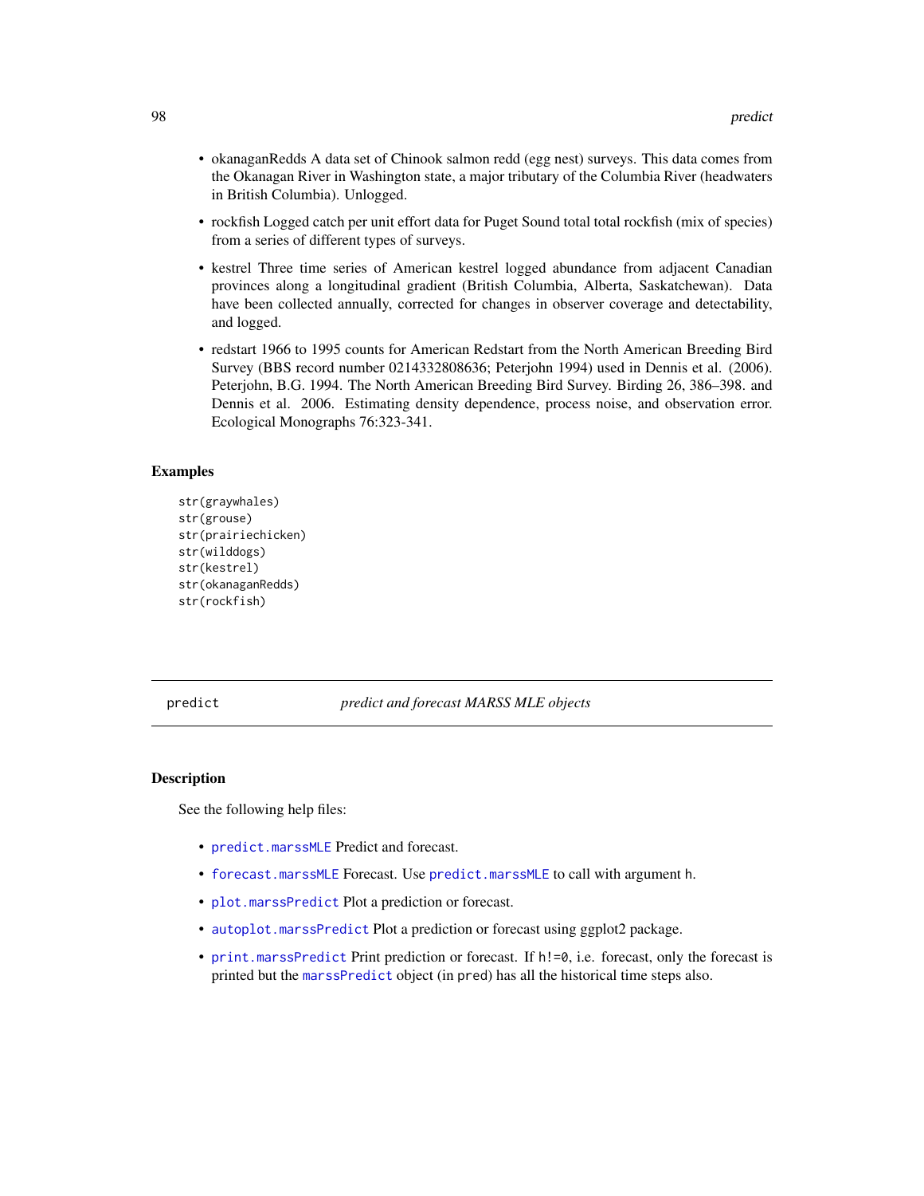- okanaganRedds A data set of Chinook salmon redd (egg nest) surveys. This data comes from the Okanagan River in Washington state, a major tributary of the Columbia River (headwaters in British Columbia). Unlogged.
- rockfish Logged catch per unit effort data for Puget Sound total total rockfish (mix of species) from a series of different types of surveys.
- kestrel Three time series of American kestrel logged abundance from adjacent Canadian provinces along a longitudinal gradient (British Columbia, Alberta, Saskatchewan). Data have been collected annually, corrected for changes in observer coverage and detectability, and logged.
- redstart 1966 to 1995 counts for American Redstart from the North American Breeding Bird Survey (BBS record number 0214332808636; Peterjohn 1994) used in Dennis et al. (2006). Peterjohn, B.G. 1994. The North American Breeding Bird Survey. Birding 26, 386–398. and Dennis et al. 2006. Estimating density dependence, process noise, and observation error. Ecological Monographs 76:323-341.

### Examples

```
str(graywhales)
str(grouse)
str(prairiechicken)
str(wilddogs)
str(kestrel)
str(okanaganRedds)
str(rockfish)
```

---

## predict — *predict and forecast MARSS MLE objects*

---

### Description

See the following help files:

- predict.marssMLE Predict and forecast.
- forecast.marssMLE Forecast. Use predict.marssMLE to call with argument h.
- plot.marssPredict Plot a prediction or forecast.
- autoplot.marssPredict Plot a prediction or forecast using ggplot2 package.
- print.marssPredict Print prediction or forecast. If h!=0, i.e. forecast, only the forecast is printed but the marssPredict object (in pred) has all the historical time steps also.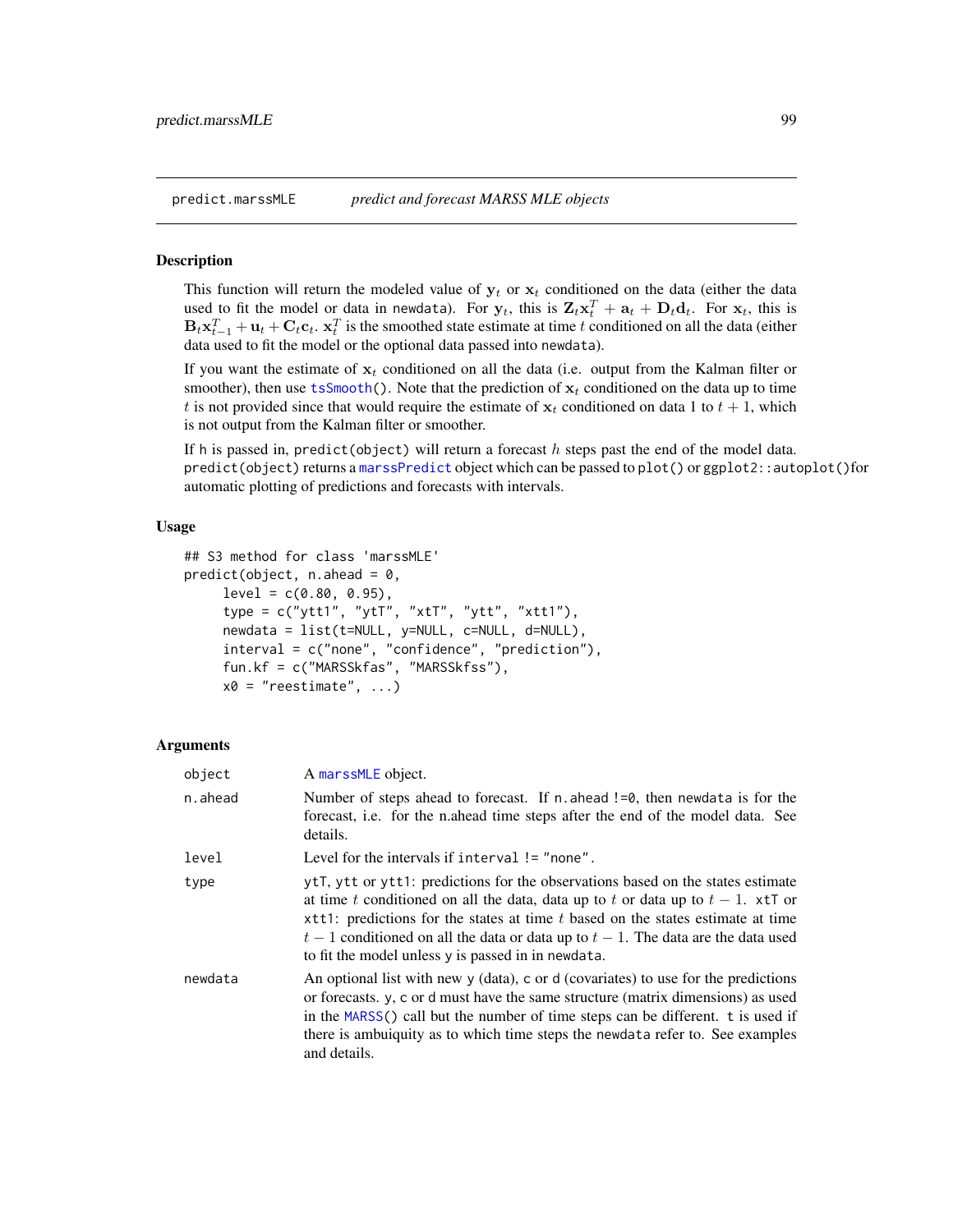## predict.marssMLE *predict and forecast MARSS MLE objects*

### Description

This function will return the modeled value of $\mathbf{y}_t$ or $\mathbf{x}_t$ conditioned on the data (either the data used to fit the model or data in newdata). For $\mathbf{y}_t$, this is $\mathbf{Z}_t\mathbf{x}_t^T + \mathbf{a}_t + \mathbf{D}_t\mathbf{d}_t$. For $\mathbf{x}_t$, this is $\mathbf{B}_t\mathbf{x}_{t-1}^T + \mathbf{u}_t + \mathbf{C}_t\mathbf{c}_t$. $\mathbf{x}_t^T$ is the smoothed state estimate at time $t$ conditioned on all the data (either data used to fit the model or the optional data passed into newdata).

If you want the estimate of $\mathbf{x}_t$ conditioned on all the data (i.e. output from the Kalman filter or smoother), then use `tsSmooth()`. Note that the prediction of $\mathbf{x}_t$ conditioned on the data up to time $t$ is not provided since that would require the estimate of $\mathbf{x}_t$ conditioned on data 1 to $t+1$, which is not output from the Kalman filter or smoother.

If h is passed in, `predict(object)` will return a forecast $h$ steps past the end of the model data. `predict(object)` returns a `marssPredict` object which can be passed to `plot()` or `ggplot2::autoplot()` for automatic plotting of predictions and forecasts with intervals.

### Usage

```
## S3 method for class 'marssMLE'
predict(object, n.ahead = 0,
     level = c(0.80, 0.95),
     type = c("ytt1", "ytT", "xtT", "ytt", "xtt1"),
     newdata = list(t=NULL, y=NULL, c=NULL, d=NULL),
     interval = c("none", "confidence", "prediction"),
     fun.kf = c("MARSSkfas", "MARSSkfss"),
     x0 = "reestimate", ...)
```

### Arguments

| | |
|---|---|
| object | A `marssMLE` object. |
| n.ahead | Number of steps ahead to forecast. If `n.ahead !=0`, then newdata is for the forecast, i.e. for the n.ahead time steps after the end of the model data. See details. |
| level | Level for the intervals if `interval != "none"`. |
| type | ytT, ytt or ytt1: predictions for the observations based on the states estimate at time $t$ conditioned on all the data, data up to $t$ or data up to $t-1$. xtT or xtt1: predictions for the states at time $t$ based on the states estimate at time $t-1$ conditioned on all the data or data up to $t-1$. The data are the data used to fit the model unless y is passed in in newdata. |
| newdata | An optional list with new y (data), c or d (covariates) to use for the predictions or forecasts. y, c or d must have the same structure (matrix dimensions) as used in the `MARSS()` call but the number of time steps can be different. t is used if there is ambuiquity as to which time steps the newdata refer to. See examples and details. |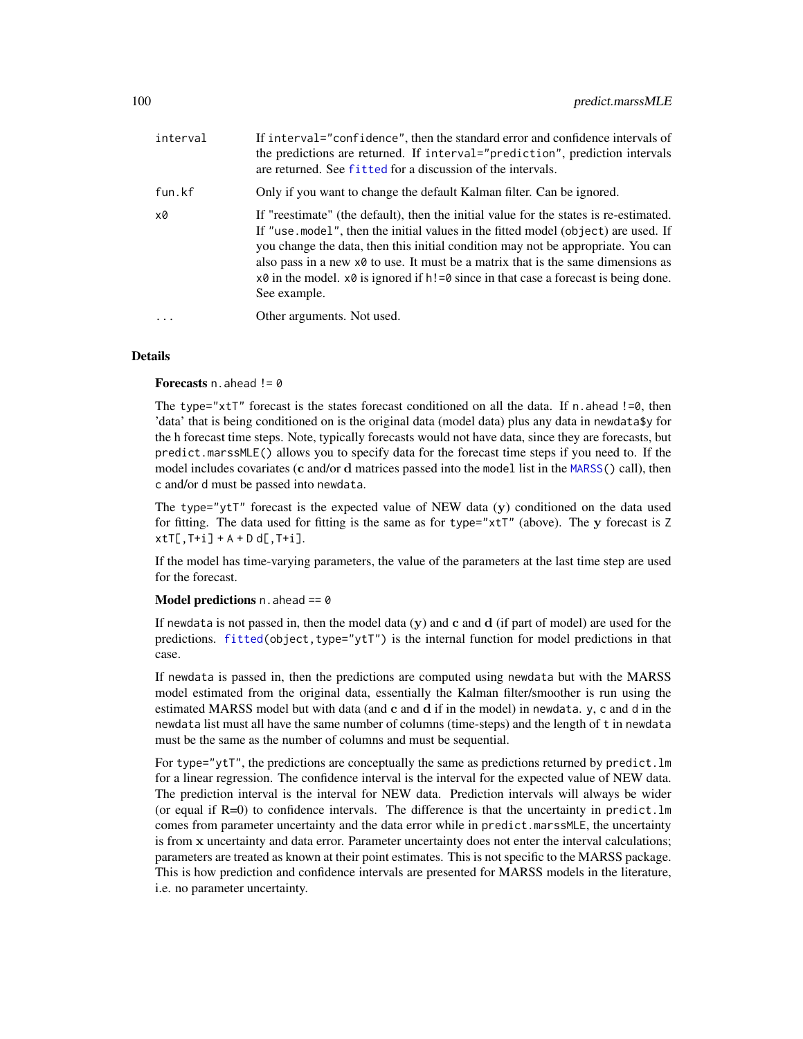| | |
|---|---|
| `interval` | If `interval="confidence"`, then the standard error and confidence intervals of the predictions are returned. If `interval="prediction"`, prediction intervals are returned. See `fitted` for a discussion of the intervals. |
| `fun.kf` | Only if you want to change the default Kalman filter. Can be ignored. |
| `x0` | If "reestimate" (the default), then the initial value for the states is re-estimated. If `"use.model"`, then the initial values in the fitted model (`object`) are used. If you change the data, then this initial condition may not be appropriate. You can also pass in a new `x0` to use. It must be a matrix that is the same dimensions as `x0` in the model. `x0` is ignored if `h!=0` since in that case a forecast is being done. See example. |
| `...` | Other arguments. Not used. |

## Details

**Forecasts** `n.ahead != 0`

The `type="xtT"` forecast is the states forecast conditioned on all the data. If `n.ahead !=0`, then 'data' that is being conditioned on is the original data (model data) plus any data in `newdata$y` for the h forecast time steps. Note, typically forecasts would not have data, since they are forecasts, but `predict.marssMLE()` allows you to specify data for the forecast time steps if you need to. If the model includes covariates (**c** and/or **d** matrices passed into the `model` list in the `MARSS()` call), then `c` and/or `d` must be passed into `newdata`.

The `type="ytT"` forecast is the expected value of NEW data (**y**) conditioned on the data used for fitting. The data used for fitting is the same as for `type="xtT"` (above). The **y** forecast is `Z xtT[,T+i] + A + D d[,T+i]`.

If the model has time-varying parameters, the value of the parameters at the last time step are used for the forecast.

**Model predictions** `n.ahead == 0`

If `newdata` is not passed in, then the model data (**y**) and **c** and **d** (if part of model) are used for the predictions. `fitted(object,type="ytT")` is the internal function for model predictions in that case.

If `newdata` is passed in, then the predictions are computed using `newdata` but with the MARSS model estimated from the original data, essentially the Kalman filter/smoother is run using the estimated MARSS model but with data (and **c** and **d** if in the model) in `newdata`. `y`, `c` and `d` in the `newdata` list must all have the same number of columns (time-steps) and the length of `t` in `newdata` must be the same as the number of columns and must be sequential.

For `type="ytT"`, the predictions are conceptually the same as predictions returned by `predict.lm` for a linear regression. The confidence interval is the interval for the expected value of NEW data. The prediction interval is the interval for NEW data. Prediction intervals will always be wider (or equal if R=0) to confidence intervals. The difference is that the uncertainty in `predict.lm` comes from parameter uncertainty and the data error while in `predict.marssMLE`, the uncertainty is from **x** uncertainty and data error. Parameter uncertainty does not enter the interval calculations; parameters are treated as known at their point estimates. This is not specific to the MARSS package. This is how prediction and confidence intervals are presented for MARSS models in the literature, i.e. no parameter uncertainty.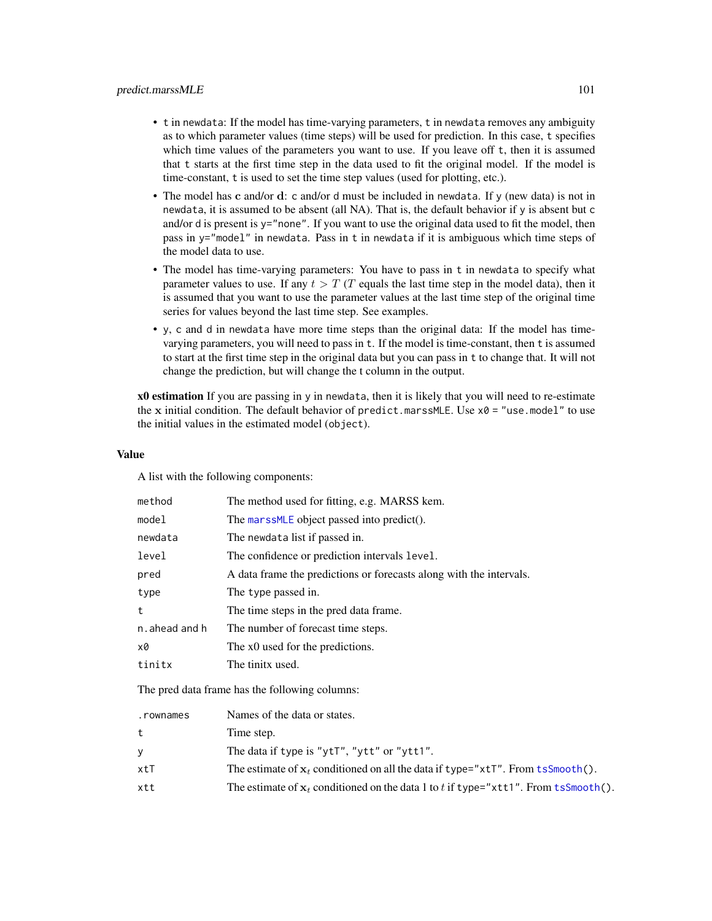- `t` in `newdata`: If the model has time-varying parameters, `t` in `newdata` removes any ambiguity as to which parameter values (time steps) will be used for prediction. In this case, `t` specifies which time values of the parameters you want to use. If you leave off `t`, then it is assumed that `t` starts at the first time step in the data used to fit the original model. If the model is time-constant, `t` is used to set the time step values (used for plotting, etc.).
- The model has **c** and/or **d**: `c` and/or `d` must be included in `newdata`. If `y` (new data) is not in `newdata`, it is assumed to be absent (all NA). That is, the default behavior if `y` is absent but `c` and/or `d` is present is `y="none"`. If you want to use the original data used to fit the model, then pass in `y="model"` in `newdata`. Pass in `t` in `newdata` if it is ambiguous which time steps of the model data to use.
- The model has time-varying parameters: You have to pass in `t` in `newdata` to specify what parameter values to use. If any $t > T$ ($T$ equals the last time step in the model data), then it is assumed that you want to use the parameter values at the last time step of the original time series for values beyond the last time step. See examples.
- `y`, `c` and `d` in `newdata` have more time steps than the original data: If the model has time-varying parameters, you will need to pass in `t`. If the model is time-constant, then `t` is assumed to start at the first time step in the original data but you can pass in `t` to change that. It will not change the prediction, but will change the t column in the output.

**x0 estimation** If you are passing in `y` in `newdata`, then it is likely that you will need to re-estimate the $\mathbf{x}$ initial condition. The default behavior of `predict.marssMLE`. Use `x0 = "use.model"` to use the initial values in the estimated model (`object`).

## Value

A list with the following components:

| | |
|---|---|
| `method` | The method used for fitting, e.g. MARSS kem. |
| `model` | The `marssMLE` object passed into predict(). |
| `newdata` | The `newdata` list if passed in. |
| `level` | The confidence or prediction intervals `level`. |
| `pred` | A data frame the predictions or forecasts along with the intervals. |
| `type` | The `type` passed in. |
| `t` | The time steps in the pred data frame. |
| `n.ahead` and `h` | The number of forecast time steps. |
| `x0` | The x0 used for the predictions. |
| `tinitx` | The tinitx used. |

The pred data frame has the following columns:

| | |
|---|---|
| `.rownames` | Names of the data or states. |
| `t` | Time step. |
| `y` | The data if `type` is `"ytT"`, `"ytt"` or `"ytt1"`. |
| `xtT` | The estimate of $\mathbf{x}_t$ conditioned on all the data if `type="xtT"`. From `tsSmooth()`. |
| `xtt` | The estimate of $\mathbf{x}_t$ conditioned on the data 1 to $t$ if `type="xtt1"`. From `tsSmooth()`. |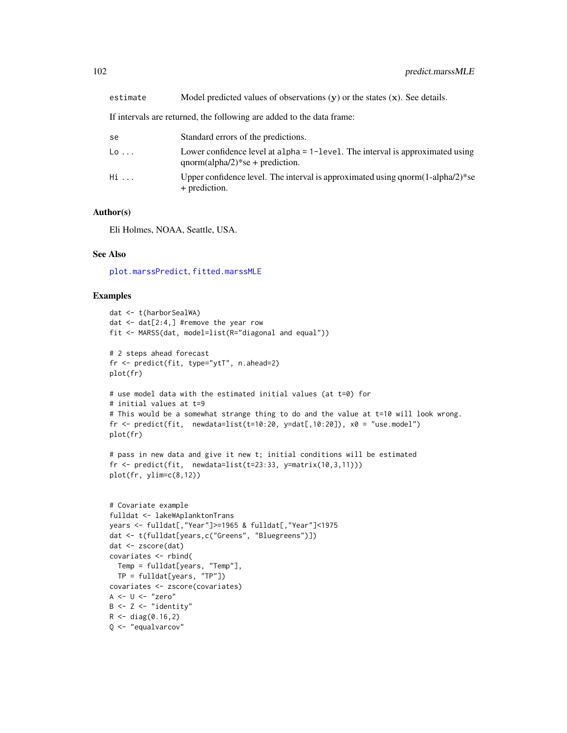| | |
|---|---|
| estimate | Model predicted values of observations (**y**) or the states (**x**). See details. |

If intervals are returned, the following are added to the data frame:

| | |
|---|---|
| se | Standard errors of the predictions. |
| Lo ... | Lower confidence level at alpha = 1-level. The interval is approximated using qnorm(alpha/2)*se + prediction. |
| Hi ... | Upper confidence level. The interval is approximated using qnorm(1-alpha/2)*se + prediction. |

### Author(s)

Eli Holmes, NOAA, Seattle, USA.

### See Also

plot.marssPredict, fitted.marssMLE

### Examples

```
dat <- t(harborSealWA)
dat <- dat[2:4,] #remove the year row
fit <- MARSS(dat, model=list(R="diagonal and equal"))

# 2 steps ahead forecast
fr <- predict(fit, type="ytT", n.ahead=2)
plot(fr)

# use model data with the estimated initial values (at t=0) for
# initial values at t=9
# This would be a somewhat strange thing to do and the value at t=10 will look wrong.
fr <- predict(fit,  newdata=list(t=10:20, y=dat[,10:20]), x0 = "use.model")
plot(fr)

# pass in new data and give it new t; initial conditions will be estimated
fr <- predict(fit,  newdata=list(t=23:33, y=matrix(10,3,11)))
plot(fr, ylim=c(8,12))


# Covariate example
fulldat <- lakeWAplanktonTrans
years <- fulldat[,"Year"]>=1965 & fulldat[,"Year"]<1975
dat <- t(fulldat[years,c("Greens", "Bluegreens")])
dat <- zscore(dat)
covariates <- rbind(
  Temp = fulldat[years, "Temp"],
  TP = fulldat[years, "TP"])
covariates <- zscore(covariates)
A <- U <- "zero"
B <- Z <- "identity"
R <- diag(0.16,2)
Q <- "equalvarcov"
```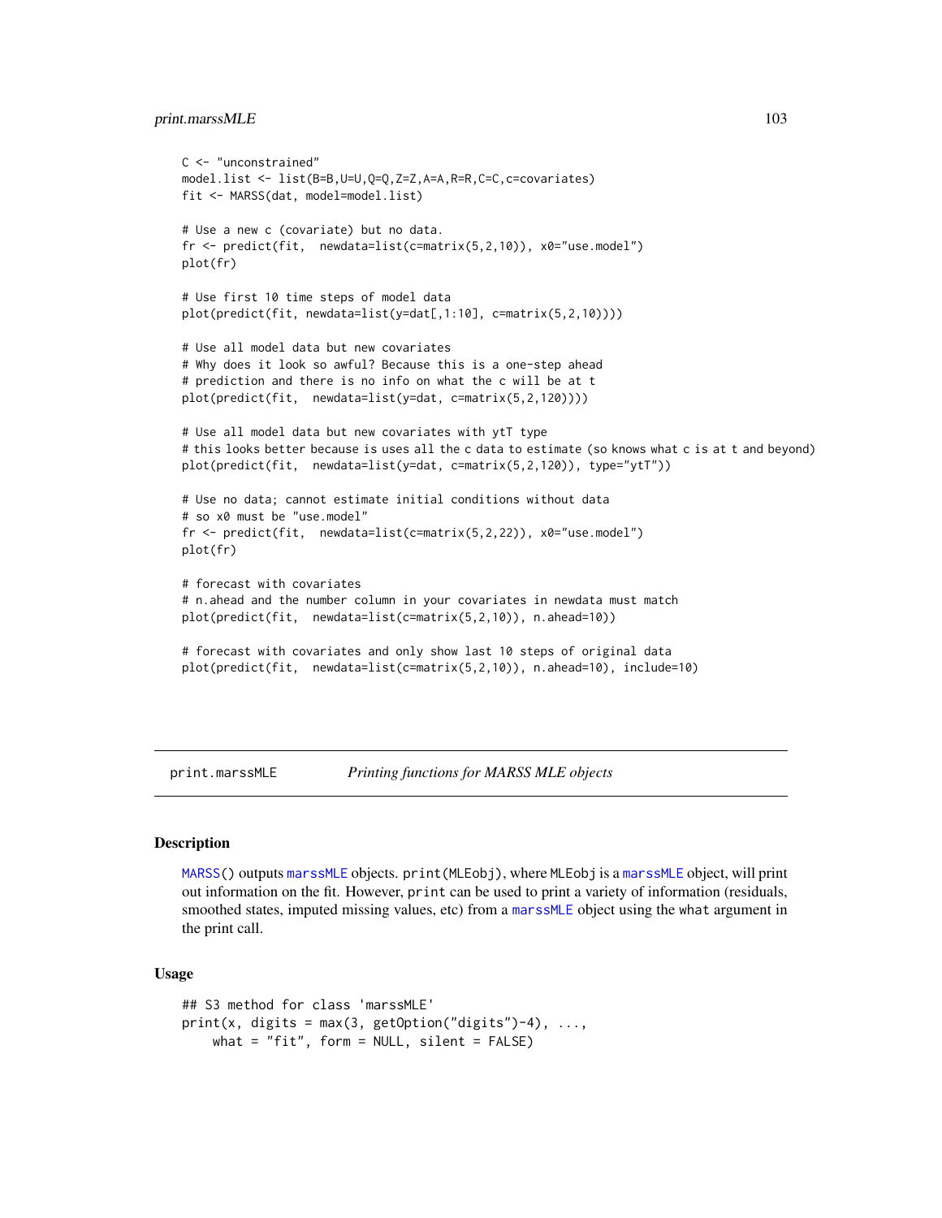```
C <- "unconstrained"
model.list <- list(B=B,U=U,Q=Q,Z=Z,A=A,R=R,C=C,c=covariates)
fit <- MARSS(dat, model=model.list)

# Use a new c (covariate) but no data.
fr <- predict(fit,  newdata=list(c=matrix(5,2,10)), x0="use.model")
plot(fr)

# Use first 10 time steps of model data
plot(predict(fit, newdata=list(y=dat[,1:10], c=matrix(5,2,10))))

# Use all model data but new covariates
# Why does it look so awful? Because this is a one-step ahead
# prediction and there is no info on what the c will be at t
plot(predict(fit,  newdata=list(y=dat, c=matrix(5,2,120))))

# Use all model data but new covariates with ytT type
# this looks better because is uses all the c data to estimate (so knows what c is at t and beyond)
plot(predict(fit,  newdata=list(y=dat, c=matrix(5,2,120)), type="ytT"))

# Use no data; cannot estimate initial conditions without data
# so x0 must be "use.model"
fr <- predict(fit,  newdata=list(c=matrix(5,2,22)), x0="use.model")
plot(fr)

# forecast with covariates
# n.ahead and the number column in your covariates in newdata must match
plot(predict(fit,  newdata=list(c=matrix(5,2,10)), n.ahead=10))

# forecast with covariates and only show last 10 steps of original data
plot(predict(fit,  newdata=list(c=matrix(5,2,10)), n.ahead=10), include=10)
```

---

## print.marssMLE *Printing functions for MARSS MLE objects*

### Description

MARSS() outputs marssMLE objects. print(MLEobj), where MLEobj is a marssMLE object, will print out information on the fit. However, print can be used to print a variety of information (residuals, smoothed states, imputed missing values, etc) from a marssMLE object using the what argument in the print call.

### Usage

```
## S3 method for class 'marssMLE'
print(x, digits = max(3, getOption("digits")-4), ...,
    what = "fit", form = NULL, silent = FALSE)
```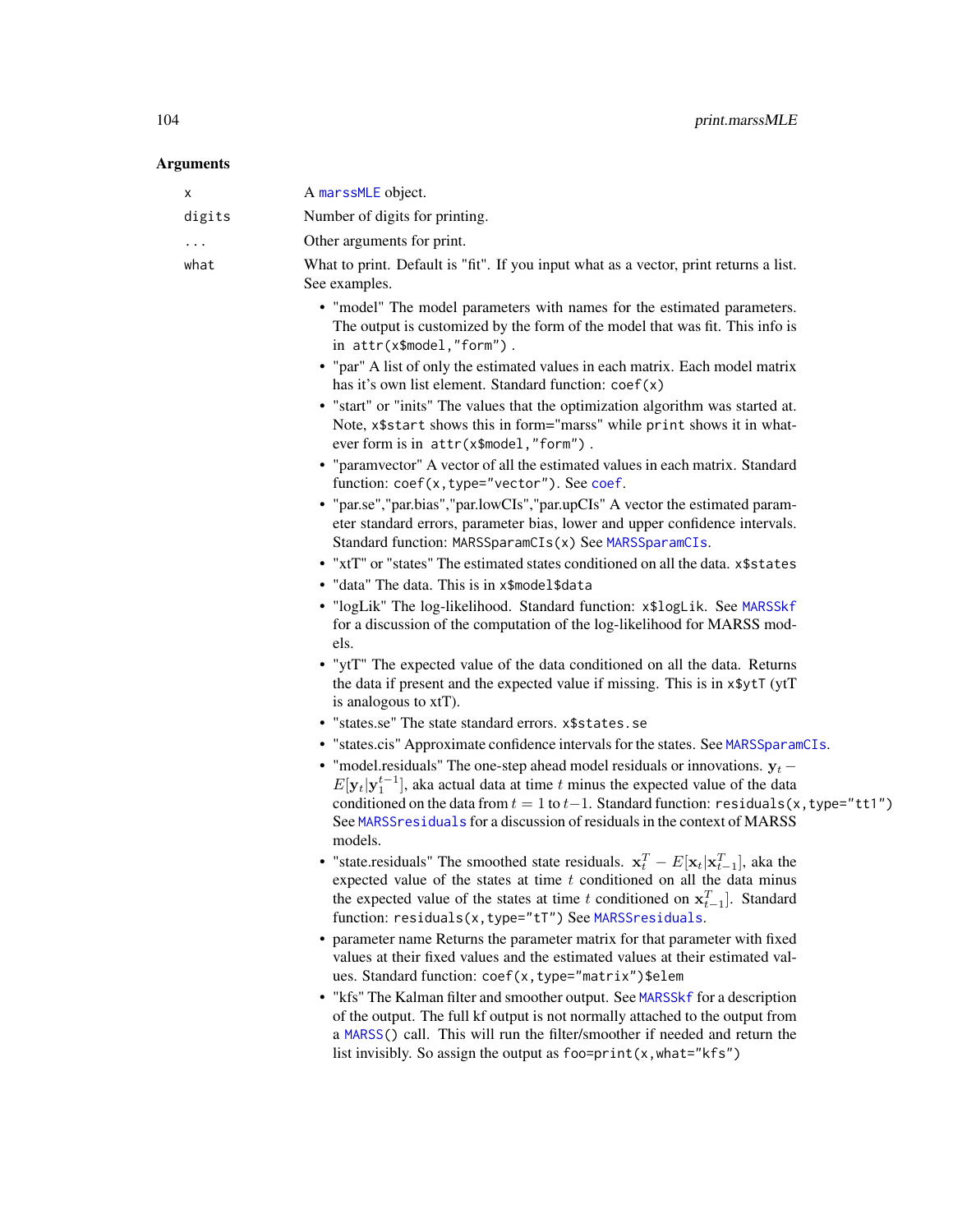## Arguments

| | |
|---|---|
| `x` | A `marssMLE` object. |
| `digits` | Number of digits for printing. |
| `...` | Other arguments for print. |
| `what` | What to print. Default is "fit". If you input what as a vector, print returns a list. See examples. |

- "model" The model parameters with names for the estimated parameters. The output is customized by the form of the model that was fit. This info is in `attr(x$model,"form")` .
- "par" A list of only the estimated values in each matrix. Each model matrix has it's own list element. Standard function: `coef(x)`
- "start" or "inits" The values that the optimization algorithm was started at. Note, `x$start` shows this in form="marss" while `print` shows it in whatever form is in `attr(x$model,"form")` .
- "paramvector" A vector of all the estimated values in each matrix. Standard function: `coef(x,type="vector")`. See `coef`.
- "par.se","par.bias","par.lowCIs","par.upCIs" A vector the estimated parameter standard errors, parameter bias, lower and upper confidence intervals. Standard function: `MARSSparamCIs(x)` See `MARSSparamCIs`.
- "xtT" or "states" The estimated states conditioned on all the data. `x$states`
- "data" The data. This is in `x$model$data`
- "logLik" The log-likelihood. Standard function: `x$logLik`. See `MARSSkf` for a discussion of the computation of the log-likelihood for MARSS models.
- "ytT" The expected value of the data conditioned on all the data. Returns the data if present and the expected value if missing. This is in `x$ytT` (ytT is analogous to xtT).
- "states.se" The state standard errors. `x$states.se`
- "states.cis" Approximate confidence intervals for the states. See `MARSSparamCIs`.
- "model.residuals" The one-step ahead model residuals or innovations. $\mathbf{y}_t - E[\mathbf{y}_t|\mathbf{y}_1^{t-1}]$, aka actual data at time $t$ minus the expected value of the data conditioned on the data from $t = 1$ to $t-1$. Standard function: `residuals(x,type="tt1")` See `MARSSresiduals` for a discussion of residuals in the context of MARSS models.
- "state.residuals" The smoothed state residuals. $\mathbf{x}_t^T - E[\mathbf{x}_t|\mathbf{x}_{t-1}^T]$, aka the expected value of the states at time $t$ conditioned on all the data minus the expected value of the states at time $t$ conditioned on $\mathbf{x}_{t-1}^T$]. Standard function: `residuals(x,type="tT")` See `MARSSresiduals`.
- parameter name Returns the parameter matrix for that parameter with fixed values at their fixed values and the estimated values at their estimated values. Standard function: `coef(x,type="matrix")$elem`
- "kfs" The Kalman filter and smoother output. See `MARSSkf` for a description of the output. The full kf output is not normally attached to the output from a `MARSS()` call. This will run the filter/smoother if needed and return the list invisibly. So assign the output as `foo=print(x,what="kfs")`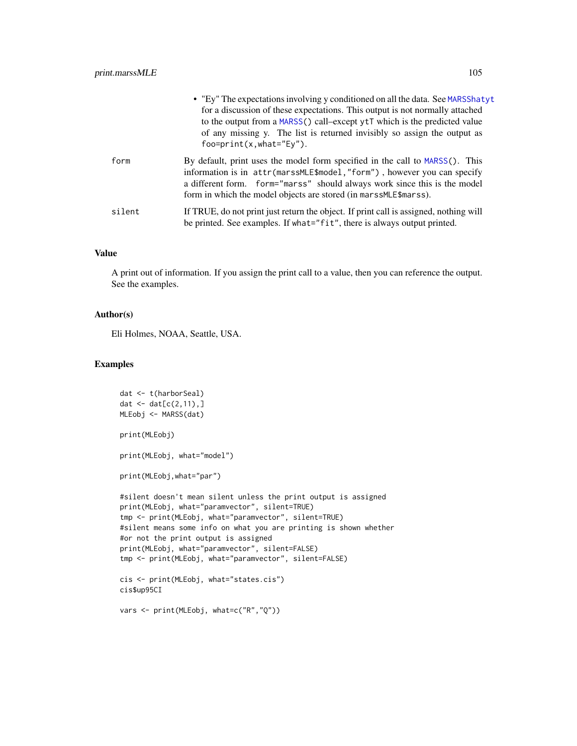- "Ey" The expectations involving y conditioned on all the data. See MARSShatyt for a discussion of these expectations. This output is not normally attached to the output from a MARSS() call–except ytT which is the predicted value of any missing y. The list is returned invisibly so assign the output as foo=print(x,what="Ey").

**form** By default, print uses the model form specified in the call to MARSS(). This information is in `attr(marssMLE$model,"form")` , however you can specify a different form. `form="marss"` should always work since this is the model form in which the model objects are stored (in `marssMLE$marss`).

**silent** If TRUE, do not print just return the object. If print call is assigned, nothing will be printed. See examples. If `what="fit"`, there is always output printed.

### Value

A print out of information. If you assign the print call to a value, then you can reference the output. See the examples.

### Author(s)

Eli Holmes, NOAA, Seattle, USA.

### Examples

```
dat <- t(harborSeal)
dat <- dat[c(2,11),]
MLEobj <- MARSS(dat)

print(MLEobj)

print(MLEobj, what="model")

print(MLEobj,what="par")

#silent doesn't mean silent unless the print output is assigned
print(MLEobj, what="paramvector", silent=TRUE)
tmp <- print(MLEobj, what="paramvector", silent=TRUE)
#silent means some info on what you are printing is shown whether
#or not the print output is assigned
print(MLEobj, what="paramvector", silent=FALSE)
tmp <- print(MLEobj, what="paramvector", silent=FALSE)

cis <- print(MLEobj, what="states.cis")
cis$up95CI

vars <- print(MLEobj, what=c("R","Q"))
```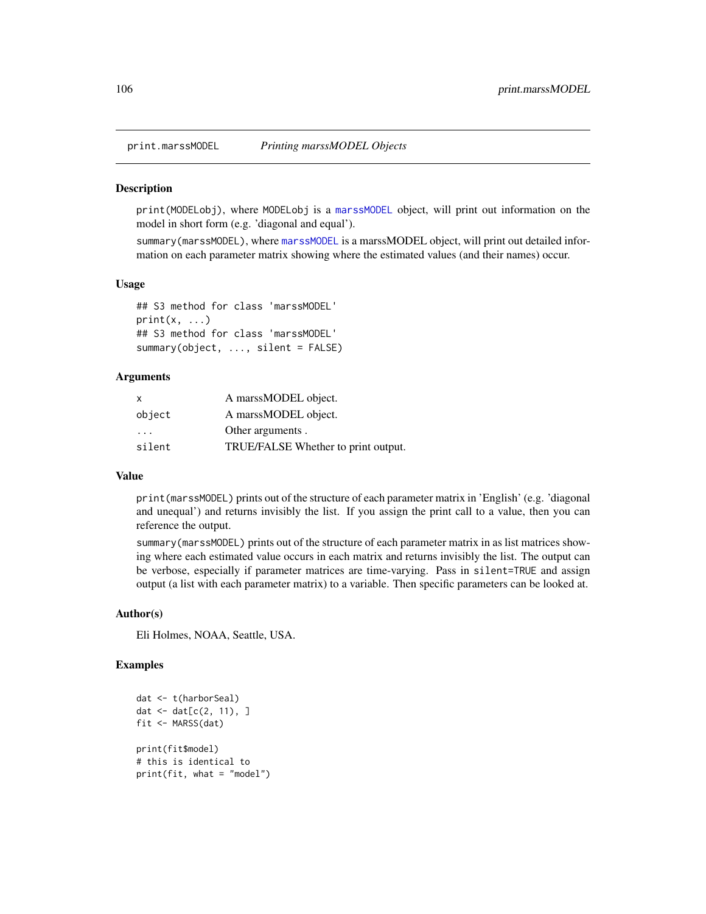print.marssMODEL *Printing marssMODEL Objects*

## Description

print(MODELobj), where MODELobj is a marssMODEL object, will print out information on the model in short form (e.g. 'diagonal and equal').

summary(marssMODEL), where marssMODEL is a marssMODEL object, will print out detailed information on each parameter matrix showing where the estimated values (and their names) occur.

## Usage

```
## S3 method for class 'marssMODEL'
print(x, ...)
## S3 method for class 'marssMODEL'
summary(object, ..., silent = FALSE)
```

## Arguments

| | |
|---|---|
| x | A marssMODEL object. |
| object | A marssMODEL object. |
| ... | Other arguments . |
| silent | TRUE/FALSE Whether to print output. |

## Value

print(marssMODEL) prints out of the structure of each parameter matrix in 'English' (e.g. 'diagonal and unequal') and returns invisibly the list. If you assign the print call to a value, then you can reference the output.

summary(marssMODEL) prints out of the structure of each parameter matrix in as list matrices showing where each estimated value occurs in each matrix and returns invisibly the list. The output can be verbose, especially if parameter matrices are time-varying. Pass in silent=TRUE and assign output (a list with each parameter matrix) to a variable. Then specific parameters can be looked at.

## Author(s)

Eli Holmes, NOAA, Seattle, USA.

## Examples

```
dat <- t(harborSeal)
dat <- dat[c(2, 11), ]
fit <- MARSS(dat)

print(fit$model)
# this is identical to
print(fit, what = "model")
```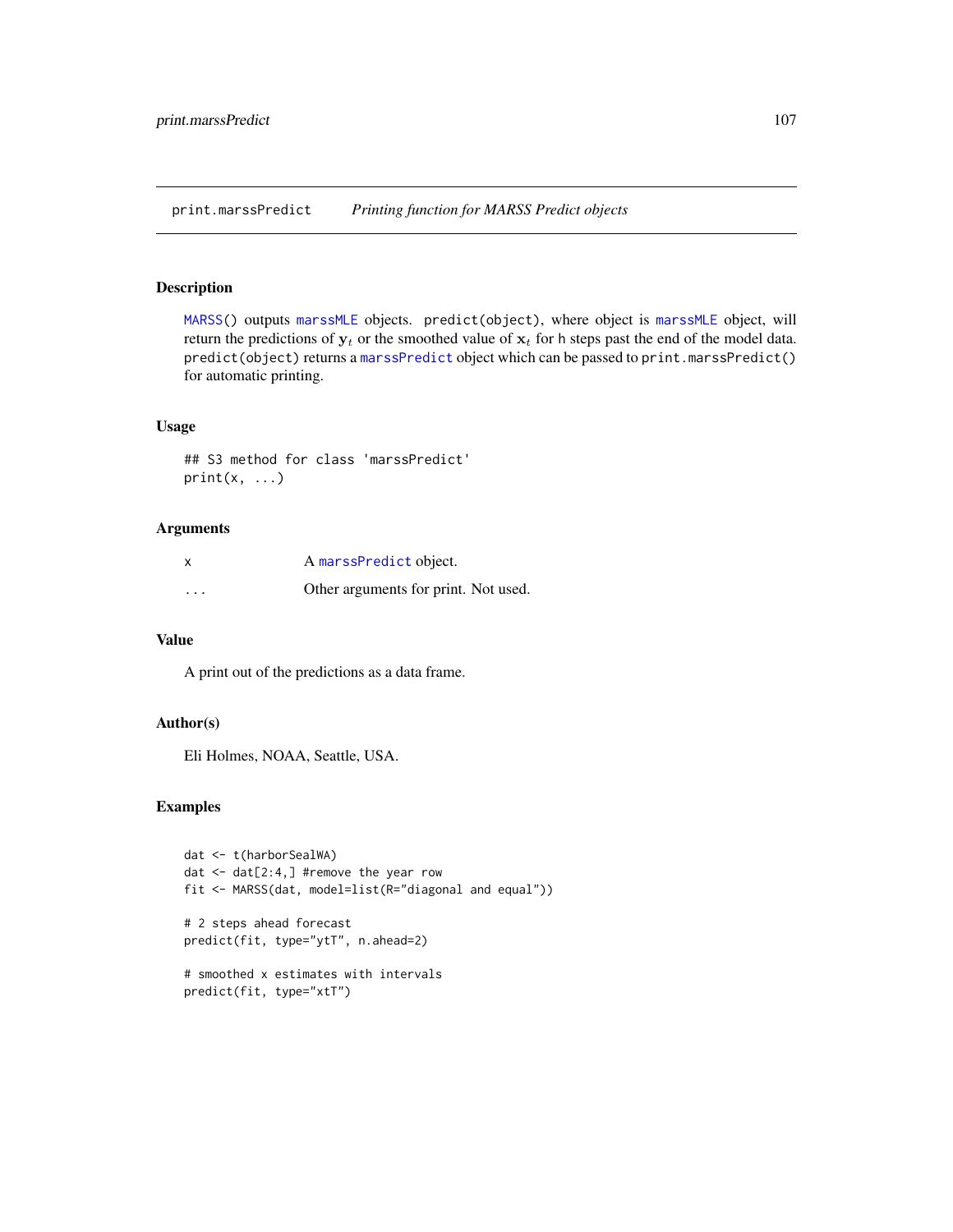print.marssPredict *Printing function for MARSS Predict objects*

## Description

MARSS() outputs marssMLE objects. predict(object), where object is marssMLE object, will return the predictions of $\mathbf{y}_t$ or the smoothed value of $\mathbf{x}_t$ for h steps past the end of the model data. predict(object) returns a marssPredict object which can be passed to print.marssPredict() for automatic printing.

## Usage

```
## S3 method for class 'marssPredict'
print(x, ...)
```

## Arguments

| | |
|---|---|
| x | A marssPredict object. |
| ... | Other arguments for print. Not used. |

## Value

A print out of the predictions as a data frame.

## Author(s)

Eli Holmes, NOAA, Seattle, USA.

## Examples

```
dat <- t(harborSealWA)
dat <- dat[2:4,] #remove the year row
fit <- MARSS(dat, model=list(R="diagonal and equal"))

# 2 steps ahead forecast
predict(fit, type="ytT", n.ahead=2)

# smoothed x estimates with intervals
predict(fit, type="xtT")
```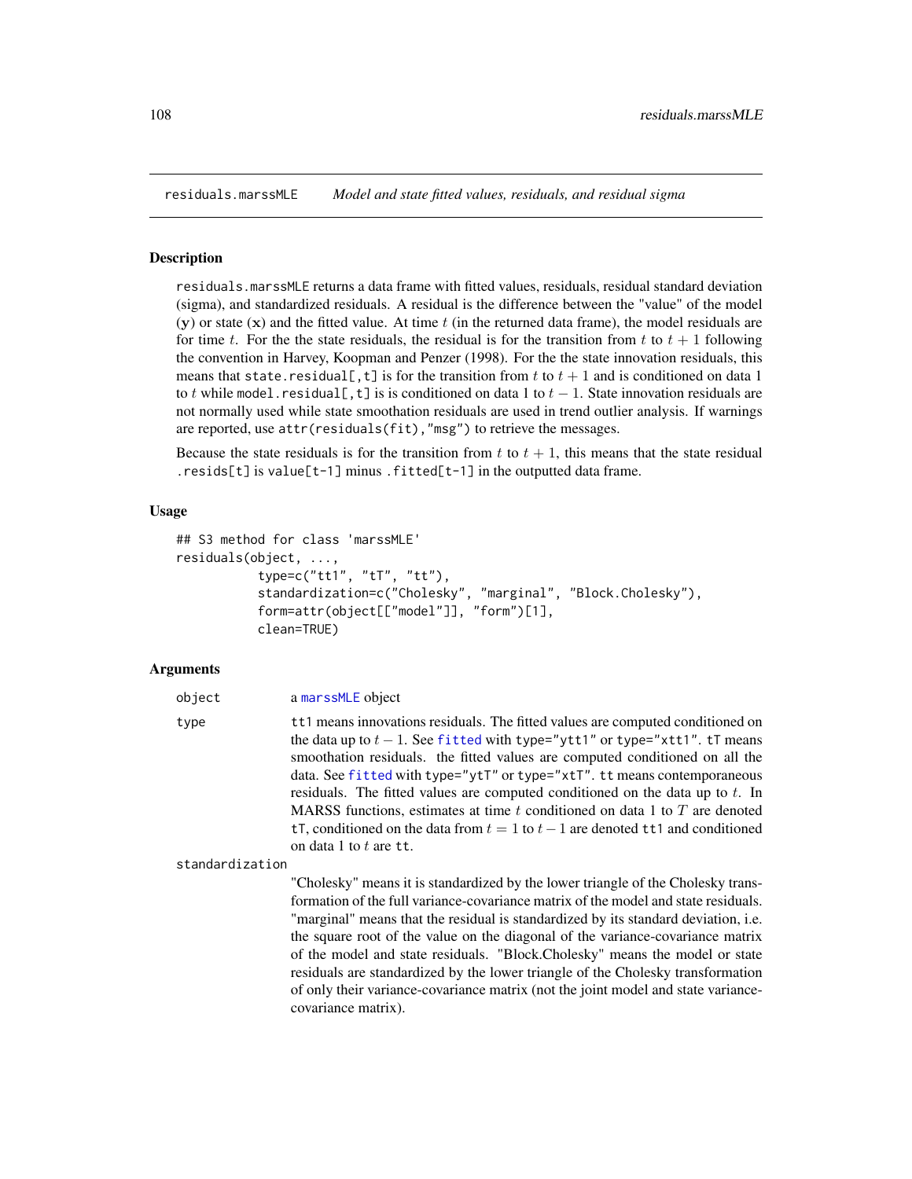## residuals.marssMLE *Model and state fitted values, residuals, and residual sigma*

### Description

residuals.marssMLE returns a data frame with fitted values, residuals, residual standard deviation (sigma), and standardized residuals. A residual is the difference between the "value" of the model ($\mathbf{y}$) or state ($\mathbf{x}$) and the fitted value. At time $t$ (in the returned data frame), the model residuals are for time $t$. For the the state residuals, the residual is for the transition from $t$ to $t+1$ following the convention in Harvey, Koopman and Penzer (1998). For the the state innovation residuals, this means that `state.residual[,t]` is for the transition from $t$ to $t+1$ and is conditioned on data 1 to $t$ while `model.residual[,t]` is is conditioned on data 1 to $t-1$. State innovation residuals are not normally used while state smoothation residuals are used in trend outlier analysis. If warnings are reported, use `attr(residuals(fit),"msg")` to retrieve the messages.

Because the state residuals is for the transition from $t$ to $t+1$, this means that the state residual `.resids[t]` is `value[t-1]` minus `.fitted[t-1]` in the outputted data frame.

### Usage

```
## S3 method for class 'marssMLE'
residuals(object, ...,
          type=c("tt1", "tT", "tt"),
          standardization=c("Cholesky", "marginal", "Block.Cholesky"),
          form=attr(object[["model"]], "form")[1],
          clean=TRUE)
```

### Arguments

`object` a marssMLE object

`type` tt1 means innovations residuals. The fitted values are computed conditioned on the data up to $t-1$. See fitted with type="ytt1" or type="xtt1". tT means smoothation residuals. the fitted values are computed conditioned on all the data. See fitted with type="ytT" or type="xtT". tt means contemporaneous residuals. The fitted values are computed conditioned on the data up to $t$. In MARSS functions, estimates at time $t$ conditioned on data 1 to $T$ are denoted tT, conditioned on the data from $t=1$ to $t-1$ are denoted tt1 and conditioned on data 1 to $t$ are tt.

`standardization` "Cholesky" means it is standardized by the lower triangle of the Cholesky transformation of the full variance-covariance matrix of the model and state residuals. "marginal" means that the residual is standardized by its standard deviation, i.e. the square root of the value on the diagonal of the variance-covariance matrix of the model and state residuals. "Block.Cholesky" means the model or state residuals are standardized by the lower triangle of the Cholesky transformation of only their variance-covariance matrix (not the joint model and state variance-covariance matrix).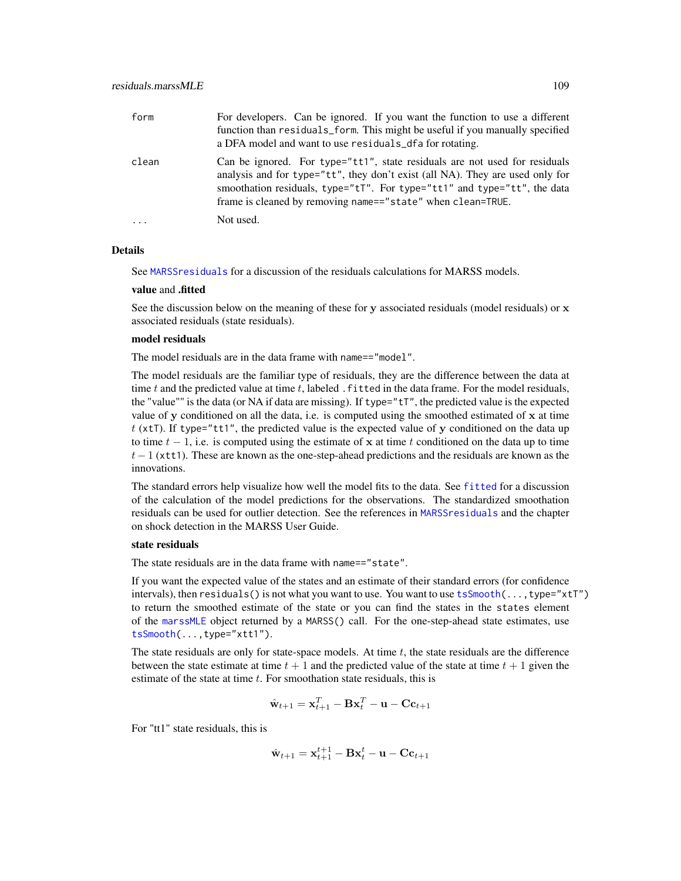| | |
|---|---|
| form | For developers. Can be ignored. If you want the function to use a different function than `residuals_form`. This might be useful if you manually specified a DFA model and want to use `residuals_dfa` for rotating. |
| clean | Can be ignored. For `type="tt1"`, state residuals are not used for residuals analysis and for `type="tt"`, they don't exist (all NA). They are used only for smoothation residuals, `type="tT"`. For `type="tt1"` and `type="tt"`, the data frame is cleaned by removing `name=="state"` when `clean=TRUE`. |
| ... | Not used. |

## Details

See `MARSSresiduals` for a discussion of the residuals calculations for MARSS models.

**value and .fitted**

See the discussion below on the meaning of these for $\mathbf{y}$ associated residuals (model residuals) or $\mathbf{x}$ associated residuals (state residuals).

**model residuals**

The model residuals are in the data frame with `name=="model"`.

The model residuals are the familiar type of residuals, they are the difference between the data at time $t$ and the predicted value at time $t$, labeled `.fitted` in the data frame. For the model residuals, the "value"" is the data (or NA if data are missing). If `type="tT"`, the predicted value is the expected value of $\mathbf{y}$ conditioned on all the data, i.e. is computed using the smoothed estimated of $\mathbf{x}$ at time $t$ (`xtT`). If `type="tt1"`, the predicted value is the expected value of $\mathbf{y}$ conditioned on the data up to time $t-1$, i.e. is computed using the estimate of $\mathbf{x}$ at time $t$ conditioned on the data up to time $t-1$ (`xtt1`). These are known as the one-step-ahead predictions and the residuals are known as the innovations.

The standard errors help visualize how well the model fits to the data. See `fitted` for a discussion of the calculation of the model predictions for the observations. The standardized smoothation residuals can be used for outlier detection. See the references in `MARSSresiduals` and the chapter on shock detection in the MARSS User Guide.

**state residuals**

The state residuals are in the data frame with `name=="state"`.

If you want the expected value of the states and an estimate of their standard errors (for confidence intervals), then `residuals()` is not what you want to use. You want to use `tsSmooth(...,type="xtT")` to return the smoothed estimate of the state or you can find the states in the `states` element of the `marssMLE` object returned by a `MARSS()` call. For the one-step-ahead state estimates, use `tsSmooth(...,type="xtt1")`.

The state residuals are only for state-space models. At time $t$, the state residuals are the difference between the state estimate at time $t+1$ and the predicted value of the state at time $t+1$ given the estimate of the state at time $t$. For smoothation state residuals, this is

$$\hat{\mathbf{w}}_{t+1} = \mathbf{x}_{t+1}^T - \mathbf{B}\mathbf{x}_t^T - \mathbf{u} - \mathbf{C}\mathbf{c}_{t+1}$$

For "tt1" state residuals, this is

$$\hat{\mathbf{w}}_{t+1} = \mathbf{x}_{t+1}^{t+1} - \mathbf{B}\mathbf{x}_t^t - \mathbf{u} - \mathbf{C}\mathbf{c}_{t+1}$$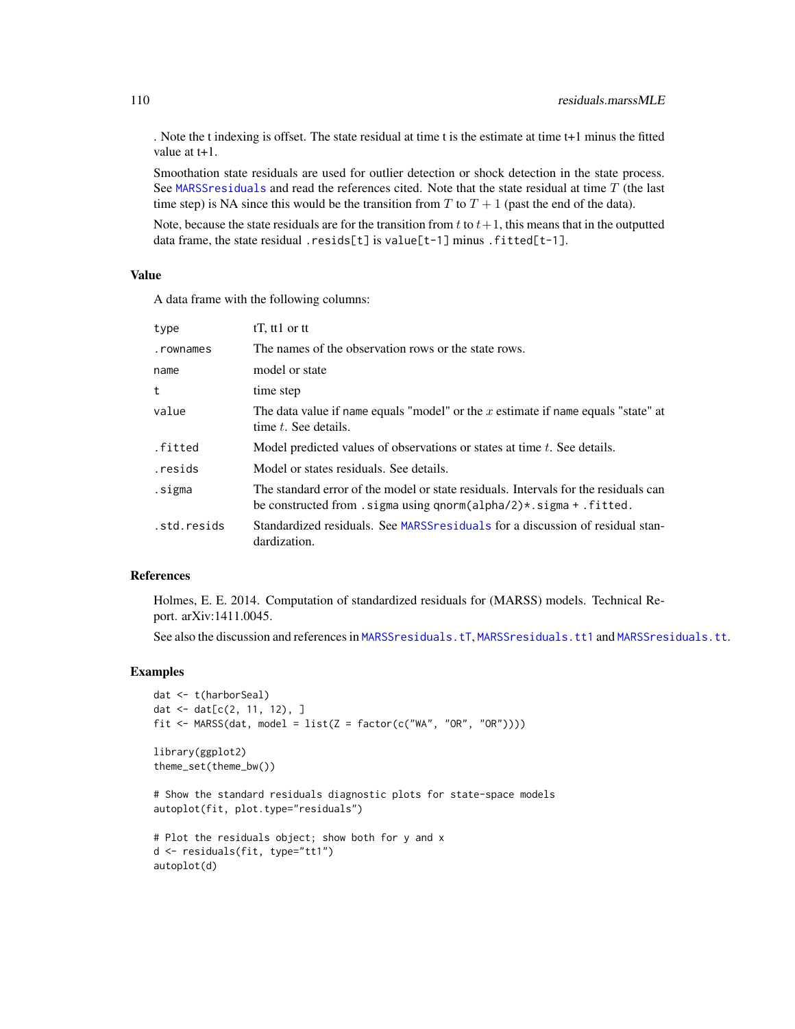. Note the t indexing is offset. The state residual at time t is the estimate at time t+1 minus the fitted value at t+1.

Smoothation state residuals are used for outlier detection or shock detection in the state process. See MARSSresiduals and read the references cited. Note that the state residual at time $T$ (the last time step) is NA since this would be the transition from $T$ to $T+1$ (past the end of the data).

Note, because the state residuals are for the transition from $t$ to $t+1$, this means that in the outputted data frame, the state residual `.resids[t]` is `value[t-1]` minus `.fitted[t-1]`.

### Value

A data frame with the following columns:

| | |
|---|---|
| `type` | tT, tt1 or tt |
| `.rownames` | The names of the observation rows or the state rows. |
| `name` | model or state |
| `t` | time step |
| `value` | The data value if name equals "model" or the $x$ estimate if name equals "state" at time $t$. See details. |
| `.fitted` | Model predicted values of observations or states at time $t$. See details. |
| `.resids` | Model or states residuals. See details. |
| `.sigma` | The standard error of the model or state residuals. Intervals for the residuals can be constructed from `.sigma` using `qnorm(alpha/2)*.sigma + .fitted`. |
| `.std.resids` | Standardized residuals. See MARSSresiduals for a discussion of residual standardization. |

### References

Holmes, E. E. 2014. Computation of standardized residuals for (MARSS) models. Technical Report. arXiv:1411.0045.

See also the discussion and references in MARSSresiduals.tT, MARSSresiduals.tt1 and MARSSresiduals.tt.

### Examples

```
dat <- t(harborSeal)
dat <- dat[c(2, 11, 12), ]
fit <- MARSS(dat, model = list(Z = factor(c("WA", "OR", "OR"))))

library(ggplot2)
theme_set(theme_bw())

# Show the standard residuals diagnostic plots for state-space models
autoplot(fit, plot.type="residuals")

# Plot the residuals object; show both for y and x
d <- residuals(fit, type="tt1")
autoplot(d)
```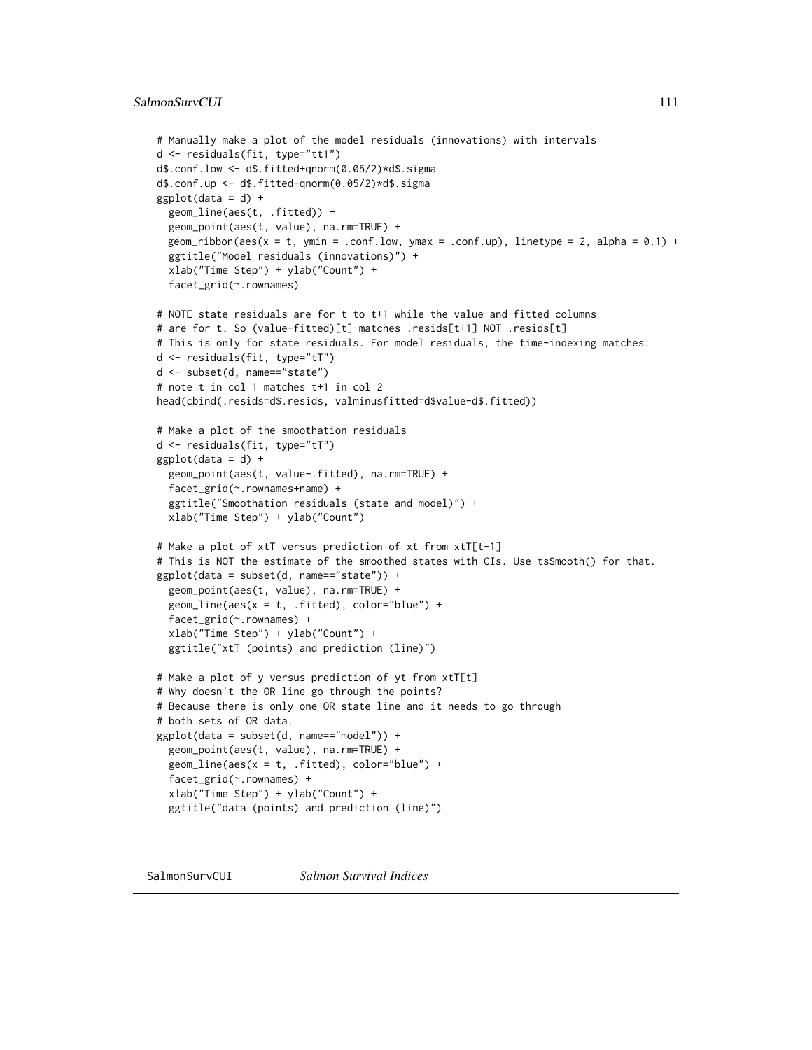```
# Manually make a plot of the model residuals (innovations) with intervals
d <- residuals(fit, type="tt1")
d$.conf.low <- d$.fitted+qnorm(0.05/2)*d$.sigma
d$.conf.up <- d$.fitted-qnorm(0.05/2)*d$.sigma
ggplot(data = d) +
  geom_line(aes(t, .fitted)) +
  geom_point(aes(t, value), na.rm=TRUE) +
  geom_ribbon(aes(x = t, ymin = .conf.low, ymax = .conf.up), linetype = 2, alpha = 0.1) +
  ggtitle("Model residuals (innovations)") +
  xlab("Time Step") + ylab("Count") +
  facet_grid(~.rownames)

# NOTE state residuals are for t to t+1 while the value and fitted columns
# are for t. So (value-fitted)[t] matches .resids[t+1] NOT .resids[t]
# This is only for state residuals. For model residuals, the time-indexing matches.
d <- residuals(fit, type="tT")
d <- subset(d, name=="state")
# note t in col 1 matches t+1 in col 2
head(cbind(.resids=d$.resids, valminusfitted=d$value-d$.fitted))

# Make a plot of the smoothation residuals
d <- residuals(fit, type="tT")
ggplot(data = d) +
  geom_point(aes(t, value-.fitted), na.rm=TRUE) +
  facet_grid(~.rownames+name) +
  ggtitle("Smoothation residuals (state and model)") +
  xlab("Time Step") + ylab("Count")

# Make a plot of xtT versus prediction of xt from xtT[t-1]
# This is NOT the estimate of the smoothed states with CIs. Use tsSmooth() for that.
ggplot(data = subset(d, name=="state")) +
  geom_point(aes(t, value), na.rm=TRUE) +
  geom_line(aes(x = t, .fitted), color="blue") +
  facet_grid(~.rownames) +
  xlab("Time Step") + ylab("Count") +
  ggtitle("xtT (points) and prediction (line)")

# Make a plot of y versus prediction of yt from xtT[t]
# Why doesn't the OR line go through the points?
# Because there is only one OR state line and it needs to go through
# both sets of OR data.
ggplot(data = subset(d, name=="model")) +
  geom_point(aes(t, value), na.rm=TRUE) +
  geom_line(aes(x = t, .fitted), color="blue") +
  facet_grid(~.rownames) +
  xlab("Time Step") + ylab("Count") +
  ggtitle("data (points) and prediction (line)")
```

---

SalmonSurvCUI    *Salmon Survival Indices*

---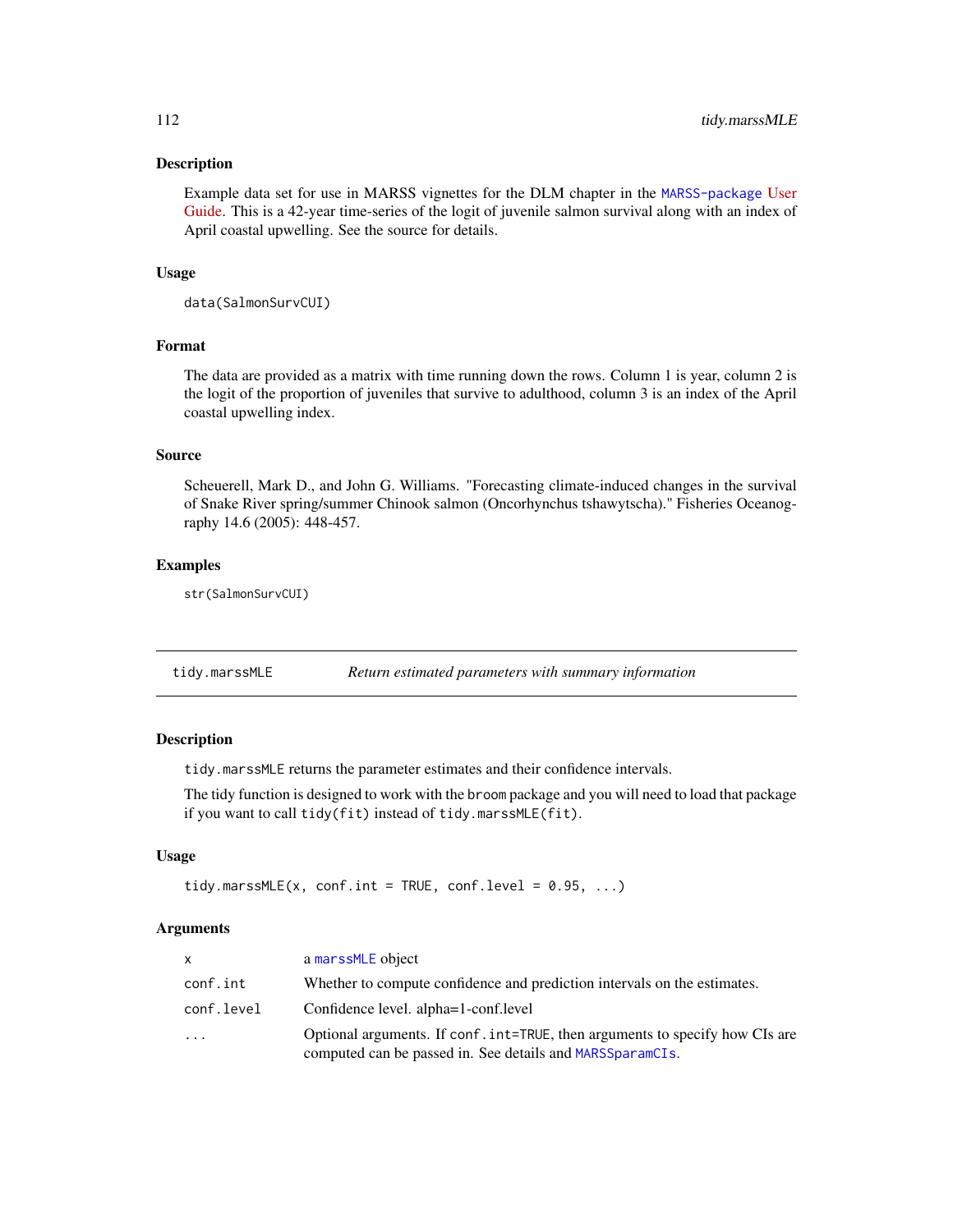### Description

Example data set for use in MARSS vignettes for the DLM chapter in the MARSS-package User Guide. This is a 42-year time-series of the logit of juvenile salmon survival along with an index of April coastal upwelling. See the source for details.

### Usage

```
data(SalmonSurvCUI)
```

### Format

The data are provided as a matrix with time running down the rows. Column 1 is year, column 2 is the logit of the proportion of juveniles that survive to adulthood, column 3 is an index of the April coastal upwelling index.

### Source

Scheuerell, Mark D., and John G. Williams. "Forecasting climate-induced changes in the survival of Snake River spring/summer Chinook salmon (Oncorhynchus tshawytscha)." Fisheries Oceanography 14.6 (2005): 448-457.

### Examples

```
str(SalmonSurvCUI)
```

---

## tidy.marssMLE — *Return estimated parameters with summary information*

### Description

`tidy.marssMLE` returns the parameter estimates and their confidence intervals.

The tidy function is designed to work with the `broom` package and you will need to load that package if you want to call `tidy(fit)` instead of `tidy.marssMLE(fit)`.

### Usage

```
tidy.marssMLE(x, conf.int = TRUE, conf.level = 0.95, ...)
```

### Arguments

| | |
|---|---|
| `x` | a `marssMLE` object |
| `conf.int` | Whether to compute confidence and prediction intervals on the estimates. |
| `conf.level` | Confidence level. alpha=1-conf.level |
| `...` | Optional arguments. If `conf.int=TRUE`, then arguments to specify how CIs are computed can be passed in. See details and `MARSSparamCIs`. |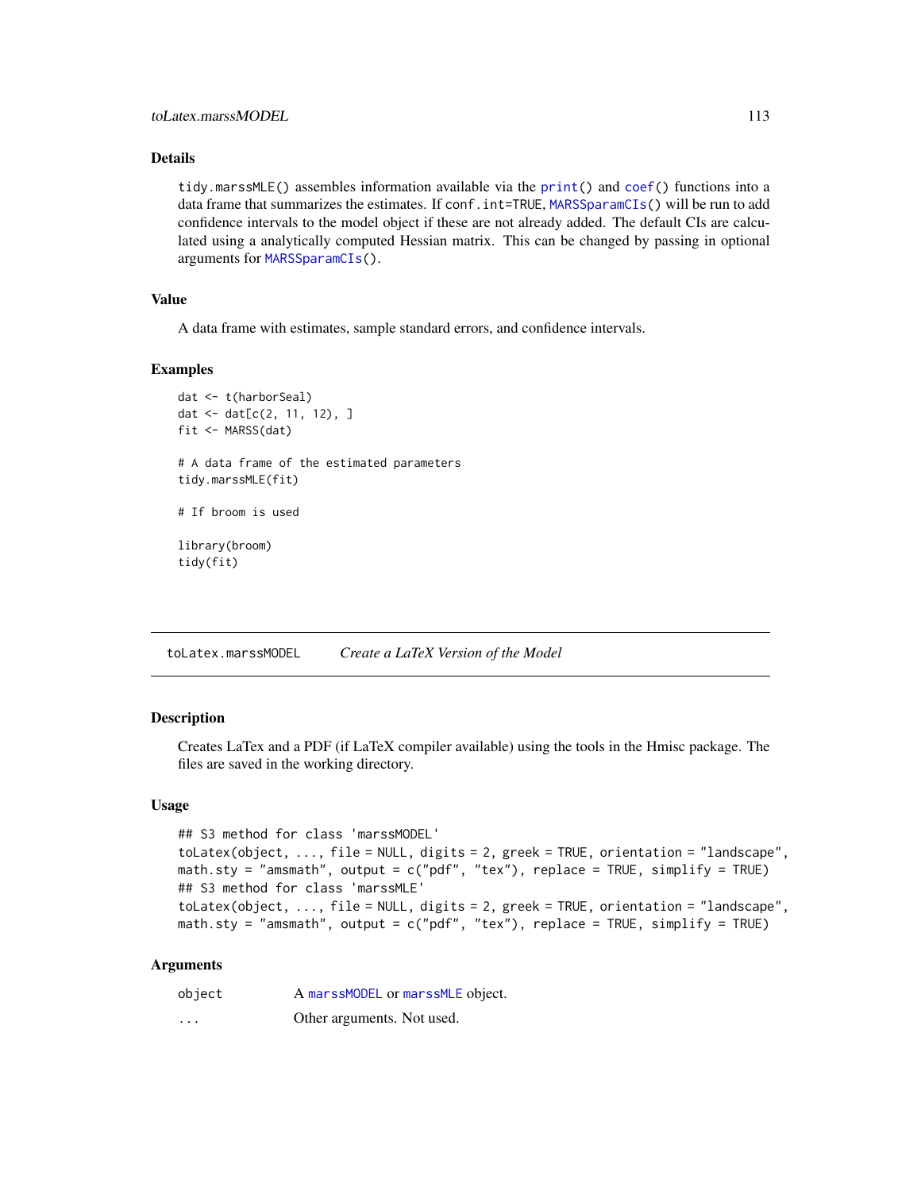## Details

tidy.marssMLE() assembles information available via the print() and coef() functions into a data frame that summarizes the estimates. If conf.int=TRUE, MARSSparamCIs() will be run to add confidence intervals to the model object if these are not already added. The default CIs are calculated using a analytically computed Hessian matrix. This can be changed by passing in optional arguments for MARSSparamCIs().

## Value

A data frame with estimates, sample standard errors, and confidence intervals.

## Examples

```
dat <- t(harborSeal)
dat <- dat[c(2, 11, 12), ]
fit <- MARSS(dat)

# A data frame of the estimated parameters
tidy.marssMLE(fit)

# If broom is used

library(broom)
tidy(fit)
```

---

# toLatex.marssMODEL — *Create a LaTeX Version of the Model*

## Description

Creates LaTex and a PDF (if LaTeX compiler available) using the tools in the Hmisc package. The files are saved in the working directory.

## Usage

```
## S3 method for class 'marssMODEL'
toLatex(object, ..., file = NULL, digits = 2, greek = TRUE, orientation = "landscape",
math.sty = "amsmath", output = c("pdf", "tex"), replace = TRUE, simplify = TRUE)
## S3 method for class 'marssMLE'
toLatex(object, ..., file = NULL, digits = 2, greek = TRUE, orientation = "landscape",
math.sty = "amsmath", output = c("pdf", "tex"), replace = TRUE, simplify = TRUE)
```

## Arguments

| | |
|---|---|
| object | A marssMODEL or marssMLE object. |
| ... | Other arguments. Not used. |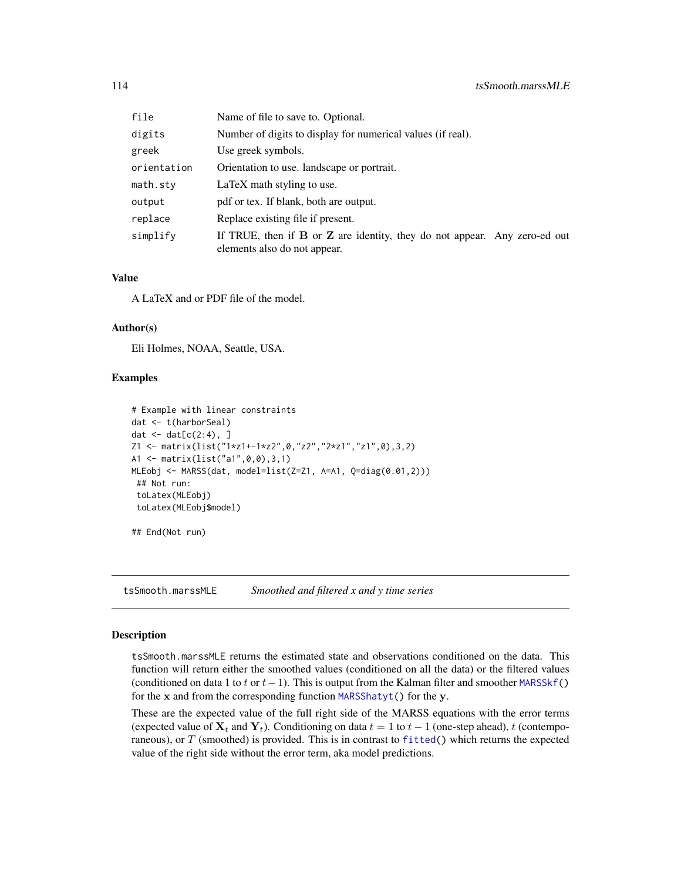| | |
|---|---|
| file | Name of file to save to. Optional. |
| digits | Number of digits to display for numerical values (if real). |
| greek | Use greek symbols. |
| orientation | Orientation to use. landscape or portrait. |
| math.sty | LaTeX math styling to use. |
| output | pdf or tex. If blank, both are output. |
| replace | Replace existing file if present. |
| simplify | If TRUE, then if $\mathbf{B}$ or $\mathbf{Z}$ are identity, they do not appear. Any zero-ed out elements also do not appear. |

### Value

A LaTeX and or PDF file of the model.

### Author(s)

Eli Holmes, NOAA, Seattle, USA.

### Examples

```
# Example with linear constraints
dat <- t(harborSeal)
dat <- dat[c(2:4), ]
Z1 <- matrix(list("1*z1+-1*z2",0,"z2","2*z1","z1",0),3,2)
A1 <- matrix(list("a1",0,0),3,1)
MLEobj <- MARSS(dat, model=list(Z=Z1, A=A1, Q=diag(0.01,2)))
 ## Not run:
 toLatex(MLEobj)
 toLatex(MLEobj$model)

## End(Not run)
```

---

## tsSmooth.marssMLE — *Smoothed and filtered x and y time series*

### Description

tsSmooth.marssMLE returns the estimated state and observations conditioned on the data. This function will return either the smoothed values (conditioned on all the data) or the filtered values (conditioned on data 1 to $t$ or $t-1$). This is output from the Kalman filter and smoother MARSSkf() for the $\mathbf{x}$ and from the corresponding function MARSShatyt() for the $\mathbf{y}$.

These are the expected value of the full right side of the MARSS equations with the error terms (expected value of $\mathbf{X}_t$ and $\mathbf{Y}_t$). Conditioning on data $t = 1$ to $t-1$ (one-step ahead), $t$ (contemporaneous), or $T$ (smoothed) is provided. This is in contrast to fitted() which returns the expected value of the right side without the error term, aka model predictions.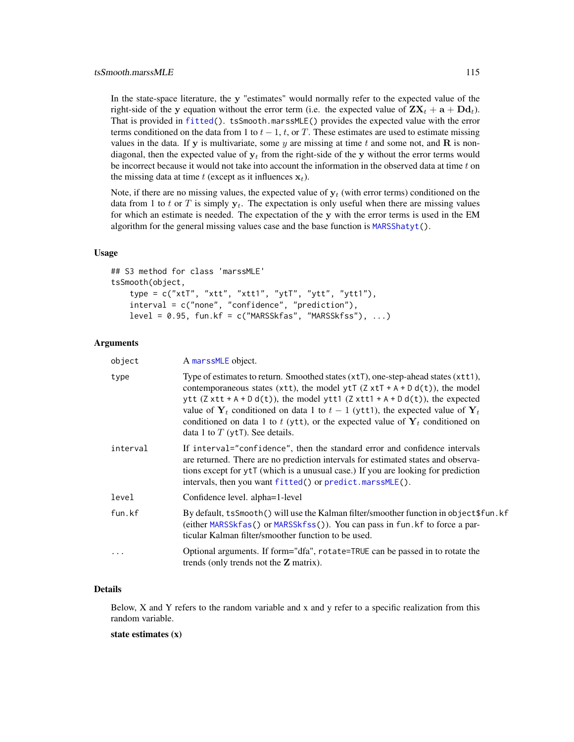In the state-space literature, the $\mathbf{y}$ "estimates" would normally refer to the expected value of the right-side of the $\mathbf{y}$ equation without the error term (i.e. the expected value of $\mathbf{Z}\mathbf{X}_t + \mathbf{a} + \mathbf{D}\mathbf{d}_t$). That is provided in `fitted()`. `tsSmooth.marssMLE()` provides the expected value with the error terms conditioned on the data from 1 to $t-1$, $t$, or $T$. These estimates are used to estimate missing values in the data. If $\mathbf{y}$ is multivariate, some $y$ are missing at time $t$ and some not, and $\mathbf{R}$ is non-diagonal, then the expected value of $\mathbf{y}_t$ from the right-side of the $\mathbf{y}$ without the error terms would be incorrect because it would not take into account the information in the observed data at time $t$ on the missing data at time $t$ (except as it influences $\mathbf{x}_t$).

Note, if there are no missing values, the expected value of $\mathbf{y}_t$ (with error terms) conditioned on the data from 1 to $t$ or $T$ is simply $\mathbf{y}_t$. The expectation is only useful when there are missing values for which an estimate is needed. The expectation of the $\mathbf{y}$ with the error terms is used in the EM algorithm for the general missing values case and the base function is `MARSShatyt()`.

## Usage

```
## S3 method for class 'marssMLE'
tsSmooth(object,
    type = c("xtT", "xtt", "xtt1", "ytT", "ytt", "ytt1"),
    interval = c("none", "confidence", "prediction"),
    level = 0.95, fun.kf = c("MARSSkfas", "MARSSkfss"), ...)
```

## Arguments

| | |
|---|---|
| `object` | A `marssMLE` object. |
| `type` | Type of estimates to return. Smoothed states (`xtT`), one-step-ahead states (`xtt1`), contemporaneous states (`xtt`), the model `ytT` (`Z xtT + A + D d(t)`), the model `ytt` (`Z xtt + A + D d(t)`), the model `ytt1` (`Z xtt1 + A + D d(t)`), the expected value of $\mathbf{Y}_t$ conditioned on data 1 to $t-1$ (`ytt1`), the expected value of $\mathbf{Y}_t$ conditioned on data 1 to $t$ (`ytt`), or the expected value of $\mathbf{Y}_t$ conditioned on data 1 to $T$ (`ytT`). See details. |
| `interval` | If `interval="confidence"`, then the standard error and confidence intervals are returned. There are no prediction intervals for estimated states and observations except for `ytT` (which is a unusual case.) If you are looking for prediction intervals, then you want `fitted()` or `predict.marssMLE()`. |
| `level` | Confidence level. alpha=1-level |
| `fun.kf` | By default, `tsSmooth()` will use the Kalman filter/smoother function in `object$fun.kf` (either `MARSSkfas()` or `MARSSkfss()`). You can pass in `fun.kf` to force a particular Kalman filter/smoother function to be used. |
| `...` | Optional arguments. If form="dfa", `rotate=TRUE` can be passed in to rotate the trends (only trends not the $\mathbf{Z}$ matrix). |

## Details

Below, X and Y refers to the random variable and x and y refer to a specific realization from this random variable.

**state estimates (x)**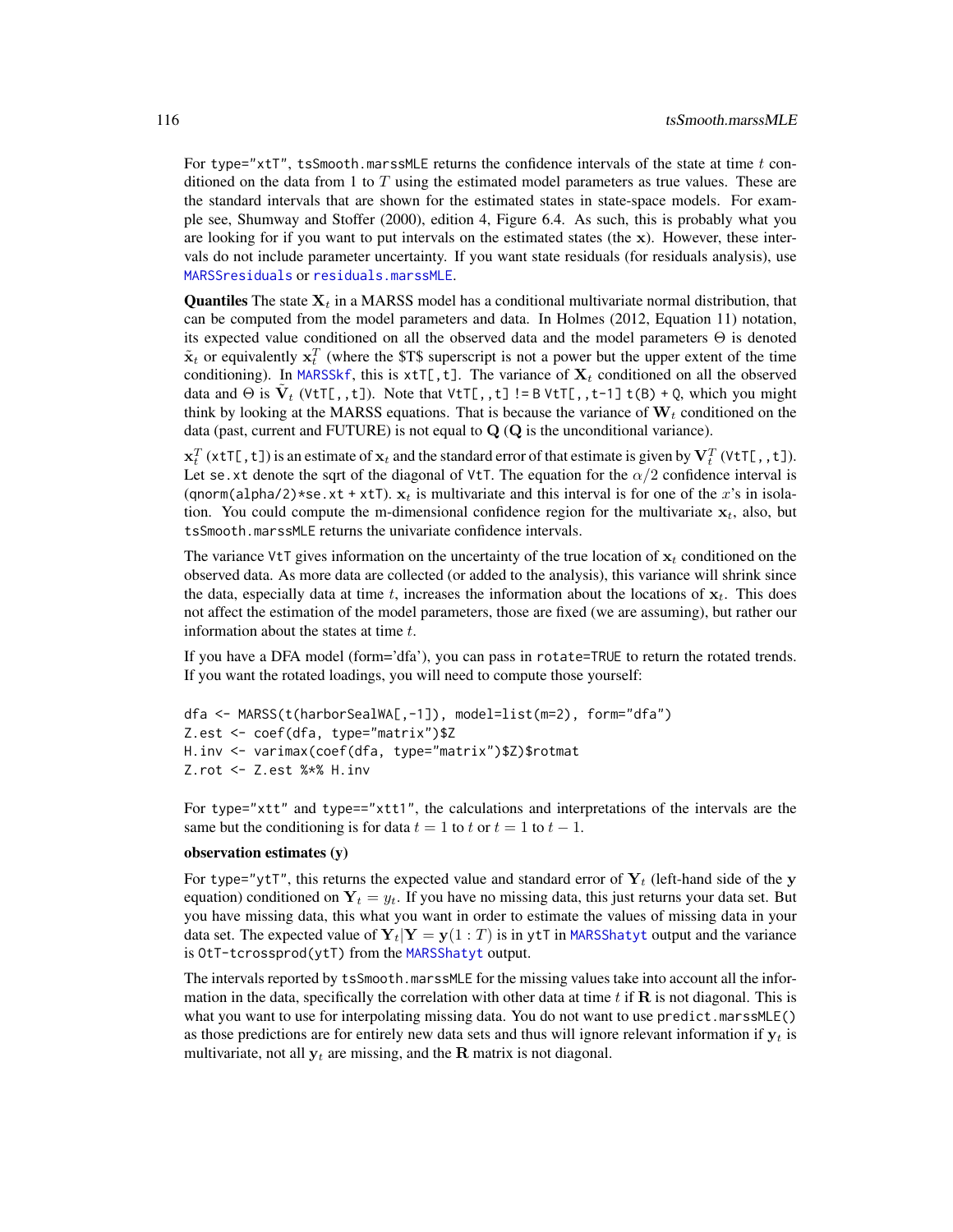For `type="xtT"`, `tsSmooth.marssMLE` returns the confidence intervals of the state at time $t$ conditioned on the data from 1 to $T$ using the estimated model parameters as true values. These are the standard intervals that are shown for the estimated states in state-space models. For example see, Shumway and Stoffer (2000), edition 4, Figure 6.4. As such, this is probably what you are looking for if you want to put intervals on the estimated states (the $\mathbf{x}$). However, these intervals do not include parameter uncertainty. If you want state residuals (for residuals analysis), use `MARSSresiduals` or `residuals.marssMLE`.

**Quantiles** The state $\mathbf{X}_t$ in a MARSS model has a conditional multivariate normal distribution, that can be computed from the model parameters and data. In Holmes (2012, Equation 11) notation, its expected value conditioned on all the observed data and the model parameters $\Theta$ is denoted $\tilde{\mathbf{x}}_t$ or equivalently $\mathbf{x}_t^T$ (where the $T$ superscript is not a power but the upper extent of the time conditioning). In `MARSSkf`, this is `xtT[,t]`. The variance of $\mathbf{X}_t$ conditioned on all the observed data and $\Theta$ is $\tilde{\mathbf{V}}_t$ (`VtT[,,t]`). Note that `VtT[,,t] != B VtT[,,t-1] t(B) + Q`, which you might think by looking at the MARSS equations. That is because the variance of $\mathbf{W}_t$ conditioned on the data (past, current and FUTURE) is not equal to $\mathbf{Q}$ ($\mathbf{Q}$ is the unconditional variance).

$\mathbf{x}_t^T$ (`xtT[,t]`) is an estimate of $\mathbf{x}_t$ and the standard error of that estimate is given by $\mathbf{V}_t^T$ (`VtT[,,t]`). Let `se.xt` denote the sqrt of the diagonal of `VtT`. The equation for the $\alpha/2$ confidence interval is (`qnorm(alpha/2)*se.xt + xtT`). $\mathbf{x}_t$ is multivariate and this interval is for one of the $x$'s in isolation. You could compute the m-dimensional confidence region for the multivariate $\mathbf{x}_t$, also, but `tsSmooth.marssMLE` returns the univariate confidence intervals.

The variance `VtT` gives information on the uncertainty of the true location of $\mathbf{x}_t$ conditioned on the observed data. As more data are collected (or added to the analysis), this variance will shrink since the data, especially data at time $t$, increases the information about the locations of $\mathbf{x}_t$. This does not affect the estimation of the model parameters, those are fixed (we are assuming), but rather our information about the states at time $t$.

If you have a DFA model (form='dfa'), you can pass in `rotate=TRUE` to return the rotated trends. If you want the rotated loadings, you will need to compute those yourself:

```
dfa <- MARSS(t(harborSealWA[,-1]), model=list(m=2), form="dfa")
Z.est <- coef(dfa, type="matrix")$Z
H.inv <- varimax(coef(dfa, type="matrix")$Z)$rotmat
Z.rot <- Z.est %*% H.inv
```

For `type="xtt"` and `type=="xtt1"`, the calculations and interpretations of the intervals are the same but the conditioning is for data $t = 1$ to $t$ or $t = 1$ to $t-1$.

**observation estimates (y)**

For `type="ytT"`, this returns the expected value and standard error of $\mathbf{Y}_t$ (left-hand side of the $\mathbf{y}$ equation) conditioned on $\mathbf{Y}_t = y_t$. If you have no missing data, this just returns your data set. But you have missing data, this what you want in order to estimate the values of missing data in your data set. The expected value of $\mathbf{Y}_t|\mathbf{Y} = \mathbf{y}(1:T)$ is in `ytT` in `MARSShatyt` output and the variance is `OtT-tcrossprod(ytT)` from the `MARSShatyt` output.

The intervals reported by `tsSmooth.marssMLE` for the missing values take into account all the information in the data, specifically the correlation with other data at time $t$ if $\mathbf{R}$ is not diagonal. This is what you want to use for interpolating missing data. You do not want to use `predict.marssMLE()` as those predictions are for entirely new data sets and thus will ignore relevant information if $\mathbf{y}_t$ is multivariate, not all $\mathbf{y}_t$ are missing, and the $\mathbf{R}$ matrix is not diagonal.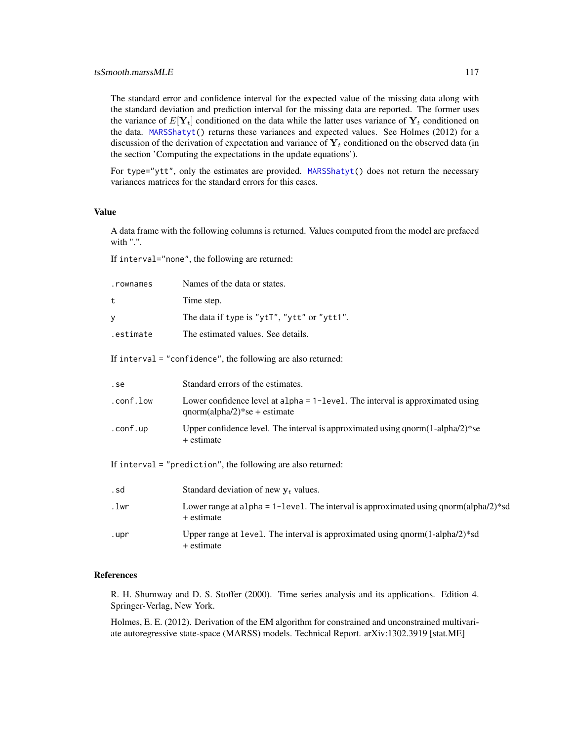The standard error and confidence interval for the expected value of the missing data along with the standard deviation and prediction interval for the missing data are reported. The former uses the variance of $E[\mathbf{Y}_t]$ conditioned on the data while the latter uses variance of $\mathbf{Y}_t$ conditioned on the data. `MARSShatyt()` returns these variances and expected values. See Holmes (2012) for a discussion of the derivation of expectation and variance of $\mathbf{Y}_t$ conditioned on the observed data (in the section 'Computing the expectations in the update equations').

For `type="ytt"`, only the estimates are provided. `MARSShatyt()` does not return the necessary variances matrices for the standard errors for this cases.

## Value

A data frame with the following columns is returned. Values computed from the model are prefaced with ".".

If `interval="none"`, the following are returned:

`.rownames` Names of the data or states.

`t` Time step.

`y` The data if `type` is `"ytT"`, `"ytt"` or `"ytt1"`.

`.estimate` The estimated values. See details.

If `interval = "confidence"`, the following are also returned:

`.se` Standard errors of the estimates.

`.conf.low` Lower confidence level at `alpha = 1-level`. The interval is approximated using qnorm(alpha/2)*se + estimate

`.conf.up` Upper confidence level. The interval is approximated using qnorm(1-alpha/2)*se + estimate

If `interval = "prediction"`, the following are also returned:

`.sd` Standard deviation of new $\mathbf{y}_t$ values.

`.lwr` Lower range at `alpha = 1-level`. The interval is approximated using qnorm(alpha/2)*sd + estimate

`.upr` Upper range at `level`. The interval is approximated using qnorm(1-alpha/2)*sd + estimate

## References

R. H. Shumway and D. S. Stoffer (2000). Time series analysis and its applications. Edition 4. Springer-Verlag, New York.

Holmes, E. E. (2012). Derivation of the EM algorithm for constrained and unconstrained multivariate autoregressive state-space (MARSS) models. Technical Report. arXiv:1302.3919 [stat.ME]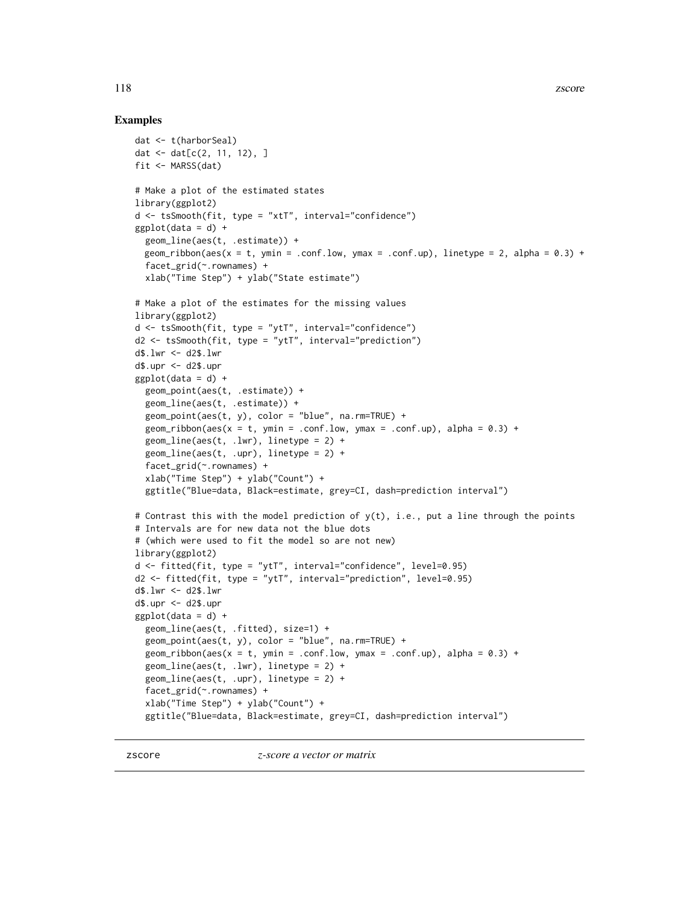## Examples

```
dat <- t(harborSeal)
dat <- dat[c(2, 11, 12), ]
fit <- MARSS(dat)

# Make a plot of the estimated states
library(ggplot2)
d <- tsSmooth(fit, type = "xtT", interval="confidence")
ggplot(data = d) +
  geom_line(aes(t, .estimate)) +
  geom_ribbon(aes(x = t, ymin = .conf.low, ymax = .conf.up), linetype = 2, alpha = 0.3) +
  facet_grid(~.rownames) +
  xlab("Time Step") + ylab("State estimate")

# Make a plot of the estimates for the missing values
library(ggplot2)
d <- tsSmooth(fit, type = "ytT", interval="confidence")
d2 <- tsSmooth(fit, type = "ytT", interval="prediction")
d$.lwr <- d2$.lwr
d$.upr <- d2$.upr
ggplot(data = d) +
  geom_point(aes(t, .estimate)) +
  geom_line(aes(t, .estimate)) +
  geom_point(aes(t, y), color = "blue", na.rm=TRUE) +
  geom_ribbon(aes(x = t, ymin = .conf.low, ymax = .conf.up), alpha = 0.3) +
  geom_line(aes(t, .lwr), linetype = 2) +
  geom_line(aes(t, .upr), linetype = 2) +
  facet_grid(~.rownames) +
  xlab("Time Step") + ylab("Count") +
  ggtitle("Blue=data, Black=estimate, grey=CI, dash=prediction interval")

# Contrast this with the model prediction of y(t), i.e., put a line through the points
# Intervals are for new data not the blue dots
# (which were used to fit the model so are not new)
library(ggplot2)
d <- fitted(fit, type = "ytT", interval="confidence", level=0.95)
d2 <- fitted(fit, type = "ytT", interval="prediction", level=0.95)
d$.lwr <- d2$.lwr
d$.upr <- d2$.upr
ggplot(data = d) +
  geom_line(aes(t, .fitted), size=1) +
  geom_point(aes(t, y), color = "blue", na.rm=TRUE) +
  geom_ribbon(aes(x = t, ymin = .conf.low, ymax = .conf.up), alpha = 0.3) +
  geom_line(aes(t, .lwr), linetype = 2) +
  geom_line(aes(t, .upr), linetype = 2) +
  facet_grid(~.rownames) +
  xlab("Time Step") + ylab("Count") +
  ggtitle("Blue=data, Black=estimate, grey=CI, dash=prediction interval")
```

---

zscore &nbsp;&nbsp;&nbsp;&nbsp; *z-score a vector or matrix*

---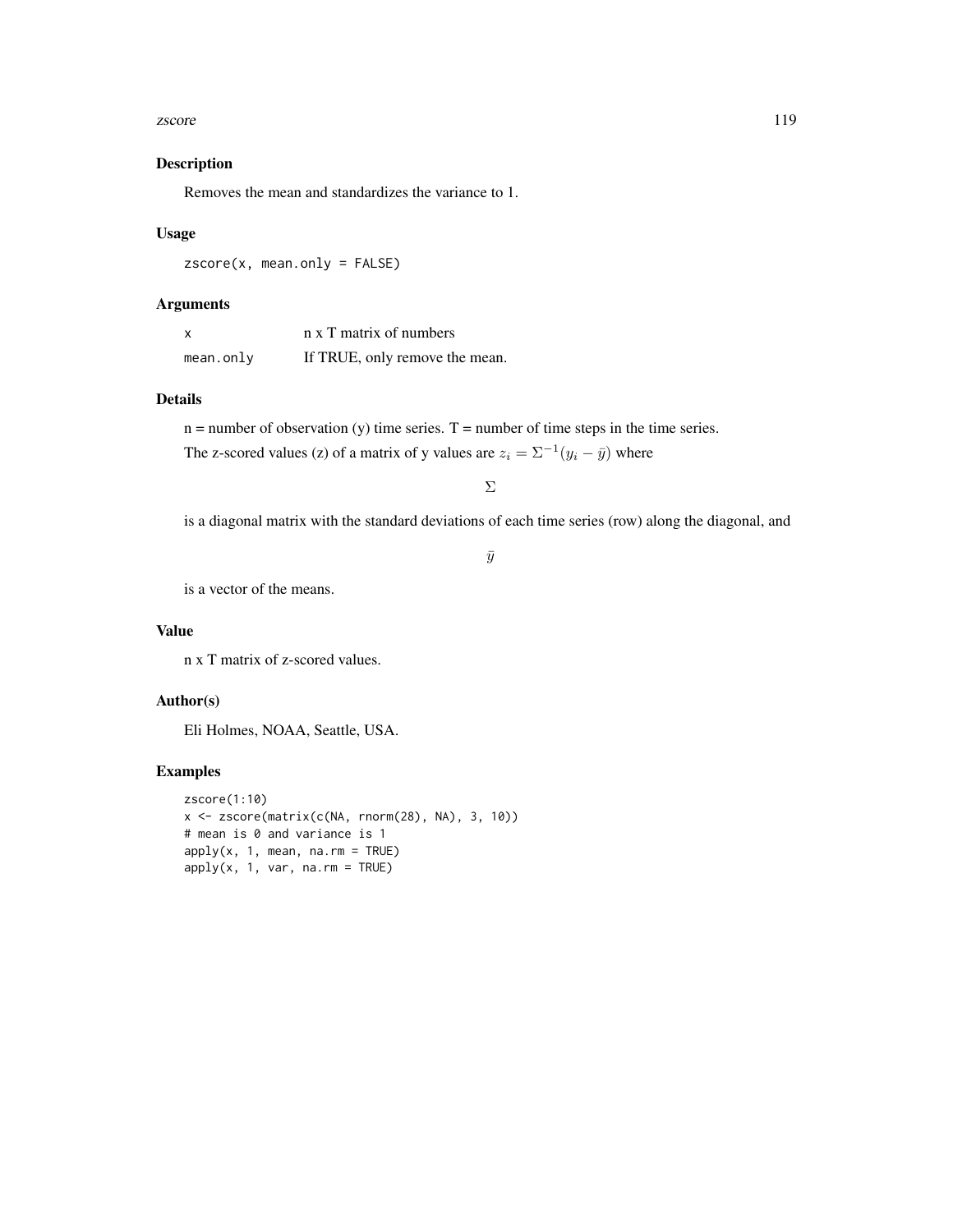## Description

Removes the mean and standardizes the variance to 1.

## Usage

```
zscore(x, mean.only = FALSE)
```

## Arguments

| | |
|---|---|
| x | n x T matrix of numbers |
| mean.only | If TRUE, only remove the mean. |

## Details

n = number of observation (y) time series. T = number of time steps in the time series.

The z-scored values (z) of a matrix of y values are $z_i = \Sigma^{-1}(y_i - \bar{y})$ where

$$\Sigma$$

is a diagonal matrix with the standard deviations of each time series (row) along the diagonal, and

$$\bar{y}$$

is a vector of the means.

## Value

n x T matrix of z-scored values.

## Author(s)

Eli Holmes, NOAA, Seattle, USA.

## Examples

```
zscore(1:10)
x <- zscore(matrix(c(NA, rnorm(28), NA), 3, 10))
# mean is 0 and variance is 1
apply(x, 1, mean, na.rm = TRUE)
apply(x, 1, var, na.rm = TRUE)
```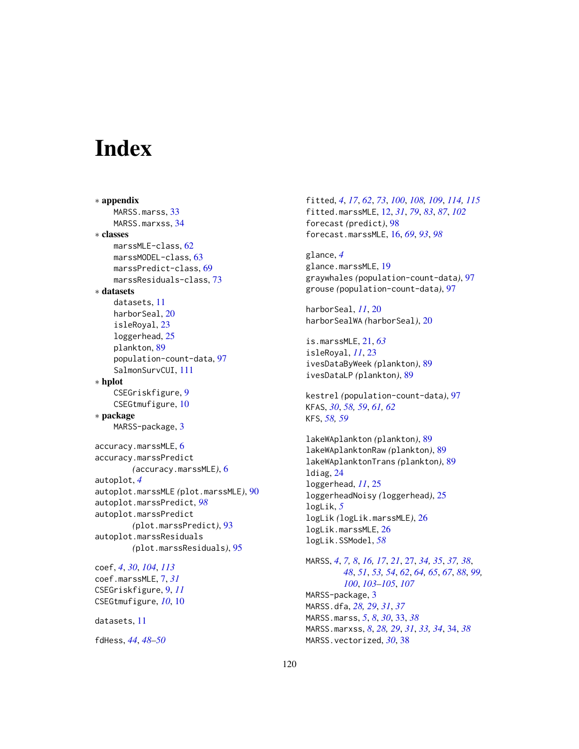# Index

∗ **appendix**

- MARSS.marss, 33
- MARSS.marxss, 34

∗ **classes**

- marssMLE-class, 62
- marssMODEL-class, 63
- marssPredict-class, 69
- marssResiduals-class, 73

∗ **datasets**

- datasets, 11
- harborSeal, 20
- isleRoyal, 23
- loggerhead, 25
- plankton, 89
- population-count-data, 97
- SalmonSurvCUI, 111

∗ **hplot**

- CSEGriskfigure, 9
- CSEGtmufigure, 10

∗ **package**

- MARSS-package, 3

accuracy.marssMLE, 6
accuracy.marssPredict *(*accuracy.marssMLE*)*, 6
autoplot, *4*
autoplot.marssMLE *(*plot.marssMLE*)*, 90
autoplot.marssPredict, *98*
autoplot.marssPredict *(*plot.marssPredict*)*, 93
autoplot.marssResiduals *(*plot.marssResiduals*)*, 95

coef, *4*, *30*, *104*, *113*
coef.marssMLE, 7, *31*
CSEGriskfigure, 9, *11*
CSEGtmufigure, *10*, 10

datasets, 11

fdHess, *44*, *48–50*

fitted, *4*, *17*, *62*, *73*, *100*, *108, 109*, *114, 115*
fitted.marssMLE, 12, *31*, *79*, *83*, *87*, *102*
forecast *(*predict*)*, 98
forecast.marssMLE, 16, *69*, *93*, *98*

glance, *4*
glance.marssMLE, 19
graywhales *(*population-count-data*)*, 97
grouse *(*population-count-data*)*, 97

harborSeal, *11*, 20
harborSealWA *(*harborSeal*)*, 20

is.marssMLE, 21, *63*
isleRoyal, *11*, 23
ivesDataByWeek *(*plankton*)*, 89
ivesDataLP *(*plankton*)*, 89

kestrel *(*population-count-data*)*, 97
KFAS, *30*, *58, 59*, *61, 62*
KFS, *58, 59*

lakeWAplankton *(*plankton*)*, 89
lakeWAplanktonRaw *(*plankton*)*, 89
lakeWAplanktonTrans *(*plankton*)*, 89
ldiag, 24
loggerhead, *11*, 25
loggerheadNoisy *(*loggerhead*)*, 25
logLik, *5*
logLik *(*logLik.marssMLE*)*, 26
logLik.marssMLE, 26
logLik.SSModel, *58*

MARSS, *4*, *7, 8*, *16, 17*, *21*, 27, *34, 35*, *37, 38*, *48*, *51*, *53, 54*, *62*, *64, 65*, *67*, *88*, *99, 100*, *103–105*, *107*
MARSS-package, 3
MARSS.dfa, *28, 29*, *31*, *37*
MARSS.marss, *5*, *8*, *30*, 33, *38*
MARSS.marxss, *8*, *28, 29*, *31*, *33, 34*, 34, *38*
MARSS.vectorized, *30*, 38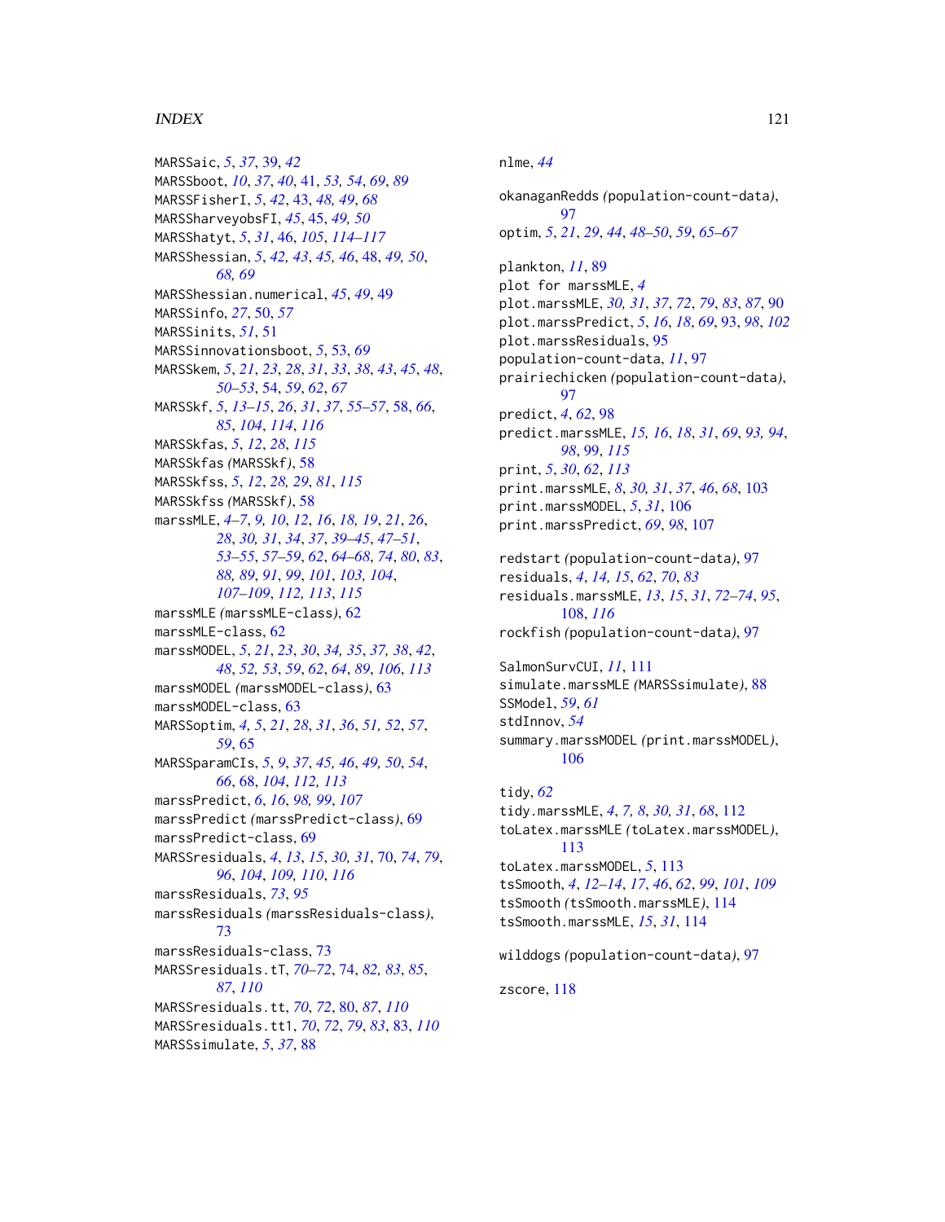MARSSaic, *5*, *37*, 39, *42*
MARSSboot, *10*, *37*, *40*, 41, *53, 54*, *69*, *89*
MARSSFisherI, *5*, *42*, 43, *48, 49*, *68*
MARSSharveyobsFI, *45*, 45, *49, 50*
MARSShatyt, *5*, *31*, 46, *105*, *114–117*
MARSShessian, *5*, *42, 43*, *45, 46*, 48, *49, 50*, *68, 69*
MARSShessian.numerical, *45*, *49*, 49
MARSSinfo, *27*, 50, *57*
MARSSinits, *51*, 51
MARSSinnovationsboot, *5*, 53, *69*
MARSSkem, *5*, *21*, *23*, *28*, *31*, *33*, *38*, *43*, *45*, *48*, *50–53*, 54, *59*, *62*, *67*
MARSSkf, *5*, *13–15*, *26*, *31*, *37*, *55–57*, 58, *66*, *85*, *104*, *114*, *116*
MARSSkfas, *5*, *12*, *28*, *115*
MARSSkfas *(*MARSSkf*)*, 58
MARSSkfss, *5*, *12*, *28, 29*, *81*, *115*
MARSSkfss *(*MARSSkf*)*, 58
marssMLE, *4–7*, *9, 10*, *12*, *16*, *18, 19*, *21*, *26*, *28*, *30, 31*, *34*, *37*, *39–45*, *47–51*, *53–55*, *57–59*, *62*, *64–68*, *74*, *80*, *83*, *88, 89*, *91*, *99*, *101*, *103, 104*, *107–109*, *112, 113*, *115*
marssMLE *(*marssMLE-class*)*, 62
marssMLE-class, 62
marssMODEL, *5*, *21*, *23*, *30*, *34, 35*, *37, 38*, *42*, *48*, *52, 53*, *59*, *62*, *64*, *89*, *106*, *113*
marssMODEL *(*marssMODEL-class*)*, 63
marssMODEL-class, 63
MARSSoptim, *4, 5*, *21*, *28*, *31*, *36*, *51, 52*, *57*, *59*, 65
MARSSparamCIs, *5*, *9*, *37*, *45, 46*, *49, 50*, *54*, *66*, 68, *104*, *112, 113*
marssPredict, *6*, *16*, *98, 99*, *107*
marssPredict *(*marssPredict-class*)*, 69
marssPredict-class, 69
MARSSresiduals, *4*, *13*, *15*, *30, 31*, 70, *74*, *79*, *96*, *104*, *109, 110*, *116*
marssResiduals, *73*, *95*
marssResiduals *(*marssResiduals-class*)*, 73
marssResiduals-class, 73
MARSSresiduals.tT, *70–72*, 74, *82, 83*, *85*, *87*, *110*
MARSSresiduals.tt, *70*, *72*, 80, *87*, *110*
MARSSresiduals.tt1, *70*, *72*, *79*, *83*, 83, *110*
MARSSsimulate, *5*, *37*, 88

nlme, *44*

okanaganRedds *(*population-count-data*)*, 97
optim, *5*, *21*, *29*, *44*, *48–50*, *59*, *65–67*

plankton, *11*, 89
plot for marssMLE, *4*
plot.marssMLE, *30, 31*, *37*, *72*, *79*, *83*, *87*, 90
plot.marssPredict, *5*, *16*, *18*, *69*, 93, *98*, *102*
plot.marssResiduals, 95
population-count-data, *11*, 97
prairiechicken *(*population-count-data*)*, 97
predict, *4*, *62*, 98
predict.marssMLE, *15, 16*, *18*, *31*, *69*, *93, 94*, *98*, 99, *115*
print, *5*, *30*, *62*, *113*
print.marssMLE, *8*, *30, 31*, *37*, *46*, *68*, 103
print.marssMODEL, *5*, *31*, 106
print.marssPredict, *69*, *98*, 107

redstart *(*population-count-data*)*, 97
residuals, *4*, *14, 15*, *62*, *70*, *83*
residuals.marssMLE, *13*, *15*, *31*, *72–74*, *95*, 108, *116*
rockfish *(*population-count-data*)*, 97

SalmonSurvCUI, *11*, 111
simulate.marssMLE *(*MARSSsimulate*)*, 88
SSModel, *59*, *61*
stdInnov, *54*
summary.marssMODEL *(*print.marssMODEL*)*, 106

tidy, *62*
tidy.marssMLE, *4*, *7, 8*, *30, 31*, *68*, 112
toLatex.marssMLE *(*toLatex.marssMODEL*)*, 113
toLatex.marssMODEL, *5*, 113
tsSmooth, *4*, *12–14*, *17*, *46*, *62*, *99*, *101*, *109*
tsSmooth *(*tsSmooth.marssMLE*)*, 114
tsSmooth.marssMLE, *15*, *31*, 114

wilddogs *(*population-count-data*)*, 97

zscore, 118